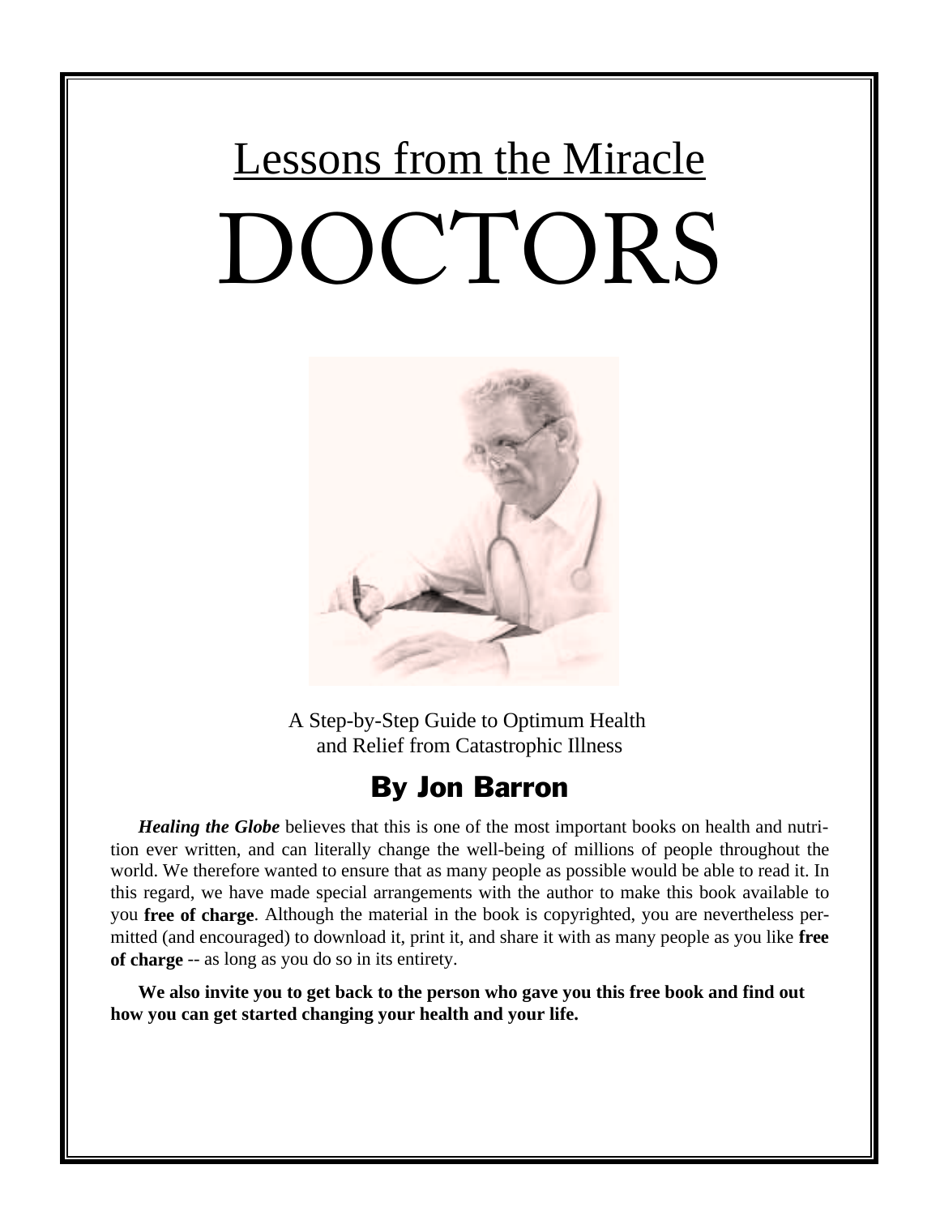# Lessons from the Miracle

# DOCTORS

A Step-by-Step Guide to Optimum Health and Relief from Catastrophic Illness

## By Jon Barron

***Healing the Globe*** believes that this is one of the most important books on health and nutrition ever written, and can literally change the well-being of millions of people throughout the world. We therefore wanted to ensure that as many people as possible would be able to read it. In this regard, we have made special arrangements with the author to make this book available to you **free of charge**. Although the material in the book is copyrighted, you are nevertheless permitted (and encouraged) to download it, print it, and share it with as many people as you like **free of charge** -- as long as you do so in its entirety.

**We also invite you to get back to the person who gave you this free book and find out how you can get started changing your health and your life.**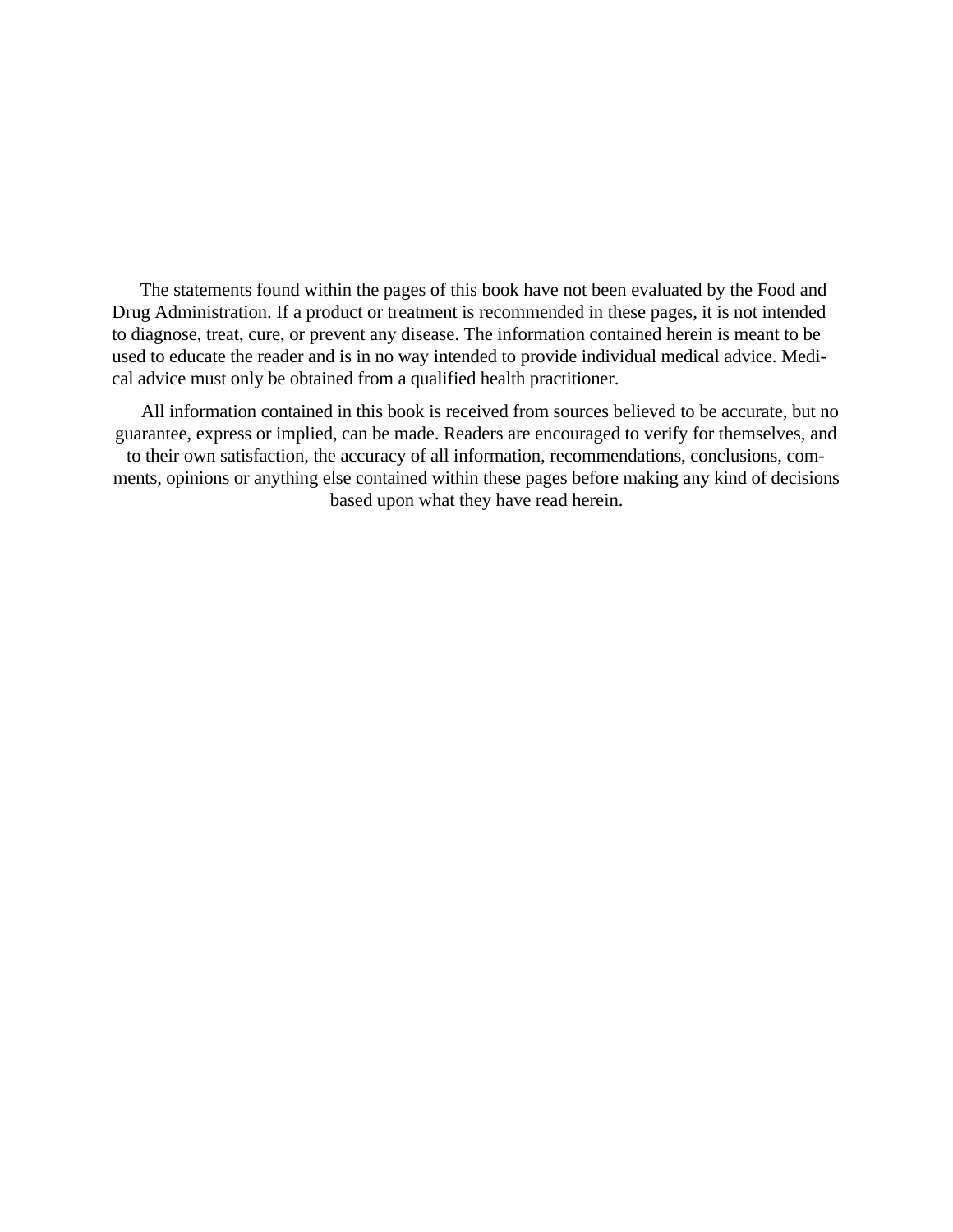The statements found within the pages of this book have not been evaluated by the Food and Drug Administration. If a product or treatment is recommended in these pages, it is not intended to diagnose, treat, cure, or prevent any disease. The information contained herein is meant to be used to educate the reader and is in no way intended to provide individual medical advice. Medical advice must only be obtained from a qualified health practitioner.

All information contained in this book is received from sources believed to be accurate, but no guarantee, express or implied, can be made. Readers are encouraged to verify for themselves, and to their own satisfaction, the accuracy of all information, recommendations, conclusions, comments, opinions or anything else contained within these pages before making any kind of decisions based upon what they have read herein.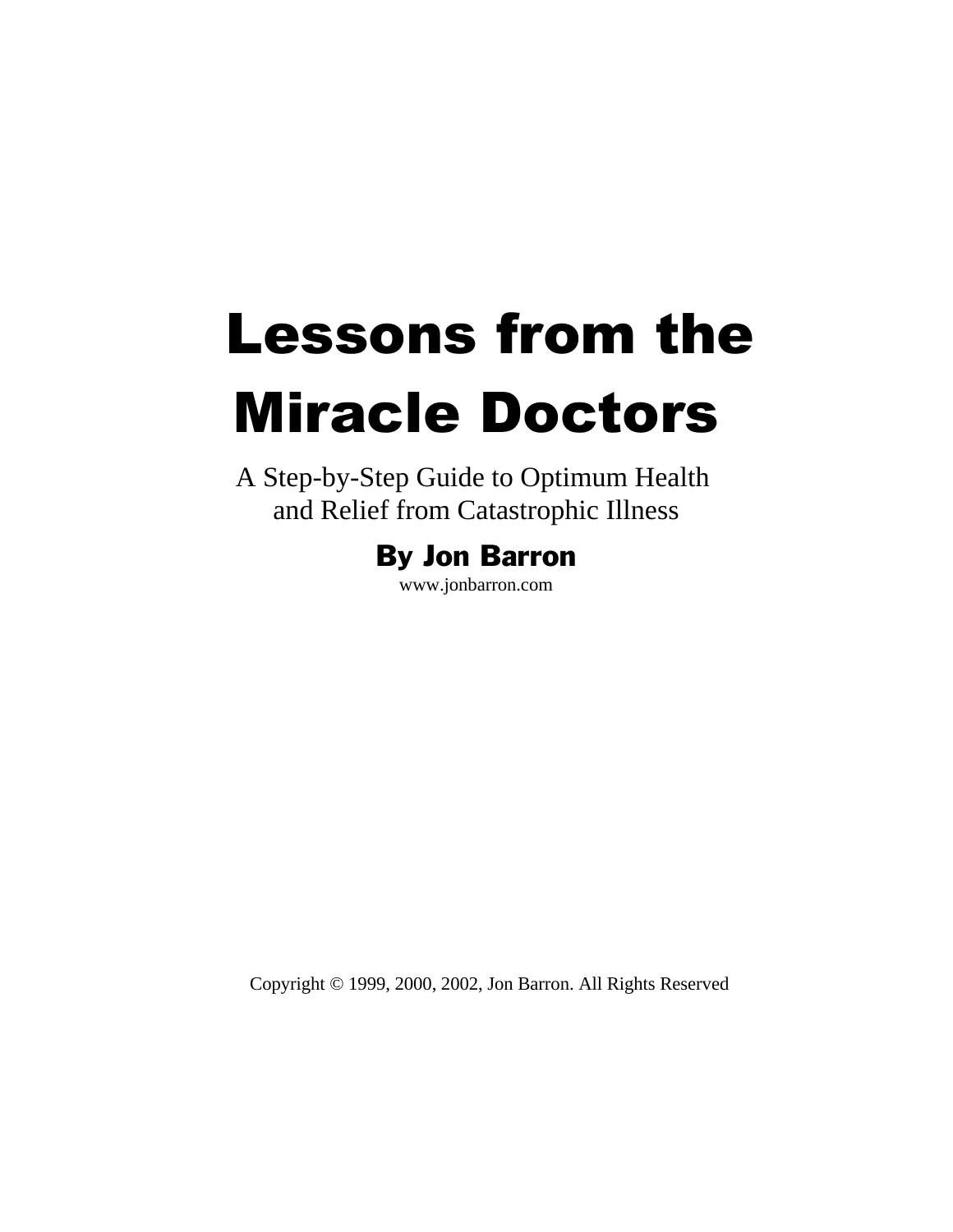# Lessons from the Miracle Doctors

A Step-by-Step Guide to Optimum Health and Relief from Catastrophic Illness

**By Jon Barron**

www.jonbarron.com

Copyright © 1999, 2000, 2002, Jon Barron. All Rights Reserved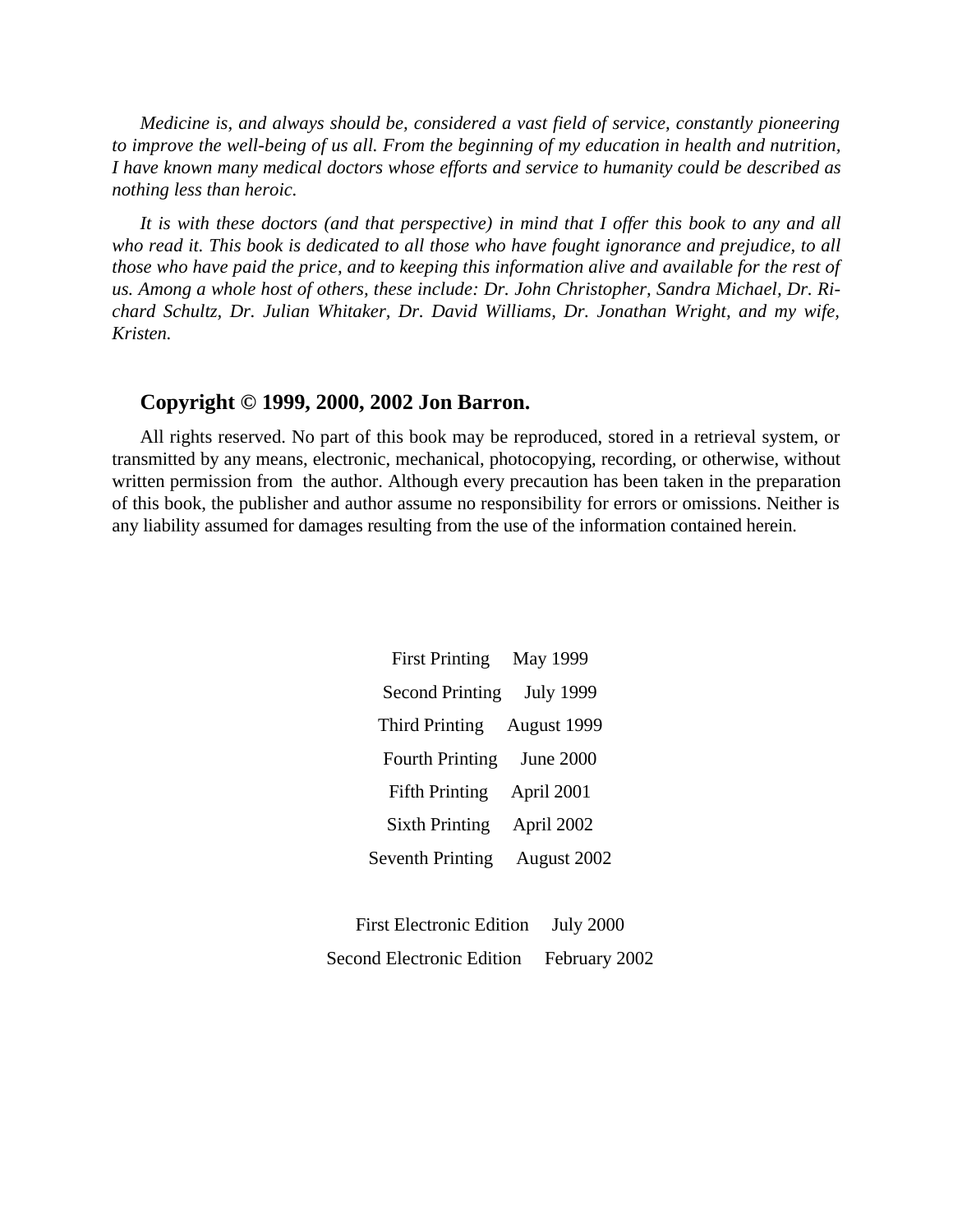*Medicine is, and always should be, considered a vast field of service, constantly pioneering to improve the well-being of us all. From the beginning of my education in health and nutrition, I have known many medical doctors whose efforts and service to humanity could be described as nothing less than heroic.*

*It is with these doctors (and that perspective) in mind that I offer this book to any and all who read it. This book is dedicated to all those who have fought ignorance and prejudice, to all those who have paid the price, and to keeping this information alive and available for the rest of us. Among a whole host of others, these include: Dr. John Christopher, Sandra Michael, Dr. Richard Schultz, Dr. Julian Whitaker, Dr. David Williams, Dr. Jonathan Wright, and my wife, Kristen.*

**Copyright © 1999, 2000, 2002 Jon Barron.**

All rights reserved. No part of this book may be reproduced, stored in a retrieval system, or transmitted by any means, electronic, mechanical, photocopying, recording, or otherwise, without written permission from the author. Although every precaution has been taken in the preparation of this book, the publisher and author assume no responsibility for errors or omissions. Neither is any liability assumed for damages resulting from the use of the information contained herein.

First Printing May 1999

Second Printing July 1999

Third Printing August 1999

Fourth Printing June 2000

Fifth Printing April 2001

Sixth Printing April 2002

Seventh Printing August 2002

First Electronic Edition July 2000

Second Electronic Edition February 2002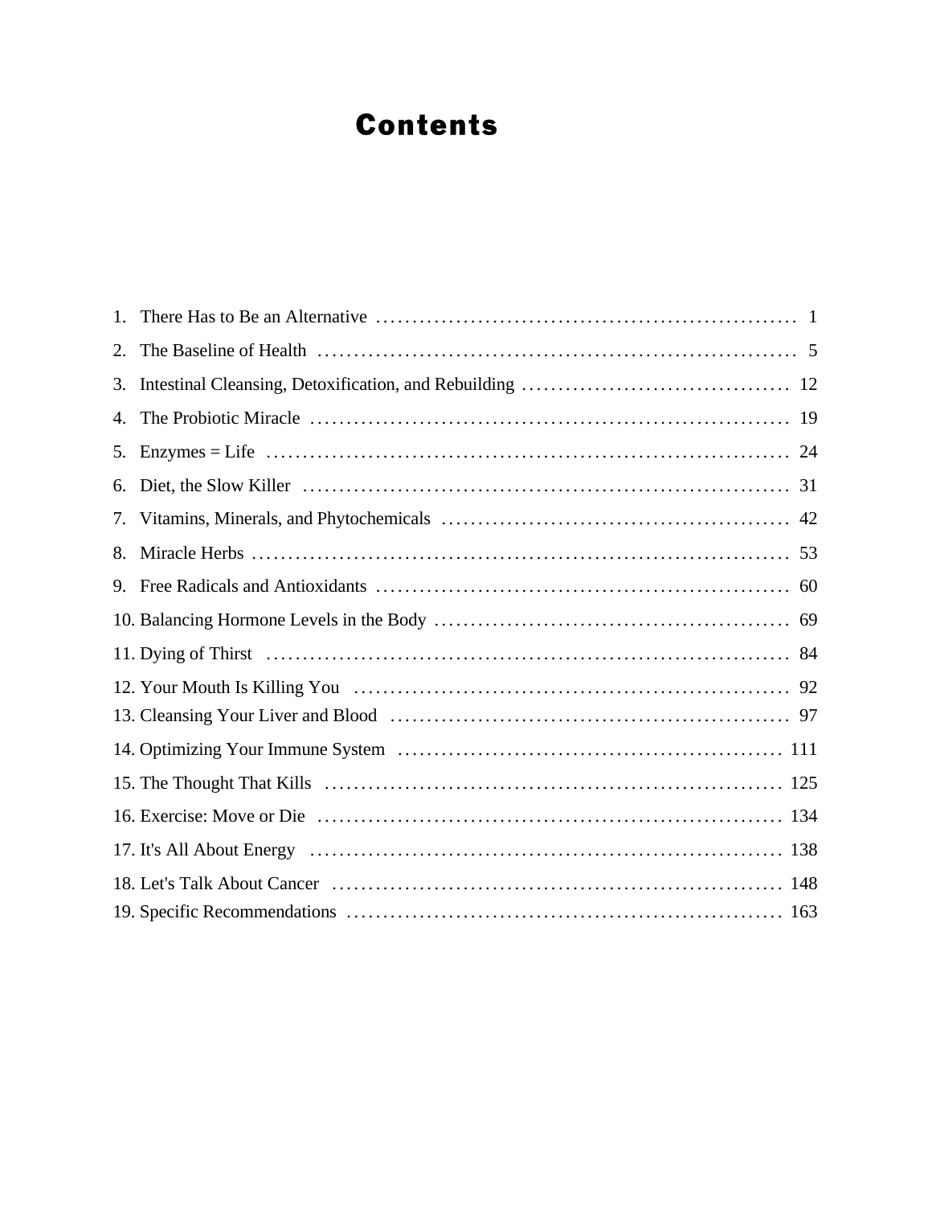# Contents

1. There Has to Be an Alternative ..... 1
2. The Baseline of Health ..... 5
3. Intestinal Cleansing, Detoxification, and Rebuilding ..... 12
4. The Probiotic Miracle ..... 19
5. Enzymes = Life ..... 24
6. Diet, the Slow Killer ..... 31
7. Vitamins, Minerals, and Phytochemicals ..... 42
8. Miracle Herbs ..... 53
9. Free Radicals and Antioxidants ..... 60
10. Balancing Hormone Levels in the Body ..... 69
11. Dying of Thirst ..... 84
12. Your Mouth Is Killing You ..... 92
13. Cleansing Your Liver and Blood ..... 97
14. Optimizing Your Immune System ..... 111
15. The Thought That Kills ..... 125
16. Exercise: Move or Die ..... 134
17. It's All About Energy ..... 138
18. Let's Talk About Cancer ..... 148
19. Specific Recommendations ..... 163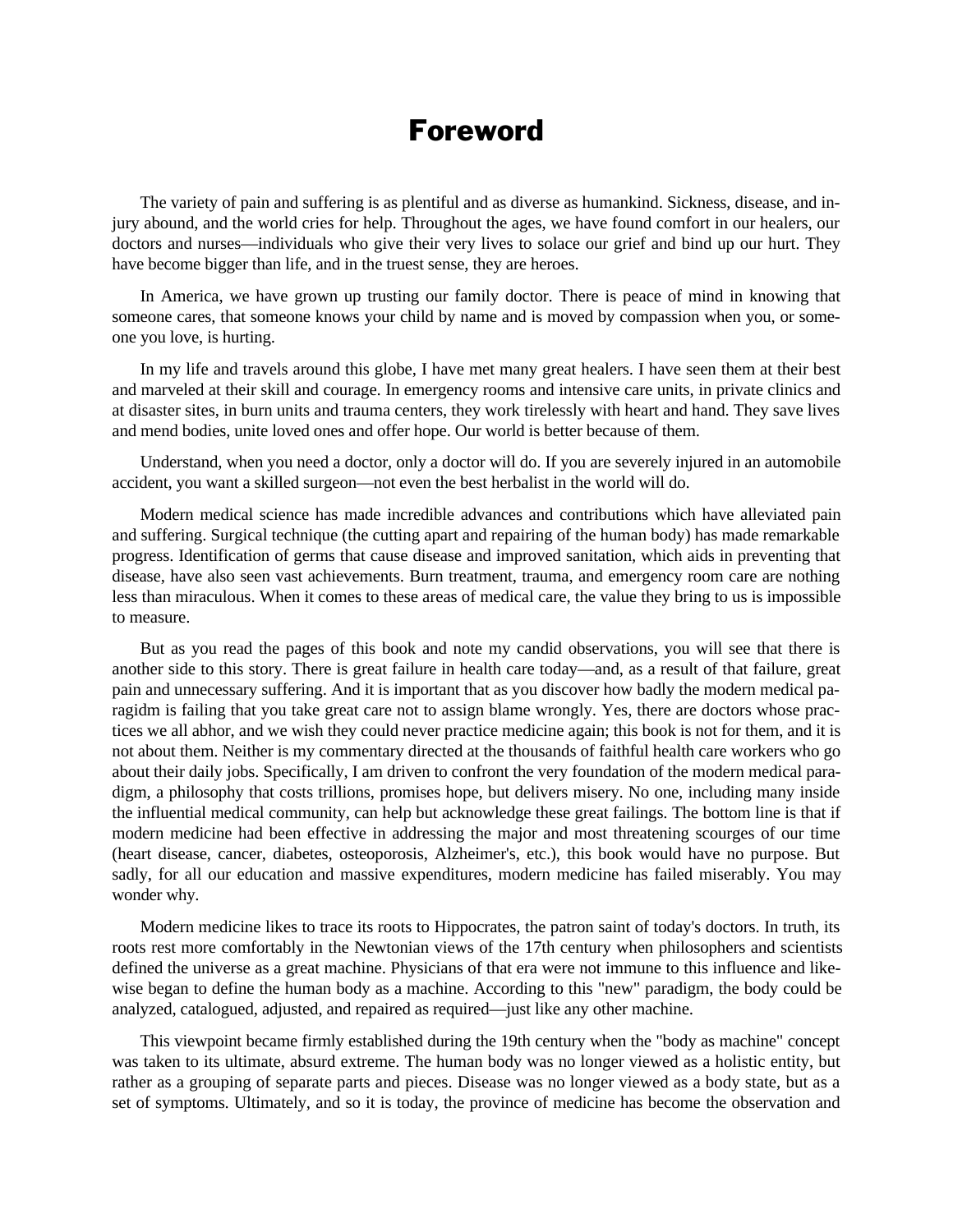# Foreword

The variety of pain and suffering is as plentiful and as diverse as humankind. Sickness, disease, and injury abound, and the world cries for help. Throughout the ages, we have found comfort in our healers, our doctors and nurses—individuals who give their very lives to solace our grief and bind up our hurt. They have become bigger than life, and in the truest sense, they are heroes.

In America, we have grown up trusting our family doctor. There is peace of mind in knowing that someone cares, that someone knows your child by name and is moved by compassion when you, or someone you love, is hurting.

In my life and travels around this globe, I have met many great healers. I have seen them at their best and marveled at their skill and courage. In emergency rooms and intensive care units, in private clinics and at disaster sites, in burn units and trauma centers, they work tirelessly with heart and hand. They save lives and mend bodies, unite loved ones and offer hope. Our world is better because of them.

Understand, when you need a doctor, only a doctor will do. If you are severely injured in an automobile accident, you want a skilled surgeon—not even the best herbalist in the world will do.

Modern medical science has made incredible advances and contributions which have alleviated pain and suffering. Surgical technique (the cutting apart and repairing of the human body) has made remarkable progress. Identification of germs that cause disease and improved sanitation, which aids in preventing that disease, have also seen vast achievements. Burn treatment, trauma, and emergency room care are nothing less than miraculous. When it comes to these areas of medical care, the value they bring to us is impossible to measure.

But as you read the pages of this book and note my candid observations, you will see that there is another side to this story. There is great failure in health care today—and, as a result of that failure, great pain and unnecessary suffering. And it is important that as you discover how badly the modern medical paragidm is failing that you take great care not to assign blame wrongly. Yes, there are doctors whose practices we all abhor, and we wish they could never practice medicine again; this book is not for them, and it is not about them. Neither is my commentary directed at the thousands of faithful health care workers who go about their daily jobs. Specifically, I am driven to confront the very foundation of the modern medical paradigm, a philosophy that costs trillions, promises hope, but delivers misery. No one, including many inside the influential medical community, can help but acknowledge these great failings. The bottom line is that if modern medicine had been effective in addressing the major and most threatening scourges of our time (heart disease, cancer, diabetes, osteoporosis, Alzheimer's, etc.), this book would have no purpose. But sadly, for all our education and massive expenditures, modern medicine has failed miserably. You may wonder why.

Modern medicine likes to trace its roots to Hippocrates, the patron saint of today's doctors. In truth, its roots rest more comfortably in the Newtonian views of the 17th century when philosophers and scientists defined the universe as a great machine. Physicians of that era were not immune to this influence and likewise began to define the human body as a machine. According to this "new" paradigm, the body could be analyzed, catalogued, adjusted, and repaired as required—just like any other machine.

This viewpoint became firmly established during the 19th century when the "body as machine" concept was taken to its ultimate, absurd extreme. The human body was no longer viewed as a holistic entity, but rather as a grouping of separate parts and pieces. Disease was no longer viewed as a body state, but as a set of symptoms. Ultimately, and so it is today, the province of medicine has become the observation and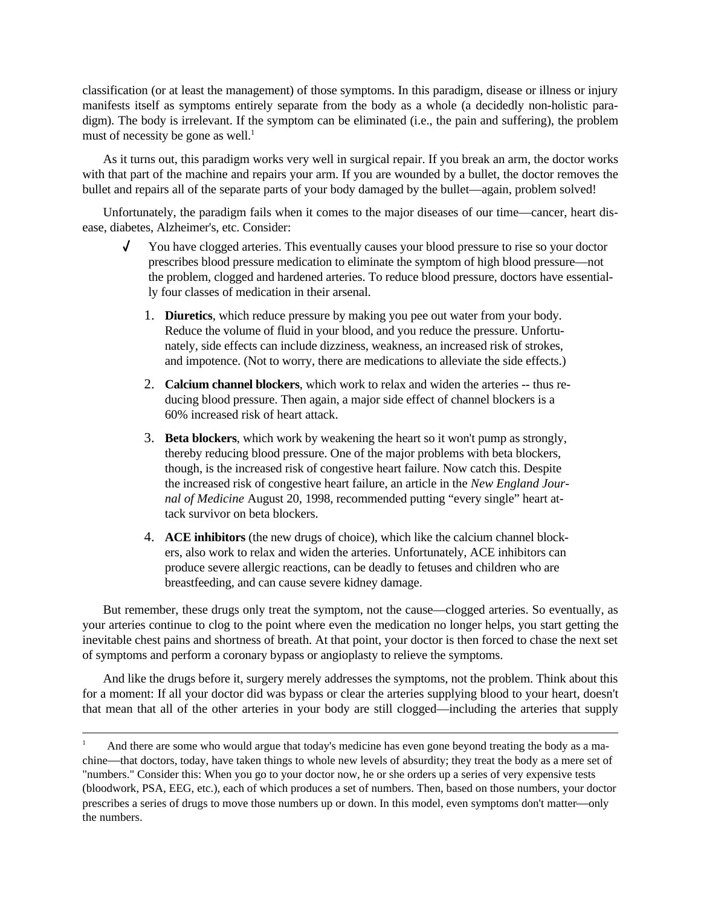classification (or at least the management) of those symptoms. In this paradigm, disease or illness or injury manifests itself as symptoms entirely separate from the body as a whole (a decidedly non-holistic paradigm). The body is irrelevant. If the symptom can be eliminated (i.e., the pain and suffering), the problem must of necessity be gone as well.[1]

As it turns out, this paradigm works very well in surgical repair. If you break an arm, the doctor works with that part of the machine and repairs your arm. If you are wounded by a bullet, the doctor removes the bullet and repairs all of the separate parts of your body damaged by the bullet—again, problem solved!

Unfortunately, the paradigm fails when it comes to the major diseases of our time—cancer, heart disease, diabetes, Alzheimer's, etc. Consider:

- ✓ You have clogged arteries. This eventually causes your blood pressure to rise so your doctor prescribes blood pressure medication to eliminate the symptom of high blood pressure—not the problem, clogged and hardened arteries. To reduce blood pressure, doctors have essentially four classes of medication in their arsenal.

  1. **Diuretics**, which reduce pressure by making you pee out water from your body. Reduce the volume of fluid in your blood, and you reduce the pressure. Unfortunately, side effects can include dizziness, weakness, an increased risk of strokes, and impotence. (Not to worry, there are medications to alleviate the side effects.)
  2. **Calcium channel blockers**, which work to relax and widen the arteries -- thus reducing blood pressure. Then again, a major side effect of channel blockers is a 60% increased risk of heart attack.
  3. **Beta blockers**, which work by weakening the heart so it won't pump as strongly, thereby reducing blood pressure. One of the major problems with beta blockers, though, is the increased risk of congestive heart failure. Now catch this. Despite the increased risk of congestive heart failure, an article in the *New England Journal of Medicine* August 20, 1998, recommended putting "every single" heart attack survivor on beta blockers.
  4. **ACE inhibitors** (the new drugs of choice), which like the calcium channel blockers, also work to relax and widen the arteries. Unfortunately, ACE inhibitors can produce severe allergic reactions, can be deadly to fetuses and children who are breastfeeding, and can cause severe kidney damage.

But remember, these drugs only treat the symptom, not the cause—clogged arteries. So eventually, as your arteries continue to clog to the point where even the medication no longer helps, you start getting the inevitable chest pains and shortness of breath. At that point, your doctor is then forced to chase the next set of symptoms and perform a coronary bypass or angioplasty to relieve the symptoms.

And like the drugs before it, surgery merely addresses the symptoms, not the problem. Think about this for a moment: If all your doctor did was bypass or clear the arteries supplying blood to your heart, doesn't that mean that all of the other arteries in your body are still clogged—including the arteries that supply

---

[1] And there are some who would argue that today's medicine has even gone beyond treating the body as a machine—that doctors, today, have taken things to whole new levels of absurdity; they treat the body as a mere set of "numbers." Consider this: When you go to your doctor now, he or she orders up a series of very expensive tests (bloodwork, PSA, EEG, etc.), each of which produces a set of numbers. Then, based on those numbers, your doctor prescribes a series of drugs to move those numbers up or down. In this model, even symptoms don't matter—only the numbers.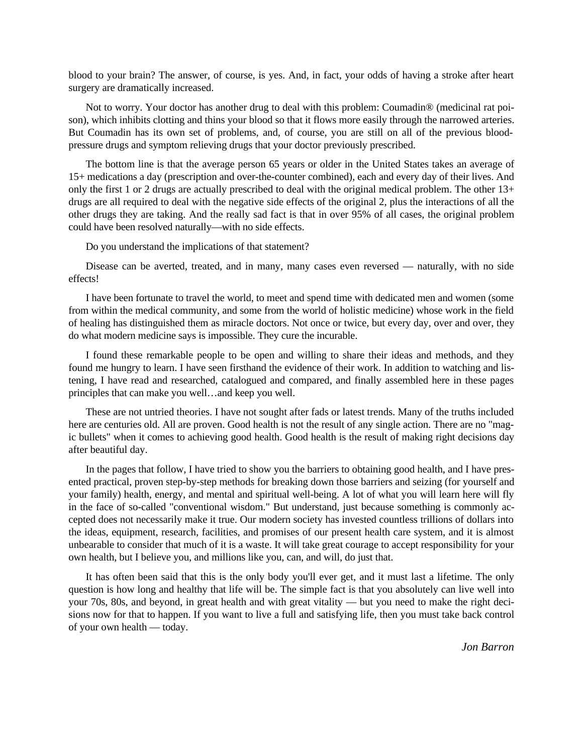blood to your brain? The answer, of course, is yes. And, in fact, your odds of having a stroke after heart surgery are dramatically increased.

Not to worry. Your doctor has another drug to deal with this problem: Coumadin® (medicinal rat poison), which inhibits clotting and thins your blood so that it flows more easily through the narrowed arteries. But Coumadin has its own set of problems, and, of course, you are still on all of the previous blood-pressure drugs and symptom relieving drugs that your doctor previously prescribed.

The bottom line is that the average person 65 years or older in the United States takes an average of 15+ medications a day (prescription and over-the-counter combined), each and every day of their lives. And only the first 1 or 2 drugs are actually prescribed to deal with the original medical problem. The other 13+ drugs are all required to deal with the negative side effects of the original 2, plus the interactions of all the other drugs they are taking. And the really sad fact is that in over 95% of all cases, the original problem could have been resolved naturally—with no side effects.

Do you understand the implications of that statement?

Disease can be averted, treated, and in many, many cases even reversed — naturally, with no side effects!

I have been fortunate to travel the world, to meet and spend time with dedicated men and women (some from within the medical community, and some from the world of holistic medicine) whose work in the field of healing has distinguished them as miracle doctors. Not once or twice, but every day, over and over, they do what modern medicine says is impossible. They cure the incurable.

I found these remarkable people to be open and willing to share their ideas and methods, and they found me hungry to learn. I have seen firsthand the evidence of their work. In addition to watching and listening, I have read and researched, catalogued and compared, and finally assembled here in these pages principles that can make you well…and keep you well.

These are not untried theories. I have not sought after fads or latest trends. Many of the truths included here are centuries old. All are proven. Good health is not the result of any single action. There are no "magic bullets" when it comes to achieving good health. Good health is the result of making right decisions day after beautiful day.

In the pages that follow, I have tried to show you the barriers to obtaining good health, and I have presented practical, proven step-by-step methods for breaking down those barriers and seizing (for yourself and your family) health, energy, and mental and spiritual well-being. A lot of what you will learn here will fly in the face of so-called "conventional wisdom." But understand, just because something is commonly accepted does not necessarily make it true. Our modern society has invested countless trillions of dollars into the ideas, equipment, research, facilities, and promises of our present health care system, and it is almost unbearable to consider that much of it is a waste. It will take great courage to accept responsibility for your own health, but I believe you, and millions like you, can, and will, do just that.

It has often been said that this is the only body you'll ever get, and it must last a lifetime. The only question is how long and healthy that life will be. The simple fact is that you absolutely can live well into your 70s, 80s, and beyond, in great health and with great vitality — but you need to make the right decisions now for that to happen. If you want to live a full and satisfying life, then you must take back control of your own health — today.

*Jon Barron*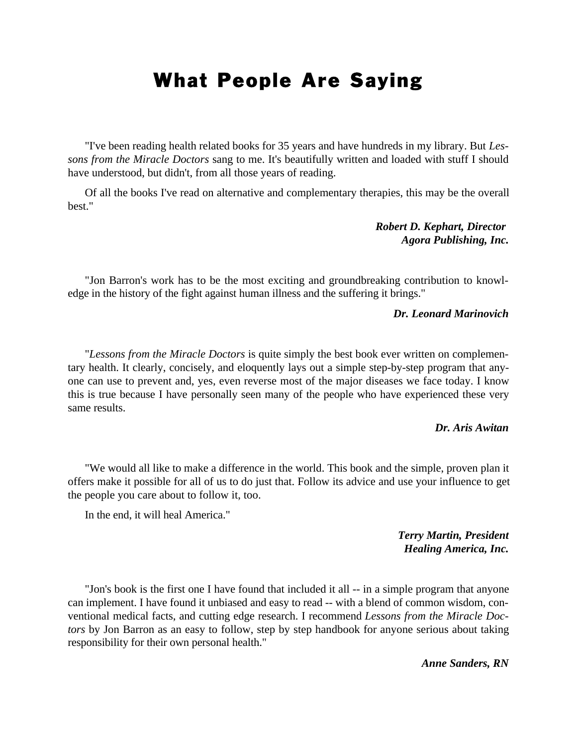# What People Are Saying

"I've been reading health related books for 35 years and have hundreds in my library. But *Lessons from the Miracle Doctors* sang to me. It's beautifully written and loaded with stuff I should have understood, but didn't, from all those years of reading.

Of all the books I've read on alternative and complementary therapies, this may be the overall best."

***Robert D. Kephart, Director***
***Agora Publishing, Inc.***

"Jon Barron's work has to be the most exciting and groundbreaking contribution to knowledge in the history of the fight against human illness and the suffering it brings."

***Dr. Leonard Marinovich***

"*Lessons from the Miracle Doctors* is quite simply the best book ever written on complementary health. It clearly, concisely, and eloquently lays out a simple step-by-step program that anyone can use to prevent and, yes, even reverse most of the major diseases we face today. I know this is true because I have personally seen many of the people who have experienced these very same results.

***Dr. Aris Awitan***

"We would all like to make a difference in the world. This book and the simple, proven plan it offers make it possible for all of us to do just that. Follow its advice and use your influence to get the people you care about to follow it, too.

In the end, it will heal America."

***Terry Martin, President***
***Healing America, Inc.***

"Jon's book is the first one I have found that included it all -- in a simple program that anyone can implement. I have found it unbiased and easy to read -- with a blend of common wisdom, conventional medical facts, and cutting edge research. I recommend *Lessons from the Miracle Doctors* by Jon Barron as an easy to follow, step by step handbook for anyone serious about taking responsibility for their own personal health."

***Anne Sanders, RN***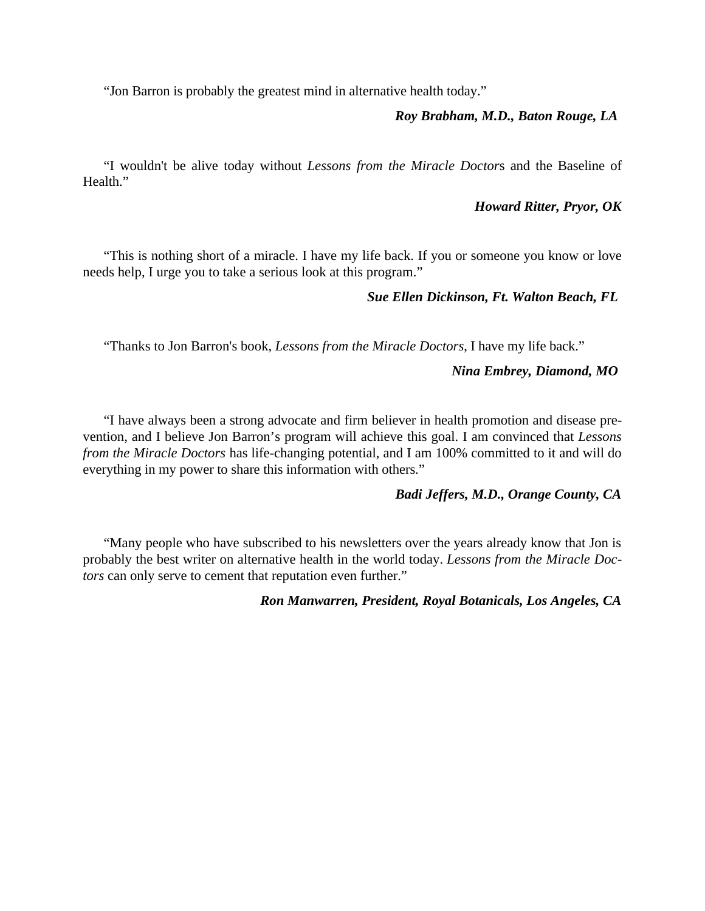“Jon Barron is probably the greatest mind in alternative health today.”

***Roy Brabham, M.D., Baton Rouge, LA***

“I wouldn't be alive today without *Lessons from the Miracle Doctor*s and the Baseline of Health.”

***Howard Ritter, Pryor, OK***

“This is nothing short of a miracle. I have my life back. If you or someone you know or love needs help, I urge you to take a serious look at this program.”

***Sue Ellen Dickinson, Ft. Walton Beach, FL***

“Thanks to Jon Barron's book, *Lessons from the Miracle Doctors*, I have my life back.”

***Nina Embrey, Diamond, MO***

“I have always been a strong advocate and firm believer in health promotion and disease prevention, and I believe Jon Barron’s program will achieve this goal. I am convinced that *Lessons from the Miracle Doctors* has life-changing potential, and I am 100% committed to it and will do everything in my power to share this information with others.”

***Badi Jeffers, M.D., Orange County, CA***

“Many people who have subscribed to his newsletters over the years already know that Jon is probably the best writer on alternative health in the world today. *Lessons from the Miracle Doctors* can only serve to cement that reputation even further.”

***Ron Manwarren, President, Royal Botanicals, Los Angeles, CA***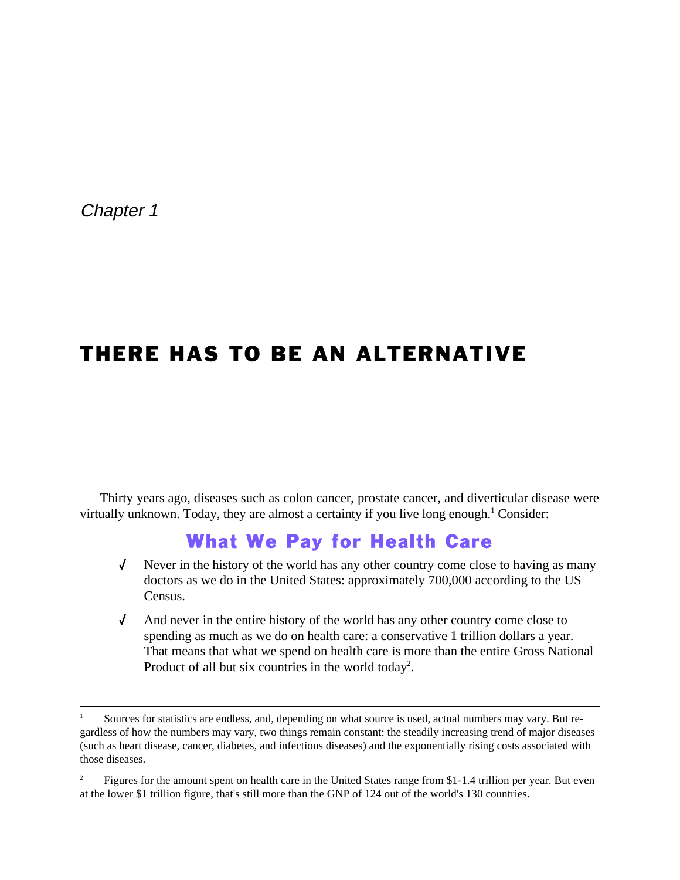*Chapter 1*

# THERE HAS TO BE AN ALTERNATIVE

Thirty years ago, diseases such as colon cancer, prostate cancer, and diverticular disease were virtually unknown. Today, they are almost a certainty if you live long enough.[1] Consider:

## What We Pay for Health Care

- ✓ Never in the history of the world has any other country come close to having as many doctors as we do in the United States: approximately 700,000 according to the US Census.
- ✓ And never in the entire history of the world has any other country come close to spending as much as we do on health care: a conservative 1 trillion dollars a year. That means that what we spend on health care is more than the entire Gross National Product of all but six countries in the world today[2].

---

[1] Sources for statistics are endless, and, depending on what source is used, actual numbers may vary. But regardless of how the numbers may vary, two things remain constant: the steadily increasing trend of major diseases (such as heart disease, cancer, diabetes, and infectious diseases) and the exponentially rising costs associated with those diseases.

[2] Figures for the amount spent on health care in the United States range from $1-1.4 trillion per year. But even at the lower $1 trillion figure, that's still more than the GNP of 124 out of the world's 130 countries.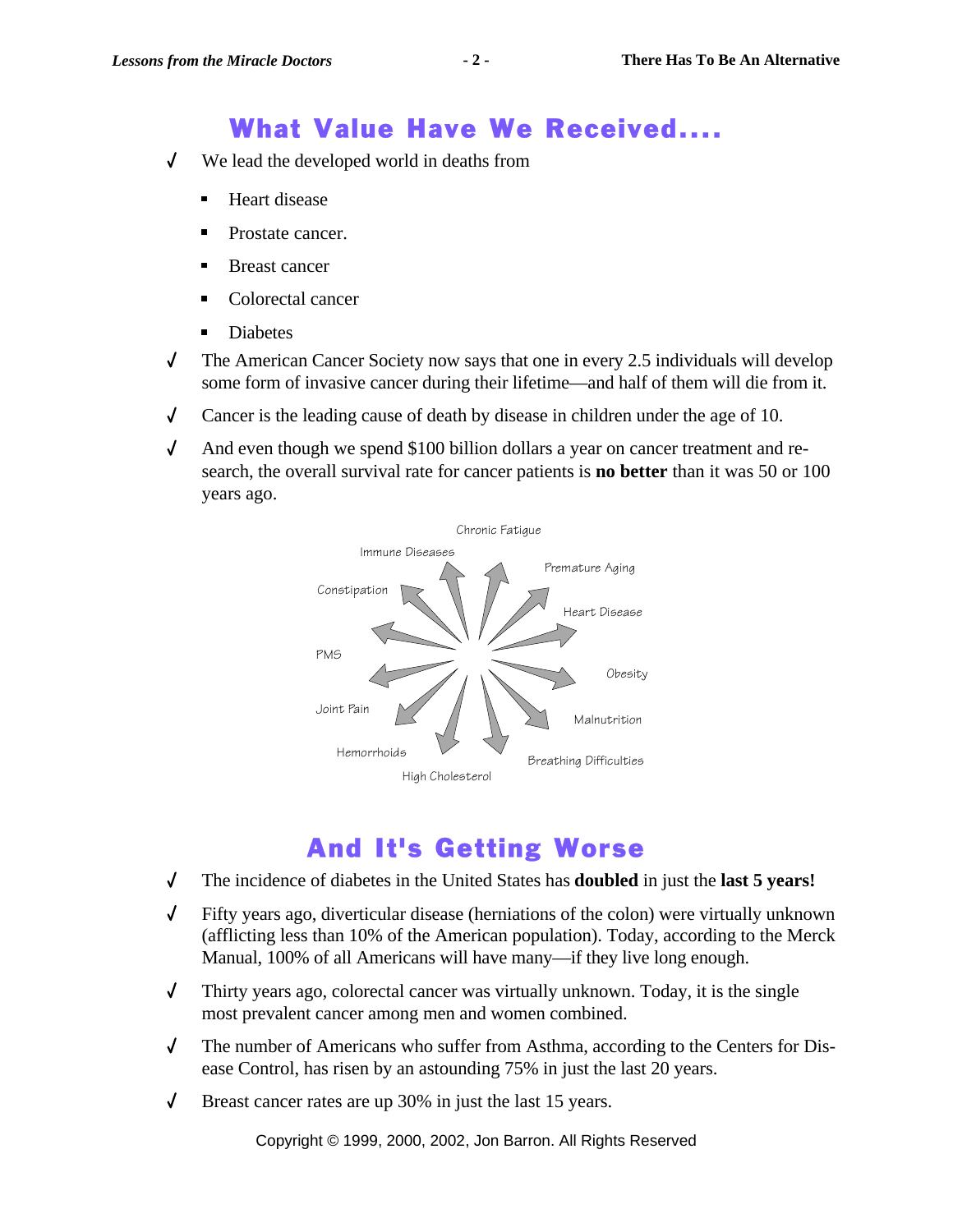## What Value Have We Received....

- We lead the developed world in deaths from
  - Heart disease
  - Prostate cancer.
  - Breast cancer
  - Colorectal cancer
  - Diabetes
- The American Cancer Society now says that one in every 2.5 individuals will develop some form of invasive cancer during their lifetime—and half of them will die from it.
- Cancer is the leading cause of death by disease in children under the age of 10.
- And even though we spend $100 billion dollars a year on cancer treatment and research, the overall survival rate for cancer patients is **no better** than it was 50 or 100 years ago.

Chronic Fatigue
Premature Aging
Heart Disease
Obesity
Malnutrition
Breathing Difficulties
High Cholesterol
Hemorrhoids
Joint Pain
PMS
Constipation
Immune Diseases

## And It's Getting Worse

- The incidence of diabetes in the United States has **doubled** in just the **last 5 years!**
- Fifty years ago, diverticular disease (herniations of the colon) were virtually unknown (afflicting less than 10% of the American population). Today, according to the Merck Manual, 100% of all Americans will have many—if they live long enough.
- Thirty years ago, colorectal cancer was virtually unknown. Today, it is the single most prevalent cancer among men and women combined.
- The number of Americans who suffer from Asthma, according to the Centers for Disease Control, has risen by an astounding 75% in just the last 20 years.
- Breast cancer rates are up 30% in just the last 15 years.

Copyright © 1999, 2000, 2002, Jon Barron. All Rights Reserved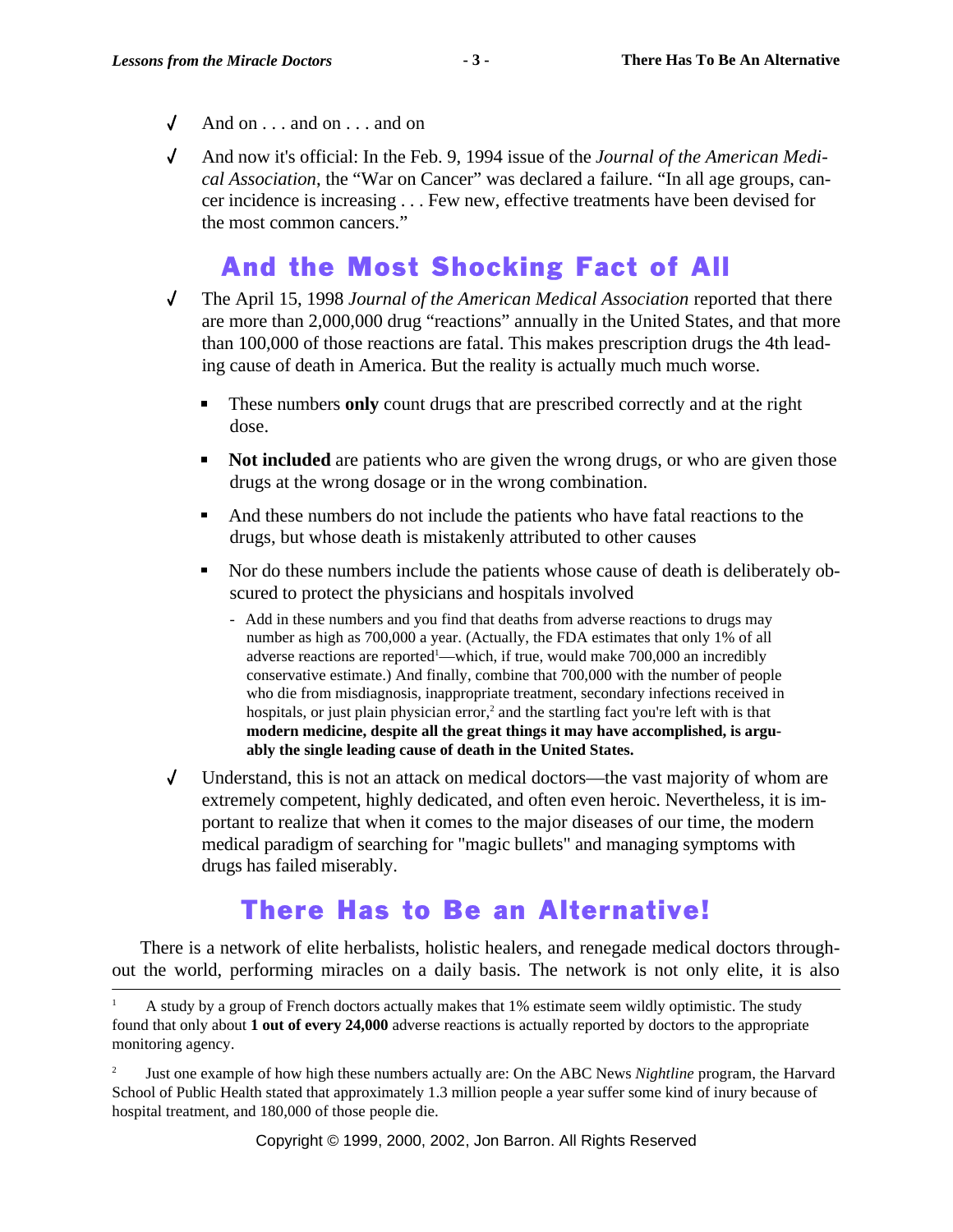- ✓ And on . . . and on . . . and on

- ✓ And now it's official: In the Feb. 9, 1994 issue of the *Journal of the American Medical Association*, the "War on Cancer" was declared a failure. "In all age groups, cancer incidence is increasing . . . Few new, effective treatments have been devised for the most common cancers."

## And the Most Shocking Fact of All

- ✓ The April 15, 1998 *Journal of the American Medical Association* reported that there are more than 2,000,000 drug "reactions" annually in the United States, and that more than 100,000 of those reactions are fatal. This makes prescription drugs the 4th leading cause of death in America. But the reality is actually much much worse.

  - These numbers **only** count drugs that are prescribed correctly and at the right dose.
  - **Not included** are patients who are given the wrong drugs, or who are given those drugs at the wrong dosage or in the wrong combination.
  - And these numbers do not include the patients who have fatal reactions to the drugs, but whose death is mistakenly attributed to other causes
  - Nor do these numbers include the patients whose cause of death is deliberately obscured to protect the physicians and hospitals involved
    - Add in these numbers and you find that deaths from adverse reactions to drugs may number as high as 700,000 a year. (Actually, the FDA estimates that only 1% of all adverse reactions are reported[1]—which, if true, would make 700,000 an incredibly conservative estimate.) And finally, combine that 700,000 with the number of people who die from misdiagnosis, inappropriate treatment, secondary infections received in hospitals, or just plain physician error,[2] and the startling fact you're left with is that **modern medicine, despite all the great things it may have accomplished, is arguably the single leading cause of death in the United States.**

- ✓ Understand, this is not an attack on medical doctors—the vast majority of whom are extremely competent, highly dedicated, and often even heroic. Nevertheless, it is important to realize that when it comes to the major diseases of our time, the modern medical paradigm of searching for "magic bullets" and managing symptoms with drugs has failed miserably.

## There Has to Be an Alternative!

There is a network of elite herbalists, holistic healers, and renegade medical doctors throughout the world, performing miracles on a daily basis. The network is not only elite, it is also

---

[1] A study by a group of French doctors actually makes that 1% estimate seem wildly optimistic. The study found that only about **1 out of every 24,000** adverse reactions is actually reported by doctors to the appropriate monitoring agency.

[2] Just one example of how high these numbers actually are: On the ABC News *Nightline* program, the Harvard School of Public Health stated that approximately 1.3 million people a year suffer some kind of inury because of hospital treatment, and 180,000 of those people die.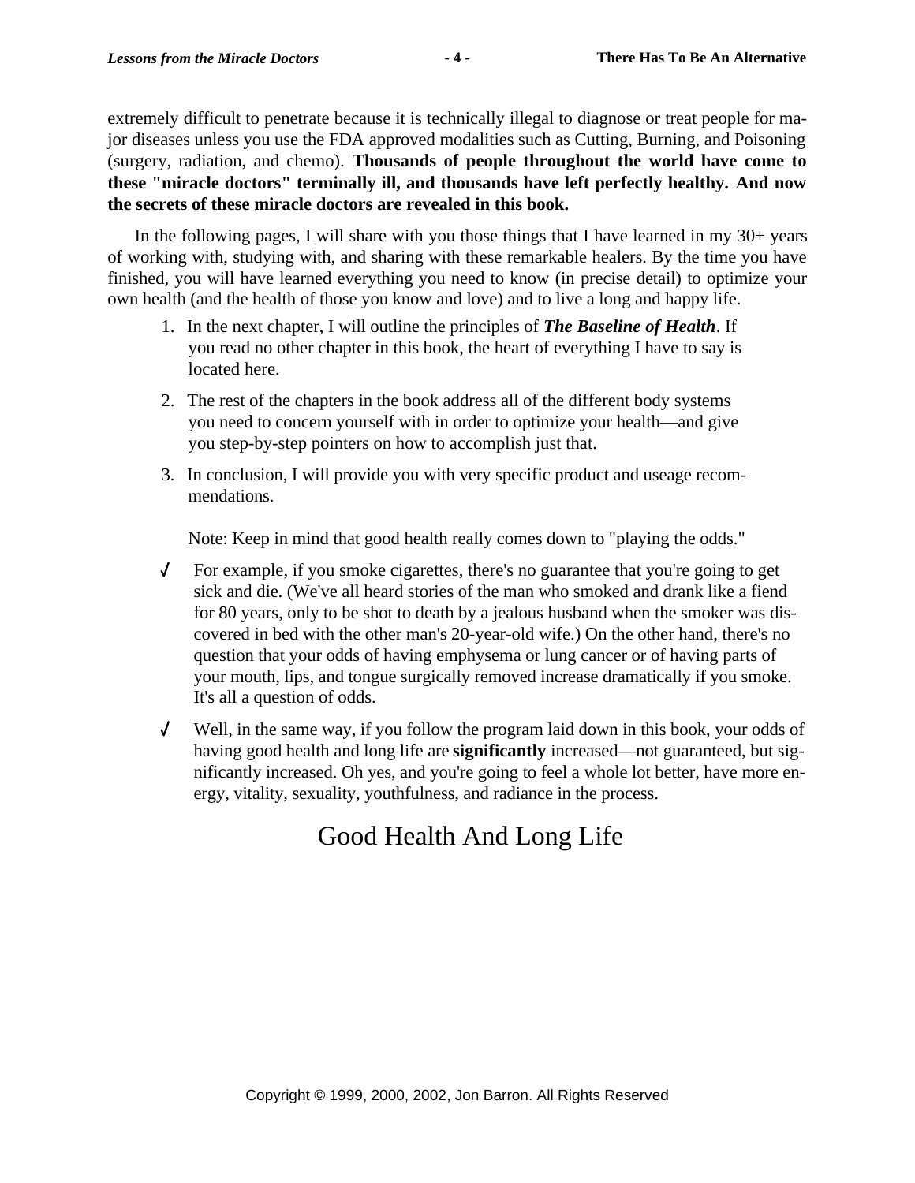extremely difficult to penetrate because it is technically illegal to diagnose or treat people for major diseases unless you use the FDA approved modalities such as Cutting, Burning, and Poisoning (surgery, radiation, and chemo). **Thousands of people throughout the world have come to these "miracle doctors" terminally ill, and thousands have left perfectly healthy. And now the secrets of these miracle doctors are revealed in this book.**

In the following pages, I will share with you those things that I have learned in my 30+ years of working with, studying with, and sharing with these remarkable healers. By the time you have finished, you will have learned everything you need to know (in precise detail) to optimize your own health (and the health of those you know and love) and to live a long and happy life.

1. In the next chapter, I will outline the principles of ***The Baseline of Health***. If you read no other chapter in this book, the heart of everything I have to say is located here.
2. The rest of the chapters in the book address all of the different body systems you need to concern yourself with in order to optimize your health—and give you step-by-step pointers on how to accomplish just that.
3. In conclusion, I will provide you with very specific product and useage recommendations.

Note: Keep in mind that good health really comes down to "playing the odds."

- ✓ For example, if you smoke cigarettes, there's no guarantee that you're going to get sick and die. (We've all heard stories of the man who smoked and drank like a fiend for 80 years, only to be shot to death by a jealous husband when the smoker was discovered in bed with the other man's 20-year-old wife.) On the other hand, there's no question that your odds of having emphysema or lung cancer or of having parts of your mouth, lips, and tongue surgically removed increase dramatically if you smoke. It's all a question of odds.
- ✓ Well, in the same way, if you follow the program laid down in this book, your odds of having good health and long life are **significantly** increased—not guaranteed, but significantly increased. Oh yes, and you're going to feel a whole lot better, have more energy, vitality, sexuality, youthfulness, and radiance in the process.

## Good Health And Long Life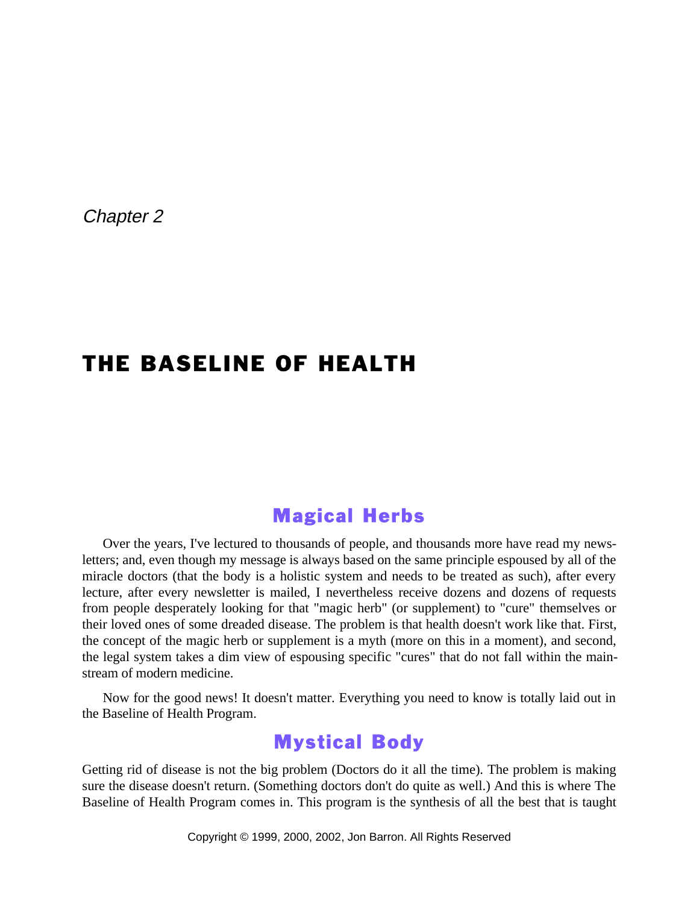*Chapter 2*

# THE BASELINE OF HEALTH

## Magical Herbs

Over the years, I've lectured to thousands of people, and thousands more have read my newsletters; and, even though my message is always based on the same principle espoused by all of the miracle doctors (that the body is a holistic system and needs to be treated as such), after every lecture, after every newsletter is mailed, I nevertheless receive dozens and dozens of requests from people desperately looking for that "magic herb" (or supplement) to "cure" themselves or their loved ones of some dreaded disease. The problem is that health doesn't work like that. First, the concept of the magic herb or supplement is a myth (more on this in a moment), and second, the legal system takes a dim view of espousing specific "cures" that do not fall within the mainstream of modern medicine.

Now for the good news! It doesn't matter. Everything you need to know is totally laid out in the Baseline of Health Program.

## Mystical Body

Getting rid of disease is not the big problem (Doctors do it all the time). The problem is making sure the disease doesn't return. (Something doctors don't do quite as well.) And this is where The Baseline of Health Program comes in. This program is the synthesis of all the best that is taught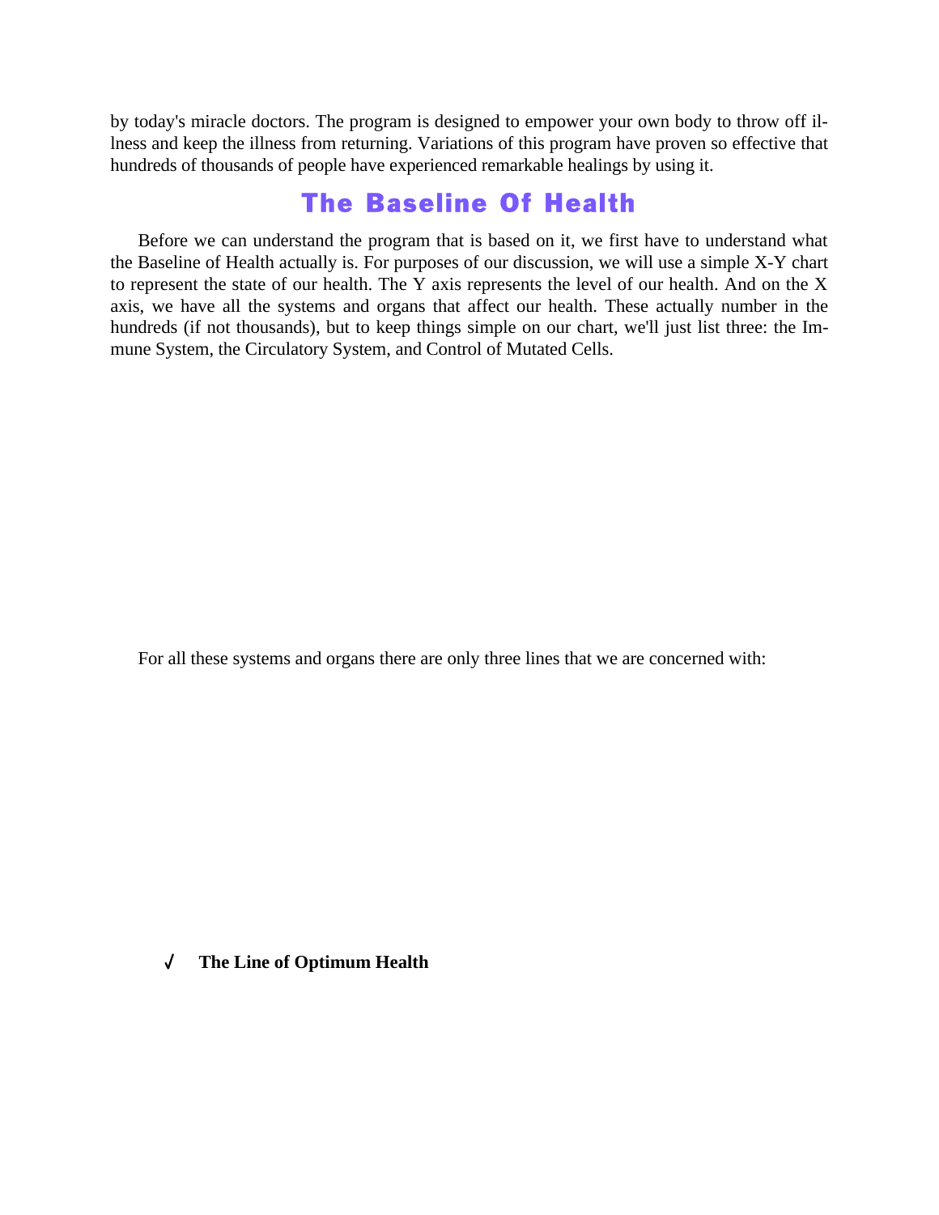by today's miracle doctors. The program is designed to empower your own body to throw off illness and keep the illness from returning. Variations of this program have proven so effective that hundreds of thousands of people have experienced remarkable healings by using it.

## The Baseline Of Health

Before we can understand the program that is based on it, we first have to understand what the Baseline of Health actually is. For purposes of our discussion, we will use a simple X-Y chart to represent the state of our health. The Y axis represents the level of our health. And on the X axis, we have all the systems and organs that affect our health. These actually number in the hundreds (if not thousands), but to keep things simple on our chart, we'll just list three: the Immune System, the Circulatory System, and Control of Mutated Cells.

For all these systems and organs there are only three lines that we are concerned with:

- ✓ **The Line of Optimum Health**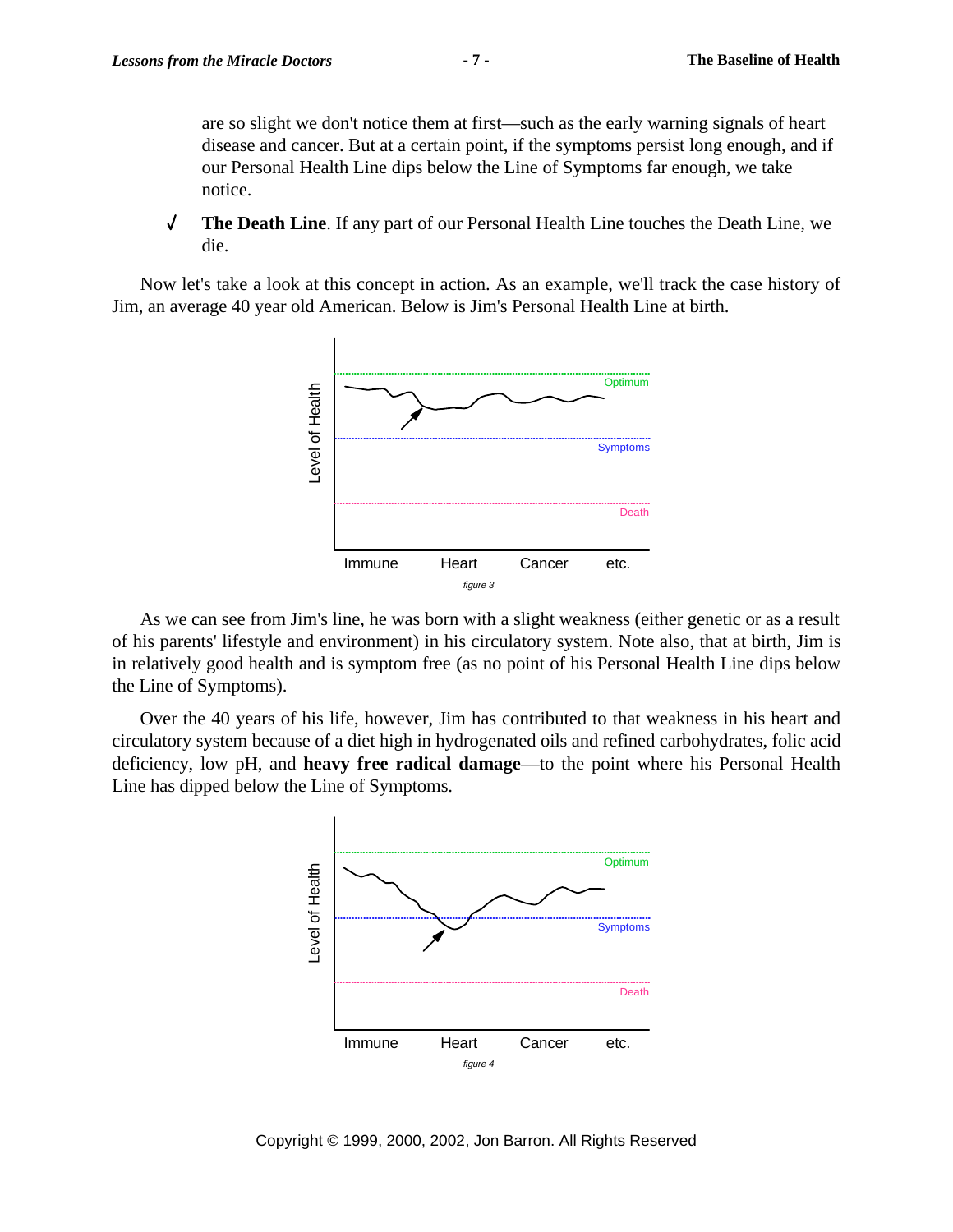are so slight we don't notice them at first—such as the early warning signals of heart disease and cancer. But at a certain point, if the symptoms persist long enough, and if our Personal Health Line dips below the Line of Symptoms far enough, we take notice.

- **The Death Line**. If any part of our Personal Health Line touches the Death Line, we die.

Now let's take a look at this concept in action. As an example, we'll track the case history of Jim, an average 40 year old American. Below is Jim's Personal Health Line at birth.

*figure 3*

As we can see from Jim's line, he was born with a slight weakness (either genetic or as a result of his parents' lifestyle and environment) in his circulatory system. Note also, that at birth, Jim is in relatively good health and is symptom free (as no point of his Personal Health Line dips below the Line of Symptoms).

Over the 40 years of his life, however, Jim has contributed to that weakness in his heart and circulatory system because of a diet high in hydrogenated oils and refined carbohydrates, folic acid deficiency, low pH, and **heavy free radical damage**—to the point where his Personal Health Line has dipped below the Line of Symptoms.

*figure 4*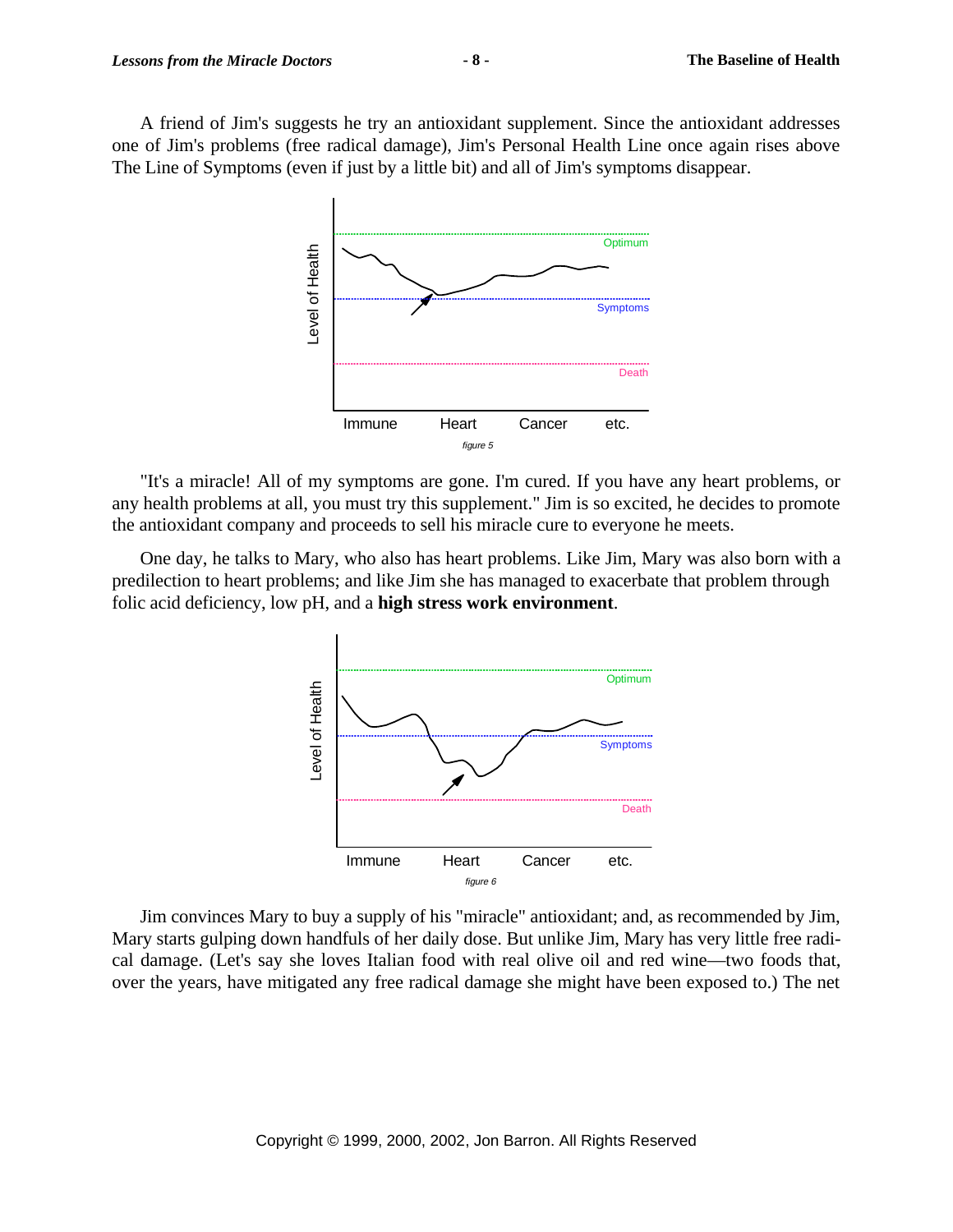A friend of Jim's suggests he try an antioxidant supplement. Since the antioxidant addresses one of Jim's problems (free radical damage), Jim's Personal Health Line once again rises above The Line of Symptoms (even if just by a little bit) and all of Jim's symptoms disappear.

*figure 5*

"It's a miracle! All of my symptoms are gone. I'm cured. If you have any heart problems, or any health problems at all, you must try this supplement." Jim is so excited, he decides to promote the antioxidant company and proceeds to sell his miracle cure to everyone he meets.

One day, he talks to Mary, who also has heart problems. Like Jim, Mary was also born with a predilection to heart problems; and like Jim she has managed to exacerbate that problem through folic acid deficiency, low pH, and a **high stress work environment**.

*figure 6*

Jim convinces Mary to buy a supply of his "miracle" antioxidant; and, as recommended by Jim, Mary starts gulping down handfuls of her daily dose. But unlike Jim, Mary has very little free radical damage. (Let's say she loves Italian food with real olive oil and red wine—two foods that, over the years, have mitigated any free radical damage she might have been exposed to.) The net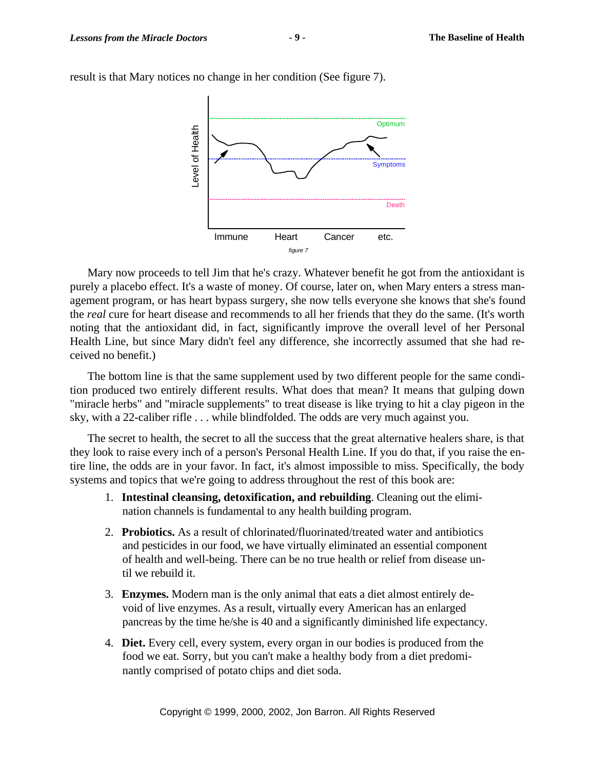result is that Mary notices no change in her condition (See figure 7).

figure 7

Mary now proceeds to tell Jim that he's crazy. Whatever benefit he got from the antioxidant is purely a placebo effect. It's a waste of money. Of course, later on, when Mary enters a stress management program, or has heart bypass surgery, she now tells everyone she knows that she's found the *real* cure for heart disease and recommends to all her friends that they do the same. (It's worth noting that the antioxidant did, in fact, significantly improve the overall level of her Personal Health Line, but since Mary didn't feel any difference, she incorrectly assumed that she had received no benefit.)

The bottom line is that the same supplement used by two different people for the same condition produced two entirely different results. What does that mean? It means that gulping down "miracle herbs" and "miracle supplements" to treat disease is like trying to hit a clay pigeon in the sky, with a 22-caliber rifle . . . while blindfolded. The odds are very much against you.

The secret to health, the secret to all the success that the great alternative healers share, is that they look to raise every inch of a person's Personal Health Line. If you do that, if you raise the entire line, the odds are in your favor. In fact, it's almost impossible to miss. Specifically, the body systems and topics that we're going to address throughout the rest of this book are:

1. **Intestinal cleansing, detoxification, and rebuilding**. Cleaning out the elimination channels is fundamental to any health building program.
2. **Probiotics.** As a result of chlorinated/fluorinated/treated water and antibiotics and pesticides in our food, we have virtually eliminated an essential component of health and well-being. There can be no true health or relief from disease until we rebuild it.
3. **Enzymes.** Modern man is the only animal that eats a diet almost entirely devoid of live enzymes. As a result, virtually every American has an enlarged pancreas by the time he/she is 40 and a significantly diminished life expectancy.
4. **Diet.** Every cell, every system, every organ in our bodies is produced from the food we eat. Sorry, but you can't make a healthy body from a diet predominantly comprised of potato chips and diet soda.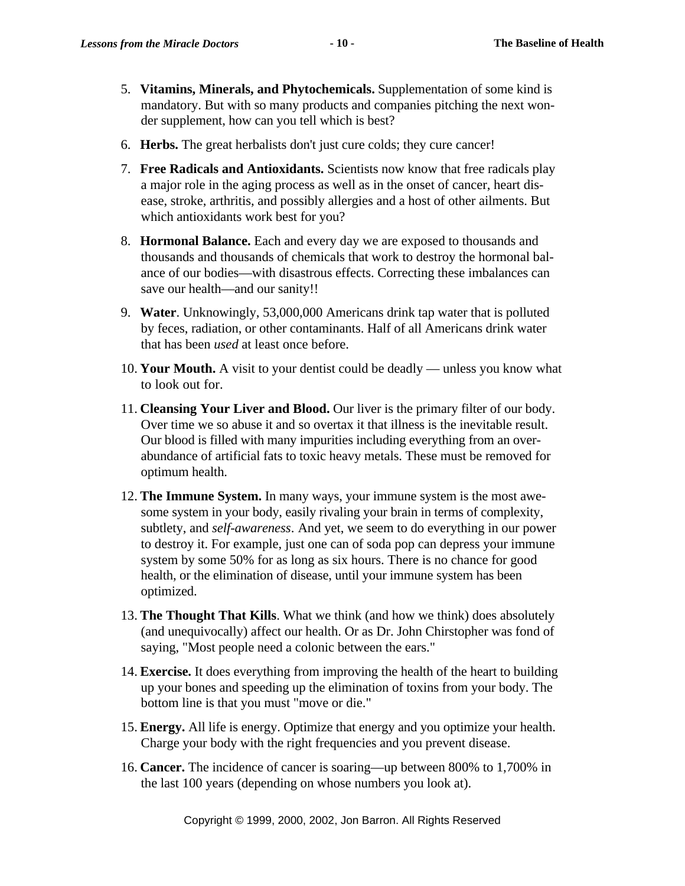5. **Vitamins, Minerals, and Phytochemicals.** Supplementation of some kind is mandatory. But with so many products and companies pitching the next wonder supplement, how can you tell which is best?

6. **Herbs.** The great herbalists don't just cure colds; they cure cancer!

7. **Free Radicals and Antioxidants.** Scientists now know that free radicals play a major role in the aging process as well as in the onset of cancer, heart disease, stroke, arthritis, and possibly allergies and a host of other ailments. But which antioxidants work best for you?

8. **Hormonal Balance.** Each and every day we are exposed to thousands and thousands and thousands of chemicals that work to destroy the hormonal balance of our bodies—with disastrous effects. Correcting these imbalances can save our health—and our sanity!!

9. **Water**. Unknowingly, 53,000,000 Americans drink tap water that is polluted by feces, radiation, or other contaminants. Half of all Americans drink water that has been *used* at least once before.

10. **Your Mouth.** A visit to your dentist could be deadly — unless you know what to look out for.

11. **Cleansing Your Liver and Blood.** Our liver is the primary filter of our body. Over time we so abuse it and so overtax it that illness is the inevitable result. Our blood is filled with many impurities including everything from an overabundance of artificial fats to toxic heavy metals. These must be removed for optimum health.

12. **The Immune System.** In many ways, your immune system is the most awesome system in your body, easily rivaling your brain in terms of complexity, subtlety, and *self-awareness*. And yet, we seem to do everything in our power to destroy it. For example, just one can of soda pop can depress your immune system by some 50% for as long as six hours. There is no chance for good health, or the elimination of disease, until your immune system has been optimized.

13. **The Thought That Kills**. What we think (and how we think) does absolutely (and unequivocally) affect our health. Or as Dr. John Chirstopher was fond of saying, "Most people need a colonic between the ears."

14. **Exercise.** It does everything from improving the health of the heart to building up your bones and speeding up the elimination of toxins from your body. The bottom line is that you must "move or die."

15. **Energy.** All life is energy. Optimize that energy and you optimize your health. Charge your body with the right frequencies and you prevent disease.

16. **Cancer.** The incidence of cancer is soaring—up between 800% to 1,700% in the last 100 years (depending on whose numbers you look at).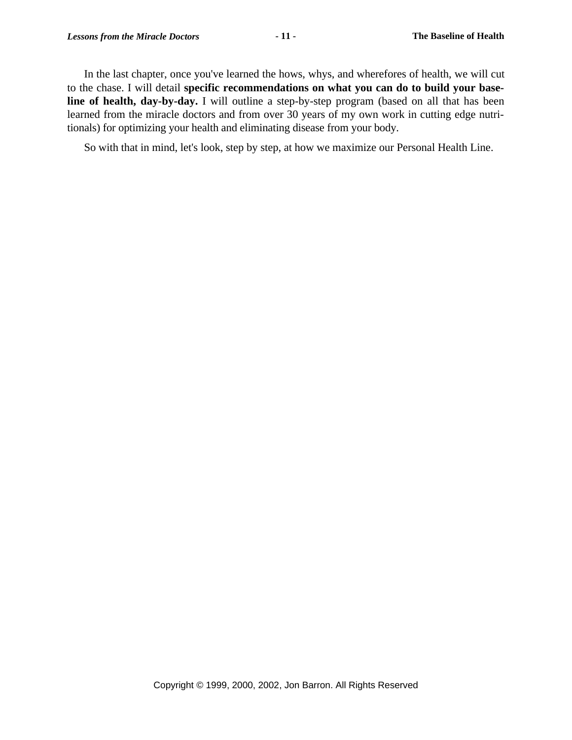In the last chapter, once you've learned the hows, whys, and wherefores of health, we will cut to the chase. I will detail **specific recommendations on what you can do to build your baseline of health, day-by-day.** I will outline a step-by-step program (based on all that has been learned from the miracle doctors and from over 30 years of my own work in cutting edge nutritionals) for optimizing your health and eliminating disease from your body.

So with that in mind, let's look, step by step, at how we maximize our Personal Health Line.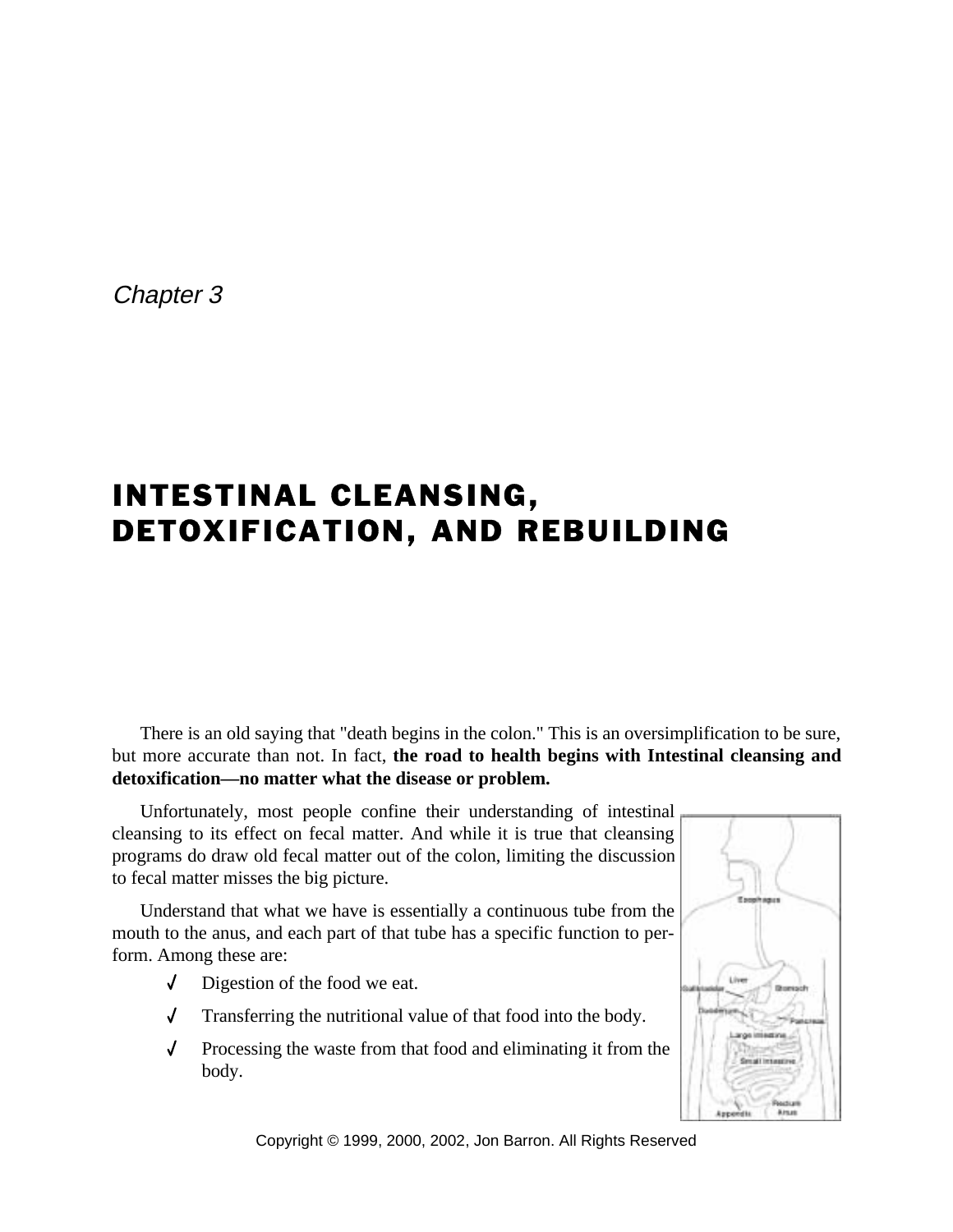*Chapter 3*

# INTESTINAL CLEANSING, DETOXIFICATION, AND REBUILDING

There is an old saying that "death begins in the colon." This is an oversimplification to be sure, but more accurate than not. In fact, **the road to health begins with Intestinal cleansing and detoxification—no matter what the disease or problem.**

Unfortunately, most people confine their understanding of intestinal cleansing to its effect on fecal matter. And while it is true that cleansing programs do draw old fecal matter out of the colon, limiting the discussion to fecal matter misses the big picture.

Understand that what we have is essentially a continuous tube from the mouth to the anus, and each part of that tube has a specific function to perform. Among these are:

- ✓ Digestion of the food we eat.
- ✓ Transferring the nutritional value of that food into the body.
- ✓ Processing the waste from that food and eliminating it from the body.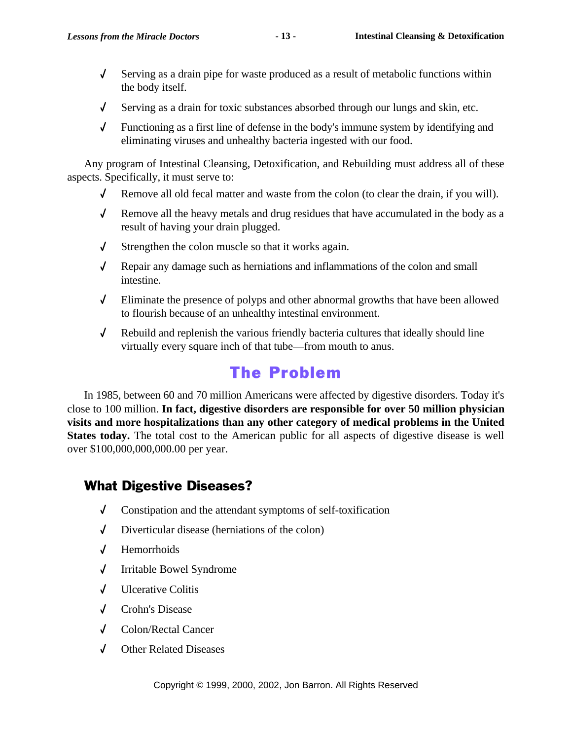- Serving as a drain pipe for waste produced as a result of metabolic functions within the body itself.
- Serving as a drain for toxic substances absorbed through our lungs and skin, etc.
- Functioning as a first line of defense in the body's immune system by identifying and eliminating viruses and unhealthy bacteria ingested with our food.

Any program of Intestinal Cleansing, Detoxification, and Rebuilding must address all of these aspects. Specifically, it must serve to:

- Remove all old fecal matter and waste from the colon (to clear the drain, if you will).
- Remove all the heavy metals and drug residues that have accumulated in the body as a result of having your drain plugged.
- Strengthen the colon muscle so that it works again.
- Repair any damage such as herniations and inflammations of the colon and small intestine.
- Eliminate the presence of polyps and other abnormal growths that have been allowed to flourish because of an unhealthy intestinal environment.
- Rebuild and replenish the various friendly bacteria cultures that ideally should line virtually every square inch of that tube—from mouth to anus.

## The Problem

In 1985, between 60 and 70 million Americans were affected by digestive disorders. Today it's close to 100 million. **In fact, digestive disorders are responsible for over 50 million physician visits and more hospitalizations than any other category of medical problems in the United States today.** The total cost to the American public for all aspects of digestive disease is well over $100,000,000,000.00 per year.

### What Digestive Diseases?

- Constipation and the attendant symptoms of self-toxification
- Diverticular disease (herniations of the colon)
- Hemorrhoids
- Irritable Bowel Syndrome
- Ulcerative Colitis
- Crohn's Disease
- Colon/Rectal Cancer
- Other Related Diseases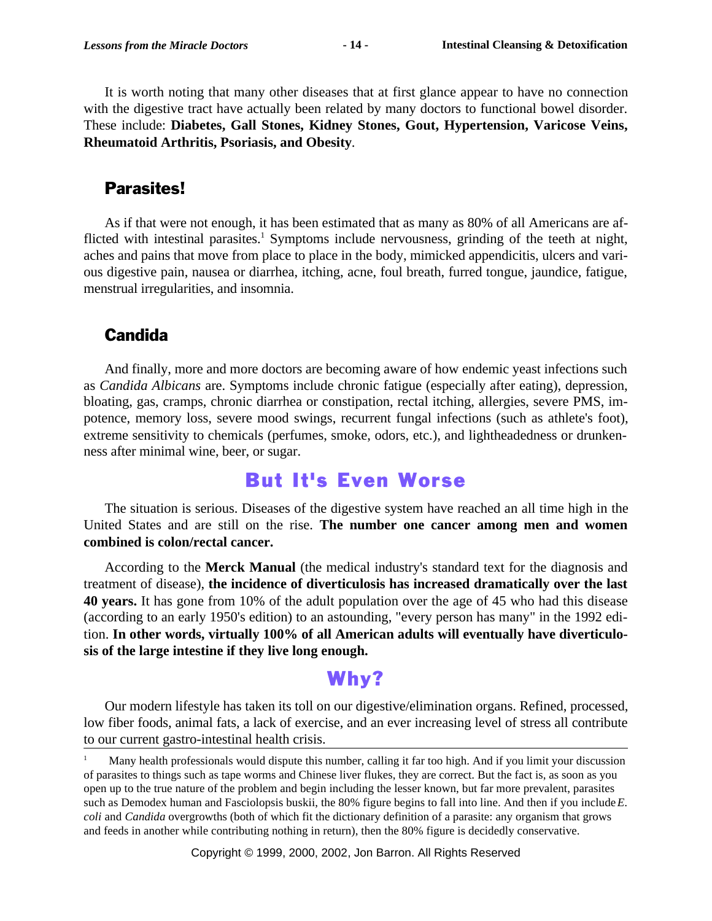It is worth noting that many other diseases that at first glance appear to have no connection with the digestive tract have actually been related by many doctors to functional bowel disorder. These include: **Diabetes, Gall Stones, Kidney Stones, Gout, Hypertension, Varicose Veins, Rheumatoid Arthritis, Psoriasis, and Obesity**.

## Parasites!

As if that were not enough, it has been estimated that as many as 80% of all Americans are afflicted with intestinal parasites.[1] Symptoms include nervousness, grinding of the teeth at night, aches and pains that move from place to place in the body, mimicked appendicitis, ulcers and various digestive pain, nausea or diarrhea, itching, acne, foul breath, furred tongue, jaundice, fatigue, menstrual irregularities, and insomnia.

## Candida

And finally, more and more doctors are becoming aware of how endemic yeast infections such as *Candida Albicans* are. Symptoms include chronic fatigue (especially after eating), depression, bloating, gas, cramps, chronic diarrhea or constipation, rectal itching, allergies, severe PMS, impotence, memory loss, severe mood swings, recurrent fungal infections (such as athlete's foot), extreme sensitivity to chemicals (perfumes, smoke, odors, etc.), and lightheadedness or drunkenness after minimal wine, beer, or sugar.

# But It's Even Worse

The situation is serious. Diseases of the digestive system have reached an all time high in the United States and are still on the rise. **The number one cancer among men and women combined is colon/rectal cancer.**

According to the **Merck Manual** (the medical industry's standard text for the diagnosis and treatment of disease), **the incidence of diverticulosis has increased dramatically over the last 40 years.** It has gone from 10% of the adult population over the age of 45 who had this disease (according to an early 1950's edition) to an astounding, "every person has many" in the 1992 edition. **In other words, virtually 100% of all American adults will eventually have diverticulosis of the large intestine if they live long enough.**

# Why?

Our modern lifestyle has taken its toll on our digestive/elimination organs. Refined, processed, low fiber foods, animal fats, a lack of exercise, and an ever increasing level of stress all contribute to our current gastro-intestinal health crisis.

---

[1] Many health professionals would dispute this number, calling it far too high. And if you limit your discussion of parasites to things such as tape worms and Chinese liver flukes, they are correct. But the fact is, as soon as you open up to the true nature of the problem and begin including the lesser known, but far more prevalent, parasites such as Demodex human and Fasciolopsis buskii, the 80% figure begins to fall into line. And then if you include *E. coli* and *Candida* overgrowths (both of which fit the dictionary definition of a parasite: any organism that grows and feeds in another while contributing nothing in return), then the 80% figure is decidedly conservative.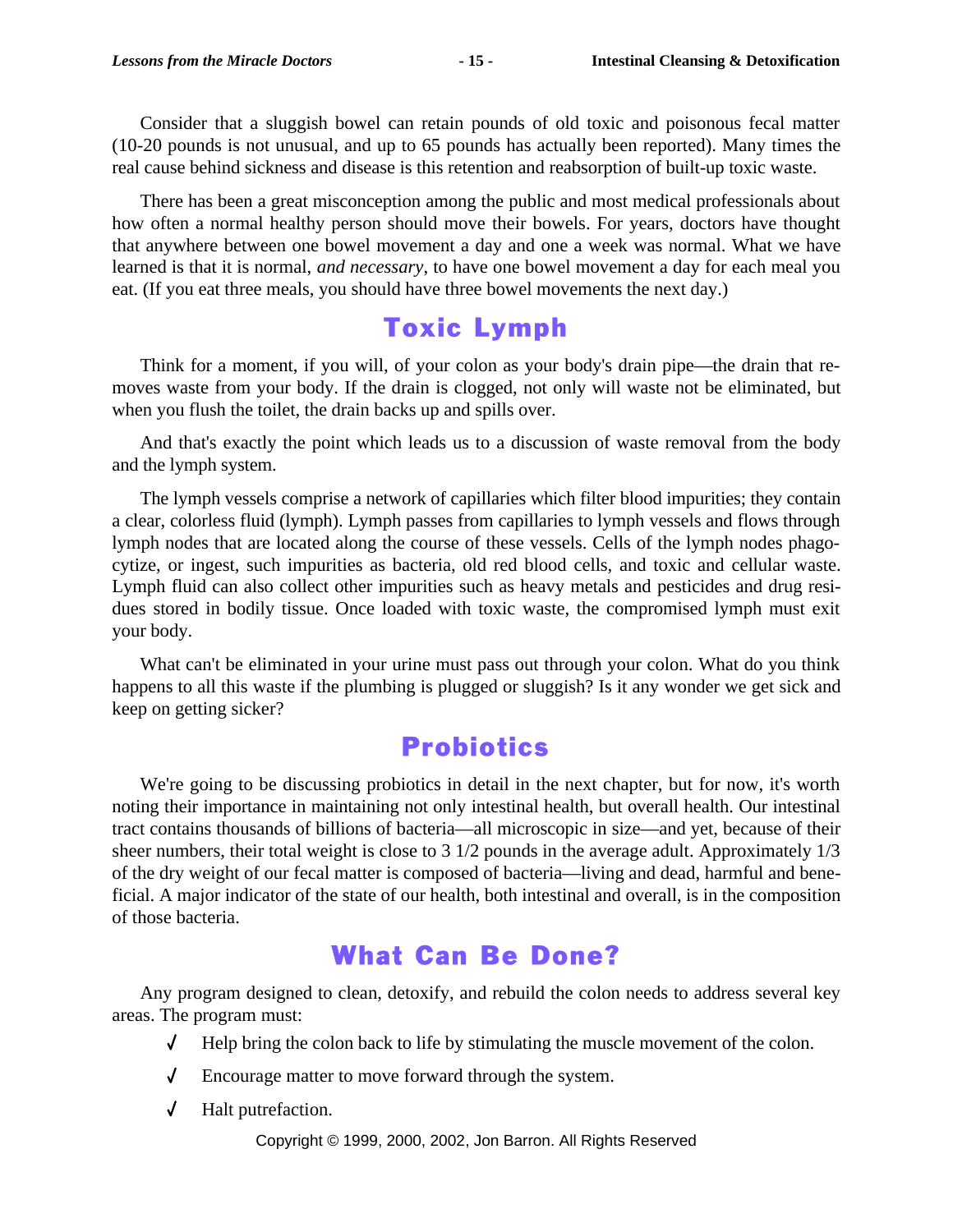Consider that a sluggish bowel can retain pounds of old toxic and poisonous fecal matter (10-20 pounds is not unusual, and up to 65 pounds has actually been reported). Many times the real cause behind sickness and disease is this retention and reabsorption of built-up toxic waste.

There has been a great misconception among the public and most medical professionals about how often a normal healthy person should move their bowels. For years, doctors have thought that anywhere between one bowel movement a day and one a week was normal. What we have learned is that it is normal, *and necessary*, to have one bowel movement a day for each meal you eat. (If you eat three meals, you should have three bowel movements the next day.)

## Toxic Lymph

Think for a moment, if you will, of your colon as your body's drain pipe—the drain that removes waste from your body. If the drain is clogged, not only will waste not be eliminated, but when you flush the toilet, the drain backs up and spills over.

And that's exactly the point which leads us to a discussion of waste removal from the body and the lymph system.

The lymph vessels comprise a network of capillaries which filter blood impurities; they contain a clear, colorless fluid (lymph). Lymph passes from capillaries to lymph vessels and flows through lymph nodes that are located along the course of these vessels. Cells of the lymph nodes phagocytize, or ingest, such impurities as bacteria, old red blood cells, and toxic and cellular waste. Lymph fluid can also collect other impurities such as heavy metals and pesticides and drug residues stored in bodily tissue. Once loaded with toxic waste, the compromised lymph must exit your body.

What can't be eliminated in your urine must pass out through your colon. What do you think happens to all this waste if the plumbing is plugged or sluggish? Is it any wonder we get sick and keep on getting sicker?

## Probiotics

We're going to be discussing probiotics in detail in the next chapter, but for now, it's worth noting their importance in maintaining not only intestinal health, but overall health. Our intestinal tract contains thousands of billions of bacteria—all microscopic in size—and yet, because of their sheer numbers, their total weight is close to 3 1/2 pounds in the average adult. Approximately 1/3 of the dry weight of our fecal matter is composed of bacteria—living and dead, harmful and beneficial. A major indicator of the state of our health, both intestinal and overall, is in the composition of those bacteria.

## What Can Be Done?

Any program designed to clean, detoxify, and rebuild the colon needs to address several key areas. The program must:

- ✓ Help bring the colon back to life by stimulating the muscle movement of the colon.
- ✓ Encourage matter to move forward through the system.
- ✓ Halt putrefaction.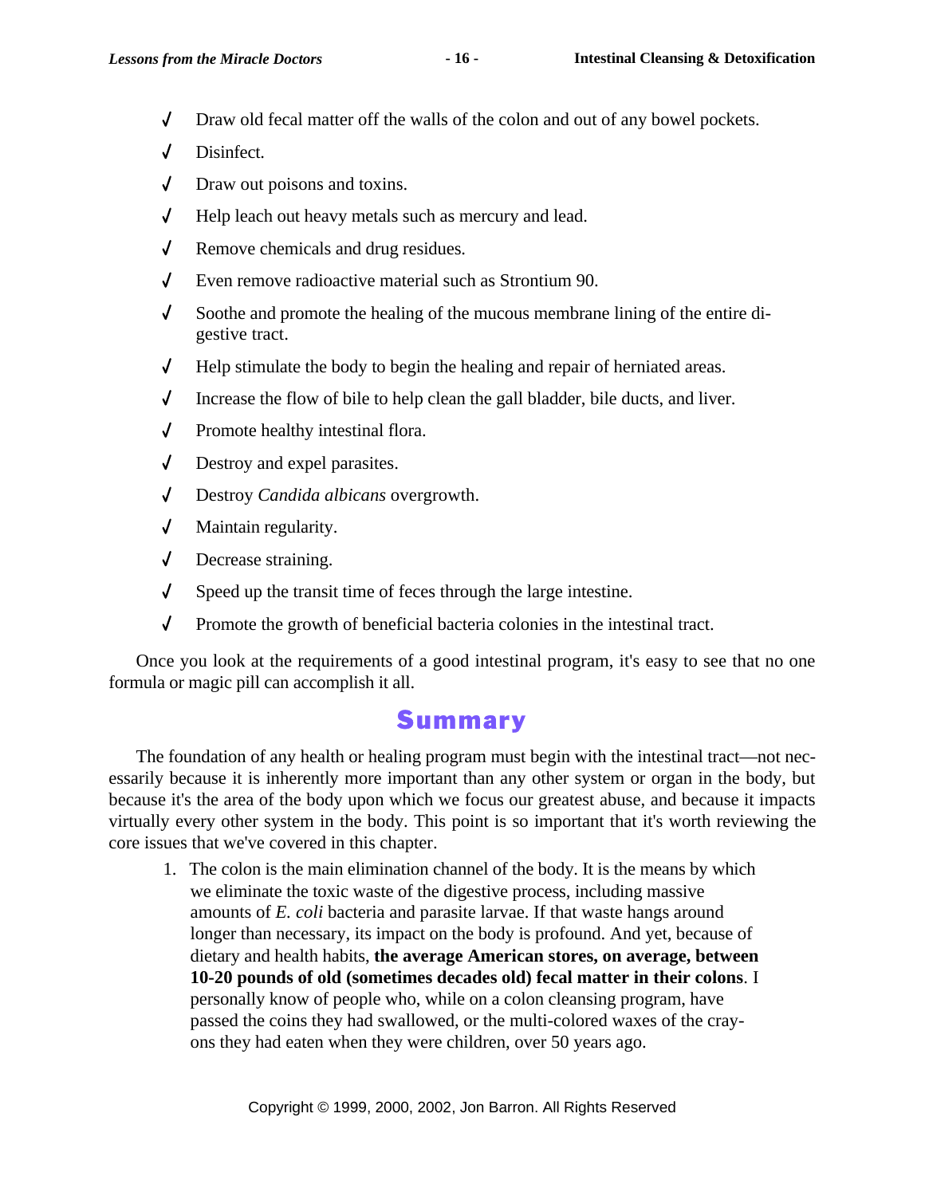- Draw old fecal matter off the walls of the colon and out of any bowel pockets.
- Disinfect.
- Draw out poisons and toxins.
- Help leach out heavy metals such as mercury and lead.
- Remove chemicals and drug residues.
- Even remove radioactive material such as Strontium 90.
- Soothe and promote the healing of the mucous membrane lining of the entire digestive tract.
- Help stimulate the body to begin the healing and repair of herniated areas.
- Increase the flow of bile to help clean the gall bladder, bile ducts, and liver.
- Promote healthy intestinal flora.
- Destroy and expel parasites.
- Destroy *Candida albicans* overgrowth.
- Maintain regularity.
- Decrease straining.
- Speed up the transit time of feces through the large intestine.
- Promote the growth of beneficial bacteria colonies in the intestinal tract.

Once you look at the requirements of a good intestinal program, it's easy to see that no one formula or magic pill can accomplish it all.

## Summary

The foundation of any health or healing program must begin with the intestinal tract—not necessarily because it is inherently more important than any other system or organ in the body, but because it's the area of the body upon which we focus our greatest abuse, and because it impacts virtually every other system in the body. This point is so important that it's worth reviewing the core issues that we've covered in this chapter.

1. The colon is the main elimination channel of the body. It is the means by which we eliminate the toxic waste of the digestive process, including massive amounts of *E. coli* bacteria and parasite larvae. If that waste hangs around longer than necessary, its impact on the body is profound. And yet, because of dietary and health habits, **the average American stores, on average, between 10-20 pounds of old (sometimes decades old) fecal matter in their colons**. I personally know of people who, while on a colon cleansing program, have passed the coins they had swallowed, or the multi-colored waxes of the crayons they had eaten when they were children, over 50 years ago.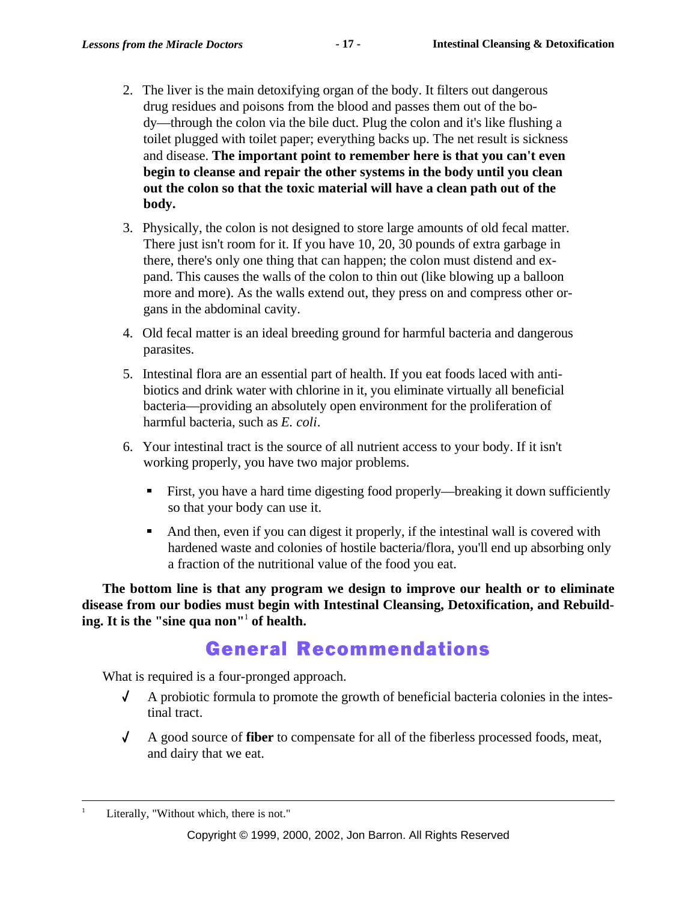2. The liver is the main detoxifying organ of the body. It filters out dangerous drug residues and poisons from the blood and passes them out of the body—through the colon via the bile duct. Plug the colon and it's like flushing a toilet plugged with toilet paper; everything backs up. The net result is sickness and disease. **The important point to remember here is that you can't even begin to cleanse and repair the other systems in the body until you clean out the colon so that the toxic material will have a clean path out of the body.**

3. Physically, the colon is not designed to store large amounts of old fecal matter. There just isn't room for it. If you have 10, 20, 30 pounds of extra garbage in there, there's only one thing that can happen; the colon must distend and expand. This causes the walls of the colon to thin out (like blowing up a balloon more and more). As the walls extend out, they press on and compress other organs in the abdominal cavity.

4. Old fecal matter is an ideal breeding ground for harmful bacteria and dangerous parasites.

5. Intestinal flora are an essential part of health. If you eat foods laced with antibiotics and drink water with chlorine in it, you eliminate virtually all beneficial bacteria—providing an absolutely open environment for the proliferation of harmful bacteria, such as *E. coli*.

6. Your intestinal tract is the source of all nutrient access to your body. If it isn't working properly, you have two major problems.

   - First, you have a hard time digesting food properly—breaking it down sufficiently so that your body can use it.
   - And then, even if you can digest it properly, if the intestinal wall is covered with hardened waste and colonies of hostile bacteria/flora, you'll end up absorbing only a fraction of the nutritional value of the food you eat.

**The bottom line is that any program we design to improve our health or to eliminate disease from our bodies must begin with Intestinal Cleansing, Detoxification, and Rebuilding. It is the "sine qua non"[1] of health.**

## General Recommendations

What is required is a four-pronged approach.

- ✓ A probiotic formula to promote the growth of beneficial bacteria colonies in the intestinal tract.
- ✓ A good source of **fiber** to compensate for all of the fiberless processed foods, meat, and dairy that we eat.

---

[1] Literally, "Without which, there is not."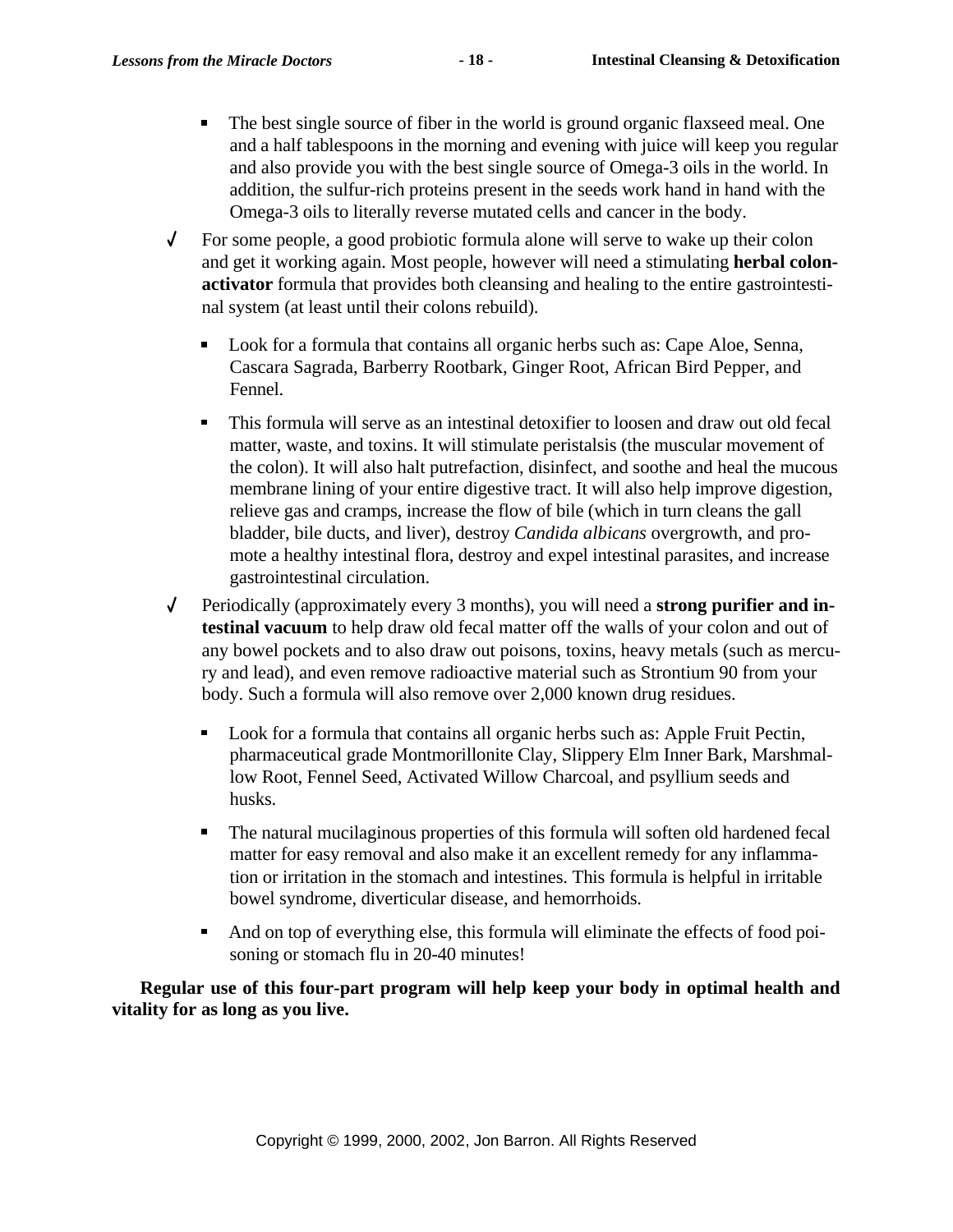- The best single source of fiber in the world is ground organic flaxseed meal. One and a half tablespoons in the morning and evening with juice will keep you regular and also provide you with the best single source of Omega-3 oils in the world. In addition, the sulfur-rich proteins present in the seeds work hand in hand with the Omega-3 oils to literally reverse mutated cells and cancer in the body.

✓ For some people, a good probiotic formula alone will serve to wake up their colon and get it working again. Most people, however will need a stimulating **herbal colon-activator** formula that provides both cleansing and healing to the entire gastrointestinal system (at least until their colons rebuild).

- Look for a formula that contains all organic herbs such as: Cape Aloe, Senna, Cascara Sagrada, Barberry Rootbark, Ginger Root, African Bird Pepper, and Fennel.
- This formula will serve as an intestinal detoxifier to loosen and draw out old fecal matter, waste, and toxins. It will stimulate peristalsis (the muscular movement of the colon). It will also halt putrefaction, disinfect, and soothe and heal the mucous membrane lining of your entire digestive tract. It will also help improve digestion, relieve gas and cramps, increase the flow of bile (which in turn cleans the gall bladder, bile ducts, and liver), destroy *Candida albicans* overgrowth, and promote a healthy intestinal flora, destroy and expel intestinal parasites, and increase gastrointestinal circulation.

✓ Periodically (approximately every 3 months), you will need a **strong purifier and intestinal vacuum** to help draw old fecal matter off the walls of your colon and out of any bowel pockets and to also draw out poisons, toxins, heavy metals (such as mercury and lead), and even remove radioactive material such as Strontium 90 from your body. Such a formula will also remove over 2,000 known drug residues.

- Look for a formula that contains all organic herbs such as: Apple Fruit Pectin, pharmaceutical grade Montmorillonite Clay, Slippery Elm Inner Bark, Marshmallow Root, Fennel Seed, Activated Willow Charcoal, and psyllium seeds and husks.
- The natural mucilaginous properties of this formula will soften old hardened fecal matter for easy removal and also make it an excellent remedy for any inflammation or irritation in the stomach and intestines. This formula is helpful in irritable bowel syndrome, diverticular disease, and hemorrhoids.
- And on top of everything else, this formula will eliminate the effects of food poisoning or stomach flu in 20-40 minutes!

**Regular use of this four-part program will help keep your body in optimal health and vitality for as long as you live.**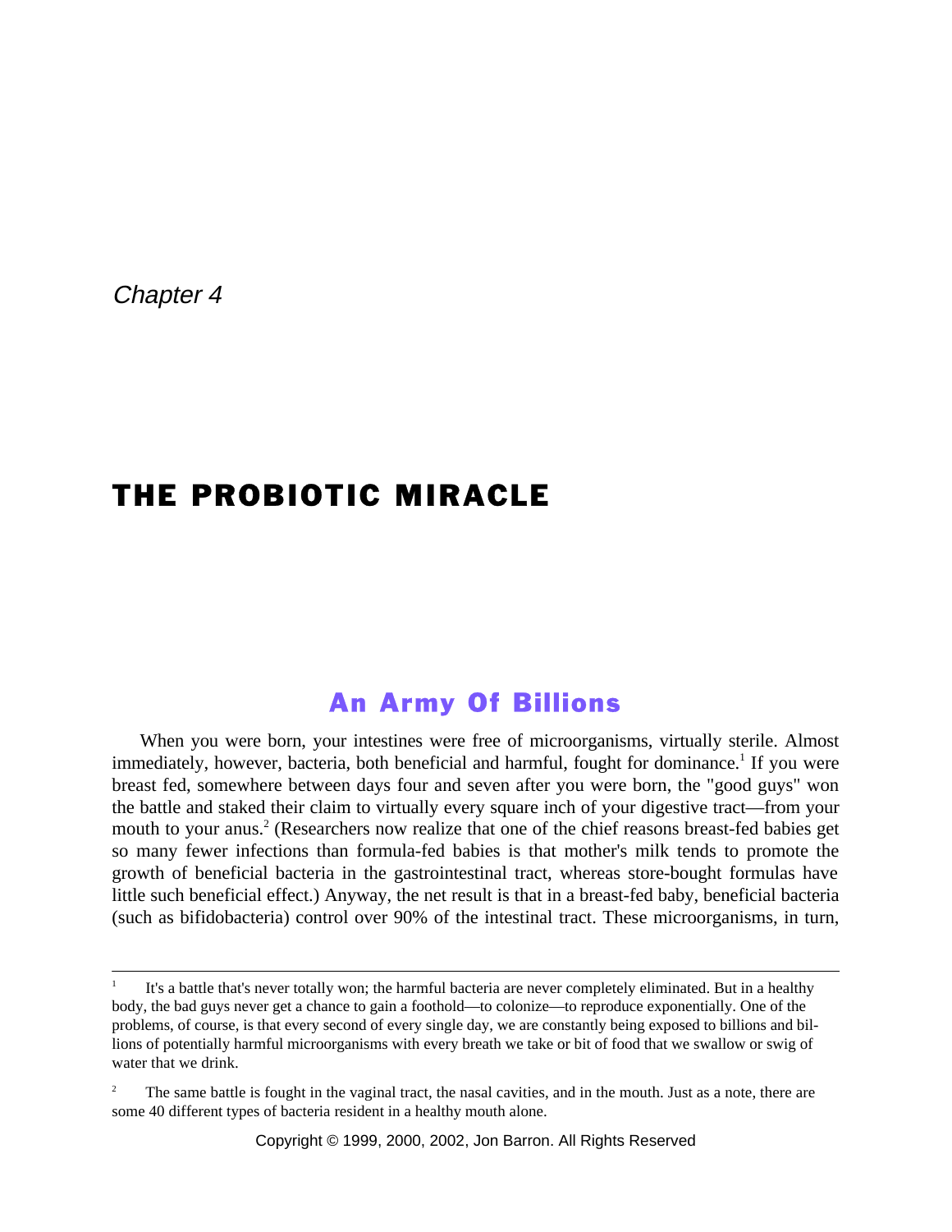*Chapter 4*

# THE PROBIOTIC MIRACLE

## An Army Of Billions

When you were born, your intestines were free of microorganisms, virtually sterile. Almost immediately, however, bacteria, both beneficial and harmful, fought for dominance.[1] If you were breast fed, somewhere between days four and seven after you were born, the "good guys" won the battle and staked their claim to virtually every square inch of your digestive tract—from your mouth to your anus.[2] (Researchers now realize that one of the chief reasons breast-fed babies get so many fewer infections than formula-fed babies is that mother's milk tends to promote the growth of beneficial bacteria in the gastrointestinal tract, whereas store-bought formulas have little such beneficial effect.) Anyway, the net result is that in a breast-fed baby, beneficial bacteria (such as bifidobacteria) control over 90% of the intestinal tract. These microorganisms, in turn,

---

[1] It's a battle that's never totally won; the harmful bacteria are never completely eliminated. But in a healthy body, the bad guys never get a chance to gain a foothold—to colonize—to reproduce exponentially. One of the problems, of course, is that every second of every single day, we are constantly being exposed to billions and billions of potentially harmful microorganisms with every breath we take or bit of food that we swallow or swig of water that we drink.

[2] The same battle is fought in the vaginal tract, the nasal cavities, and in the mouth. Just as a note, there are some 40 different types of bacteria resident in a healthy mouth alone.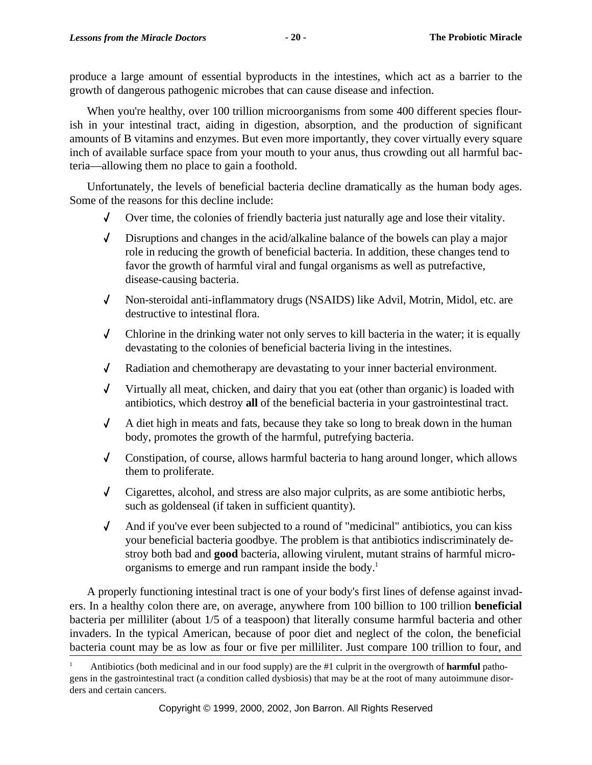produce a large amount of essential byproducts in the intestines, which act as a barrier to the growth of dangerous pathogenic microbes that can cause disease and infection.

When you're healthy, over 100 trillion microorganisms from some 400 different species flourish in your intestinal tract, aiding in digestion, absorption, and the production of significant amounts of B vitamins and enzymes. But even more importantly, they cover virtually every square inch of available surface space from your mouth to your anus, thus crowding out all harmful bacteria—allowing them no place to gain a foothold.

Unfortunately, the levels of beneficial bacteria decline dramatically as the human body ages. Some of the reasons for this decline include:

- ✓ Over time, the colonies of friendly bacteria just naturally age and lose their vitality.
- ✓ Disruptions and changes in the acid/alkaline balance of the bowels can play a major role in reducing the growth of beneficial bacteria. In addition, these changes tend to favor the growth of harmful viral and fungal organisms as well as putrefactive, disease-causing bacteria.
- ✓ Non-steroidal anti-inflammatory drugs (NSAIDS) like Advil, Motrin, Midol, etc. are destructive to intestinal flora.
- ✓ Chlorine in the drinking water not only serves to kill bacteria in the water; it is equally devastating to the colonies of beneficial bacteria living in the intestines.
- ✓ Radiation and chemotherapy are devastating to your inner bacterial environment.
- ✓ Virtually all meat, chicken, and dairy that you eat (other than organic) is loaded with antibiotics, which destroy **all** of the beneficial bacteria in your gastrointestinal tract.
- ✓ A diet high in meats and fats, because they take so long to break down in the human body, promotes the growth of the harmful, putrefying bacteria.
- ✓ Constipation, of course, allows harmful bacteria to hang around longer, which allows them to proliferate.
- ✓ Cigarettes, alcohol, and stress are also major culprits, as are some antibiotic herbs, such as goldenseal (if taken in sufficient quantity).
- ✓ And if you've ever been subjected to a round of "medicinal" antibiotics, you can kiss your beneficial bacteria goodbye. The problem is that antibiotics indiscriminately destroy both bad and **good** bacteria, allowing virulent, mutant strains of harmful microorganisms to emerge and run rampant inside the body.[1]

A properly functioning intestinal tract is one of your body's first lines of defense against invaders. In a healthy colon there are, on average, anywhere from 100 billion to 100 trillion **beneficial** bacteria per milliliter (about 1/5 of a teaspoon) that literally consume harmful bacteria and other invaders. In the typical American, because of poor diet and neglect of the colon, the beneficial bacteria count may be as low as four or five per milliliter. Just compare 100 trillion to four, and

[1] Antibiotics (both medicinal and in our food supply) are the #1 culprit in the overgrowth of **harmful** pathogens in the gastrointestinal tract (a condition called dysbiosis) that may be at the root of many autoimmune disorders and certain cancers.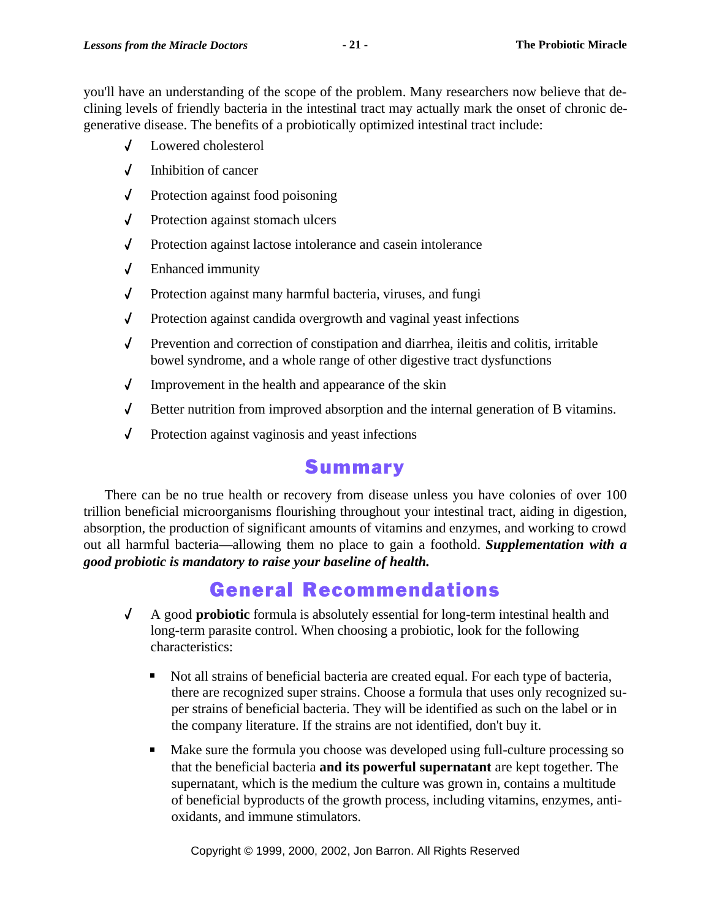you'll have an understanding of the scope of the problem. Many researchers now believe that declining levels of friendly bacteria in the intestinal tract may actually mark the onset of chronic degenerative disease. The benefits of a probiotically optimized intestinal tract include:

- ✓ Lowered cholesterol
- ✓ Inhibition of cancer
- ✓ Protection against food poisoning
- ✓ Protection against stomach ulcers
- ✓ Protection against lactose intolerance and casein intolerance
- ✓ Enhanced immunity
- ✓ Protection against many harmful bacteria, viruses, and fungi
- ✓ Protection against candida overgrowth and vaginal yeast infections
- ✓ Prevention and correction of constipation and diarrhea, ileitis and colitis, irritable bowel syndrome, and a whole range of other digestive tract dysfunctions
- ✓ Improvement in the health and appearance of the skin
- ✓ Better nutrition from improved absorption and the internal generation of B vitamins.
- ✓ Protection against vaginosis and yeast infections

## Summary

There can be no true health or recovery from disease unless you have colonies of over 100 trillion beneficial microorganisms flourishing throughout your intestinal tract, aiding in digestion, absorption, the production of significant amounts of vitamins and enzymes, and working to crowd out all harmful bacteria—allowing them no place to gain a foothold. ***Supplementation with a good probiotic is mandatory to raise your baseline of health.***

## General Recommendations

- ✓ A good **probiotic** formula is absolutely essential for long-term intestinal health and long-term parasite control. When choosing a probiotic, look for the following characteristics:
  - Not all strains of beneficial bacteria are created equal. For each type of bacteria, there are recognized super strains. Choose a formula that uses only recognized super strains of beneficial bacteria. They will be identified as such on the label or in the company literature. If the strains are not identified, don't buy it.
  - Make sure the formula you choose was developed using full-culture processing so that the beneficial bacteria **and its powerful supernatant** are kept together. The supernatant, which is the medium the culture was grown in, contains a multitude of beneficial byproducts of the growth process, including vitamins, enzymes, antioxidants, and immune stimulators.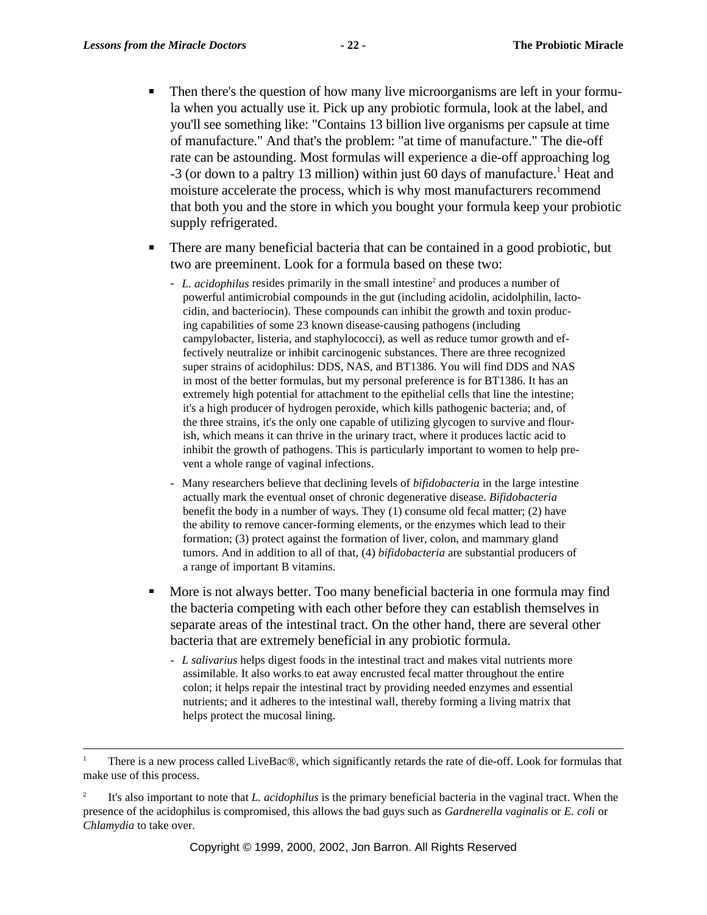- Then there's the question of how many live microorganisms are left in your formula when you actually use it. Pick up any probiotic formula, look at the label, and you'll see something like: "Contains 13 billion live organisms per capsule at time of manufacture." And that's the problem: "at time of manufacture." The die-off rate can be astounding. Most formulas will experience a die-off approaching log -3 (or down to a paltry 13 million) within just 60 days of manufacture.[1] Heat and moisture accelerate the process, which is why most manufacturers recommend that both you and the store in which you bought your formula keep your probiotic supply refrigerated.

- There are many beneficial bacteria that can be contained in a good probiotic, but two are preeminent. Look for a formula based on these two:

  - *L. acidophilus* resides primarily in the small intestine[2] and produces a number of powerful antimicrobial compounds in the gut (including acidolin, acidolphilin, lactocidin, and bacteriocin). These compounds can inhibit the growth and toxin producing capabilities of some 23 known disease-causing pathogens (including campylobacter, listeria, and staphylococci), as well as reduce tumor growth and effectively neutralize or inhibit carcinogenic substances. There are three recognized super strains of acidophilus: DDS, NAS, and BT1386. You will find DDS and NAS in most of the better formulas, but my personal preference is for BT1386. It has an extremely high potential for attachment to the epithelial cells that line the intestine; it's a high producer of hydrogen peroxide, which kills pathogenic bacteria; and, of the three strains, it's the only one capable of utilizing glycogen to survive and flourish, which means it can thrive in the urinary tract, where it produces lactic acid to inhibit the growth of pathogens. This is particularly important to women to help prevent a whole range of vaginal infections.

  - Many researchers believe that declining levels of *bifidobacteria* in the large intestine actually mark the eventual onset of chronic degenerative disease. *Bifidobacteria* benefit the body in a number of ways. They (1) consume old fecal matter; (2) have the ability to remove cancer-forming elements, or the enzymes which lead to their formation; (3) protect against the formation of liver, colon, and mammary gland tumors. And in addition to all of that, (4) *bifidobacteria* are substantial producers of a range of important B vitamins.

- More is not always better. Too many beneficial bacteria in one formula may find the bacteria competing with each other before they can establish themselves in separate areas of the intestinal tract. On the other hand, there are several other bacteria that are extremely beneficial in any probiotic formula.

  - *L salivarius* helps digest foods in the intestinal tract and makes vital nutrients more assimilable. It also works to eat away encrusted fecal matter throughout the entire colon; it helps repair the intestinal tract by providing needed enzymes and essential nutrients; and it adheres to the intestinal wall, thereby forming a living matrix that helps protect the mucosal lining.

---

[1] There is a new process called LiveBac®, which significantly retards the rate of die-off. Look for formulas that make use of this process.

[2] It's also important to note that *L. acidophilus* is the primary beneficial bacteria in the vaginal tract. When the presence of the acidophilus is compromised, this allows the bad guys such as *Gardnerella vaginalis* or *E. coli* or *Chlamydia* to take over.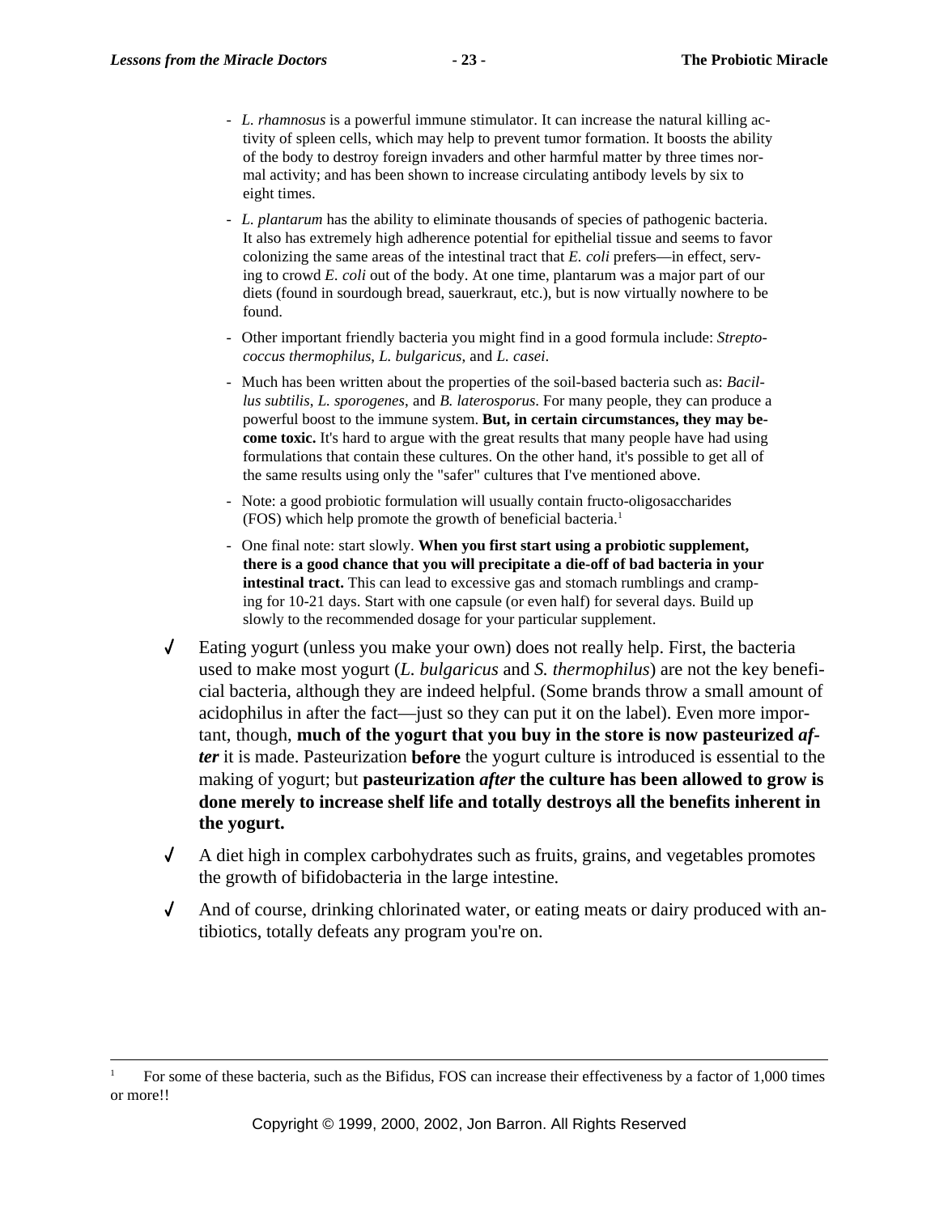- *L. rhamnosus* is a powerful immune stimulator. It can increase the natural killing activity of spleen cells, which may help to prevent tumor formation. It boosts the ability of the body to destroy foreign invaders and other harmful matter by three times normal activity; and has been shown to increase circulating antibody levels by six to eight times.
- *L. plantarum* has the ability to eliminate thousands of species of pathogenic bacteria. It also has extremely high adherence potential for epithelial tissue and seems to favor colonizing the same areas of the intestinal tract that *E. coli* prefers—in effect, serving to crowd *E. coli* out of the body. At one time, plantarum was a major part of our diets (found in sourdough bread, sauerkraut, etc.), but is now virtually nowhere to be found.
- Other important friendly bacteria you might find in a good formula include: *Streptococcus thermophilus*, *L. bulgaricus*, and *L. casei*.
- Much has been written about the properties of the soil-based bacteria such as: *Bacillus subtilis*, *L. sporogenes*, and *B. laterosporus*. For many people, they can produce a powerful boost to the immune system. **But, in certain circumstances, they may become toxic.** It's hard to argue with the great results that many people have had using formulations that contain these cultures. On the other hand, it's possible to get all of the same results using only the "safer" cultures that I've mentioned above.
- Note: a good probiotic formulation will usually contain fructo-oligosaccharides (FOS) which help promote the growth of beneficial bacteria.[1]
- One final note: start slowly. **When you first start using a probiotic supplement, there is a good chance that you will precipitate a die-off of bad bacteria in your intestinal tract.** This can lead to excessive gas and stomach rumblings and cramping for 10-21 days. Start with one capsule (or even half) for several days. Build up slowly to the recommended dosage for your particular supplement.

√ Eating yogurt (unless you make your own) does not really help. First, the bacteria used to make most yogurt (*L. bulgaricus* and *S. thermophilus*) are not the key beneficial bacteria, although they are indeed helpful. (Some brands throw a small amount of acidophilus in after the fact—just so they can put it on the label). Even more important, though, **much of the yogurt that you buy in the store is now pasteurized *after*** it is made. Pasteurization **before** the yogurt culture is introduced is essential to the making of yogurt; but **pasteurization *after* the culture has been allowed to grow is done merely to increase shelf life and totally destroys all the benefits inherent in the yogurt.**

√ A diet high in complex carbohydrates such as fruits, grains, and vegetables promotes the growth of bifidobacteria in the large intestine.

√ And of course, drinking chlorinated water, or eating meats or dairy produced with antibiotics, totally defeats any program you're on.

[1] For some of these bacteria, such as the Bifidus, FOS can increase their effectiveness by a factor of 1,000 times or more!!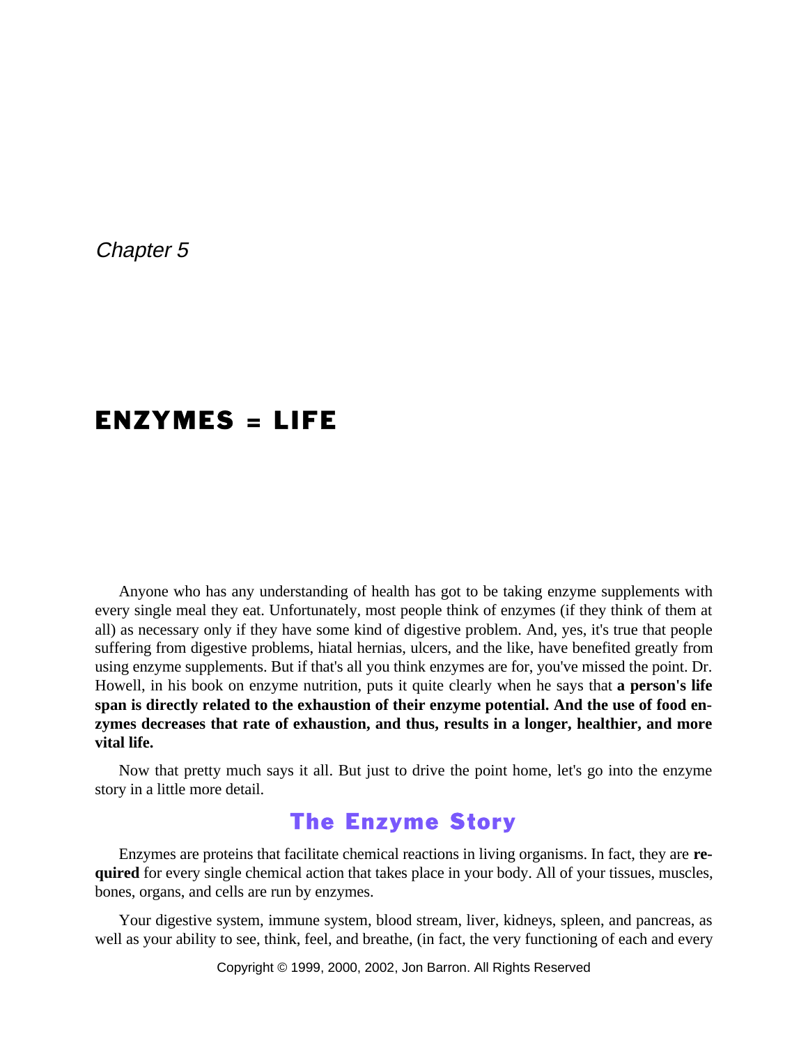*Chapter 5*

# ENZYMES = LIFE

Anyone who has any understanding of health has got to be taking enzyme supplements with every single meal they eat. Unfortunately, most people think of enzymes (if they think of them at all) as necessary only if they have some kind of digestive problem. And, yes, it's true that people suffering from digestive problems, hiatal hernias, ulcers, and the like, have benefited greatly from using enzyme supplements. But if that's all you think enzymes are for, you've missed the point. Dr. Howell, in his book on enzyme nutrition, puts it quite clearly when he says that **a person's life span is directly related to the exhaustion of their enzyme potential. And the use of food enzymes decreases that rate of exhaustion, and thus, results in a longer, healthier, and more vital life.**

Now that pretty much says it all. But just to drive the point home, let's go into the enzyme story in a little more detail.

## The Enzyme Story

Enzymes are proteins that facilitate chemical reactions in living organisms. In fact, they are **required** for every single chemical action that takes place in your body. All of your tissues, muscles, bones, organs, and cells are run by enzymes.

Your digestive system, immune system, blood stream, liver, kidneys, spleen, and pancreas, as well as your ability to see, think, feel, and breathe, (in fact, the very functioning of each and every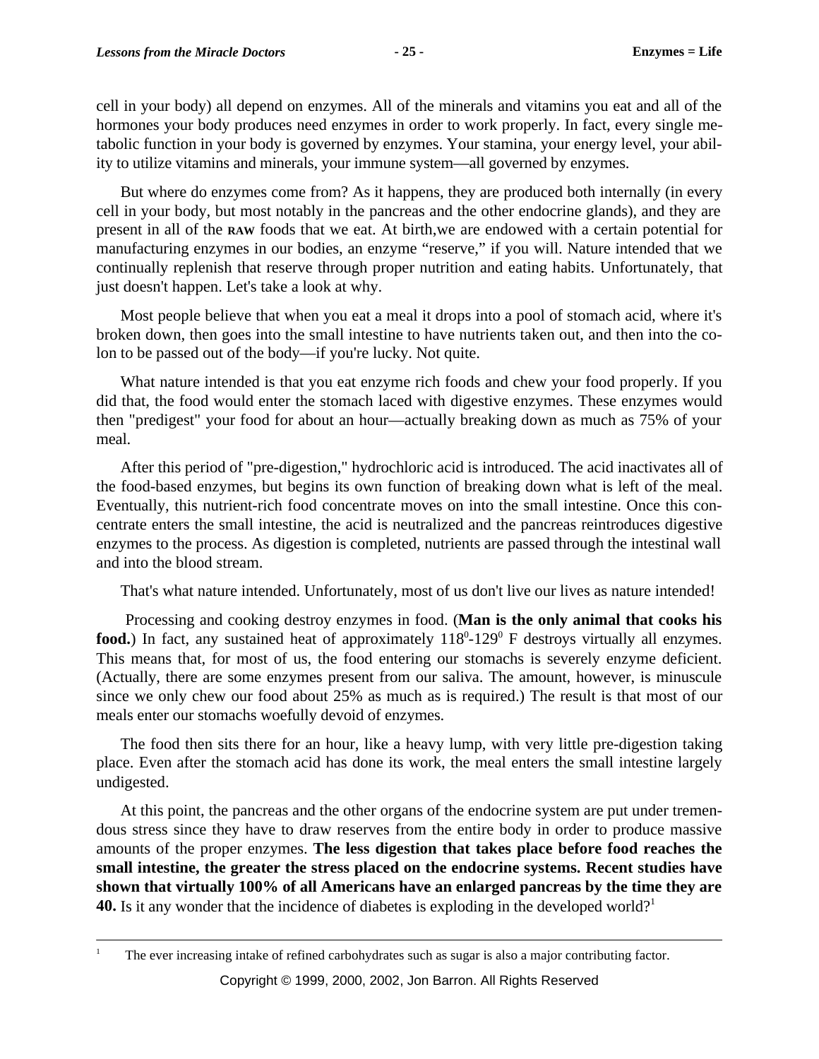cell in your body) all depend on enzymes. All of the minerals and vitamins you eat and all of the hormones your body produces need enzymes in order to work properly. In fact, every single metabolic function in your body is governed by enzymes. Your stamina, your energy level, your ability to utilize vitamins and minerals, your immune system—all governed by enzymes.

But where do enzymes come from? As it happens, they are produced both internally (in every cell in your body, but most notably in the pancreas and the other endocrine glands), and they are present in all of the **RAW** foods that we eat. At birth,we are endowed with a certain potential for manufacturing enzymes in our bodies, an enzyme "reserve," if you will. Nature intended that we continually replenish that reserve through proper nutrition and eating habits. Unfortunately, that just doesn't happen. Let's take a look at why.

Most people believe that when you eat a meal it drops into a pool of stomach acid, where it's broken down, then goes into the small intestine to have nutrients taken out, and then into the colon to be passed out of the body—if you're lucky. Not quite.

What nature intended is that you eat enzyme rich foods and chew your food properly. If you did that, the food would enter the stomach laced with digestive enzymes. These enzymes would then "predigest" your food for about an hour—actually breaking down as much as 75% of your meal.

After this period of "pre-digestion," hydrochloric acid is introduced. The acid inactivates all of the food-based enzymes, but begins its own function of breaking down what is left of the meal. Eventually, this nutrient-rich food concentrate moves on into the small intestine. Once this concentrate enters the small intestine, the acid is neutralized and the pancreas reintroduces digestive enzymes to the process. As digestion is completed, nutrients are passed through the intestinal wall and into the blood stream.

That's what nature intended. Unfortunately, most of us don't live our lives as nature intended!

Processing and cooking destroy enzymes in food. (**Man is the only animal that cooks his food.**) In fact, any sustained heat of approximately $118^0$-$129^0$ F destroys virtually all enzymes. This means that, for most of us, the food entering our stomachs is severely enzyme deficient. (Actually, there are some enzymes present from our saliva. The amount, however, is minuscule since we only chew our food about 25% as much as is required.) The result is that most of our meals enter our stomachs woefully devoid of enzymes.

The food then sits there for an hour, like a heavy lump, with very little pre-digestion taking place. Even after the stomach acid has done its work, the meal enters the small intestine largely undigested.

At this point, the pancreas and the other organs of the endocrine system are put under tremendous stress since they have to draw reserves from the entire body in order to produce massive amounts of the proper enzymes. **The less digestion that takes place before food reaches the small intestine, the greater the stress placed on the endocrine systems. Recent studies have shown that virtually 100% of all Americans have an enlarged pancreas by the time they are 40.** Is it any wonder that the incidence of diabetes is exploding in the developed world?[1]

---

[1] The ever increasing intake of refined carbohydrates such as sugar is also a major contributing factor.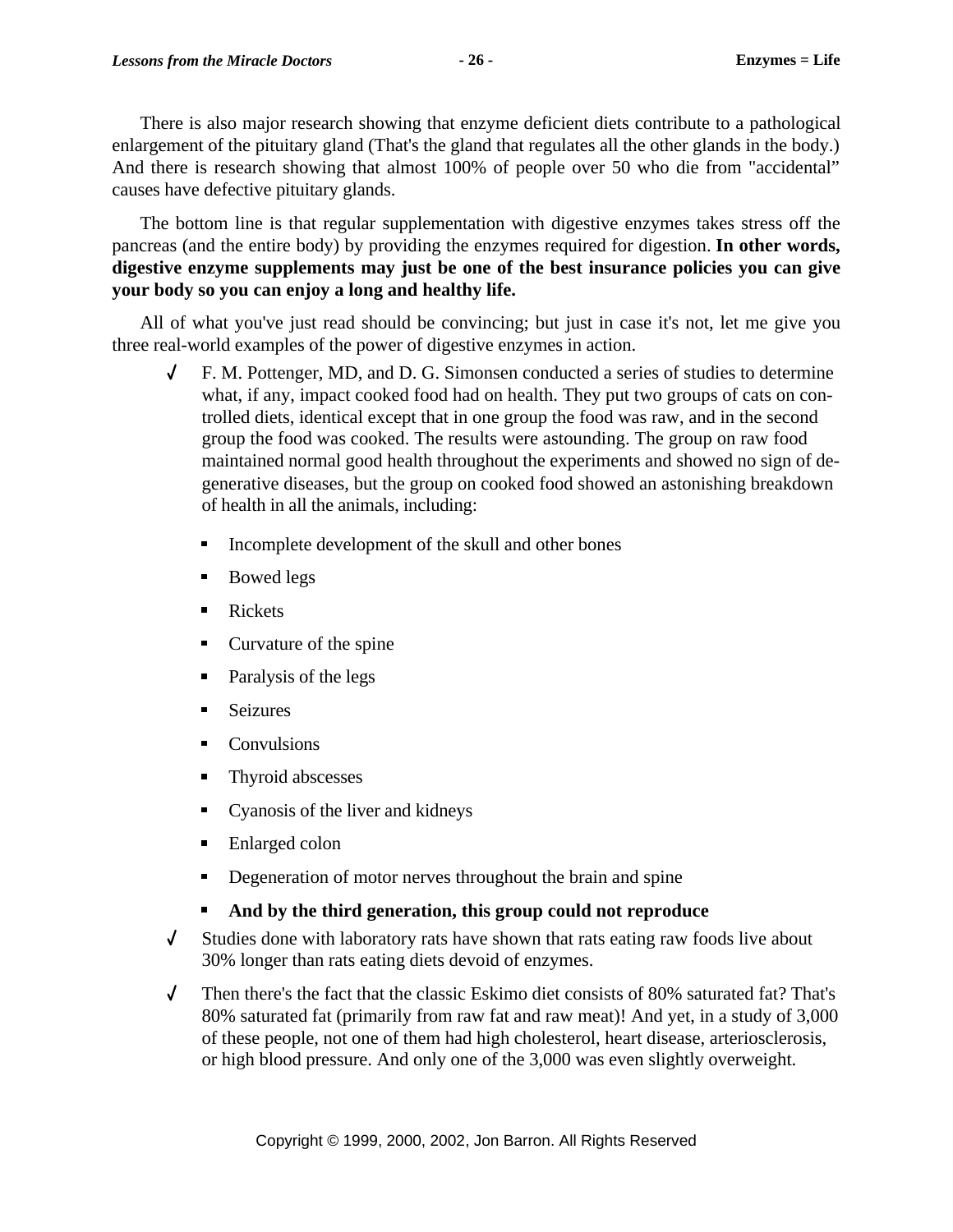There is also major research showing that enzyme deficient diets contribute to a pathological enlargement of the pituitary gland (That's the gland that regulates all the other glands in the body.) And there is research showing that almost 100% of people over 50 who die from "accidental" causes have defective pituitary glands.

The bottom line is that regular supplementation with digestive enzymes takes stress off the pancreas (and the entire body) by providing the enzymes required for digestion. **In other words, digestive enzyme supplements may just be one of the best insurance policies you can give your body so you can enjoy a long and healthy life.**

All of what you've just read should be convincing; but just in case it's not, let me give you three real-world examples of the power of digestive enzymes in action.

- F. M. Pottenger, MD, and D. G. Simonsen conducted a series of studies to determine what, if any, impact cooked food had on health. They put two groups of cats on controlled diets, identical except that in one group the food was raw, and in the second group the food was cooked. The results were astounding. The group on raw food maintained normal good health throughout the experiments and showed no sign of degenerative diseases, but the group on cooked food showed an astonishing breakdown of health in all the animals, including:
  - Incomplete development of the skull and other bones
  - Bowed legs
  - Rickets
  - Curvature of the spine
  - Paralysis of the legs
  - Seizures
  - Convulsions
  - Thyroid abscesses
  - Cyanosis of the liver and kidneys
  - Enlarged colon
  - Degeneration of motor nerves throughout the brain and spine
  - **And by the third generation, this group could not reproduce**
- Studies done with laboratory rats have shown that rats eating raw foods live about 30% longer than rats eating diets devoid of enzymes.
- Then there's the fact that the classic Eskimo diet consists of 80% saturated fat? That's 80% saturated fat (primarily from raw fat and raw meat)! And yet, in a study of 3,000 of these people, not one of them had high cholesterol, heart disease, arteriosclerosis, or high blood pressure. And only one of the 3,000 was even slightly overweight.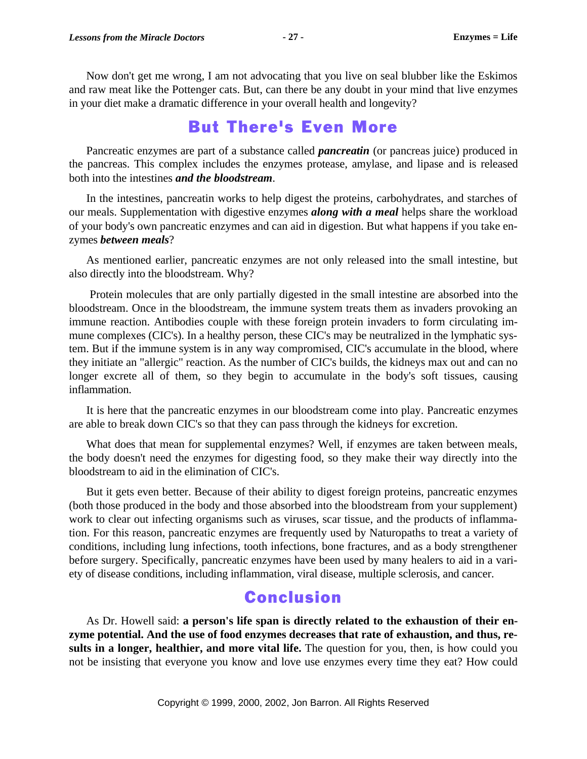Now don't get me wrong, I am not advocating that you live on seal blubber like the Eskimos and raw meat like the Pottenger cats. But, can there be any doubt in your mind that live enzymes in your diet make a dramatic difference in your overall health and longevity?

## But There's Even More

Pancreatic enzymes are part of a substance called ***pancreatin*** (or pancreas juice) produced in the pancreas. This complex includes the enzymes protease, amylase, and lipase and is released both into the intestines ***and the bloodstream***.

In the intestines, pancreatin works to help digest the proteins, carbohydrates, and starches of our meals. Supplementation with digestive enzymes ***along with a meal*** helps share the workload of your body's own pancreatic enzymes and can aid in digestion. But what happens if you take enzymes ***between meals***?

As mentioned earlier, pancreatic enzymes are not only released into the small intestine, but also directly into the bloodstream. Why?

Protein molecules that are only partially digested in the small intestine are absorbed into the bloodstream. Once in the bloodstream, the immune system treats them as invaders provoking an immune reaction. Antibodies couple with these foreign protein invaders to form circulating immune complexes (CIC's). In a healthy person, these CIC's may be neutralized in the lymphatic system. But if the immune system is in any way compromised, CIC's accumulate in the blood, where they initiate an "allergic" reaction. As the number of CIC's builds, the kidneys max out and can no longer excrete all of them, so they begin to accumulate in the body's soft tissues, causing inflammation.

It is here that the pancreatic enzymes in our bloodstream come into play. Pancreatic enzymes are able to break down CIC's so that they can pass through the kidneys for excretion.

What does that mean for supplemental enzymes? Well, if enzymes are taken between meals, the body doesn't need the enzymes for digesting food, so they make their way directly into the bloodstream to aid in the elimination of CIC's.

But it gets even better. Because of their ability to digest foreign proteins, pancreatic enzymes (both those produced in the body and those absorbed into the bloodstream from your supplement) work to clear out infecting organisms such as viruses, scar tissue, and the products of inflammation. For this reason, pancreatic enzymes are frequently used by Naturopaths to treat a variety of conditions, including lung infections, tooth infections, bone fractures, and as a body strengthener before surgery. Specifically, pancreatic enzymes have been used by many healers to aid in a variety of disease conditions, including inflammation, viral disease, multiple sclerosis, and cancer.

## Conclusion

As Dr. Howell said: **a person's life span is directly related to the exhaustion of their enzyme potential. And the use of food enzymes decreases that rate of exhaustion, and thus, results in a longer, healthier, and more vital life.** The question for you, then, is how could you not be insisting that everyone you know and love use enzymes every time they eat? How could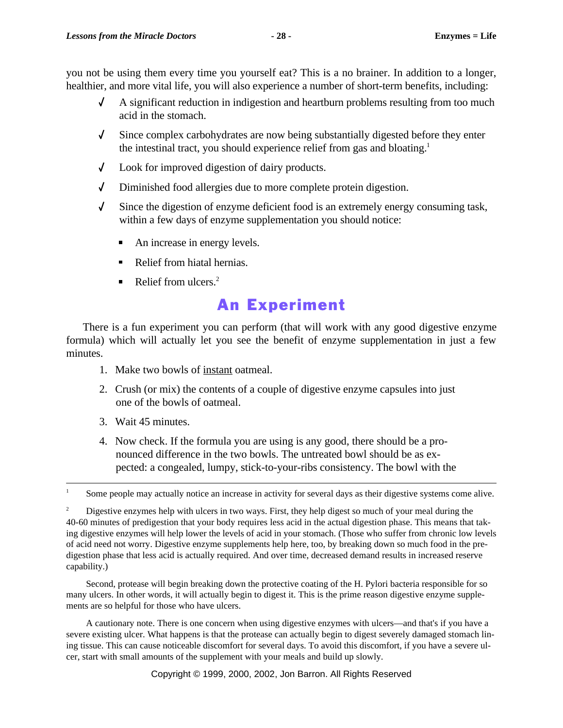you not be using them every time you yourself eat? This is a no brainer. In addition to a longer, healthier, and more vital life, you will also experience a number of short-term benefits, including:

- √ A significant reduction in indigestion and heartburn problems resulting from too much acid in the stomach.
- √ Since complex carbohydrates are now being substantially digested before they enter the intestinal tract, you should experience relief from gas and bloating.[1]
- √ Look for improved digestion of dairy products.
- √ Diminished food allergies due to more complete protein digestion.
- √ Since the digestion of enzyme deficient food is an extremely energy consuming task, within a few days of enzyme supplementation you should notice:
  - An increase in energy levels.
  - Relief from hiatal hernias.
  - Relief from ulcers.[2]

## An Experiment

There is a fun experiment you can perform (that will work with any good digestive enzyme formula) which will actually let you see the benefit of enzyme supplementation in just a few minutes.

1. Make two bowls of <u>instant</u> oatmeal.
2. Crush (or mix) the contents of a couple of digestive enzyme capsules into just one of the bowls of oatmeal.
3. Wait 45 minutes.
4. Now check. If the formula you are using is any good, there should be a pronounced difference in the two bowls. The untreated bowl should be as expected: a congealed, lumpy, stick-to-your-ribs consistency. The bowl with the

---

[1] Some people may actually notice an increase in activity for several days as their digestive systems come alive.

[2] Digestive enzymes help with ulcers in two ways. First, they help digest so much of your meal during the 40-60 minutes of predigestion that your body requires less acid in the actual digestion phase. This means that taking digestive enzymes will help lower the levels of acid in your stomach. (Those who suffer from chronic low levels of acid need not worry. Digestive enzyme supplements help here, too, by breaking down so much food in the predigestion phase that less acid is actually required. And over time, decreased demand results in increased reserve capability.)

Second, protease will begin breaking down the protective coating of the H. Pylori bacteria responsible for so many ulcers. In other words, it will actually begin to digest it. This is the prime reason digestive enzyme supplements are so helpful for those who have ulcers.

A cautionary note. There is one concern when using digestive enzymes with ulcers—and that's if you have a severe existing ulcer. What happens is that the protease can actually begin to digest severely damaged stomach lining tissue. This can cause noticeable discomfort for several days. To avoid this discomfort, if you have a severe ulcer, start with small amounts of the supplement with your meals and build up slowly.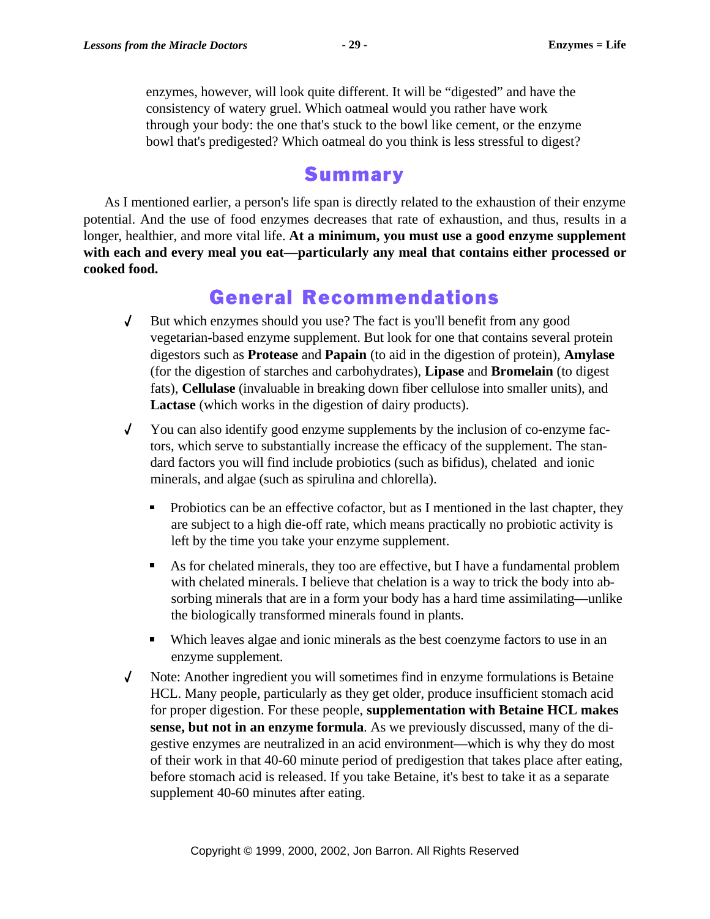enzymes, however, will look quite different. It will be "digested" and have the consistency of watery gruel. Which oatmeal would you rather have work through your body: the one that's stuck to the bowl like cement, or the enzyme bowl that's predigested? Which oatmeal do you think is less stressful to digest?

## Summary

As I mentioned earlier, a person's life span is directly related to the exhaustion of their enzyme potential. And the use of food enzymes decreases that rate of exhaustion, and thus, results in a longer, healthier, and more vital life. **At a minimum, you must use a good enzyme supplement with each and every meal you eat—particularly any meal that contains either processed or cooked food.**

## General Recommendations

- But which enzymes should you use? The fact is you'll benefit from any good vegetarian-based enzyme supplement. But look for one that contains several protein digestors such as **Protease** and **Papain** (to aid in the digestion of protein), **Amylase** (for the digestion of starches and carbohydrates), **Lipase** and **Bromelain** (to digest fats), **Cellulase** (invaluable in breaking down fiber cellulose into smaller units), and **Lactase** (which works in the digestion of dairy products).

- You can also identify good enzyme supplements by the inclusion of co-enzyme factors, which serve to substantially increase the efficacy of the supplement. The standard factors you will find include probiotics (such as bifidus), chelated and ionic minerals, and algae (such as spirulina and chlorella).

  - Probiotics can be an effective cofactor, but as I mentioned in the last chapter, they are subject to a high die-off rate, which means practically no probiotic activity is left by the time you take your enzyme supplement.

  - As for chelated minerals, they too are effective, but I have a fundamental problem with chelated minerals. I believe that chelation is a way to trick the body into absorbing minerals that are in a form your body has a hard time assimilating—unlike the biologically transformed minerals found in plants.

  - Which leaves algae and ionic minerals as the best coenzyme factors to use in an enzyme supplement.

- Note: Another ingredient you will sometimes find in enzyme formulations is Betaine HCL. Many people, particularly as they get older, produce insufficient stomach acid for proper digestion. For these people, **supplementation with Betaine HCL makes sense, but not in an enzyme formula**. As we previously discussed, many of the digestive enzymes are neutralized in an acid environment—which is why they do most of their work in that 40-60 minute period of predigestion that takes place after eating, before stomach acid is released. If you take Betaine, it's best to take it as a separate supplement 40-60 minutes after eating.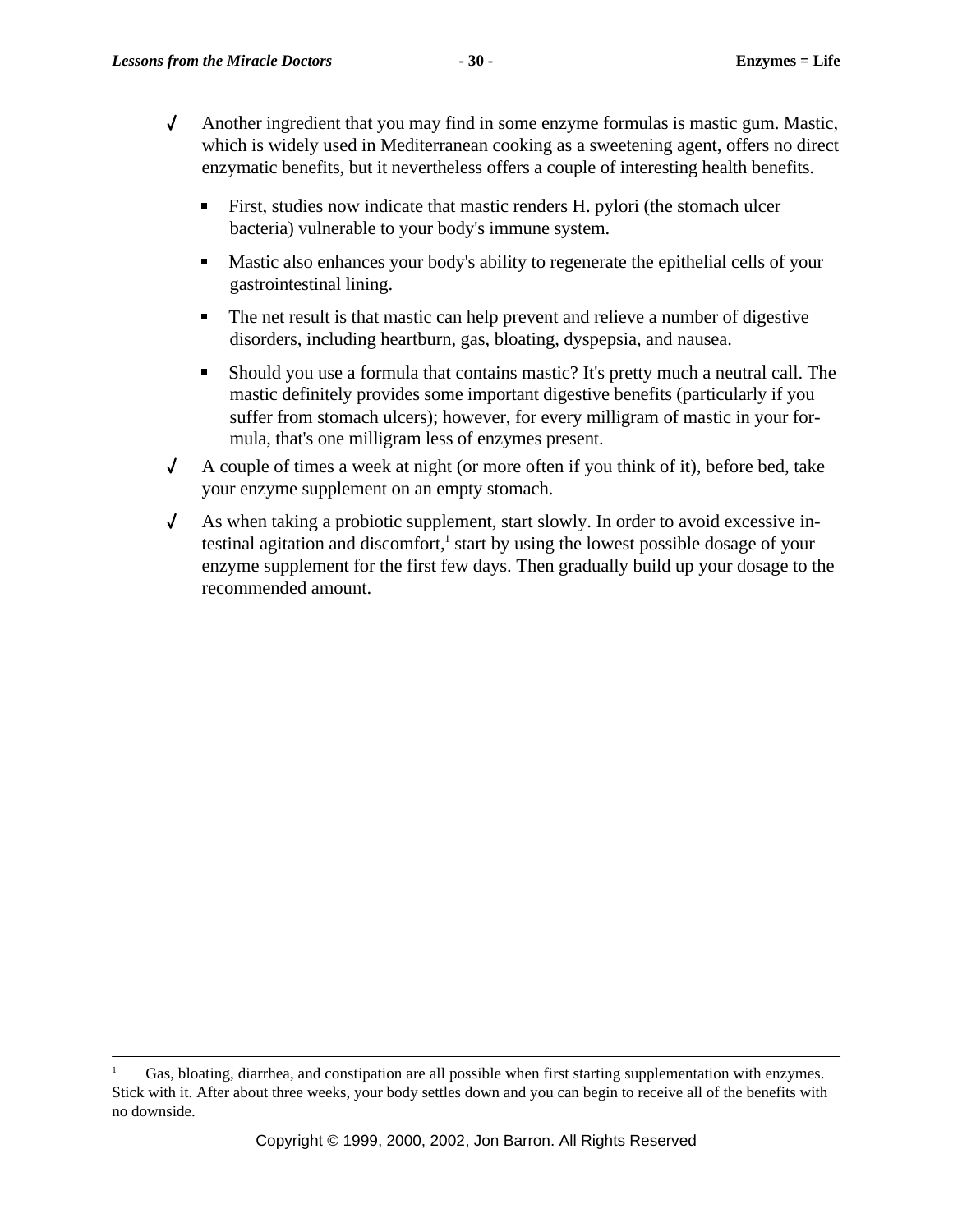- ✓ Another ingredient that you may find in some enzyme formulas is mastic gum. Mastic, which is widely used in Mediterranean cooking as a sweetening agent, offers no direct enzymatic benefits, but it nevertheless offers a couple of interesting health benefits.
  - First, studies now indicate that mastic renders H. pylori (the stomach ulcer bacteria) vulnerable to your body's immune system.
  - Mastic also enhances your body's ability to regenerate the epithelial cells of your gastrointestinal lining.
  - The net result is that mastic can help prevent and relieve a number of digestive disorders, including heartburn, gas, bloating, dyspepsia, and nausea.
  - Should you use a formula that contains mastic? It's pretty much a neutral call. The mastic definitely provides some important digestive benefits (particularly if you suffer from stomach ulcers); however, for every milligram of mastic in your formula, that's one milligram less of enzymes present.
- ✓ A couple of times a week at night (or more often if you think of it), before bed, take your enzyme supplement on an empty stomach.
- ✓ As when taking a probiotic supplement, start slowly. In order to avoid excessive intestinal agitation and discomfort,[1] start by using the lowest possible dosage of your enzyme supplement for the first few days. Then gradually build up your dosage to the recommended amount.

---

[1] Gas, bloating, diarrhea, and constipation are all possible when first starting supplementation with enzymes. Stick with it. After about three weeks, your body settles down and you can begin to receive all of the benefits with no downside.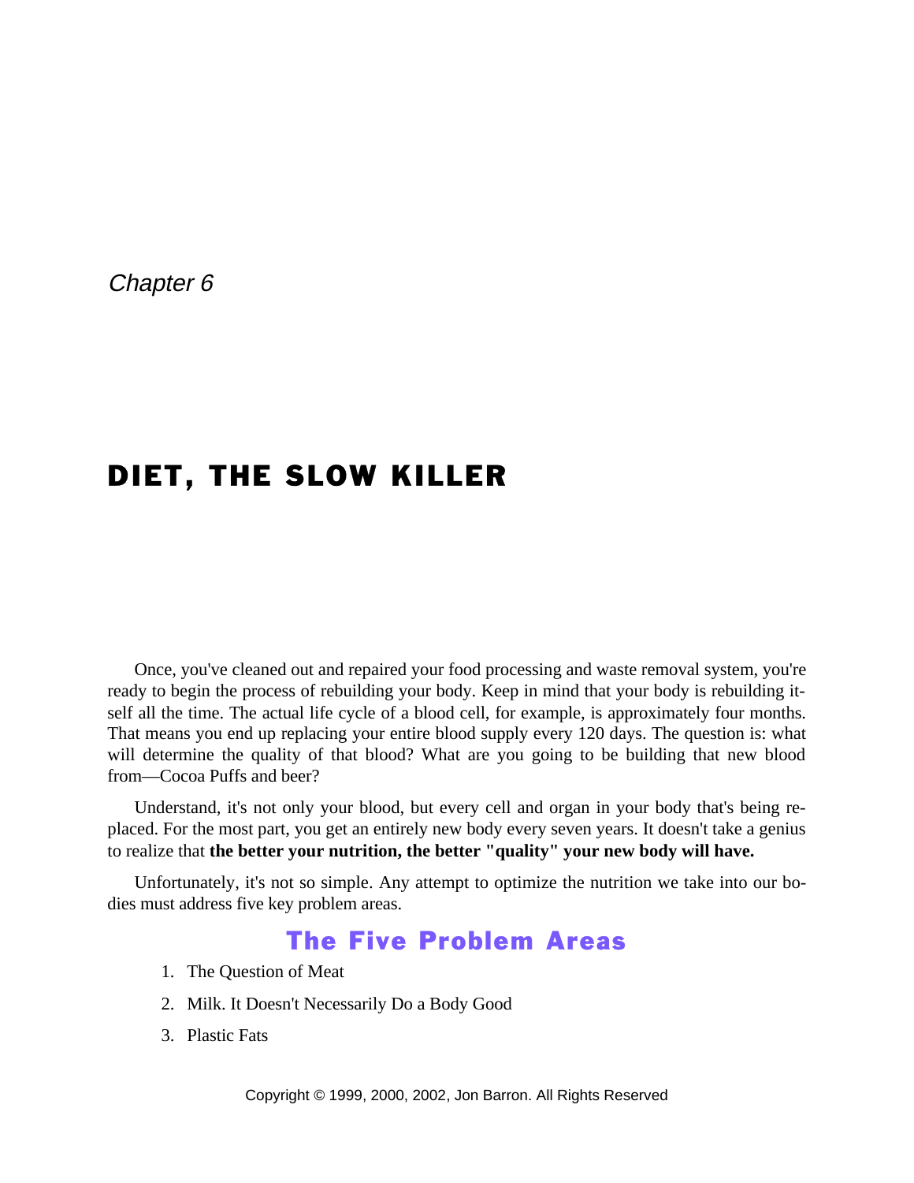*Chapter 6*

# DIET, THE SLOW KILLER

Once, you've cleaned out and repaired your food processing and waste removal system, you're ready to begin the process of rebuilding your body. Keep in mind that your body is rebuilding itself all the time. The actual life cycle of a blood cell, for example, is approximately four months. That means you end up replacing your entire blood supply every 120 days. The question is: what will determine the quality of that blood? What are you going to be building that new blood from—Cocoa Puffs and beer?

Understand, it's not only your blood, but every cell and organ in your body that's being replaced. For the most part, you get an entirely new body every seven years. It doesn't take a genius to realize that **the better your nutrition, the better "quality" your new body will have.**

Unfortunately, it's not so simple. Any attempt to optimize the nutrition we take into our bodies must address five key problem areas.

## The Five Problem Areas

1. The Question of Meat
2. Milk. It Doesn't Necessarily Do a Body Good
3. Plastic Fats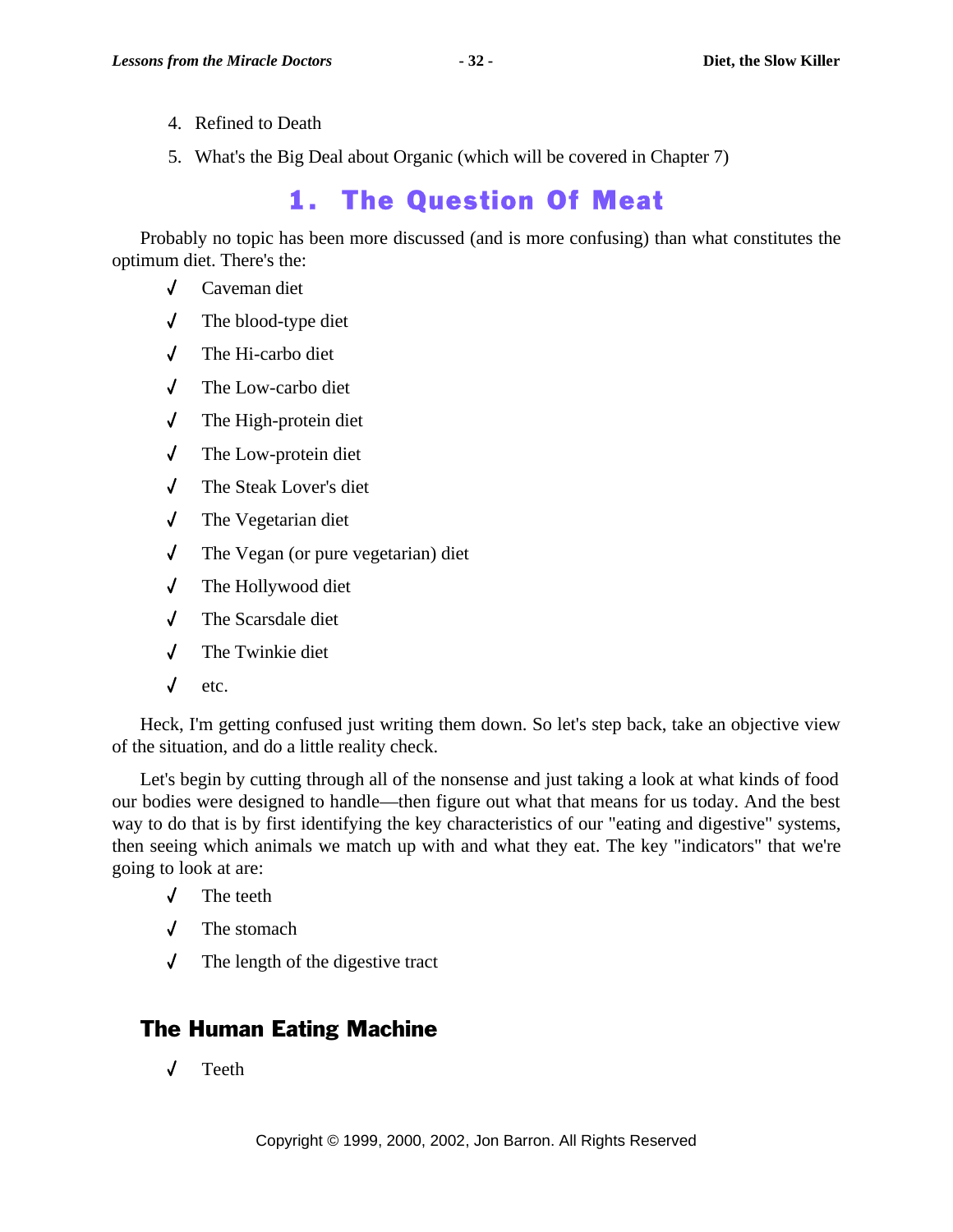4. Refined to Death
5. What's the Big Deal about Organic (which will be covered in Chapter 7)

# 1. The Question Of Meat

Probably no topic has been more discussed (and is more confusing) than what constitutes the optimum diet. There's the:

- √ Caveman diet
- √ The blood-type diet
- √ The Hi-carbo diet
- √ The Low-carbo diet
- √ The High-protein diet
- √ The Low-protein diet
- √ The Steak Lover's diet
- √ The Vegetarian diet
- √ The Vegan (or pure vegetarian) diet
- √ The Hollywood diet
- √ The Scarsdale diet
- √ The Twinkie diet
- √ etc.

Heck, I'm getting confused just writing them down. So let's step back, take an objective view of the situation, and do a little reality check.

Let's begin by cutting through all of the nonsense and just taking a look at what kinds of food our bodies were designed to handle—then figure out what that means for us today. And the best way to do that is by first identifying the key characteristics of our "eating and digestive" systems, then seeing which animals we match up with and what they eat. The key "indicators" that we're going to look at are:

- √ The teeth
- √ The stomach
- √ The length of the digestive tract

## The Human Eating Machine

- √ Teeth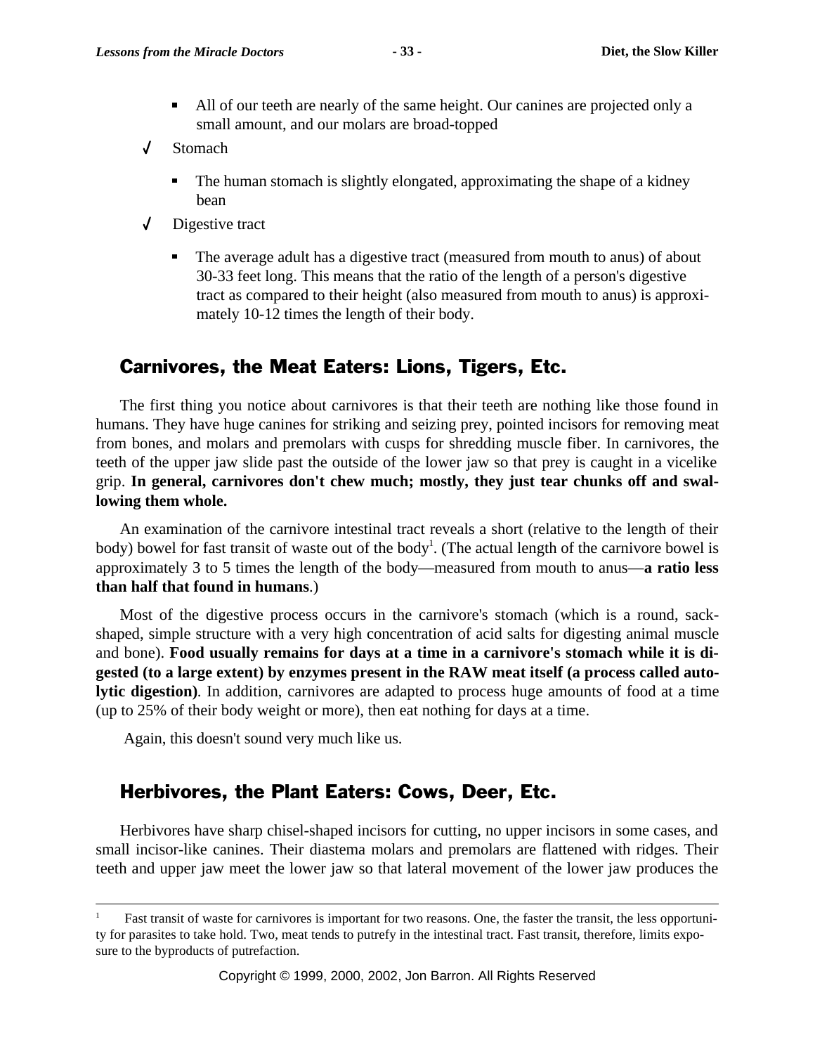- All of our teeth are nearly of the same height. Our canines are projected only a small amount, and our molars are broad-topped

✓ Stomach

- The human stomach is slightly elongated, approximating the shape of a kidney bean

✓ Digestive tract

- The average adult has a digestive tract (measured from mouth to anus) of about 30-33 feet long. This means that the ratio of the length of a person's digestive tract as compared to their height (also measured from mouth to anus) is approximately 10-12 times the length of their body.

## Carnivores, the Meat Eaters: Lions, Tigers, Etc.

The first thing you notice about carnivores is that their teeth are nothing like those found in humans. They have huge canines for striking and seizing prey, pointed incisors for removing meat from bones, and molars and premolars with cusps for shredding muscle fiber. In carnivores, the teeth of the upper jaw slide past the outside of the lower jaw so that prey is caught in a vicelike grip. **In general, carnivores don't chew much; mostly, they just tear chunks off and swallowing them whole.**

An examination of the carnivore intestinal tract reveals a short (relative to the length of their body) bowel for fast transit of waste out of the body[1]. (The actual length of the carnivore bowel is approximately 3 to 5 times the length of the body—measured from mouth to anus—**a ratio less than half that found in humans**.)

Most of the digestive process occurs in the carnivore's stomach (which is a round, sack-shaped, simple structure with a very high concentration of acid salts for digesting animal muscle and bone). **Food usually remains for days at a time in a carnivore's stomach while it is digested (to a large extent) by enzymes present in the RAW meat itself (a process called autolytic digestion)**. In addition, carnivores are adapted to process huge amounts of food at a time (up to 25% of their body weight or more), then eat nothing for days at a time.

Again, this doesn't sound very much like us.

## Herbivores, the Plant Eaters: Cows, Deer, Etc.

Herbivores have sharp chisel-shaped incisors for cutting, no upper incisors in some cases, and small incisor-like canines. Their diastema molars and premolars are flattened with ridges. Their teeth and upper jaw meet the lower jaw so that lateral movement of the lower jaw produces the

---

[1] Fast transit of waste for carnivores is important for two reasons. One, the faster the transit, the less opportunity for parasites to take hold. Two, meat tends to putrefy in the intestinal tract. Fast transit, therefore, limits exposure to the byproducts of putrefaction.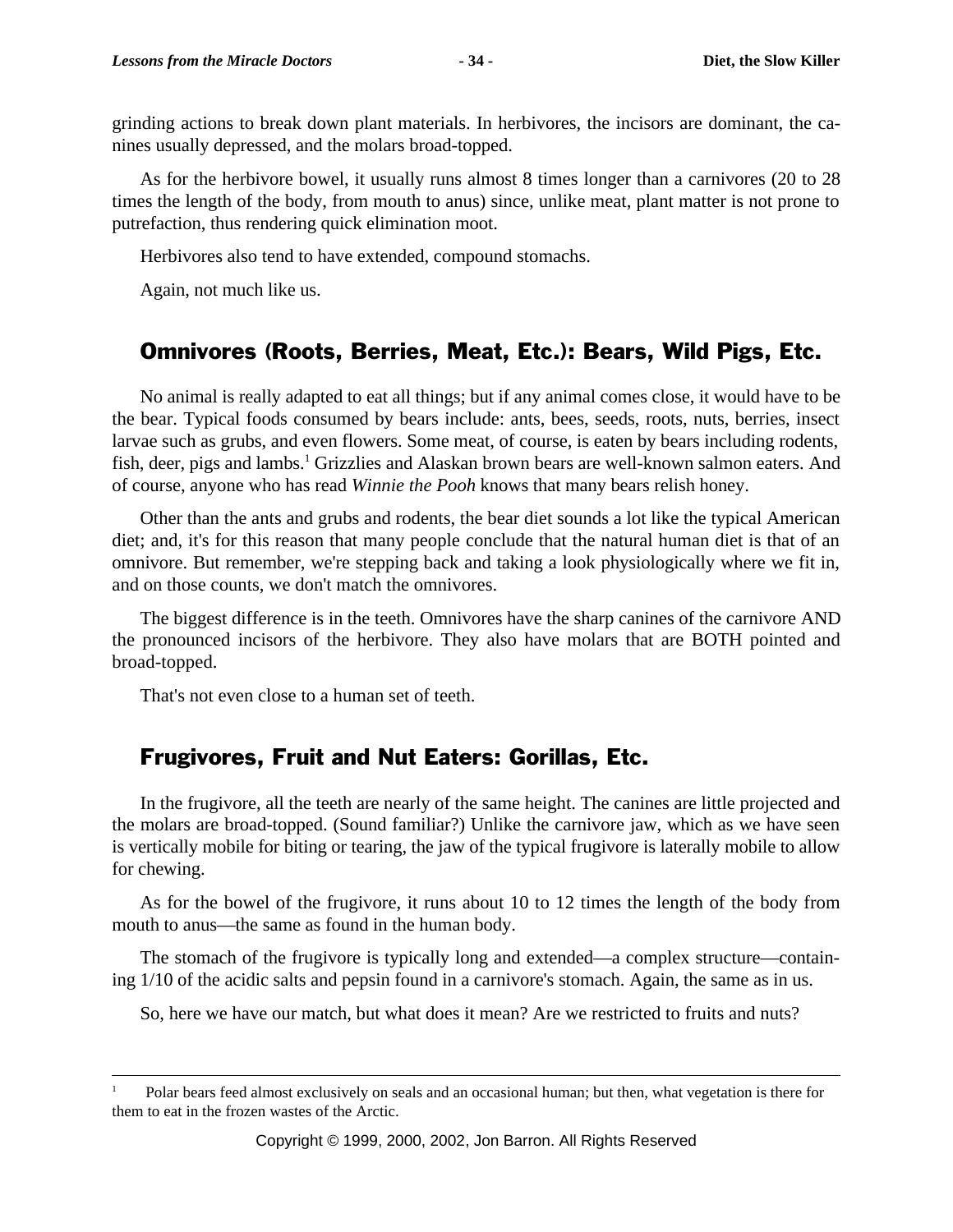grinding actions to break down plant materials. In herbivores, the incisors are dominant, the canines usually depressed, and the molars broad-topped.

As for the herbivore bowel, it usually runs almost 8 times longer than a carnivores (20 to 28 times the length of the body, from mouth to anus) since, unlike meat, plant matter is not prone to putrefaction, thus rendering quick elimination moot.

Herbivores also tend to have extended, compound stomachs.

Again, not much like us.

## Omnivores (Roots, Berries, Meat, Etc.): Bears, Wild Pigs, Etc.

No animal is really adapted to eat all things; but if any animal comes close, it would have to be the bear. Typical foods consumed by bears include: ants, bees, seeds, roots, nuts, berries, insect larvae such as grubs, and even flowers. Some meat, of course, is eaten by bears including rodents, fish, deer, pigs and lambs.[1] Grizzlies and Alaskan brown bears are well-known salmon eaters. And of course, anyone who has read *Winnie the Pooh* knows that many bears relish honey.

Other than the ants and grubs and rodents, the bear diet sounds a lot like the typical American diet; and, it's for this reason that many people conclude that the natural human diet is that of an omnivore. But remember, we're stepping back and taking a look physiologically where we fit in, and on those counts, we don't match the omnivores.

The biggest difference is in the teeth. Omnivores have the sharp canines of the carnivore AND the pronounced incisors of the herbivore. They also have molars that are BOTH pointed and broad-topped.

That's not even close to a human set of teeth.

## Frugivores, Fruit and Nut Eaters: Gorillas, Etc.

In the frugivore, all the teeth are nearly of the same height. The canines are little projected and the molars are broad-topped. (Sound familiar?) Unlike the carnivore jaw, which as we have seen is vertically mobile for biting or tearing, the jaw of the typical frugivore is laterally mobile to allow for chewing.

As for the bowel of the frugivore, it runs about 10 to 12 times the length of the body from mouth to anus—the same as found in the human body.

The stomach of the frugivore is typically long and extended—a complex structure—containing 1/10 of the acidic salts and pepsin found in a carnivore's stomach. Again, the same as in us.

So, here we have our match, but what does it mean? Are we restricted to fruits and nuts?

---

[1] Polar bears feed almost exclusively on seals and an occasional human; but then, what vegetation is there for them to eat in the frozen wastes of the Arctic.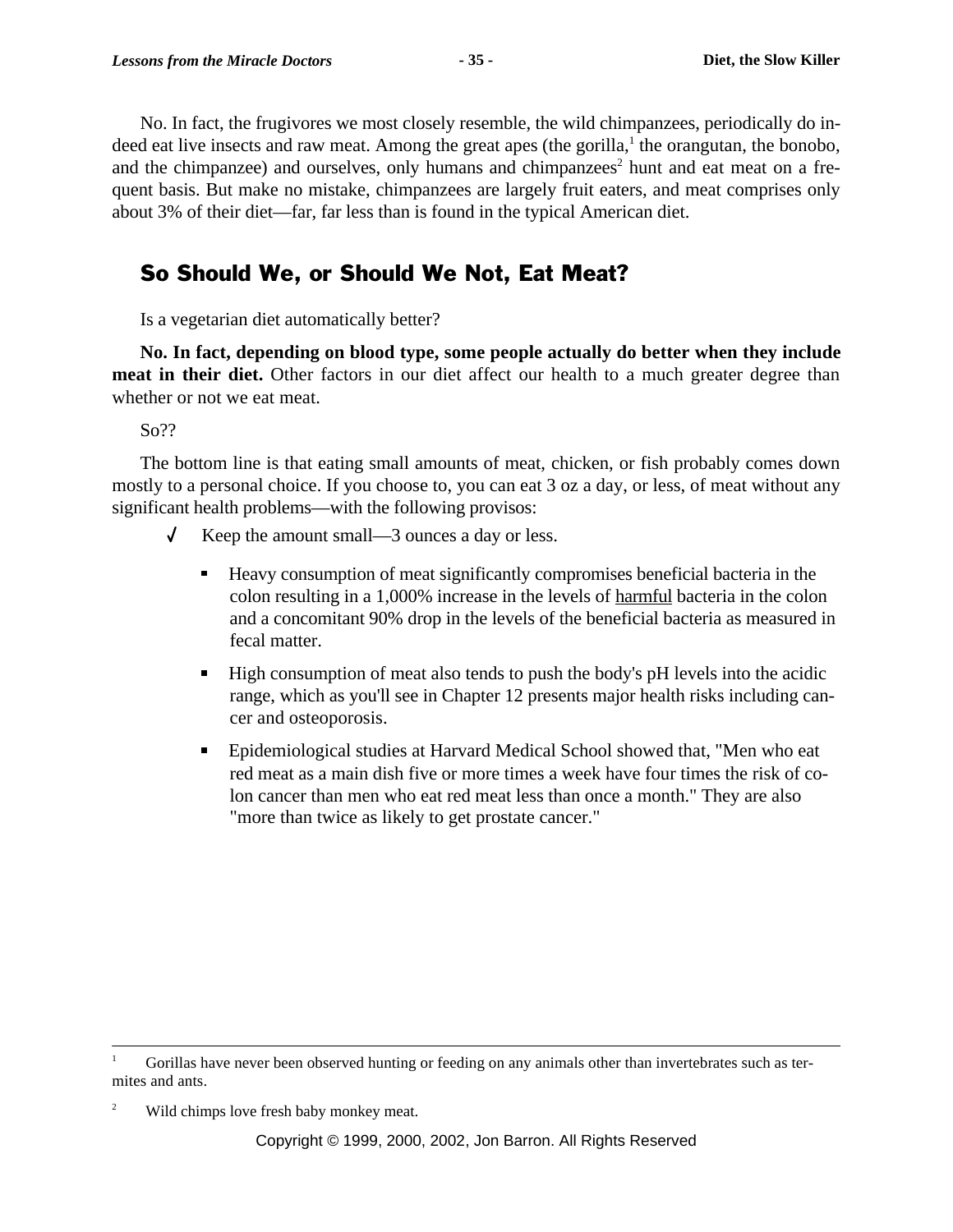No. In fact, the frugivores we most closely resemble, the wild chimpanzees, periodically do indeed eat live insects and raw meat. Among the great apes (the gorilla,[1] the orangutan, the bonobo, and the chimpanzee) and ourselves, only humans and chimpanzees[2] hunt and eat meat on a frequent basis. But make no mistake, chimpanzees are largely fruit eaters, and meat comprises only about 3% of their diet—far, far less than is found in the typical American diet.

## So Should We, or Should We Not, Eat Meat?

Is a vegetarian diet automatically better?

**No. In fact, depending on blood type, some people actually do better when they include meat in their diet.** Other factors in our diet affect our health to a much greater degree than whether or not we eat meat.

So??

The bottom line is that eating small amounts of meat, chicken, or fish probably comes down mostly to a personal choice. If you choose to, you can eat 3 oz a day, or less, of meat without any significant health problems—with the following provisos:

- √ Keep the amount small—3 ounces a day or less.
    - Heavy consumption of meat significantly compromises beneficial bacteria in the colon resulting in a 1,000% increase in the levels of <u>harmful</u> bacteria in the colon and a concomitant 90% drop in the levels of the beneficial bacteria as measured in fecal matter.
    - High consumption of meat also tends to push the body's pH levels into the acidic range, which as you'll see in Chapter 12 presents major health risks including cancer and osteoporosis.
    - Epidemiological studies at Harvard Medical School showed that, "Men who eat red meat as a main dish five or more times a week have four times the risk of colon cancer than men who eat red meat less than once a month." They are also "more than twice as likely to get prostate cancer."

---

[1] Gorillas have never been observed hunting or feeding on any animals other than invertebrates such as termites and ants.

[2] Wild chimps love fresh baby monkey meat.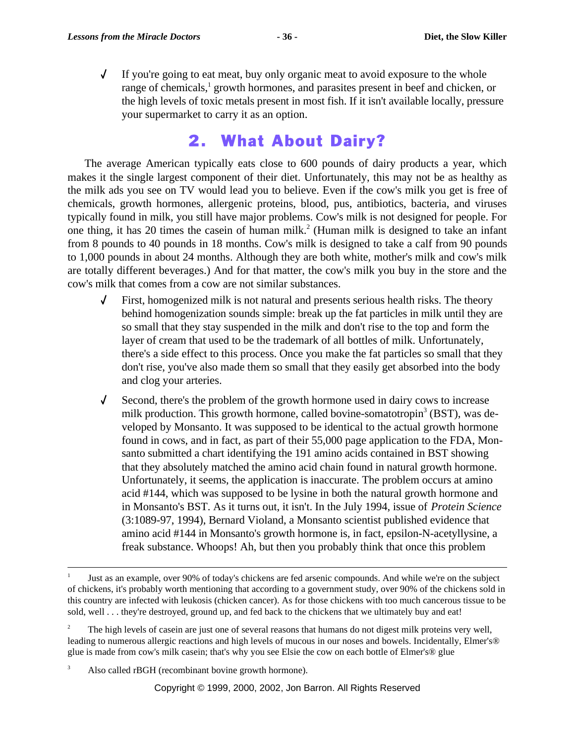- If you're going to eat meat, buy only organic meat to avoid exposure to the whole range of chemicals,[1] growth hormones, and parasites present in beef and chicken, or the high levels of toxic metals present in most fish. If it isn't available locally, pressure your supermarket to carry it as an option.

## 2. What About Dairy?

The average American typically eats close to 600 pounds of dairy products a year, which makes it the single largest component of their diet. Unfortunately, this may not be as healthy as the milk ads you see on TV would lead you to believe. Even if the cow's milk you get is free of chemicals, growth hormones, allergenic proteins, blood, pus, antibiotics, bacteria, and viruses typically found in milk, you still have major problems. Cow's milk is not designed for people. For one thing, it has 20 times the casein of human milk.[2] (Human milk is designed to take an infant from 8 pounds to 40 pounds in 18 months. Cow's milk is designed to take a calf from 90 pounds to 1,000 pounds in about 24 months. Although they are both white, mother's milk and cow's milk are totally different beverages.) And for that matter, the cow's milk you buy in the store and the cow's milk that comes from a cow are not similar substances.

- First, homogenized milk is not natural and presents serious health risks. The theory behind homogenization sounds simple: break up the fat particles in milk until they are so small that they stay suspended in the milk and don't rise to the top and form the layer of cream that used to be the trademark of all bottles of milk. Unfortunately, there's a side effect to this process. Once you make the fat particles so small that they don't rise, you've also made them so small that they easily get absorbed into the body and clog your arteries.

- Second, there's the problem of the growth hormone used in dairy cows to increase milk production. This growth hormone, called bovine-somatotropin[3] (BST), was developed by Monsanto. It was supposed to be identical to the actual growth hormone found in cows, and in fact, as part of their 55,000 page application to the FDA, Monsanto submitted a chart identifying the 191 amino acids contained in BST showing that they absolutely matched the amino acid chain found in natural growth hormone. Unfortunately, it seems, the application is inaccurate. The problem occurs at amino acid #144, which was supposed to be lysine in both the natural growth hormone and in Monsanto's BST. As it turns out, it isn't. In the July 1994, issue of *Protein Science* (3:1089-97, 1994), Bernard Violand, a Monsanto scientist published evidence that amino acid #144 in Monsanto's growth hormone is, in fact, epsilon-N-acetyllysine, a freak substance. Whoops! Ah, but then you probably think that once this problem

---

[1] Just as an example, over 90% of today's chickens are fed arsenic compounds. And while we're on the subject of chickens, it's probably worth mentioning that according to a government study, over 90% of the chickens sold in this country are infected with leukosis (chicken cancer). As for those chickens with too much cancerous tissue to be sold, well . . . they're destroyed, ground up, and fed back to the chickens that we ultimately buy and eat!

[2] The high levels of casein are just one of several reasons that humans do not digest milk proteins very well, leading to numerous allergic reactions and high levels of mucous in our noses and bowels. Incidentally, Elmer's® glue is made from cow's milk casein; that's why you see Elsie the cow on each bottle of Elmer's® glue

[3] Also called rBGH (recombinant bovine growth hormone).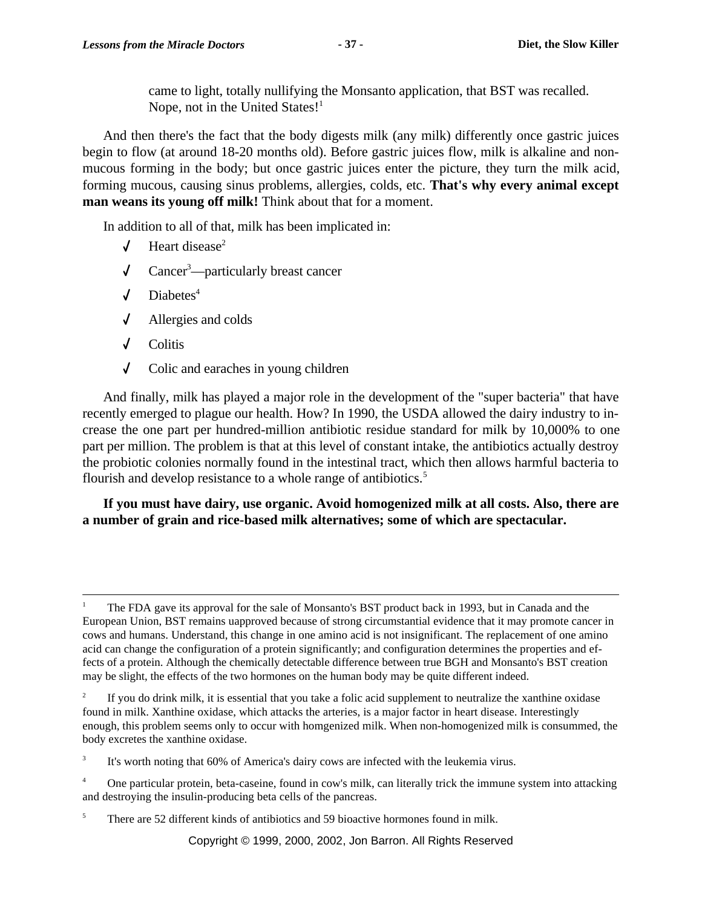came to light, totally nullifying the Monsanto application, that BST was recalled. Nope, not in the United States![1]

And then there's the fact that the body digests milk (any milk) differently once gastric juices begin to flow (at around 18-20 months old). Before gastric juices flow, milk is alkaline and non-mucous forming in the body; but once gastric juices enter the picture, they turn the milk acid, forming mucous, causing sinus problems, allergies, colds, etc. **That's why every animal except man weans its young off milk!** Think about that for a moment.

In addition to all of that, milk has been implicated in:

- Heart disease[2]
- Cancer[3]—particularly breast cancer
- Diabetes[4]
- Allergies and colds
- Colitis
- Colic and earaches in young children

And finally, milk has played a major role in the development of the "super bacteria" that have recently emerged to plague our health. How? In 1990, the USDA allowed the dairy industry to increase the one part per hundred-million antibiotic residue standard for milk by 10,000% to one part per million. The problem is that at this level of constant intake, the antibiotics actually destroy the probiotic colonies normally found in the intestinal tract, which then allows harmful bacteria to flourish and develop resistance to a whole range of antibiotics.[5]

**If you must have dairy, use organic. Avoid homogenized milk at all costs. Also, there are a number of grain and rice-based milk alternatives; some of which are spectacular.**

---

[1] The FDA gave its approval for the sale of Monsanto's BST product back in 1993, but in Canada and the European Union, BST remains uapproved because of strong circumstantial evidence that it may promote cancer in cows and humans. Understand, this change in one amino acid is not insignificant. The replacement of one amino acid can change the configuration of a protein significantly; and configuration determines the properties and effects of a protein. Although the chemically detectable difference between true BGH and Monsanto's BST creation may be slight, the effects of the two hormones on the human body may be quite different indeed.

[2] If you do drink milk, it is essential that you take a folic acid supplement to neutralize the xanthine oxidase found in milk. Xanthine oxidase, which attacks the arteries, is a major factor in heart disease. Interestingly enough, this problem seems only to occur with homgenized milk. When non-homogenized milk is consummed, the body excretes the xanthine oxidase.

[3] It's worth noting that 60% of America's dairy cows are infected with the leukemia virus.

[4] One particular protein, beta-caseine, found in cow's milk, can literally trick the immune system into attacking and destroying the insulin-producing beta cells of the pancreas.

[5] There are 52 different kinds of antibiotics and 59 bioactive hormones found in milk.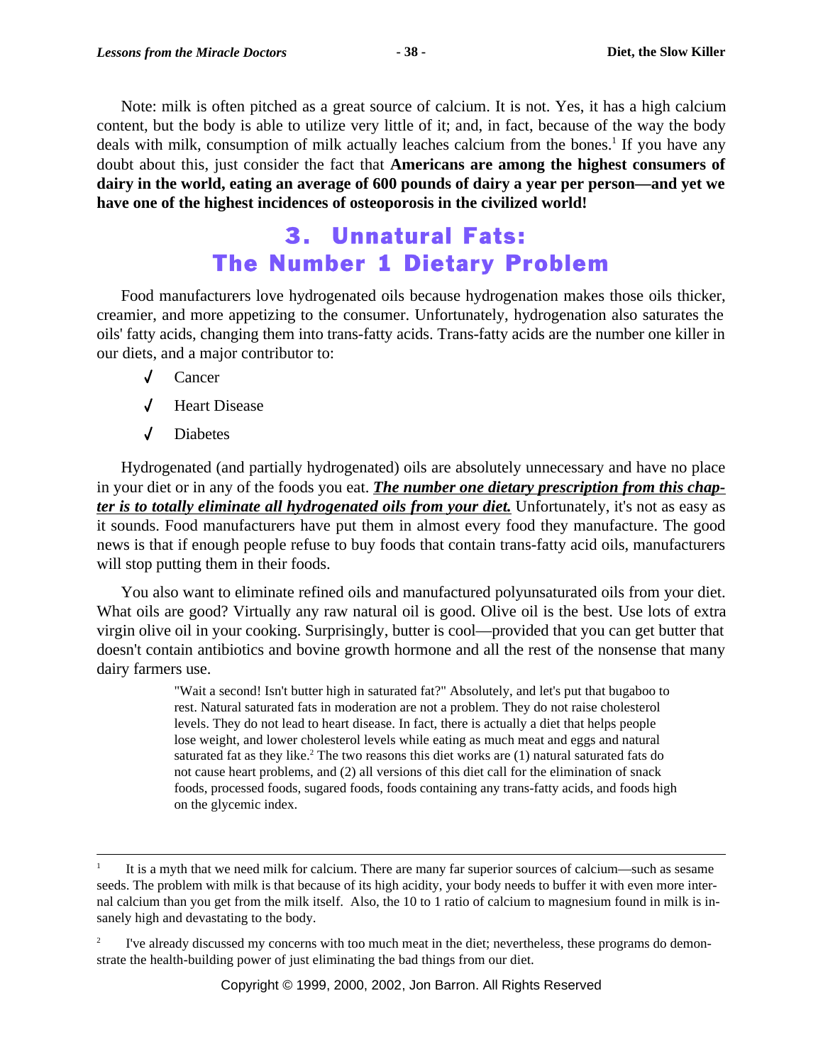Note: milk is often pitched as a great source of calcium. It is not. Yes, it has a high calcium content, but the body is able to utilize very little of it; and, in fact, because of the way the body deals with milk, consumption of milk actually leaches calcium from the bones.[1] If you have any doubt about this, just consider the fact that **Americans are among the highest consumers of dairy in the world, eating an average of 600 pounds of dairy a year per person—and yet we have one of the highest incidences of osteoporosis in the civilized world!**

## 3. Unnatural Fats: The Number 1 Dietary Problem

Food manufacturers love hydrogenated oils because hydrogenation makes those oils thicker, creamier, and more appetizing to the consumer. Unfortunately, hydrogenation also saturates the oils' fatty acids, changing them into trans-fatty acids. Trans-fatty acids are the number one killer in our diets, and a major contributor to:

- ✓ Cancer
- ✓ Heart Disease
- ✓ Diabetes

Hydrogenated (and partially hydrogenated) oils are absolutely unnecessary and have no place in your diet or in any of the foods you eat. ***The number one dietary prescription from this chapter is to totally eliminate all hydrogenated oils from your diet.*** Unfortunately, it's not as easy as it sounds. Food manufacturers have put them in almost every food they manufacture. The good news is that if enough people refuse to buy foods that contain trans-fatty acid oils, manufacturers will stop putting them in their foods.

You also want to eliminate refined oils and manufactured polyunsaturated oils from your diet. What oils are good? Virtually any raw natural oil is good. Olive oil is the best. Use lots of extra virgin olive oil in your cooking. Surprisingly, butter is cool—provided that you can get butter that doesn't contain antibiotics and bovine growth hormone and all the rest of the nonsense that many dairy farmers use.

> "Wait a second! Isn't butter high in saturated fat?" Absolutely, and let's put that bugaboo to rest. Natural saturated fats in moderation are not a problem. They do not raise cholesterol levels. They do not lead to heart disease. In fact, there is actually a diet that helps people lose weight, and lower cholesterol levels while eating as much meat and eggs and natural saturated fat as they like.[2] The two reasons this diet works are (1) natural saturated fats do not cause heart problems, and (2) all versions of this diet call for the elimination of snack foods, processed foods, sugared foods, foods containing any trans-fatty acids, and foods high on the glycemic index.

---

[1] It is a myth that we need milk for calcium. There are many far superior sources of calcium—such as sesame seeds. The problem with milk is that because of its high acidity, your body needs to buffer it with even more internal calcium than you get from the milk itself. Also, the 10 to 1 ratio of calcium to magnesium found in milk is insanely high and devastating to the body.

[2] I've already discussed my concerns with too much meat in the diet; nevertheless, these programs do demonstrate the health-building power of just eliminating the bad things from our diet.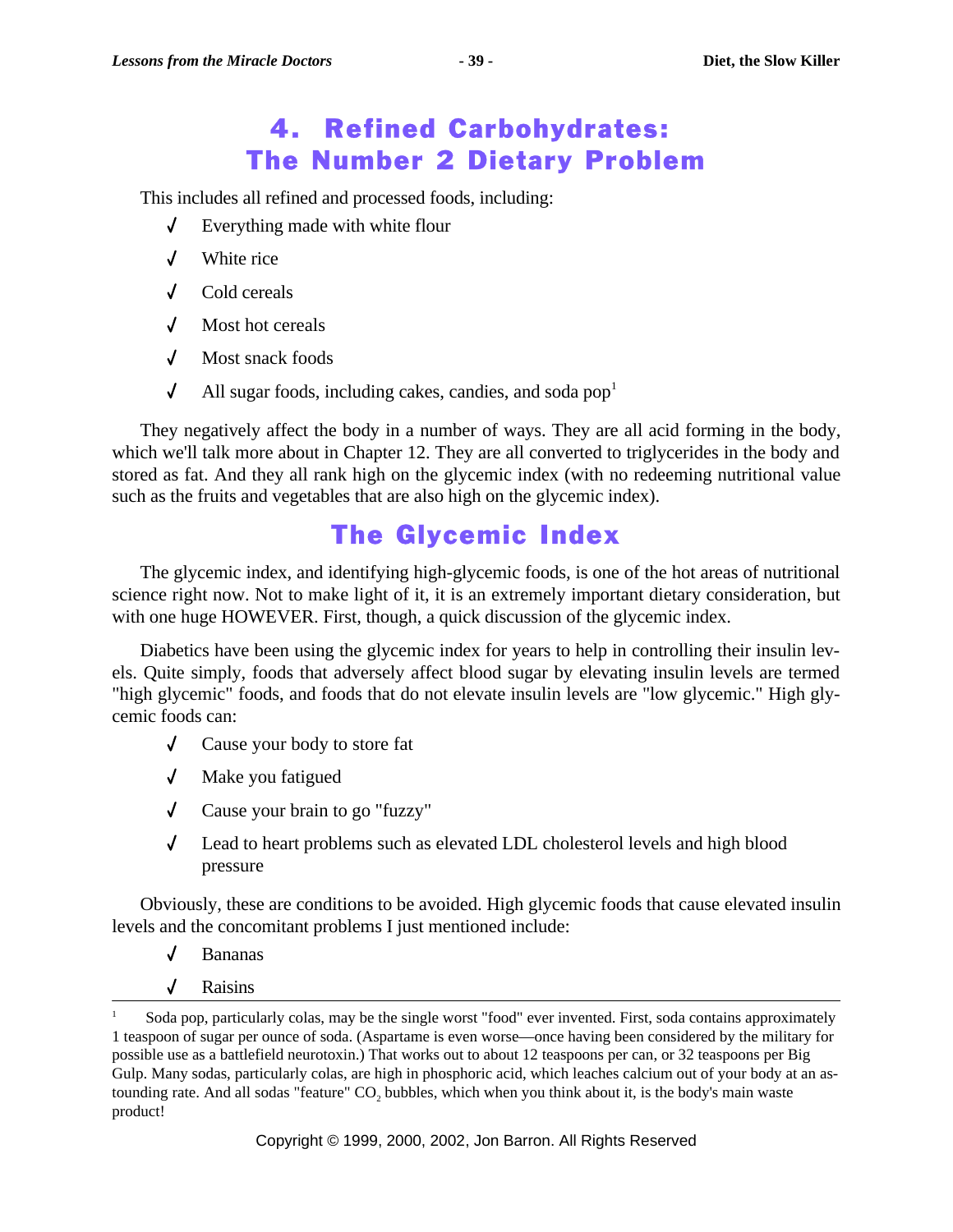# 4. Refined Carbohydrates: The Number 2 Dietary Problem

This includes all refined and processed foods, including:

- Everything made with white flour
- White rice
- Cold cereals
- Most hot cereals
- Most snack foods
- All sugar foods, including cakes, candies, and soda pop[1]

They negatively affect the body in a number of ways. They are all acid forming in the body, which we'll talk more about in Chapter 12. They are all converted to triglycerides in the body and stored as fat. And they all rank high on the glycemic index (with no redeeming nutritional value such as the fruits and vegetables that are also high on the glycemic index).

## The Glycemic Index

The glycemic index, and identifying high-glycemic foods, is one of the hot areas of nutritional science right now. Not to make light of it, it is an extremely important dietary consideration, but with one huge HOWEVER. First, though, a quick discussion of the glycemic index.

Diabetics have been using the glycemic index for years to help in controlling their insulin levels. Quite simply, foods that adversely affect blood sugar by elevating insulin levels are termed "high glycemic" foods, and foods that do not elevate insulin levels are "low glycemic." High glycemic foods can:

- Cause your body to store fat
- Make you fatigued
- Cause your brain to go "fuzzy"
- Lead to heart problems such as elevated LDL cholesterol levels and high blood pressure

Obviously, these are conditions to be avoided. High glycemic foods that cause elevated insulin levels and the concomitant problems I just mentioned include:

- Bananas
- Raisins

---

[1] Soda pop, particularly colas, may be the single worst "food" ever invented. First, soda contains approximately 1 teaspoon of sugar per ounce of soda. (Aspartame is even worse—once having been considered by the military for possible use as a battlefield neurotoxin.) That works out to about 12 teaspoons per can, or 32 teaspoons per Big Gulp. Many sodas, particularly colas, are high in phosphoric acid, which leaches calcium out of your body at an astounding rate. And all sodas "feature" $CO_2$ bubbles, which when you think about it, is the body's main waste product!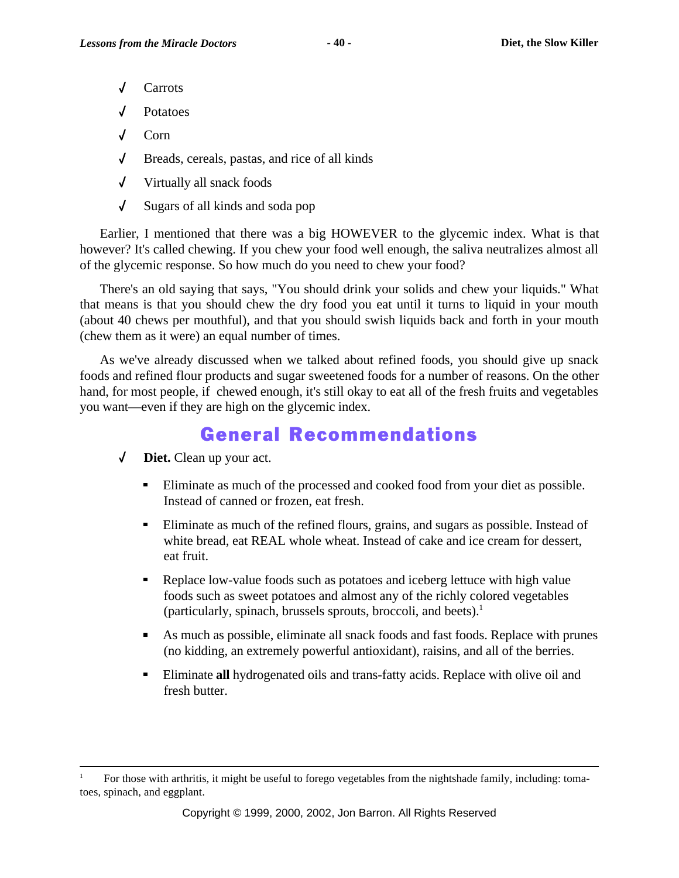- ✓ Carrots
- ✓ Potatoes
- ✓ Corn
- ✓ Breads, cereals, pastas, and rice of all kinds
- ✓ Virtually all snack foods
- ✓ Sugars of all kinds and soda pop

Earlier, I mentioned that there was a big HOWEVER to the glycemic index. What is that however? It's called chewing. If you chew your food well enough, the saliva neutralizes almost all of the glycemic response. So how much do you need to chew your food?

There's an old saying that says, "You should drink your solids and chew your liquids." What that means is that you should chew the dry food you eat until it turns to liquid in your mouth (about 40 chews per mouthful), and that you should swish liquids back and forth in your mouth (chew them as it were) an equal number of times.

As we've already discussed when we talked about refined foods, you should give up snack foods and refined flour products and sugar sweetened foods for a number of reasons. On the other hand, for most people, if chewed enough, it's still okay to eat all of the fresh fruits and vegetables you want—even if they are high on the glycemic index.

## General Recommendations

- ✓ **Diet.** Clean up your act.
  - Eliminate as much of the processed and cooked food from your diet as possible. Instead of canned or frozen, eat fresh.
  - Eliminate as much of the refined flours, grains, and sugars as possible. Instead of white bread, eat REAL whole wheat. Instead of cake and ice cream for dessert, eat fruit.
  - Replace low-value foods such as potatoes and iceberg lettuce with high value foods such as sweet potatoes and almost any of the richly colored vegetables (particularly, spinach, brussels sprouts, broccoli, and beets).[1]
  - As much as possible, eliminate all snack foods and fast foods. Replace with prunes (no kidding, an extremely powerful antioxidant), raisins, and all of the berries.
  - Eliminate **all** hydrogenated oils and trans-fatty acids. Replace with olive oil and fresh butter.

---

[1] For those with arthritis, it might be useful to forego vegetables from the nightshade family, including: tomatoes, spinach, and eggplant.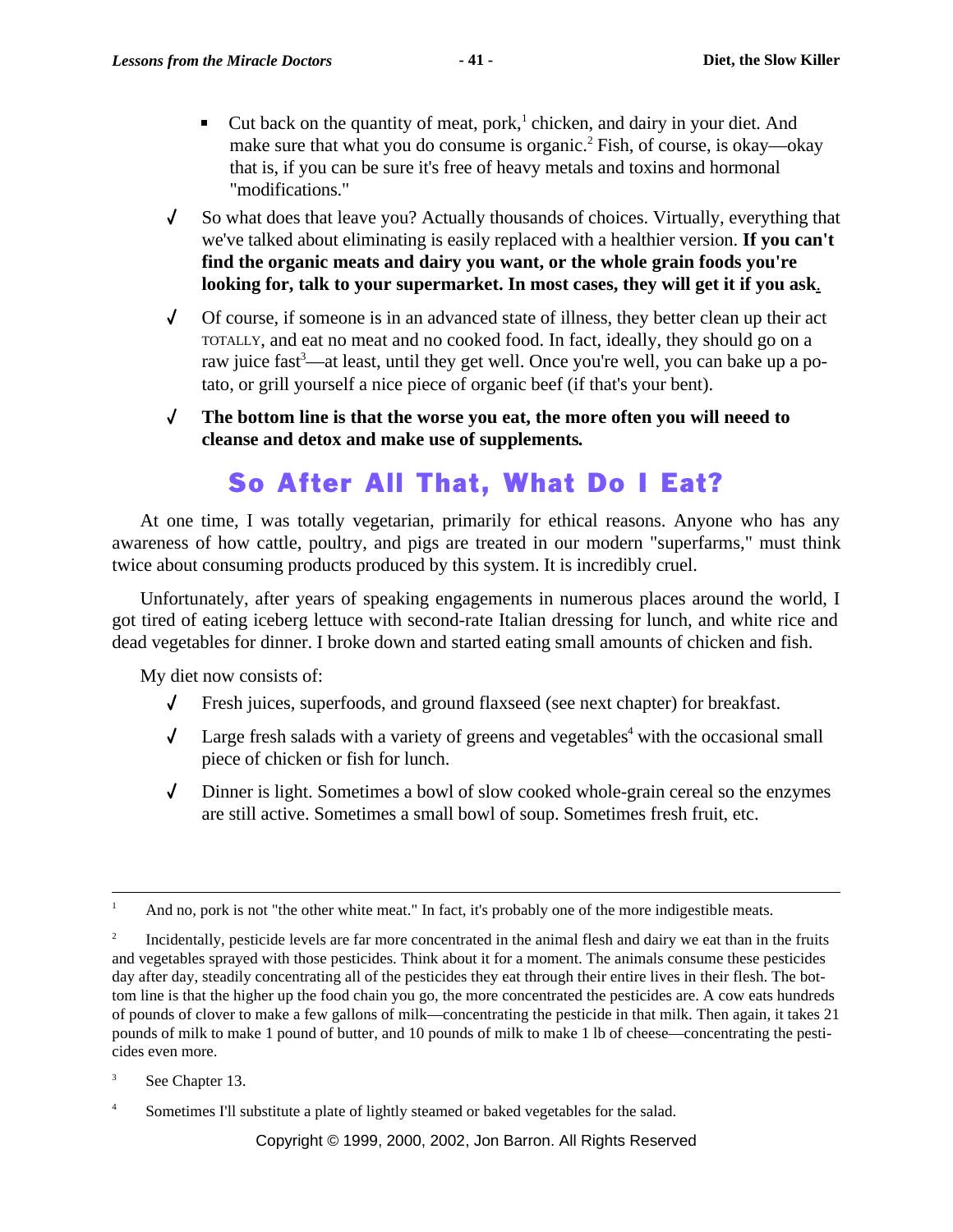- Cut back on the quantity of meat, pork,[1] chicken, and dairy in your diet. And make sure that what you do consume is organic.[2] Fish, of course, is okay—okay that is, if you can be sure it's free of heavy metals and toxins and hormonal "modifications."

√ So what does that leave you? Actually thousands of choices. Virtually, everything that we've talked about eliminating is easily replaced with a healthier version. **If you can't find the organic meats and dairy you want, or the whole grain foods you're looking for, talk to your supermarket. In most cases, they will get it if you ask.**

√ Of course, if someone is in an advanced state of illness, they better clean up their act TOTALLY, and eat no meat and no cooked food. In fact, ideally, they should go on a raw juice fast[3]—at least, until they get well. Once you're well, you can bake up a potato, or grill yourself a nice piece of organic beef (if that's your bent).

√ **The bottom line is that the worse you eat, the more often you will neeed to cleanse and detox and make use of supplements.**

## So After All That, What Do I Eat?

At one time, I was totally vegetarian, primarily for ethical reasons. Anyone who has any awareness of how cattle, poultry, and pigs are treated in our modern "superfarms," must think twice about consuming products produced by this system. It is incredibly cruel.

Unfortunately, after years of speaking engagements in numerous places around the world, I got tired of eating iceberg lettuce with second-rate Italian dressing for lunch, and white rice and dead vegetables for dinner. I broke down and started eating small amounts of chicken and fish.

My diet now consists of:

√ Fresh juices, superfoods, and ground flaxseed (see next chapter) for breakfast.

√ Large fresh salads with a variety of greens and vegetables[4] with the occasional small piece of chicken or fish for lunch.

√ Dinner is light. Sometimes a bowl of slow cooked whole-grain cereal so the enzymes are still active. Sometimes a small bowl of soup. Sometimes fresh fruit, etc.

---

[1] And no, pork is not "the other white meat." In fact, it's probably one of the more indigestible meats.

[2] Incidentally, pesticide levels are far more concentrated in the animal flesh and dairy we eat than in the fruits and vegetables sprayed with those pesticides. Think about it for a moment. The animals consume these pesticides day after day, steadily concentrating all of the pesticides they eat through their entire lives in their flesh. The bottom line is that the higher up the food chain you go, the more concentrated the pesticides are. A cow eats hundreds of pounds of clover to make a few gallons of milk—concentrating the pesticide in that milk. Then again, it takes 21 pounds of milk to make 1 pound of butter, and 10 pounds of milk to make 1 lb of cheese—concentrating the pesticides even more.

[3] See Chapter 13.

[4] Sometimes I'll substitute a plate of lightly steamed or baked vegetables for the salad.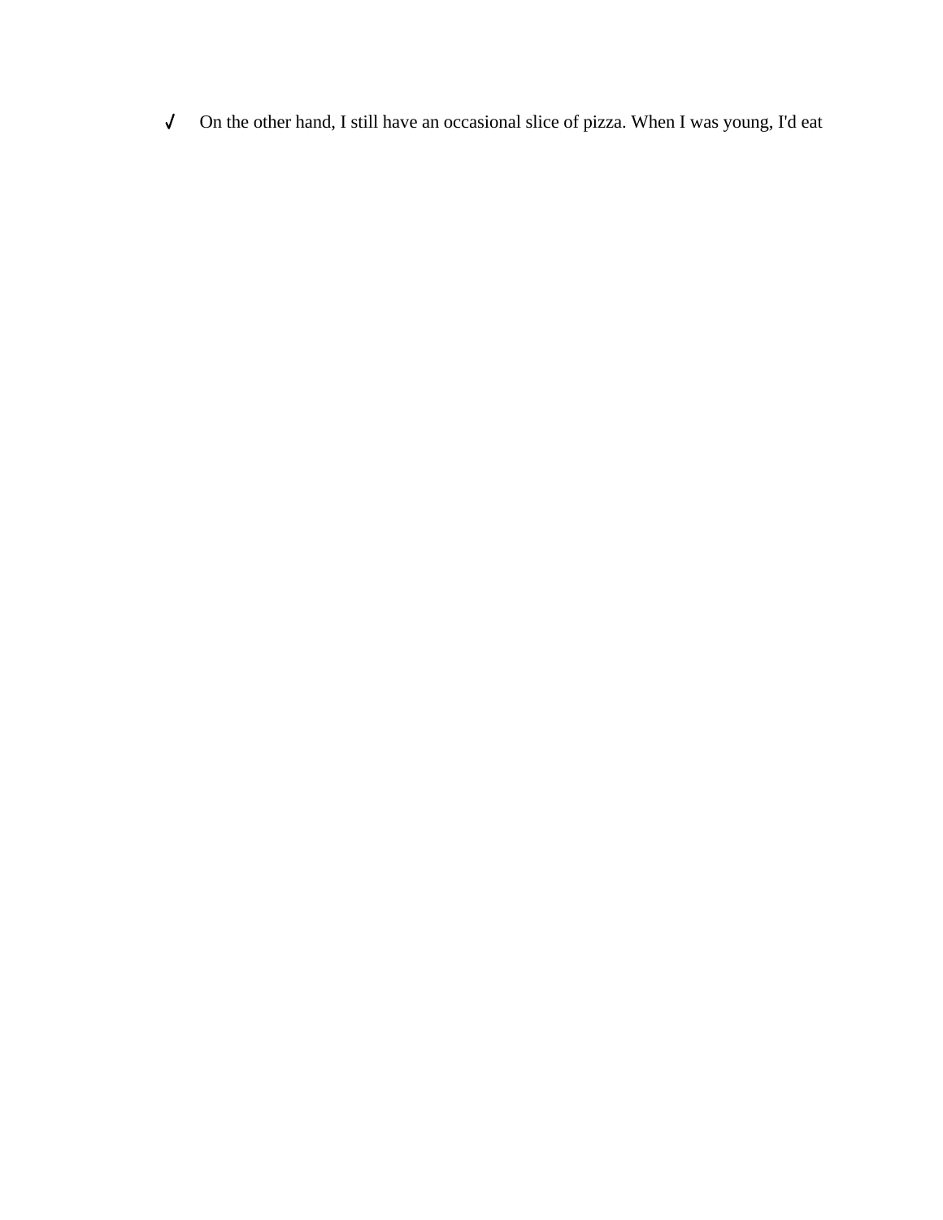- ✓ On the other hand, I still have an occasional slice of pizza. When I was young, I'd eat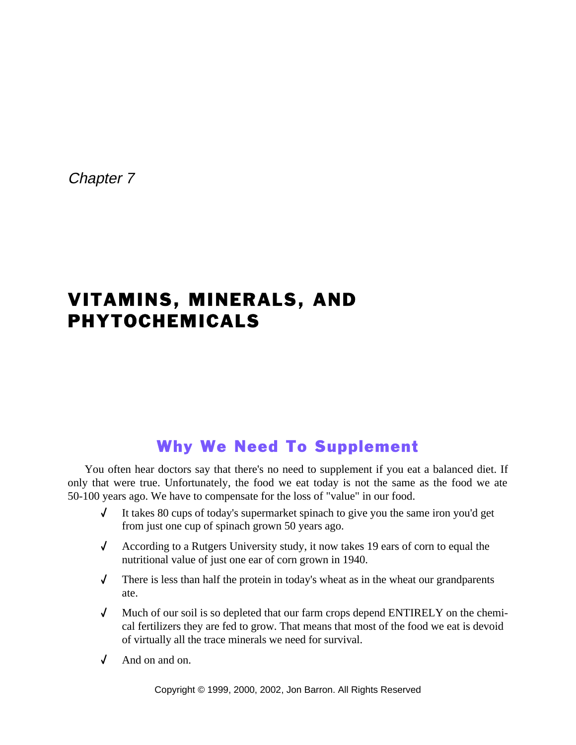*Chapter 7*

# VITAMINS, MINERALS, AND PHYTOCHEMICALS

## Why We Need To Supplement

You often hear doctors say that there's no need to supplement if you eat a balanced diet. If only that were true. Unfortunately, the food we eat today is not the same as the food we ate 50-100 years ago. We have to compensate for the loss of "value" in our food.

- ✓ It takes 80 cups of today's supermarket spinach to give you the same iron you'd get from just one cup of spinach grown 50 years ago.
- ✓ According to a Rutgers University study, it now takes 19 ears of corn to equal the nutritional value of just one ear of corn grown in 1940.
- ✓ There is less than half the protein in today's wheat as in the wheat our grandparents ate.
- ✓ Much of our soil is so depleted that our farm crops depend ENTIRELY on the chemical fertilizers they are fed to grow. That means that most of the food we eat is devoid of virtually all the trace minerals we need for survival.
- ✓ And on and on.

Copyright © 1999, 2000, 2002, Jon Barron. All Rights Reserved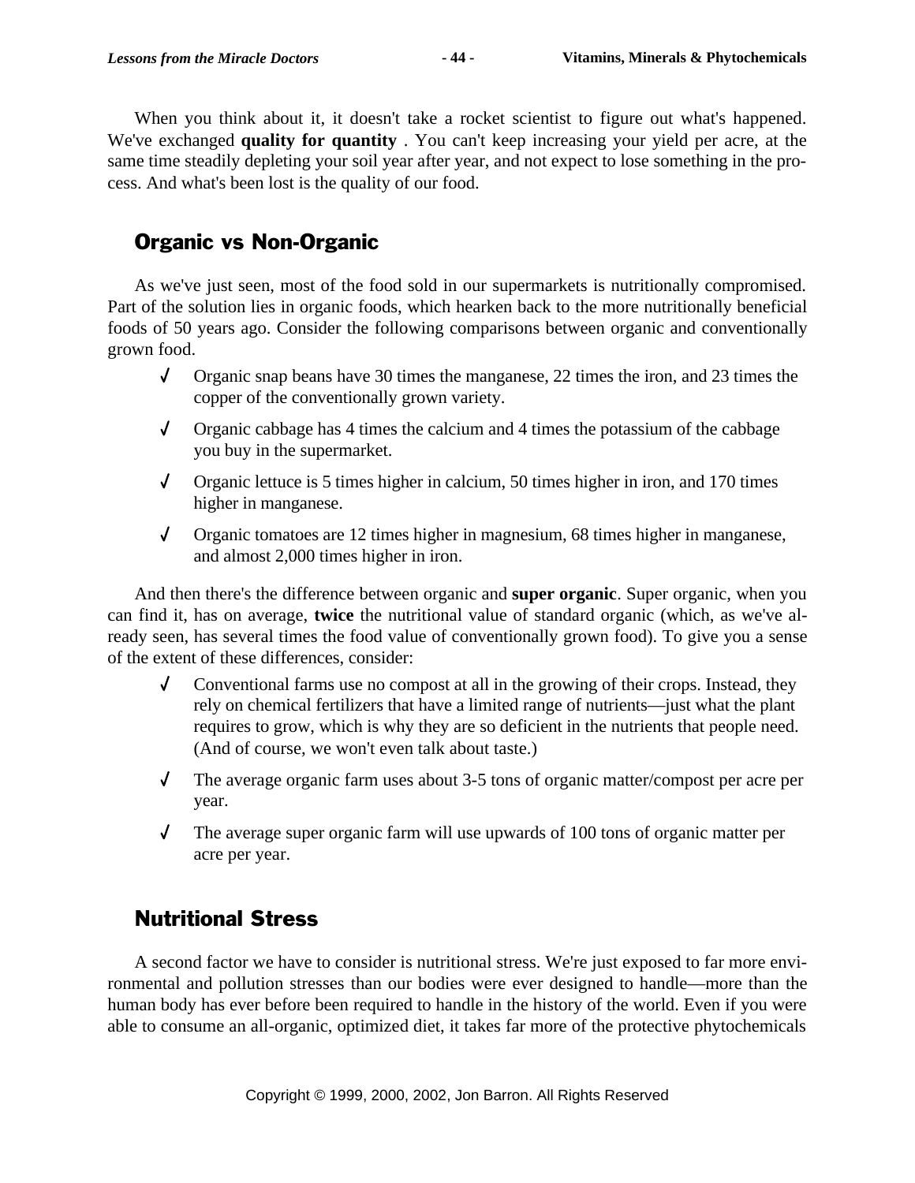When you think about it, it doesn't take a rocket scientist to figure out what's happened. We've exchanged **quality for quantity** . You can't keep increasing your yield per acre, at the same time steadily depleting your soil year after year, and not expect to lose something in the process. And what's been lost is the quality of our food.

## Organic vs Non-Organic

As we've just seen, most of the food sold in our supermarkets is nutritionally compromised. Part of the solution lies in organic foods, which hearken back to the more nutritionally beneficial foods of 50 years ago. Consider the following comparisons between organic and conventionally grown food.

- ✓ Organic snap beans have 30 times the manganese, 22 times the iron, and 23 times the copper of the conventionally grown variety.
- ✓ Organic cabbage has 4 times the calcium and 4 times the potassium of the cabbage you buy in the supermarket.
- ✓ Organic lettuce is 5 times higher in calcium, 50 times higher in iron, and 170 times higher in manganese.
- ✓ Organic tomatoes are 12 times higher in magnesium, 68 times higher in manganese, and almost 2,000 times higher in iron.

And then there's the difference between organic and **super organic**. Super organic, when you can find it, has on average, **twice** the nutritional value of standard organic (which, as we've already seen, has several times the food value of conventionally grown food). To give you a sense of the extent of these differences, consider:

- ✓ Conventional farms use no compost at all in the growing of their crops. Instead, they rely on chemical fertilizers that have a limited range of nutrients—just what the plant requires to grow, which is why they are so deficient in the nutrients that people need. (And of course, we won't even talk about taste.)
- ✓ The average organic farm uses about 3-5 tons of organic matter/compost per acre per year.
- ✓ The average super organic farm will use upwards of 100 tons of organic matter per acre per year.

## Nutritional Stress

A second factor we have to consider is nutritional stress. We're just exposed to far more environmental and pollution stresses than our bodies were ever designed to handle—more than the human body has ever before been required to handle in the history of the world. Even if you were able to consume an all-organic, optimized diet, it takes far more of the protective phytochemicals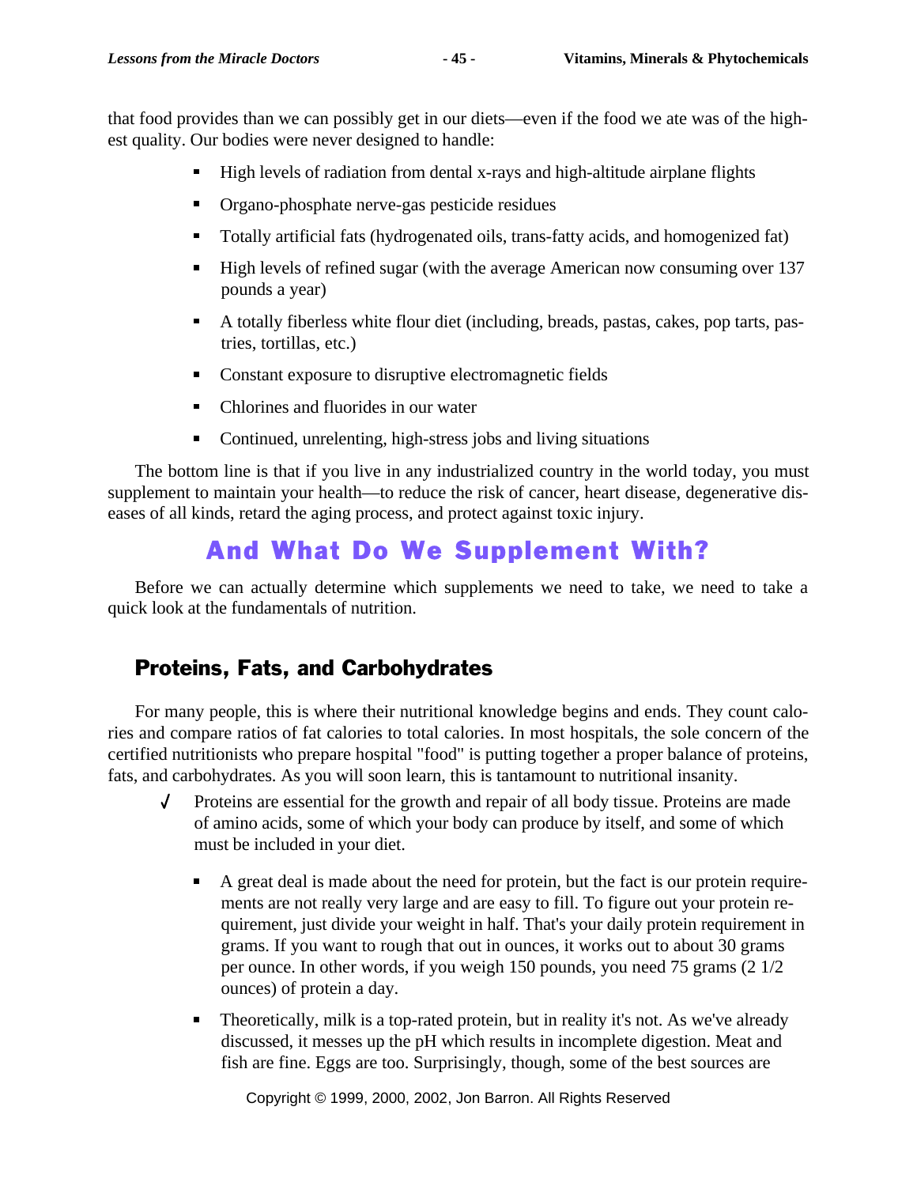that food provides than we can possibly get in our diets—even if the food we ate was of the highest quality. Our bodies were never designed to handle:

- High levels of radiation from dental x-rays and high-altitude airplane flights
- Organo-phosphate nerve-gas pesticide residues
- Totally artificial fats (hydrogenated oils, trans-fatty acids, and homogenized fat)
- High levels of refined sugar (with the average American now consuming over 137 pounds a year)
- A totally fiberless white flour diet (including, breads, pastas, cakes, pop tarts, pastries, tortillas, etc.)
- Constant exposure to disruptive electromagnetic fields
- Chlorines and fluorides in our water
- Continued, unrelenting, high-stress jobs and living situations

The bottom line is that if you live in any industrialized country in the world today, you must supplement to maintain your health—to reduce the risk of cancer, heart disease, degenerative diseases of all kinds, retard the aging process, and protect against toxic injury.

## And What Do We Supplement With?

Before we can actually determine which supplements we need to take, we need to take a quick look at the fundamentals of nutrition.

### Proteins, Fats, and Carbohydrates

For many people, this is where their nutritional knowledge begins and ends. They count calories and compare ratios of fat calories to total calories. In most hospitals, the sole concern of the certified nutritionists who prepare hospital "food" is putting together a proper balance of proteins, fats, and carbohydrates. As you will soon learn, this is tantamount to nutritional insanity.

✓ Proteins are essential for the growth and repair of all body tissue. Proteins are made of amino acids, some of which your body can produce by itself, and some of which must be included in your diet.

- A great deal is made about the need for protein, but the fact is our protein requirements are not really very large and are easy to fill. To figure out your protein requirement, just divide your weight in half. That's your daily protein requirement in grams. If you want to rough that out in ounces, it works out to about 30 grams per ounce. In other words, if you weigh 150 pounds, you need 75 grams (2 1/2 ounces) of protein a day.
- Theoretically, milk is a top-rated protein, but in reality it's not. As we've already discussed, it messes up the pH which results in incomplete digestion. Meat and fish are fine. Eggs are too. Surprisingly, though, some of the best sources are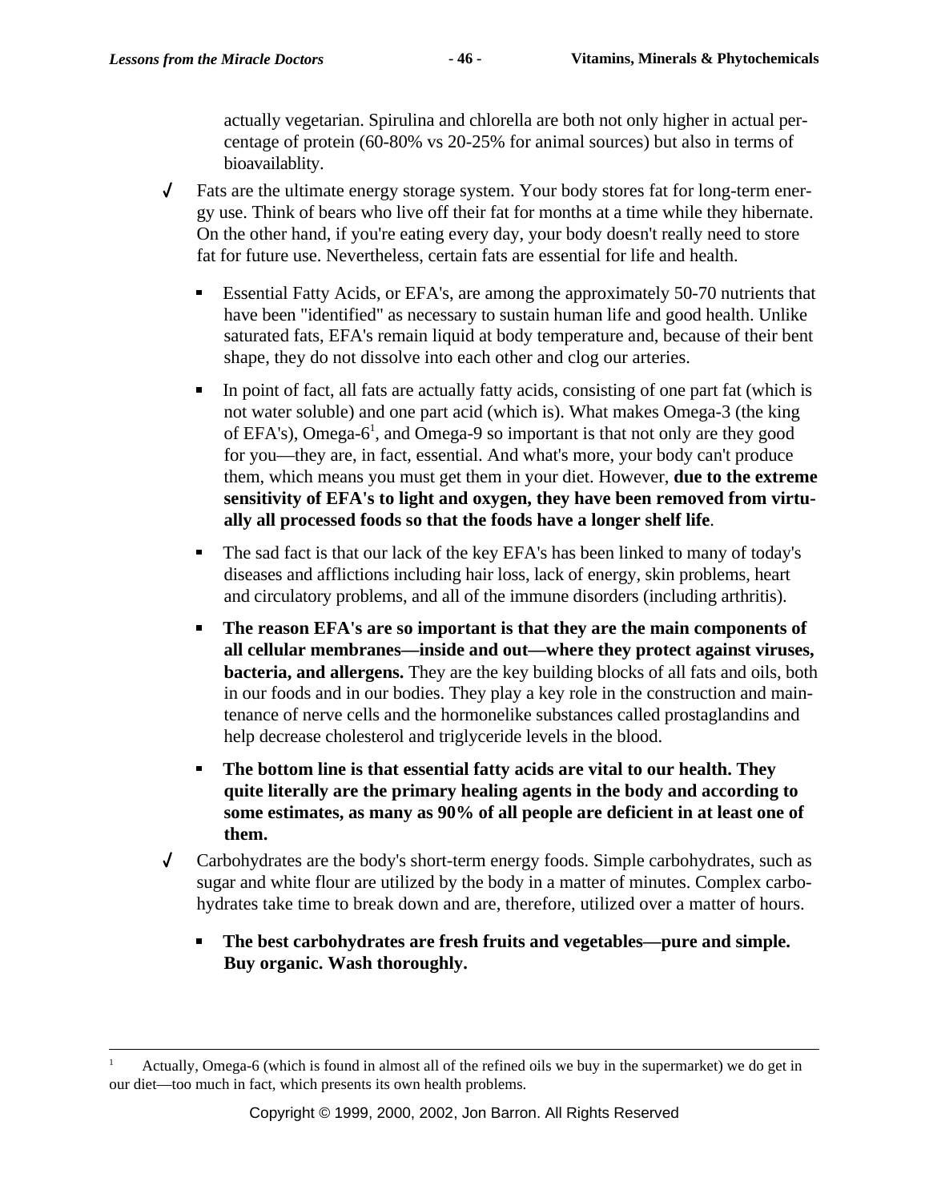actually vegetarian. Spirulina and chlorella are both not only higher in actual percentage of protein (60-80% vs 20-25% for animal sources) but also in terms of bioavailablity.

- Fats are the ultimate energy storage system. Your body stores fat for long-term energy use. Think of bears who live off their fat for months at a time while they hibernate. On the other hand, if you're eating every day, your body doesn't really need to store fat for future use. Nevertheless, certain fats are essential for life and health.

  - Essential Fatty Acids, or EFA's, are among the approximately 50-70 nutrients that have been "identified" as necessary to sustain human life and good health. Unlike saturated fats, EFA's remain liquid at body temperature and, because of their bent shape, they do not dissolve into each other and clog our arteries.

  - In point of fact, all fats are actually fatty acids, consisting of one part fat (which is not water soluble) and one part acid (which is). What makes Omega-3 (the king of EFA's), Omega-6[1], and Omega-9 so important is that not only are they good for you—they are, in fact, essential. And what's more, your body can't produce them, which means you must get them in your diet. However, **due to the extreme sensitivity of EFA's to light and oxygen, they have been removed from virtually all processed foods so that the foods have a longer shelf life**.

  - The sad fact is that our lack of the key EFA's has been linked to many of today's diseases and afflictions including hair loss, lack of energy, skin problems, heart and circulatory problems, and all of the immune disorders (including arthritis).

  - **The reason EFA's are so important is that they are the main components of all cellular membranes—inside and out—where they protect against viruses, bacteria, and allergens.** They are the key building blocks of all fats and oils, both in our foods and in our bodies. They play a key role in the construction and maintenance of nerve cells and the hormonelike substances called prostaglandins and help decrease cholesterol and triglyceride levels in the blood.

  - **The bottom line is that essential fatty acids are vital to our health. They quite literally are the primary healing agents in the body and according to some estimates, as many as 90% of all people are deficient in at least one of them.**

- Carbohydrates are the body's short-term energy foods. Simple carbohydrates, such as sugar and white flour are utilized by the body in a matter of minutes. Complex carbohydrates take time to break down and are, therefore, utilized over a matter of hours.

  - **The best carbohydrates are fresh fruits and vegetables—pure and simple. Buy organic. Wash thoroughly.**

---

[1] Actually, Omega-6 (which is found in almost all of the refined oils we buy in the supermarket) we do get in our diet—too much in fact, which presents its own health problems.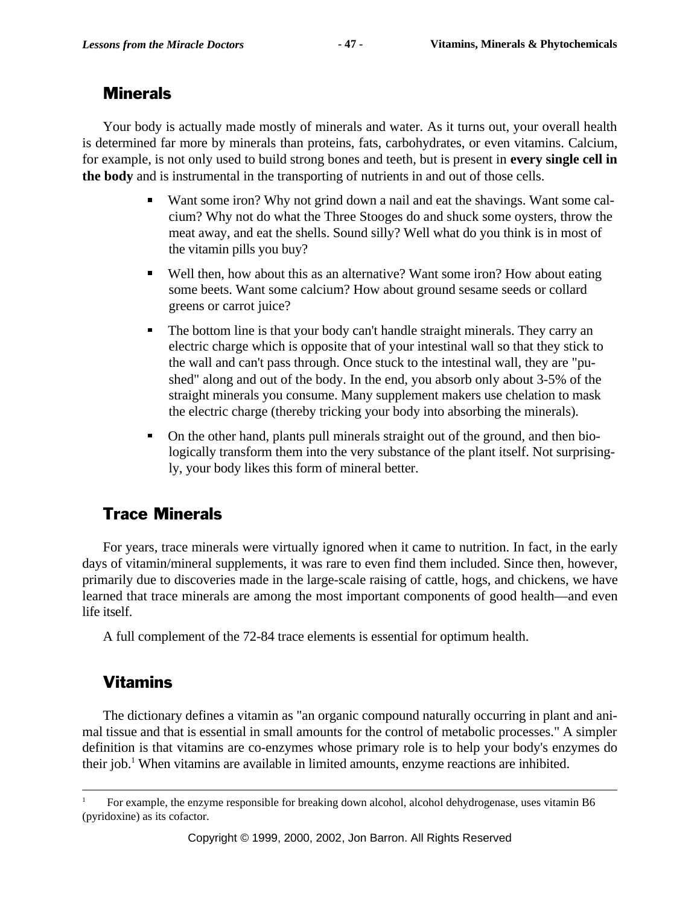## Minerals

Your body is actually made mostly of minerals and water. As it turns out, your overall health is determined far more by minerals than proteins, fats, carbohydrates, or even vitamins. Calcium, for example, is not only used to build strong bones and teeth, but is present in **every single cell in the body** and is instrumental in the transporting of nutrients in and out of those cells.

- Want some iron? Why not grind down a nail and eat the shavings. Want some calcium? Why not do what the Three Stooges do and shuck some oysters, throw the meat away, and eat the shells. Sound silly? Well what do you think is in most of the vitamin pills you buy?
- Well then, how about this as an alternative? Want some iron? How about eating some beets. Want some calcium? How about ground sesame seeds or collard greens or carrot juice?
- The bottom line is that your body can't handle straight minerals. They carry an electric charge which is opposite that of your intestinal wall so that they stick to the wall and can't pass through. Once stuck to the intestinal wall, they are "pushed" along and out of the body. In the end, you absorb only about 3-5% of the straight minerals you consume. Many supplement makers use chelation to mask the electric charge (thereby tricking your body into absorbing the minerals).
- On the other hand, plants pull minerals straight out of the ground, and then biologically transform them into the very substance of the plant itself. Not surprisingly, your body likes this form of mineral better.

## Trace Minerals

For years, trace minerals were virtually ignored when it came to nutrition. In fact, in the early days of vitamin/mineral supplements, it was rare to even find them included. Since then, however, primarily due to discoveries made in the large-scale raising of cattle, hogs, and chickens, we have learned that trace minerals are among the most important components of good health—and even life itself.

A full complement of the 72-84 trace elements is essential for optimum health.

## Vitamins

The dictionary defines a vitamin as "an organic compound naturally occurring in plant and animal tissue and that is essential in small amounts for the control of metabolic processes." A simpler definition is that vitamins are co-enzymes whose primary role is to help your body's enzymes do their job.[1] When vitamins are available in limited amounts, enzyme reactions are inhibited.

---

[1] For example, the enzyme responsible for breaking down alcohol, alcohol dehydrogenase, uses vitamin B6 (pyridoxine) as its cofactor.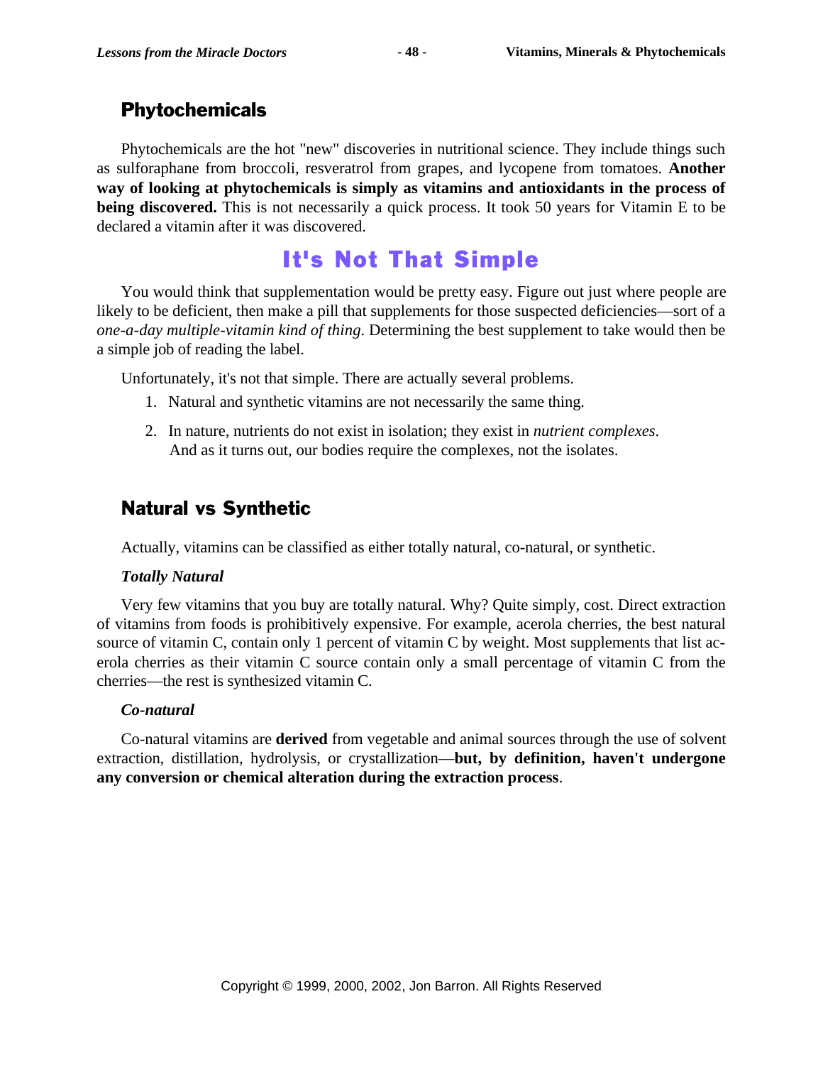## Phytochemicals

Phytochemicals are the hot "new" discoveries in nutritional science. They include things such as sulforaphane from broccoli, resveratrol from grapes, and lycopene from tomatoes. **Another way of looking at phytochemicals is simply as vitamins and antioxidants in the process of being discovered.** This is not necessarily a quick process. It took 50 years for Vitamin E to be declared a vitamin after it was discovered.

# It's Not That Simple

You would think that supplementation would be pretty easy. Figure out just where people are likely to be deficient, then make a pill that supplements for those suspected deficiencies—sort of a *one-a-day multiple-vitamin kind of thing*. Determining the best supplement to take would then be a simple job of reading the label.

Unfortunately, it's not that simple. There are actually several problems.

1. Natural and synthetic vitamins are not necessarily the same thing.
2. In nature, nutrients do not exist in isolation; they exist in *nutrient complexes*. And as it turns out, our bodies require the complexes, not the isolates.

## Natural vs Synthetic

Actually, vitamins can be classified as either totally natural, co-natural, or synthetic.

### *Totally Natural*

Very few vitamins that you buy are totally natural. Why? Quite simply, cost. Direct extraction of vitamins from foods is prohibitively expensive. For example, acerola cherries, the best natural source of vitamin C, contain only 1 percent of vitamin C by weight. Most supplements that list acerola cherries as their vitamin C source contain only a small percentage of vitamin C from the cherries—the rest is synthesized vitamin C.

### *Co-natural*

Co-natural vitamins are **derived** from vegetable and animal sources through the use of solvent extraction, distillation, hydrolysis, or crystallization—**but, by definition, haven't undergone any conversion or chemical alteration during the extraction process**.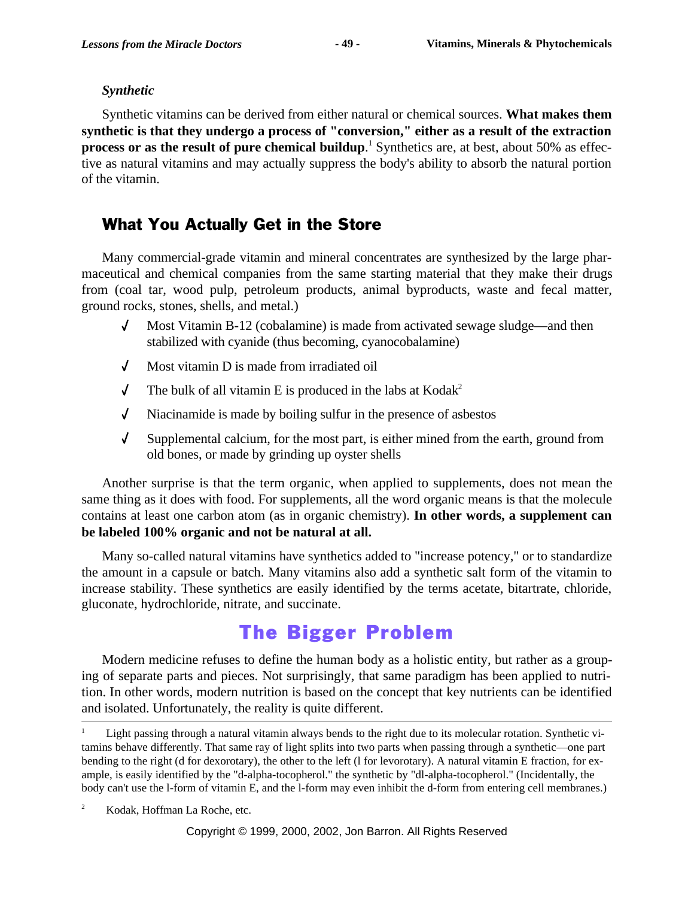### *Synthetic*

Synthetic vitamins can be derived from either natural or chemical sources. **What makes them synthetic is that they undergo a process of "conversion," either as a result of the extraction process or as the result of pure chemical buildup**.[1] Synthetics are, at best, about 50% as effective as natural vitamins and may actually suppress the body's ability to absorb the natural portion of the vitamin.

## What You Actually Get in the Store

Many commercial-grade vitamin and mineral concentrates are synthesized by the large pharmaceutical and chemical companies from the same starting material that they make their drugs from (coal tar, wood pulp, petroleum products, animal byproducts, waste and fecal matter, ground rocks, stones, shells, and metal.)

- ✓ Most Vitamin B-12 (cobalamine) is made from activated sewage sludge—and then stabilized with cyanide (thus becoming, cyanocobalamine)
- ✓ Most vitamin D is made from irradiated oil
- ✓ The bulk of all vitamin E is produced in the labs at Kodak[2]
- ✓ Niacinamide is made by boiling sulfur in the presence of asbestos
- ✓ Supplemental calcium, for the most part, is either mined from the earth, ground from old bones, or made by grinding up oyster shells

Another surprise is that the term organic, when applied to supplements, does not mean the same thing as it does with food. For supplements, all the word organic means is that the molecule contains at least one carbon atom (as in organic chemistry). **In other words, a supplement can be labeled 100% organic and not be natural at all.**

Many so-called natural vitamins have synthetics added to "increase potency," or to standardize the amount in a capsule or batch. Many vitamins also add a synthetic salt form of the vitamin to increase stability. These synthetics are easily identified by the terms acetate, bitartrate, chloride, gluconate, hydrochloride, nitrate, and succinate.

# The Bigger Problem

Modern medicine refuses to define the human body as a holistic entity, but rather as a grouping of separate parts and pieces. Not surprisingly, that same paradigm has been applied to nutrition. In other words, modern nutrition is based on the concept that key nutrients can be identified and isolated. Unfortunately, the reality is quite different.

---

[1] Light passing through a natural vitamin always bends to the right due to its molecular rotation. Synthetic vitamins behave differently. That same ray of light splits into two parts when passing through a synthetic—one part bending to the right (d for dexorotary), the other to the left (l for levorotary). A natural vitamin E fraction, for example, is easily identified by the "d-alpha-tocopherol." the synthetic by "dl-alpha-tocopherol." (Incidentally, the body can't use the l-form of vitamin E, and the l-form may even inhibit the d-form from entering cell membranes.)

[2] Kodak, Hoffman La Roche, etc.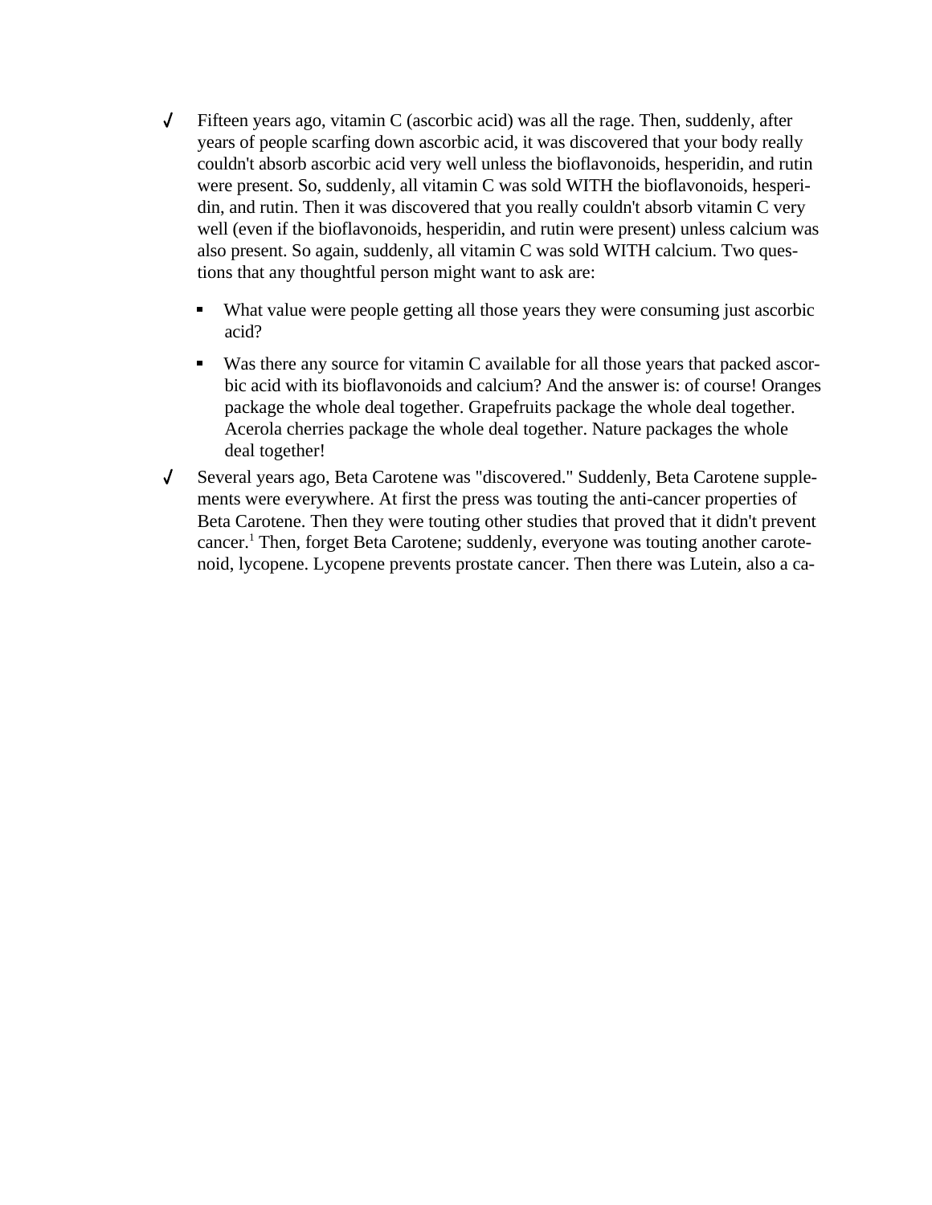- Fifteen years ago, vitamin C (ascorbic acid) was all the rage. Then, suddenly, after years of people scarfing down ascorbic acid, it was discovered that your body really couldn't absorb ascorbic acid very well unless the bioflavonoids, hesperidin, and rutin were present. So, suddenly, all vitamin C was sold WITH the bioflavonoids, hesperidin, and rutin. Then it was discovered that you really couldn't absorb vitamin C very well (even if the bioflavonoids, hesperidin, and rutin were present) unless calcium was also present. So again, suddenly, all vitamin C was sold WITH calcium. Two questions that any thoughtful person might want to ask are:
    - What value were people getting all those years they were consuming just ascorbic acid?
    - Was there any source for vitamin C available for all those years that packed ascorbic acid with its bioflavonoids and calcium? And the answer is: of course! Oranges package the whole deal together. Grapefruits package the whole deal together. Acerola cherries package the whole deal together. Nature packages the whole deal together!
- Several years ago, Beta Carotene was "discovered." Suddenly, Beta Carotene supplements were everywhere. At first the press was touting the anti-cancer properties of Beta Carotene. Then they were touting other studies that proved that it didn't prevent cancer.[1] Then, forget Beta Carotene; suddenly, everyone was touting another carotenoid, lycopene. Lycopene prevents prostate cancer. Then there was Lutein, also a ca-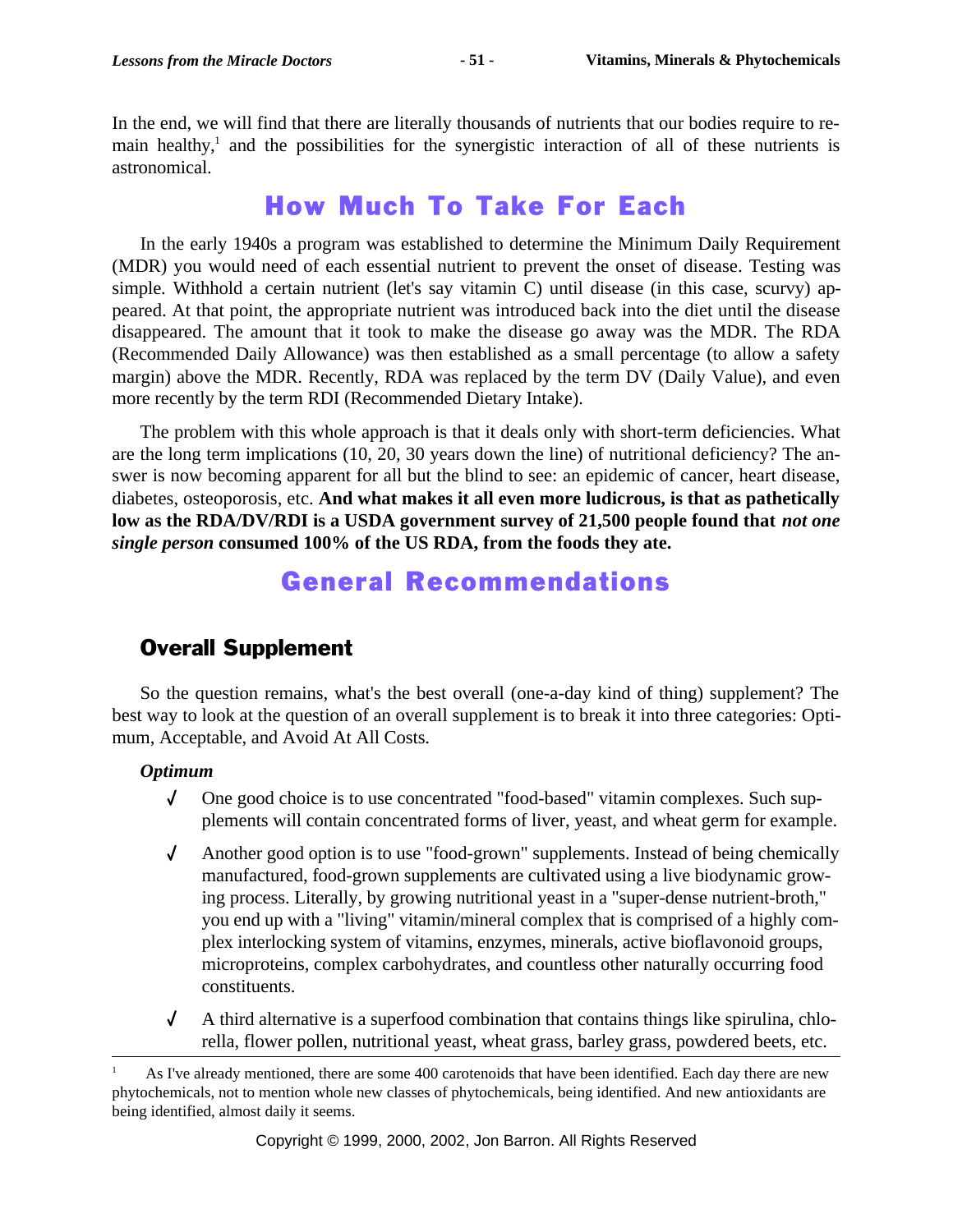In the end, we will find that there are literally thousands of nutrients that our bodies require to remain healthy,[1] and the possibilities for the synergistic interaction of all of these nutrients is astronomical.

## How Much To Take For Each

In the early 1940s a program was established to determine the Minimum Daily Requirement (MDR) you would need of each essential nutrient to prevent the onset of disease. Testing was simple. Withhold a certain nutrient (let's say vitamin C) until disease (in this case, scurvy) appeared. At that point, the appropriate nutrient was introduced back into the diet until the disease disappeared. The amount that it took to make the disease go away was the MDR. The RDA (Recommended Daily Allowance) was then established as a small percentage (to allow a safety margin) above the MDR. Recently, RDA was replaced by the term DV (Daily Value), and even more recently by the term RDI (Recommended Dietary Intake).

The problem with this whole approach is that it deals only with short-term deficiencies. What are the long term implications (10, 20, 30 years down the line) of nutritional deficiency? The answer is now becoming apparent for all but the blind to see: an epidemic of cancer, heart disease, diabetes, osteoporosis, etc. **And what makes it all even more ludicrous, is that as pathetically low as the RDA/DV/RDI is a USDA government survey of 21,500 people found that *not one single person* consumed 100% of the US RDA, from the foods they ate.**

## General Recommendations

### Overall Supplement

So the question remains, what's the best overall (one-a-day kind of thing) supplement? The best way to look at the question of an overall supplement is to break it into three categories: Optimum, Acceptable, and Avoid At All Costs.

***Optimum***

- ✓ One good choice is to use concentrated "food-based" vitamin complexes. Such supplements will contain concentrated forms of liver, yeast, and wheat germ for example.
- ✓ Another good option is to use "food-grown" supplements. Instead of being chemically manufactured, food-grown supplements are cultivated using a live biodynamic growing process. Literally, by growing nutritional yeast in a "super-dense nutrient-broth," you end up with a "living" vitamin/mineral complex that is comprised of a highly complex interlocking system of vitamins, enzymes, minerals, active bioflavonoid groups, microproteins, complex carbohydrates, and countless other naturally occurring food constituents.
- ✓ A third alternative is a superfood combination that contains things like spirulina, chlorella, flower pollen, nutritional yeast, wheat grass, barley grass, powdered beets, etc.

---

[1] As I've already mentioned, there are some 400 carotenoids that have been identified. Each day there are new phytochemicals, not to mention whole new classes of phytochemicals, being identified. And new antioxidants are being identified, almost daily it seems.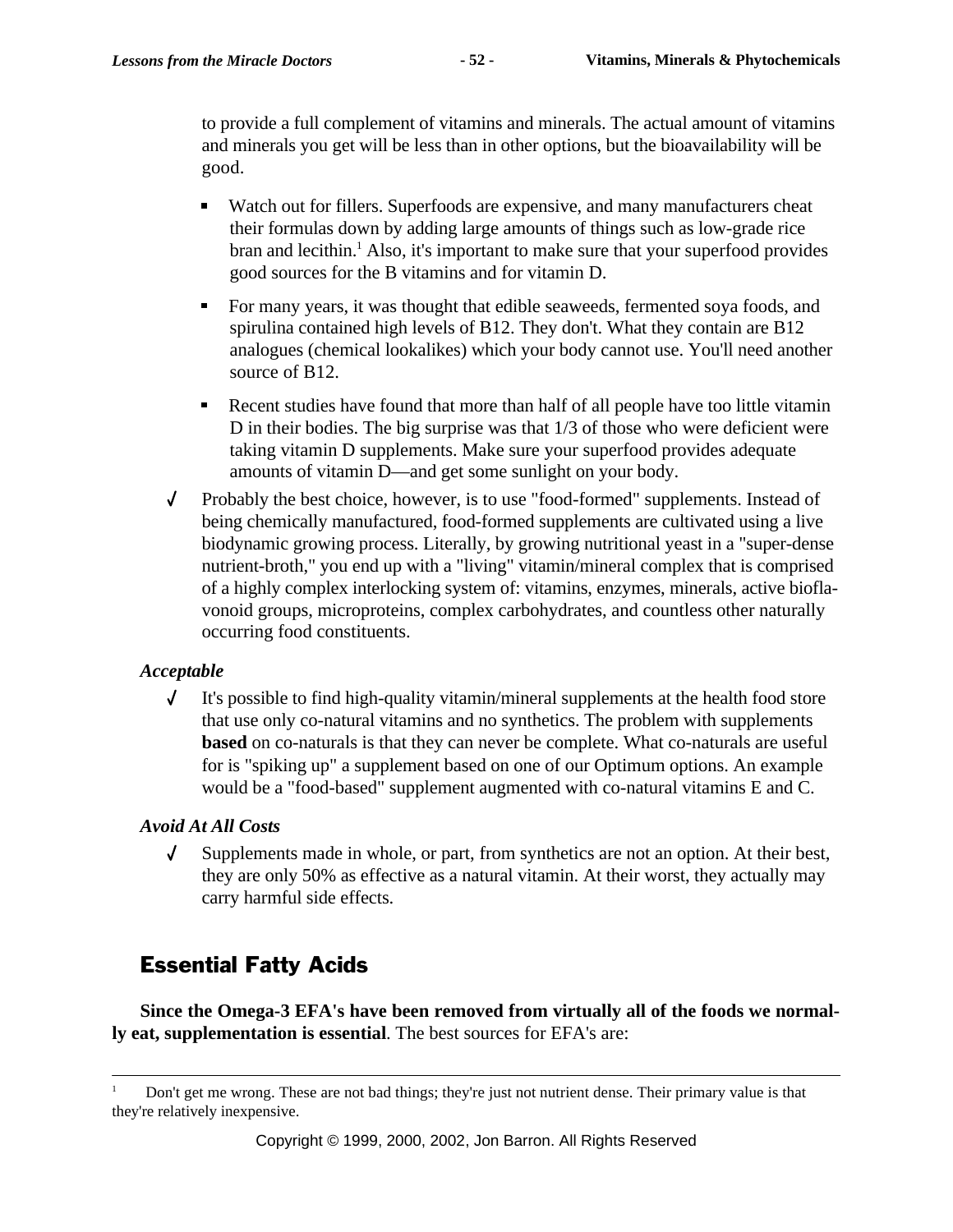to provide a full complement of vitamins and minerals. The actual amount of vitamins and minerals you get will be less than in other options, but the bioavailability will be good.

- Watch out for fillers. Superfoods are expensive, and many manufacturers cheat their formulas down by adding large amounts of things such as low-grade rice bran and lecithin.[1] Also, it's important to make sure that your superfood provides good sources for the B vitamins and for vitamin D.

- For many years, it was thought that edible seaweeds, fermented soya foods, and spirulina contained high levels of B12. They don't. What they contain are B12 analogues (chemical lookalikes) which your body cannot use. You'll need another source of B12.

- Recent studies have found that more than half of all people have too little vitamin D in their bodies. The big surprise was that 1/3 of those who were deficient were taking vitamin D supplements. Make sure your superfood provides adequate amounts of vitamin D—and get some sunlight on your body.

✓ Probably the best choice, however, is to use "food-formed" supplements. Instead of being chemically manufactured, food-formed supplements are cultivated using a live biodynamic growing process. Literally, by growing nutritional yeast in a "super-dense nutrient-broth," you end up with a "living" vitamin/mineral complex that is comprised of a highly complex interlocking system of: vitamins, enzymes, minerals, active bioflavonoid groups, microproteins, complex carbohydrates, and countless other naturally occurring food constituents.

***Acceptable***

✓ It's possible to find high-quality vitamin/mineral supplements at the health food store that use only co-natural vitamins and no synthetics. The problem with supplements **based** on co-naturals is that they can never be complete. What co-naturals are useful for is "spiking up" a supplement based on one of our Optimum options. An example would be a "food-based" supplement augmented with co-natural vitamins E and C.

***Avoid At All Costs***

✓ Supplements made in whole, or part, from synthetics are not an option. At their best, they are only 50% as effective as a natural vitamin. At their worst, they actually may carry harmful side effects.

## Essential Fatty Acids

**Since the Omega-3 EFA's have been removed from virtually all of the foods we normally eat, supplementation is essential**. The best sources for EFA's are:

---

[1] Don't get me wrong. These are not bad things; they're just not nutrient dense. Their primary value is that they're relatively inexpensive.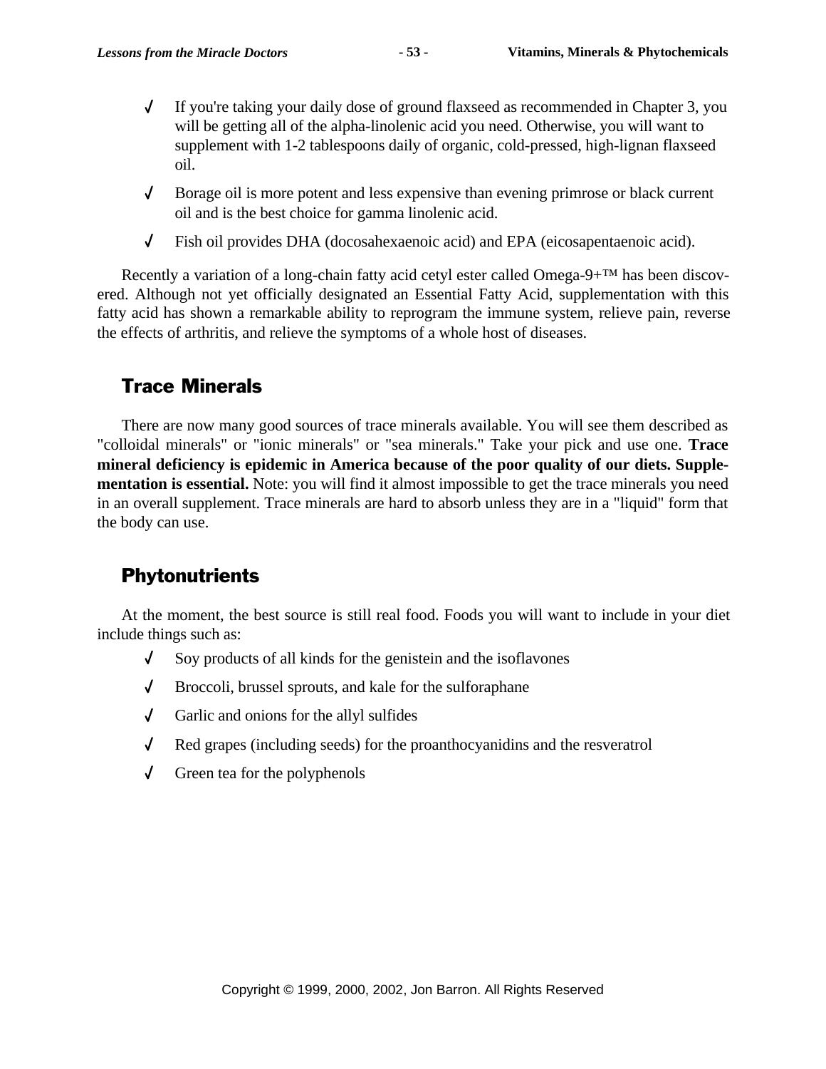- ✓ If you're taking your daily dose of ground flaxseed as recommended in Chapter 3, you will be getting all of the alpha-linolenic acid you need. Otherwise, you will want to supplement with 1-2 tablespoons daily of organic, cold-pressed, high-lignan flaxseed oil.
- ✓ Borage oil is more potent and less expensive than evening primrose or black current oil and is the best choice for gamma linolenic acid.
- ✓ Fish oil provides DHA (docosahexaenoic acid) and EPA (eicosapentaenoic acid).

Recently a variation of a long-chain fatty acid cetyl ester called Omega-9+™ has been discovered. Although not yet officially designated an Essential Fatty Acid, supplementation with this fatty acid has shown a remarkable ability to reprogram the immune system, relieve pain, reverse the effects of arthritis, and relieve the symptoms of a whole host of diseases.

## Trace Minerals

There are now many good sources of trace minerals available. You will see them described as "colloidal minerals" or "ionic minerals" or "sea minerals." Take your pick and use one. **Trace mineral deficiency is epidemic in America because of the poor quality of our diets. Supplementation is essential.** Note: you will find it almost impossible to get the trace minerals you need in an overall supplement. Trace minerals are hard to absorb unless they are in a "liquid" form that the body can use.

## Phytonutrients

At the moment, the best source is still real food. Foods you will want to include in your diet include things such as:

- ✓ Soy products of all kinds for the genistein and the isoflavones
- ✓ Broccoli, brussel sprouts, and kale for the sulforaphane
- ✓ Garlic and onions for the allyl sulfides
- ✓ Red grapes (including seeds) for the proanthocyanidins and the resveratrol
- ✓ Green tea for the polyphenols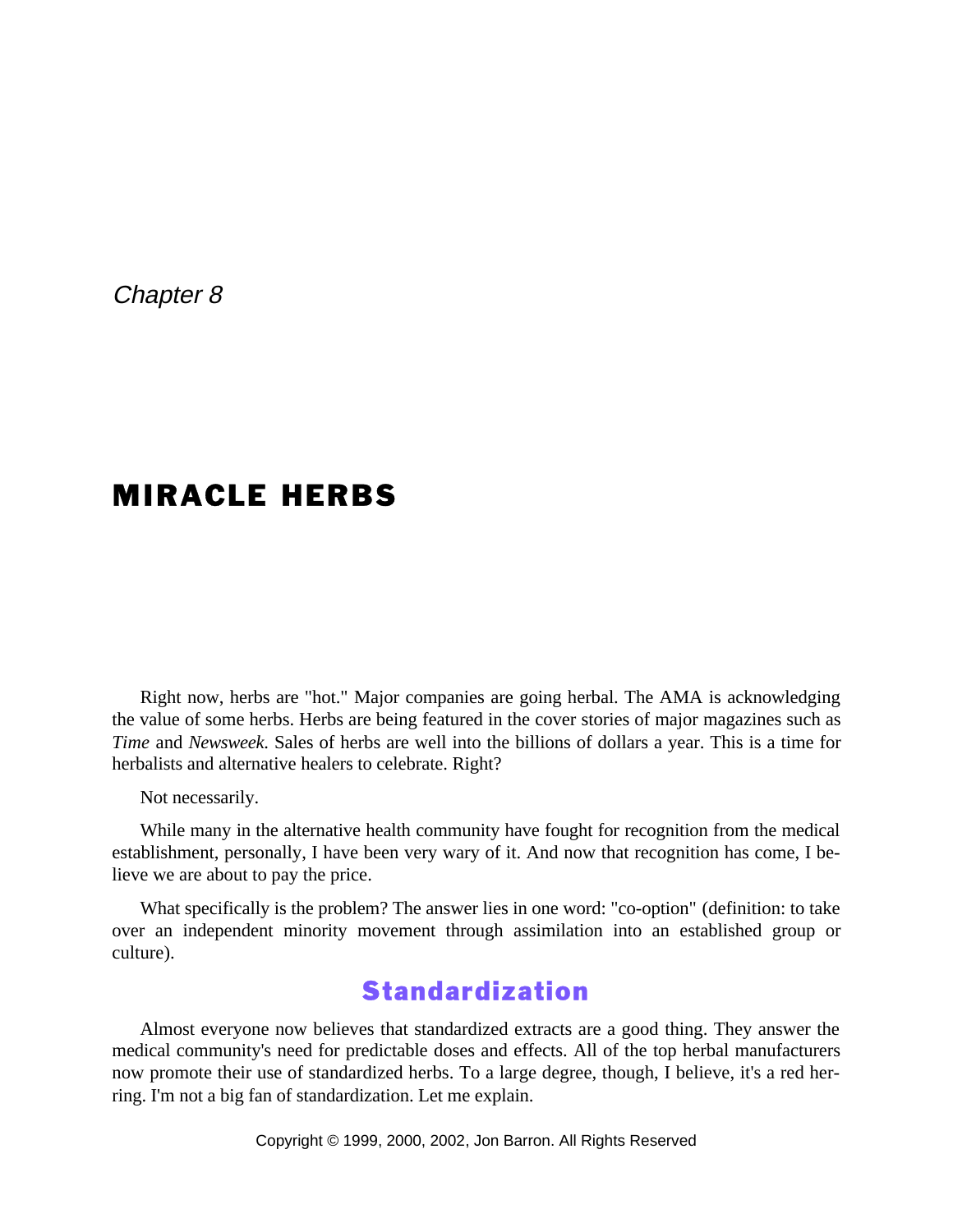*Chapter 8*

# MIRACLE HERBS

Right now, herbs are "hot." Major companies are going herbal. The AMA is acknowledging the value of some herbs. Herbs are being featured in the cover stories of major magazines such as *Time* and *Newsweek.* Sales of herbs are well into the billions of dollars a year. This is a time for herbalists and alternative healers to celebrate. Right?

Not necessarily.

While many in the alternative health community have fought for recognition from the medical establishment, personally, I have been very wary of it. And now that recognition has come, I believe we are about to pay the price.

What specifically is the problem? The answer lies in one word: "co-option" (definition: to take over an independent minority movement through assimilation into an established group or culture).

## Standardization

Almost everyone now believes that standardized extracts are a good thing. They answer the medical community's need for predictable doses and effects. All of the top herbal manufacturers now promote their use of standardized herbs. To a large degree, though, I believe, it's a red herring. I'm not a big fan of standardization. Let me explain.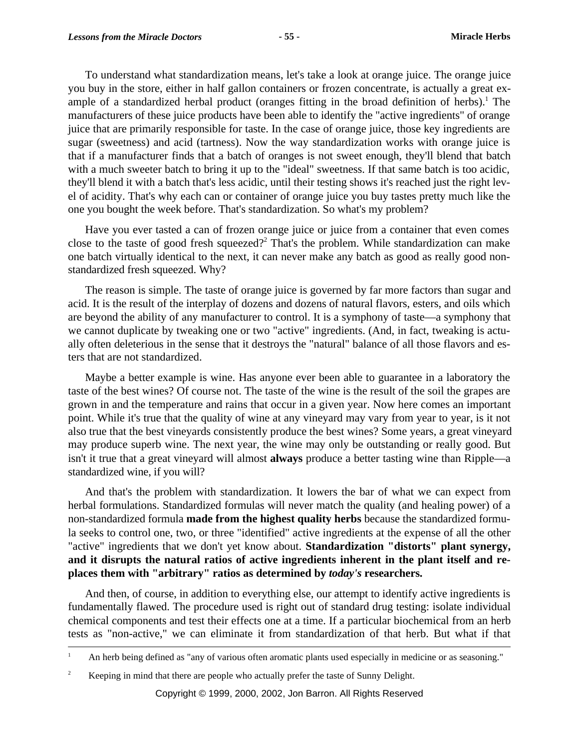To understand what standardization means, let's take a look at orange juice. The orange juice you buy in the store, either in half gallon containers or frozen concentrate, is actually a great example of a standardized herbal product (oranges fitting in the broad definition of herbs).[1] The manufacturers of these juice products have been able to identify the "active ingredients" of orange juice that are primarily responsible for taste. In the case of orange juice, those key ingredients are sugar (sweetness) and acid (tartness). Now the way standardization works with orange juice is that if a manufacturer finds that a batch of oranges is not sweet enough, they'll blend that batch with a much sweeter batch to bring it up to the "ideal" sweetness. If that same batch is too acidic, they'll blend it with a batch that's less acidic, until their testing shows it's reached just the right level of acidity. That's why each can or container of orange juice you buy tastes pretty much like the one you bought the week before. That's standardization. So what's my problem?

Have you ever tasted a can of frozen orange juice or juice from a container that even comes close to the taste of good fresh squeezed?[2] That's the problem. While standardization can make one batch virtually identical to the next, it can never make any batch as good as really good non-standardized fresh squeezed. Why?

The reason is simple. The taste of orange juice is governed by far more factors than sugar and acid. It is the result of the interplay of dozens and dozens of natural flavors, esters, and oils which are beyond the ability of any manufacturer to control. It is a symphony of taste—a symphony that we cannot duplicate by tweaking one or two "active" ingredients. (And, in fact, tweaking is actually often deleterious in the sense that it destroys the "natural" balance of all those flavors and esters that are not standardized.

Maybe a better example is wine. Has anyone ever been able to guarantee in a laboratory the taste of the best wines? Of course not. The taste of the wine is the result of the soil the grapes are grown in and the temperature and rains that occur in a given year. Now here comes an important point. While it's true that the quality of wine at any vineyard may vary from year to year, is it not also true that the best vineyards consistently produce the best wines? Some years, a great vineyard may produce superb wine. The next year, the wine may only be outstanding or really good. But isn't it true that a great vineyard will almost **always** produce a better tasting wine than Ripple—a standardized wine, if you will?

And that's the problem with standardization. It lowers the bar of what we can expect from herbal formulations. Standardized formulas will never match the quality (and healing power) of a non-standardized formula **made from the highest quality herbs** because the standardized formula seeks to control one, two, or three "identified" active ingredients at the expense of all the other "active" ingredients that we don't yet know about. **Standardization "distorts" plant synergy, and it disrupts the natural ratios of active ingredients inherent in the plant itself and replaces them with "arbitrary" ratios as determined by *today's* researchers.**

And then, of course, in addition to everything else, our attempt to identify active ingredients is fundamentally flawed. The procedure used is right out of standard drug testing: isolate individual chemical components and test their effects one at a time. If a particular biochemical from an herb tests as "non-active," we can eliminate it from standardization of that herb. But what if that

---

[1] An herb being defined as "any of various often aromatic plants used especially in medicine or as seasoning."

[2] Keeping in mind that there are people who actually prefer the taste of Sunny Delight.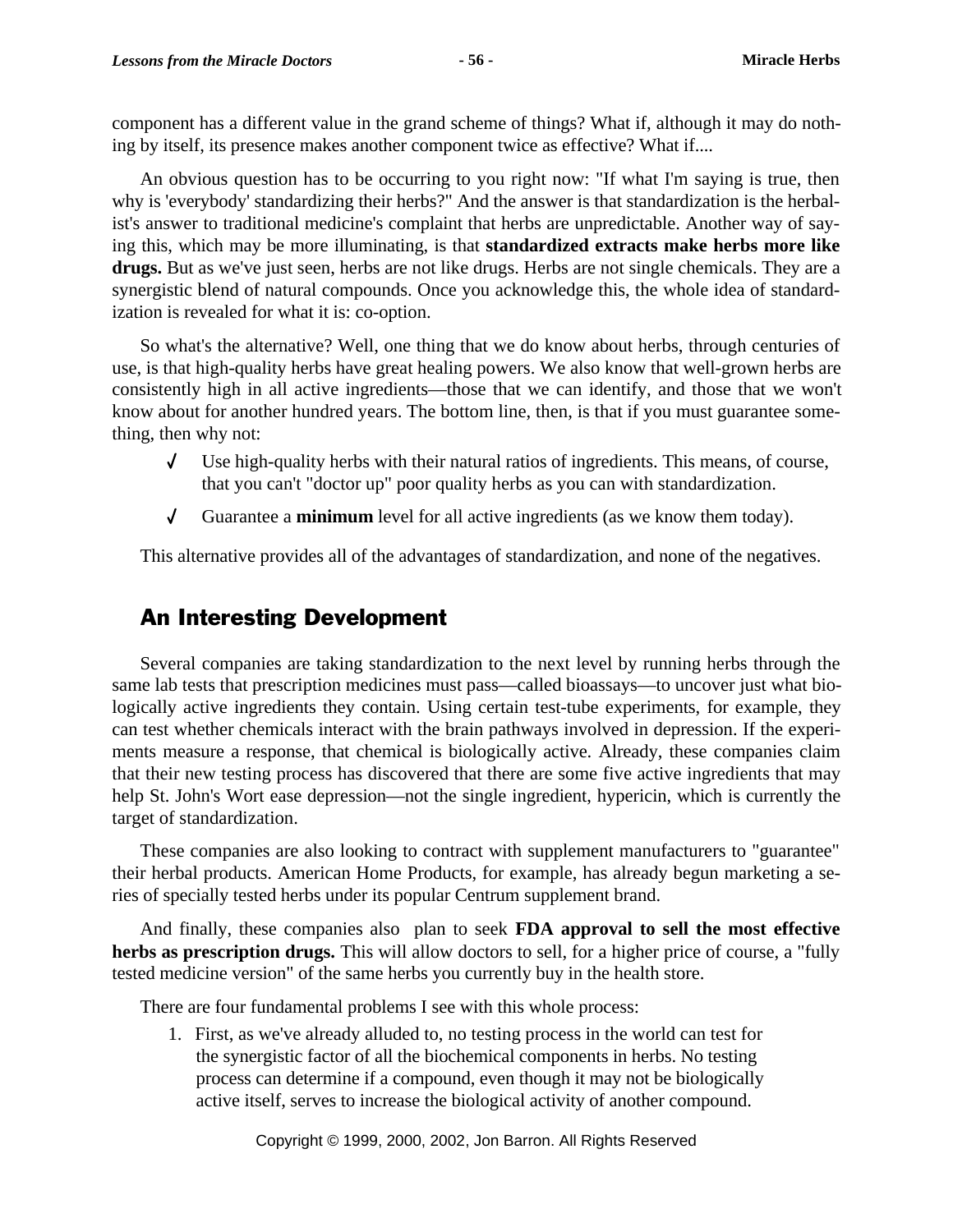component has a different value in the grand scheme of things? What if, although it may do nothing by itself, its presence makes another component twice as effective? What if....

An obvious question has to be occurring to you right now: "If what I'm saying is true, then why is 'everybody' standardizing their herbs?" And the answer is that standardization is the herbalist's answer to traditional medicine's complaint that herbs are unpredictable. Another way of saying this, which may be more illuminating, is that **standardized extracts make herbs more like drugs.** But as we've just seen, herbs are not like drugs. Herbs are not single chemicals. They are a synergistic blend of natural compounds. Once you acknowledge this, the whole idea of standardization is revealed for what it is: co-option.

So what's the alternative? Well, one thing that we do know about herbs, through centuries of use, is that high-quality herbs have great healing powers. We also know that well-grown herbs are consistently high in all active ingredients—those that we can identify, and those that we won't know about for another hundred years. The bottom line, then, is that if you must guarantee something, then why not:

- ✓ Use high-quality herbs with their natural ratios of ingredients. This means, of course, that you can't "doctor up" poor quality herbs as you can with standardization.
- ✓ Guarantee a **minimum** level for all active ingredients (as we know them today).

This alternative provides all of the advantages of standardization, and none of the negatives.

## An Interesting Development

Several companies are taking standardization to the next level by running herbs through the same lab tests that prescription medicines must pass—called bioassays—to uncover just what biologically active ingredients they contain. Using certain test-tube experiments, for example, they can test whether chemicals interact with the brain pathways involved in depression. If the experiments measure a response, that chemical is biologically active. Already, these companies claim that their new testing process has discovered that there are some five active ingredients that may help St. John's Wort ease depression—not the single ingredient, hypericin, which is currently the target of standardization.

These companies are also looking to contract with supplement manufacturers to "guarantee" their herbal products. American Home Products, for example, has already begun marketing a series of specially tested herbs under its popular Centrum supplement brand.

And finally, these companies also plan to seek **FDA approval to sell the most effective herbs as prescription drugs.** This will allow doctors to sell, for a higher price of course, a "fully tested medicine version" of the same herbs you currently buy in the health store.

There are four fundamental problems I see with this whole process:

1. First, as we've already alluded to, no testing process in the world can test for the synergistic factor of all the biochemical components in herbs. No testing process can determine if a compound, even though it may not be biologically active itself, serves to increase the biological activity of another compound.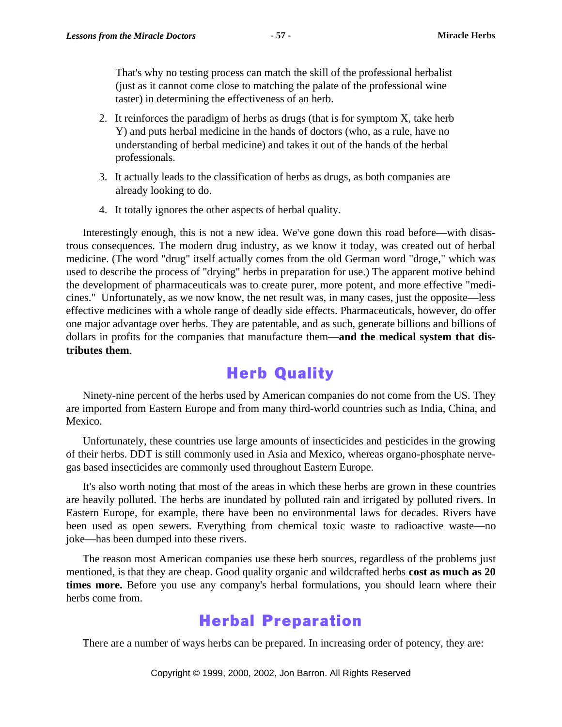That's why no testing process can match the skill of the professional herbalist (just as it cannot come close to matching the palate of the professional wine taster) in determining the effectiveness of an herb.

2. It reinforces the paradigm of herbs as drugs (that is for symptom X, take herb Y) and puts herbal medicine in the hands of doctors (who, as a rule, have no understanding of herbal medicine) and takes it out of the hands of the herbal professionals.
3. It actually leads to the classification of herbs as drugs, as both companies are already looking to do.
4. It totally ignores the other aspects of herbal quality.

Interestingly enough, this is not a new idea. We've gone down this road before—with disastrous consequences. The modern drug industry, as we know it today, was created out of herbal medicine. (The word "drug" itself actually comes from the old German word "droge," which was used to describe the process of "drying" herbs in preparation for use.) The apparent motive behind the development of pharmaceuticals was to create purer, more potent, and more effective "medicines." Unfortunately, as we now know, the net result was, in many cases, just the opposite—less effective medicines with a whole range of deadly side effects. Pharmaceuticals, however, do offer one major advantage over herbs. They are patentable, and as such, generate billions and billions of dollars in profits for the companies that manufacture them—**and the medical system that distributes them**.

## Herb Quality

Ninety-nine percent of the herbs used by American companies do not come from the US. They are imported from Eastern Europe and from many third-world countries such as India, China, and Mexico.

Unfortunately, these countries use large amounts of insecticides and pesticides in the growing of their herbs. DDT is still commonly used in Asia and Mexico, whereas organo-phosphate nerve-gas based insecticides are commonly used throughout Eastern Europe.

It's also worth noting that most of the areas in which these herbs are grown in these countries are heavily polluted. The herbs are inundated by polluted rain and irrigated by polluted rivers. In Eastern Europe, for example, there have been no environmental laws for decades. Rivers have been used as open sewers. Everything from chemical toxic waste to radioactive waste—no joke—has been dumped into these rivers.

The reason most American companies use these herb sources, regardless of the problems just mentioned, is that they are cheap. Good quality organic and wildcrafted herbs **cost as much as 20 times more.** Before you use any company's herbal formulations, you should learn where their herbs come from.

## Herbal Preparation

There are a number of ways herbs can be prepared. In increasing order of potency, they are: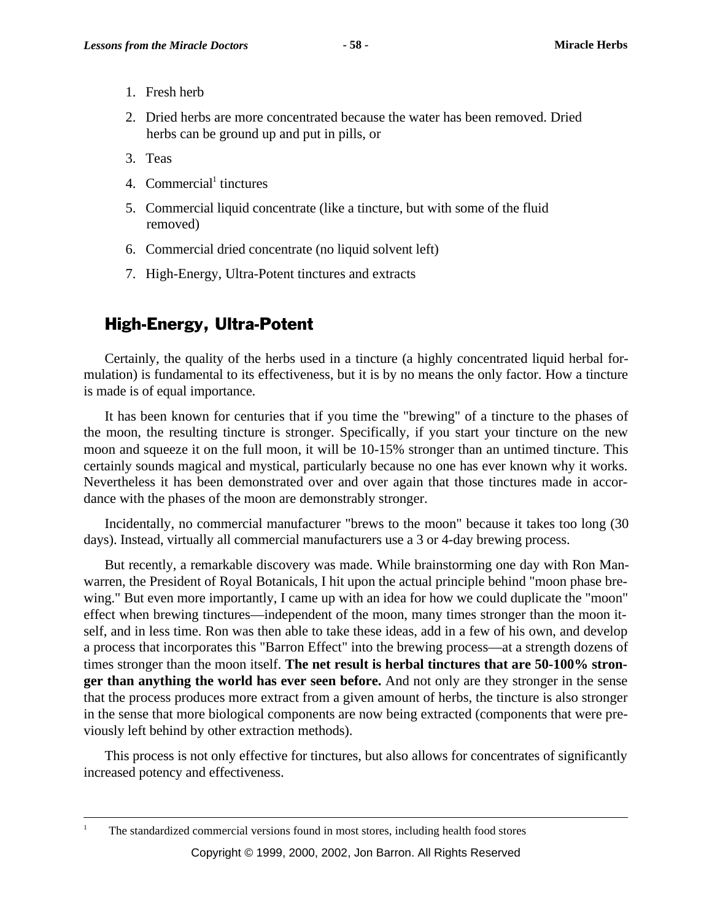1. Fresh herb
2. Dried herbs are more concentrated because the water has been removed. Dried herbs can be ground up and put in pills, or
3. Teas
4. Commercial[1] tinctures
5. Commercial liquid concentrate (like a tincture, but with some of the fluid removed)
6. Commercial dried concentrate (no liquid solvent left)
7. High-Energy, Ultra-Potent tinctures and extracts

## High-Energy, Ultra-Potent

Certainly, the quality of the herbs used in a tincture (a highly concentrated liquid herbal formulation) is fundamental to its effectiveness, but it is by no means the only factor. How a tincture is made is of equal importance.

It has been known for centuries that if you time the "brewing" of a tincture to the phases of the moon, the resulting tincture is stronger. Specifically, if you start your tincture on the new moon and squeeze it on the full moon, it will be 10-15% stronger than an untimed tincture. This certainly sounds magical and mystical, particularly because no one has ever known why it works. Nevertheless it has been demonstrated over and over again that those tinctures made in accordance with the phases of the moon are demonstrably stronger.

Incidentally, no commercial manufacturer "brews to the moon" because it takes too long (30 days). Instead, virtually all commercial manufacturers use a 3 or 4-day brewing process.

But recently, a remarkable discovery was made. While brainstorming one day with Ron Manwarren, the President of Royal Botanicals, I hit upon the actual principle behind "moon phase brewing." But even more importantly, I came up with an idea for how we could duplicate the "moon" effect when brewing tinctures—independent of the moon, many times stronger than the moon itself, and in less time. Ron was then able to take these ideas, add in a few of his own, and develop a process that incorporates this "Barron Effect" into the brewing process—at a strength dozens of times stronger than the moon itself. **The net result is herbal tinctures that are 50-100% stronger than anything the world has ever seen before.** And not only are they stronger in the sense that the process produces more extract from a given amount of herbs, the tincture is also stronger in the sense that more biological components are now being extracted (components that were previously left behind by other extraction methods).

This process is not only effective for tinctures, but also allows for concentrates of significantly increased potency and effectiveness.

---

[1] The standardized commercial versions found in most stores, including health food stores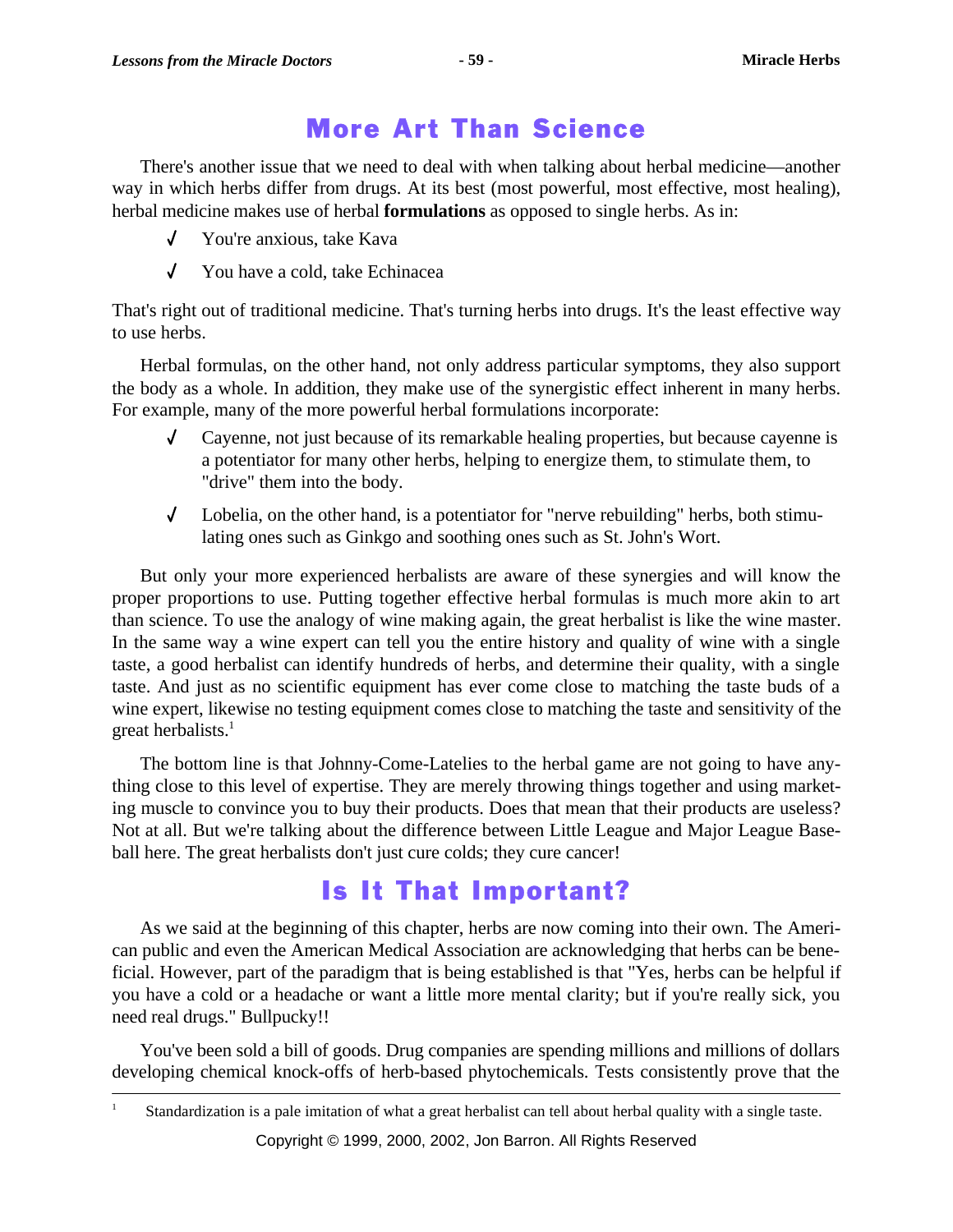## More Art Than Science

There's another issue that we need to deal with when talking about herbal medicine—another way in which herbs differ from drugs. At its best (most powerful, most effective, most healing), herbal medicine makes use of herbal **formulations** as opposed to single herbs. As in:

- ✓ You're anxious, take Kava
- ✓ You have a cold, take Echinacea

That's right out of traditional medicine. That's turning herbs into drugs. It's the least effective way to use herbs.

Herbal formulas, on the other hand, not only address particular symptoms, they also support the body as a whole. In addition, they make use of the synergistic effect inherent in many herbs. For example, many of the more powerful herbal formulations incorporate:

- ✓ Cayenne, not just because of its remarkable healing properties, but because cayenne is a potentiator for many other herbs, helping to energize them, to stimulate them, to "drive" them into the body.
- ✓ Lobelia, on the other hand, is a potentiator for "nerve rebuilding" herbs, both stimulating ones such as Ginkgo and soothing ones such as St. John's Wort.

But only your more experienced herbalists are aware of these synergies and will know the proper proportions to use. Putting together effective herbal formulas is much more akin to art than science. To use the analogy of wine making again, the great herbalist is like the wine master. In the same way a wine expert can tell you the entire history and quality of wine with a single taste, a good herbalist can identify hundreds of herbs, and determine their quality, with a single taste. And just as no scientific equipment has ever come close to matching the taste buds of a wine expert, likewise no testing equipment comes close to matching the taste and sensitivity of the great herbalists.[1]

The bottom line is that Johnny-Come-Latelies to the herbal game are not going to have anything close to this level of expertise. They are merely throwing things together and using marketing muscle to convince you to buy their products. Does that mean that their products are useless? Not at all. But we're talking about the difference between Little League and Major League Baseball here. The great herbalists don't just cure colds; they cure cancer!

## Is It That Important?

As we said at the beginning of this chapter, herbs are now coming into their own. The American public and even the American Medical Association are acknowledging that herbs can be beneficial. However, part of the paradigm that is being established is that "Yes, herbs can be helpful if you have a cold or a headache or want a little more mental clarity; but if you're really sick, you need real drugs." Bullpucky!!

You've been sold a bill of goods. Drug companies are spending millions and millions of dollars developing chemical knock-offs of herb-based phytochemicals. Tests consistently prove that the

---

[1] Standardization is a pale imitation of what a great herbalist can tell about herbal quality with a single taste.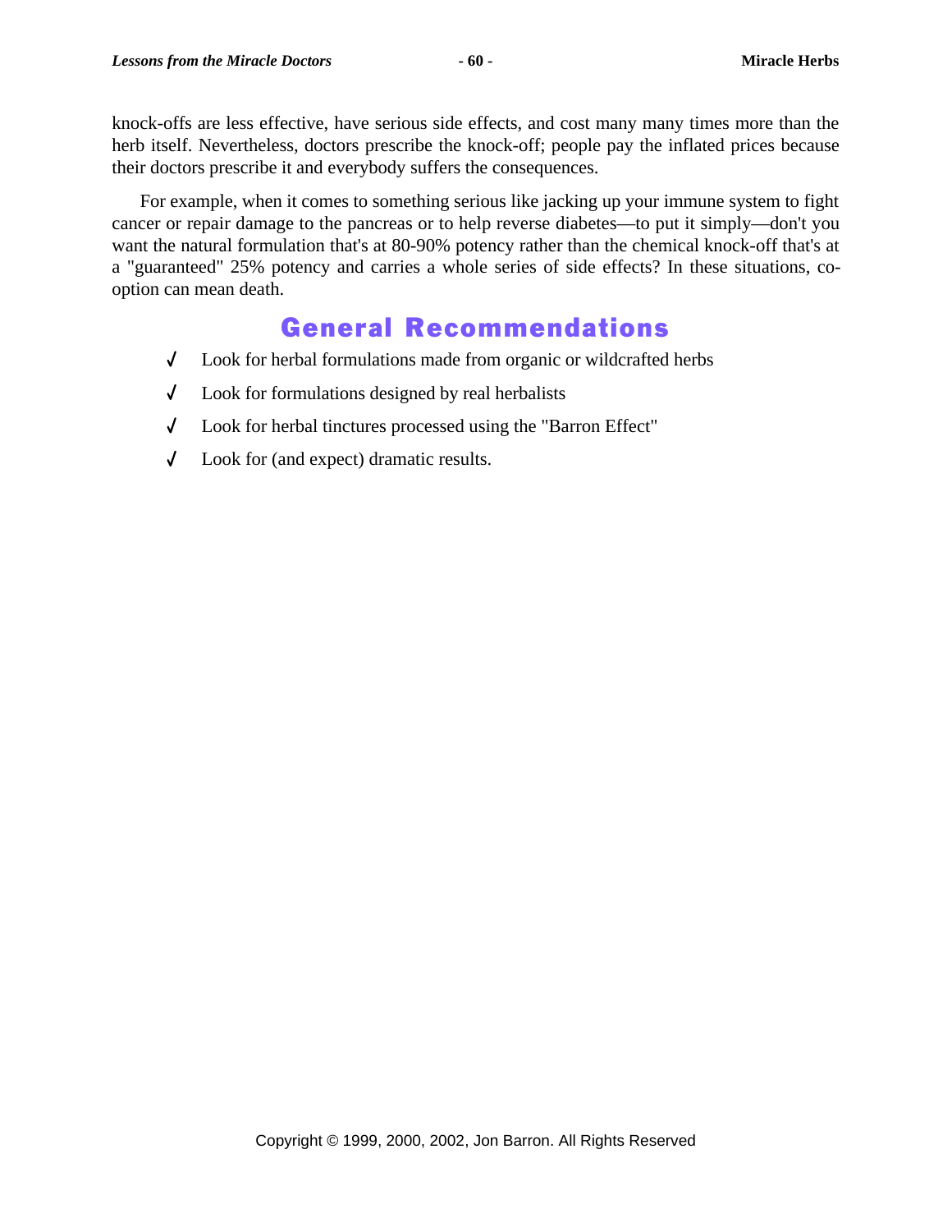knock-offs are less effective, have serious side effects, and cost many many times more than the herb itself. Nevertheless, doctors prescribe the knock-off; people pay the inflated prices because their doctors prescribe it and everybody suffers the consequences.

For example, when it comes to something serious like jacking up your immune system to fight cancer or repair damage to the pancreas or to help reverse diabetes—to put it simply—don't you want the natural formulation that's at 80-90% potency rather than the chemical knock-off that's at a "guaranteed" 25% potency and carries a whole series of side effects? In these situations, co-option can mean death.

## General Recommendations

- √ Look for herbal formulations made from organic or wildcrafted herbs
- √ Look for formulations designed by real herbalists
- √ Look for herbal tinctures processed using the "Barron Effect"
- √ Look for (and expect) dramatic results.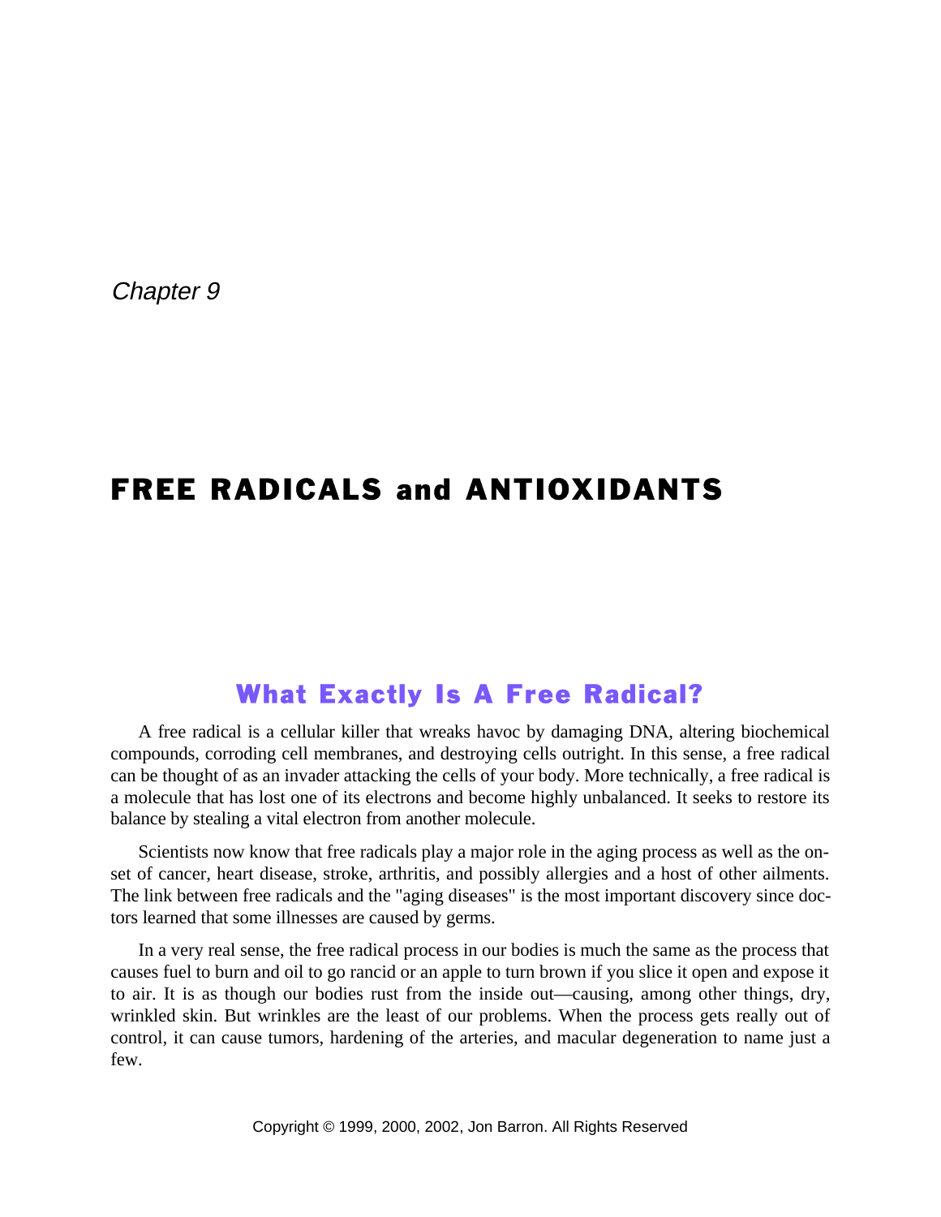*Chapter 9*

# FREE RADICALS and ANTIOXIDANTS

## What Exactly Is A Free Radical?

A free radical is a cellular killer that wreaks havoc by damaging DNA, altering biochemical compounds, corroding cell membranes, and destroying cells outright. In this sense, a free radical can be thought of as an invader attacking the cells of your body. More technically, a free radical is a molecule that has lost one of its electrons and become highly unbalanced. It seeks to restore its balance by stealing a vital electron from another molecule.

Scientists now know that free radicals play a major role in the aging process as well as the onset of cancer, heart disease, stroke, arthritis, and possibly allergies and a host of other ailments. The link between free radicals and the "aging diseases" is the most important discovery since doctors learned that some illnesses are caused by germs.

In a very real sense, the free radical process in our bodies is much the same as the process that causes fuel to burn and oil to go rancid or an apple to turn brown if you slice it open and expose it to air. It is as though our bodies rust from the inside out—causing, among other things, dry, wrinkled skin. But wrinkles are the least of our problems. When the process gets really out of control, it can cause tumors, hardening of the arteries, and macular degeneration to name just a few.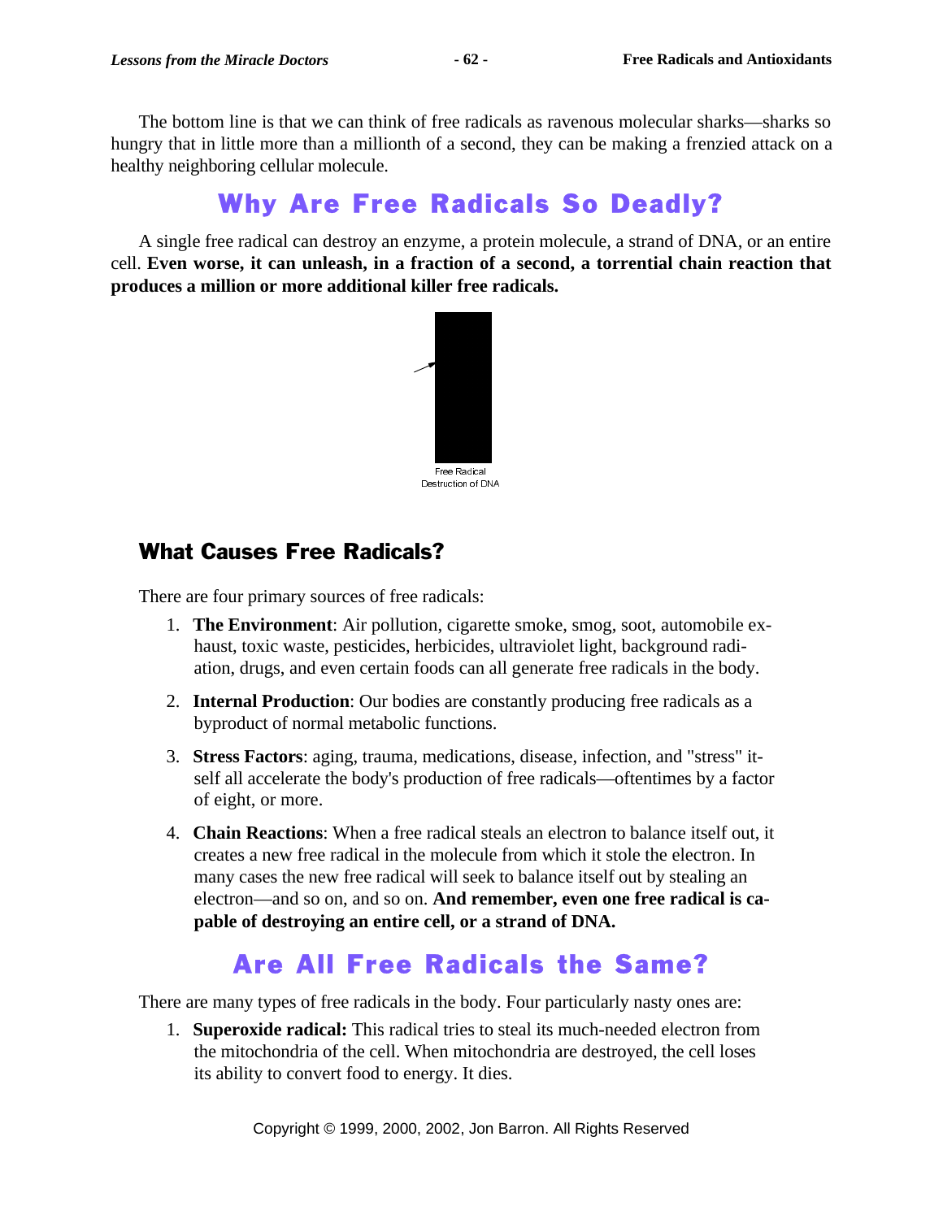The bottom line is that we can think of free radicals as ravenous molecular sharks—sharks so hungry that in little more than a millionth of a second, they can be making a frenzied attack on a healthy neighboring cellular molecule.

## Why Are Free Radicals So Deadly?

A single free radical can destroy an enzyme, a protein molecule, a strand of DNA, or an entire cell. **Even worse, it can unleash, in a fraction of a second, a torrential chain reaction that produces a million or more additional killer free radicals.**

Free Radical Destruction of DNA

### What Causes Free Radicals?

There are four primary sources of free radicals:

1. **The Environment**: Air pollution, cigarette smoke, smog, soot, automobile exhaust, toxic waste, pesticides, herbicides, ultraviolet light, background radiation, drugs, and even certain foods can all generate free radicals in the body.
2. **Internal Production**: Our bodies are constantly producing free radicals as a byproduct of normal metabolic functions.
3. **Stress Factors**: aging, trauma, medications, disease, infection, and "stress" itself all accelerate the body's production of free radicals—oftentimes by a factor of eight, or more.
4. **Chain Reactions**: When a free radical steals an electron to balance itself out, it creates a new free radical in the molecule from which it stole the electron. In many cases the new free radical will seek to balance itself out by stealing an electron—and so on, and so on. **And remember, even one free radical is capable of destroying an entire cell, or a strand of DNA.**

## Are All Free Radicals the Same?

There are many types of free radicals in the body. Four particularly nasty ones are:

1. **Superoxide radical:** This radical tries to steal its much-needed electron from the mitochondria of the cell. When mitochondria are destroyed, the cell loses its ability to convert food to energy. It dies.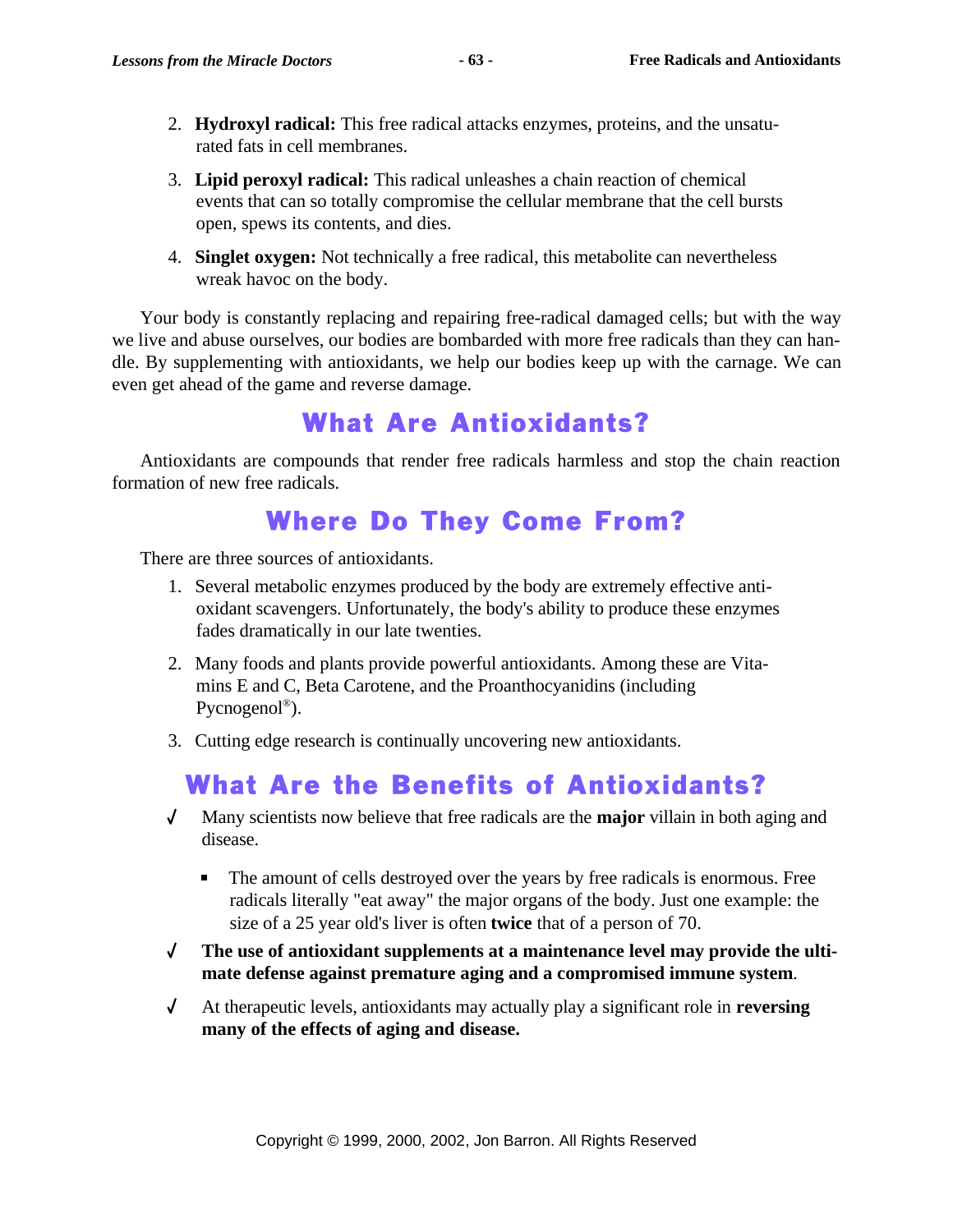2. **Hydroxyl radical:** This free radical attacks enzymes, proteins, and the unsaturated fats in cell membranes.

3. **Lipid peroxyl radical:** This radical unleashes a chain reaction of chemical events that can so totally compromise the cellular membrane that the cell bursts open, spews its contents, and dies.

4. **Singlet oxygen:** Not technically a free radical, this metabolite can nevertheless wreak havoc on the body.

Your body is constantly replacing and repairing free-radical damaged cells; but with the way we live and abuse ourselves, our bodies are bombarded with more free radicals than they can handle. By supplementing with antioxidants, we help our bodies keep up with the carnage. We can even get ahead of the game and reverse damage.

## What Are Antioxidants?

Antioxidants are compounds that render free radicals harmless and stop the chain reaction formation of new free radicals.

## Where Do They Come From?

There are three sources of antioxidants.

1. Several metabolic enzymes produced by the body are extremely effective antioxidant scavengers. Unfortunately, the body's ability to produce these enzymes fades dramatically in our late twenties.

2. Many foods and plants provide powerful antioxidants. Among these are Vitamins E and C, Beta Carotene, and the Proanthocyanidins (including Pycnogenol®).

3. Cutting edge research is continually uncovering new antioxidants.

## What Are the Benefits of Antioxidants?

- √ Many scientists now believe that free radicals are the **major** villain in both aging and disease.
  - The amount of cells destroyed over the years by free radicals is enormous. Free radicals literally "eat away" the major organs of the body. Just one example: the size of a 25 year old's liver is often **twice** that of a person of 70.
- √ **The use of antioxidant supplements at a maintenance level may provide the ultimate defense against premature aging and a compromised immune system**.
- √ At therapeutic levels, antioxidants may actually play a significant role in **reversing many of the effects of aging and disease.**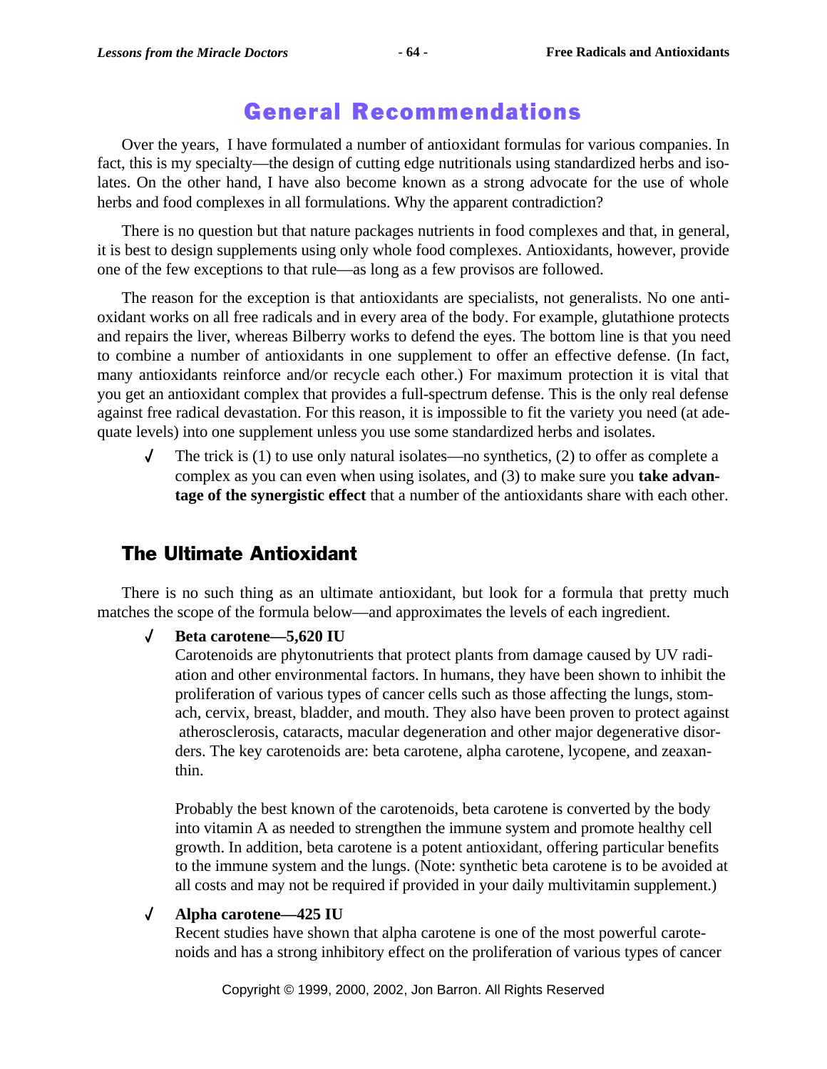## General Recommendations

Over the years, I have formulated a number of antioxidant formulas for various companies. In fact, this is my specialty—the design of cutting edge nutritionals using standardized herbs and isolates. On the other hand, I have also become known as a strong advocate for the use of whole herbs and food complexes in all formulations. Why the apparent contradiction?

There is no question but that nature packages nutrients in food complexes and that, in general, it is best to design supplements using only whole food complexes. Antioxidants, however, provide one of the few exceptions to that rule—as long as a few provisos are followed.

The reason for the exception is that antioxidants are specialists, not generalists. No one antioxidant works on all free radicals and in every area of the body. For example, glutathione protects and repairs the liver, whereas Bilberry works to defend the eyes. The bottom line is that you need to combine a number of antioxidants in one supplement to offer an effective defense. (In fact, many antioxidants reinforce and/or recycle each other.) For maximum protection it is vital that you get an antioxidant complex that provides a full-spectrum defense. This is the only real defense against free radical devastation. For this reason, it is impossible to fit the variety you need (at adequate levels) into one supplement unless you use some standardized herbs and isolates.

- √ The trick is (1) to use only natural isolates—no synthetics, (2) to offer as complete a complex as you can even when using isolates, and (3) to make sure you **take advantage of the synergistic effect** that a number of the antioxidants share with each other.

### The Ultimate Antioxidant

There is no such thing as an ultimate antioxidant, but look for a formula that pretty much matches the scope of the formula below—and approximates the levels of each ingredient.

- √ **Beta carotene—5,620 IU**

  Carotenoids are phytonutrients that protect plants from damage caused by UV radiation and other environmental factors. In humans, they have been shown to inhibit the proliferation of various types of cancer cells such as those affecting the lungs, stomach, cervix, breast, bladder, and mouth. They also have been proven to protect against atherosclerosis, cataracts, macular degeneration and other major degenerative disorders. The key carotenoids are: beta carotene, alpha carotene, lycopene, and zeaxanthin.

  Probably the best known of the carotenoids, beta carotene is converted by the body into vitamin A as needed to strengthen the immune system and promote healthy cell growth. In addition, beta carotene is a potent antioxidant, offering particular benefits to the immune system and the lungs. (Note: synthetic beta carotene is to be avoided at all costs and may not be required if provided in your daily multivitamin supplement.)

- √ **Alpha carotene—425 IU**

  Recent studies have shown that alpha carotene is one of the most powerful carotenoids and has a strong inhibitory effect on the proliferation of various types of cancer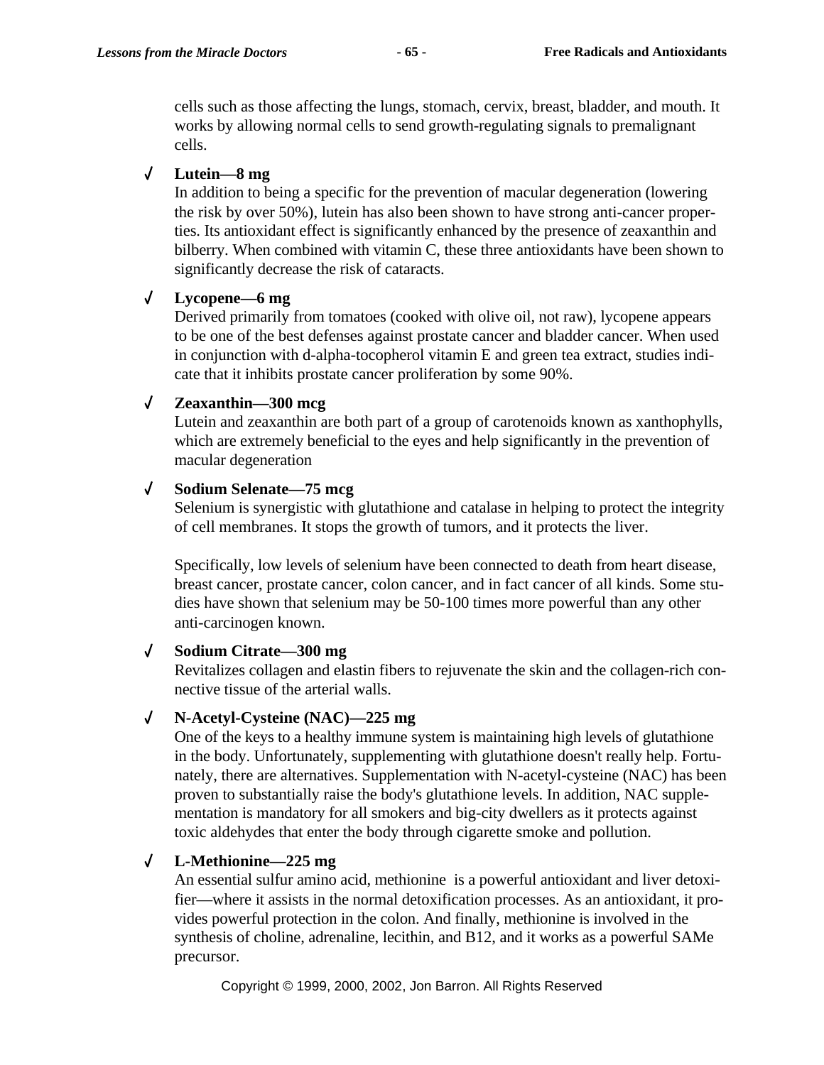cells such as those affecting the lungs, stomach, cervix, breast, bladder, and mouth. It works by allowing normal cells to send growth-regulating signals to premalignant cells.

✓ **Lutein—8 mg**
In addition to being a specific for the prevention of macular degeneration (lowering the risk by over 50%), lutein has also been shown to have strong anti-cancer properties. Its antioxidant effect is significantly enhanced by the presence of zeaxanthin and bilberry. When combined with vitamin C, these three antioxidants have been shown to significantly decrease the risk of cataracts.

✓ **Lycopene—6 mg**
Derived primarily from tomatoes (cooked with olive oil, not raw), lycopene appears to be one of the best defenses against prostate cancer and bladder cancer. When used in conjunction with d-alpha-tocopherol vitamin E and green tea extract, studies indicate that it inhibits prostate cancer proliferation by some 90%.

✓ **Zeaxanthin—300 mcg**
Lutein and zeaxanthin are both part of a group of carotenoids known as xanthophylls, which are extremely beneficial to the eyes and help significantly in the prevention of macular degeneration

✓ **Sodium Selenate—75 mcg**
Selenium is synergistic with glutathione and catalase in helping to protect the integrity of cell membranes. It stops the growth of tumors, and it protects the liver.

Specifically, low levels of selenium have been connected to death from heart disease, breast cancer, prostate cancer, colon cancer, and in fact cancer of all kinds. Some studies have shown that selenium may be 50-100 times more powerful than any other anti-carcinogen known.

✓ **Sodium Citrate—300 mg**
Revitalizes collagen and elastin fibers to rejuvenate the skin and the collagen-rich connective tissue of the arterial walls.

✓ **N-Acetyl-Cysteine (NAC)—225 mg**
One of the keys to a healthy immune system is maintaining high levels of glutathione in the body. Unfortunately, supplementing with glutathione doesn't really help. Fortunately, there are alternatives. Supplementation with N-acetyl-cysteine (NAC) has been proven to substantially raise the body's glutathione levels. In addition, NAC supplementation is mandatory for all smokers and big-city dwellers as it protects against toxic aldehydes that enter the body through cigarette smoke and pollution.

✓ **L-Methionine—225 mg**
An essential sulfur amino acid, methionine is a powerful antioxidant and liver detoxifier—where it assists in the normal detoxification processes. As an antioxidant, it provides powerful protection in the colon. And finally, methionine is involved in the synthesis of choline, adrenaline, lecithin, and B12, and it works as a powerful SAMe precursor.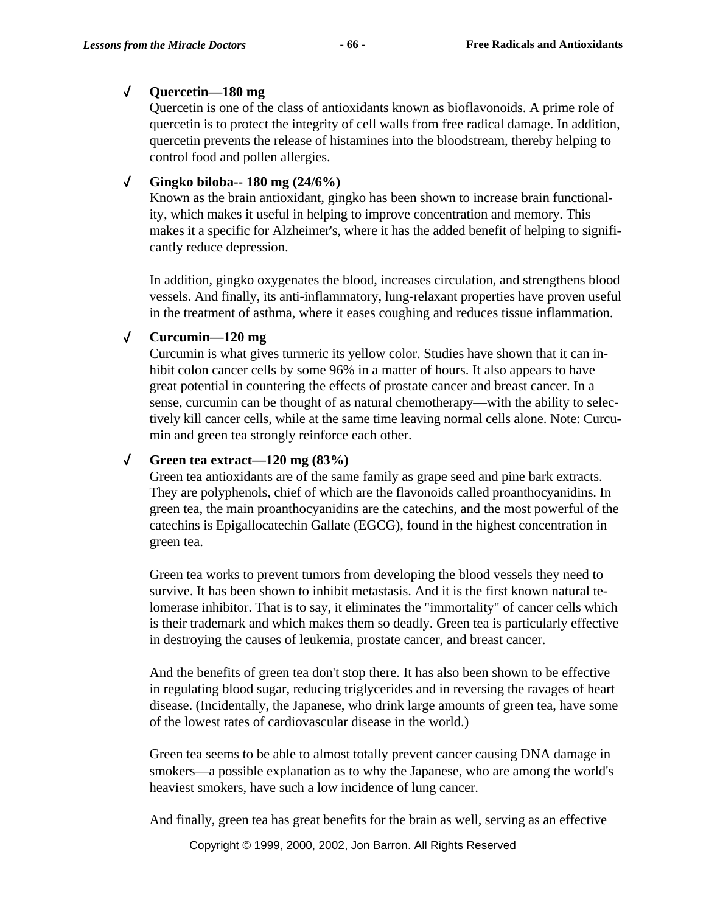- √ **Quercetin—180 mg**

  Quercetin is one of the class of antioxidants known as bioflavonoids. A prime role of quercetin is to protect the integrity of cell walls from free radical damage. In addition, quercetin prevents the release of histamines into the bloodstream, thereby helping to control food and pollen allergies.

- √ **Gingko biloba-- 180 mg (24/6%)**

  Known as the brain antioxidant, gingko has been shown to increase brain functionality, which makes it useful in helping to improve concentration and memory. This makes it a specific for Alzheimer's, where it has the added benefit of helping to significantly reduce depression.

  In addition, gingko oxygenates the blood, increases circulation, and strengthens blood vessels. And finally, its anti-inflammatory, lung-relaxant properties have proven useful in the treatment of asthma, where it eases coughing and reduces tissue inflammation.

- √ **Curcumin—120 mg**

  Curcumin is what gives turmeric its yellow color. Studies have shown that it can inhibit colon cancer cells by some 96% in a matter of hours. It also appears to have great potential in countering the effects of prostate cancer and breast cancer. In a sense, curcumin can be thought of as natural chemotherapy—with the ability to selectively kill cancer cells, while at the same time leaving normal cells alone. Note: Curcumin and green tea strongly reinforce each other.

- √ **Green tea extract—120 mg (83%)**

  Green tea antioxidants are of the same family as grape seed and pine bark extracts. They are polyphenols, chief of which are the flavonoids called proanthocyanidins. In green tea, the main proanthocyanidins are the catechins, and the most powerful of the catechins is Epigallocatechin Gallate (EGCG), found in the highest concentration in green tea.

  Green tea works to prevent tumors from developing the blood vessels they need to survive. It has been shown to inhibit metastasis. And it is the first known natural telomerase inhibitor. That is to say, it eliminates the "immortality" of cancer cells which is their trademark and which makes them so deadly. Green tea is particularly effective in destroying the causes of leukemia, prostate cancer, and breast cancer.

  And the benefits of green tea don't stop there. It has also been shown to be effective in regulating blood sugar, reducing triglycerides and in reversing the ravages of heart disease. (Incidentally, the Japanese, who drink large amounts of green tea, have some of the lowest rates of cardiovascular disease in the world.)

  Green tea seems to be able to almost totally prevent cancer causing DNA damage in smokers—a possible explanation as to why the Japanese, who are among the world's heaviest smokers, have such a low incidence of lung cancer.

  And finally, green tea has great benefits for the brain as well, serving as an effective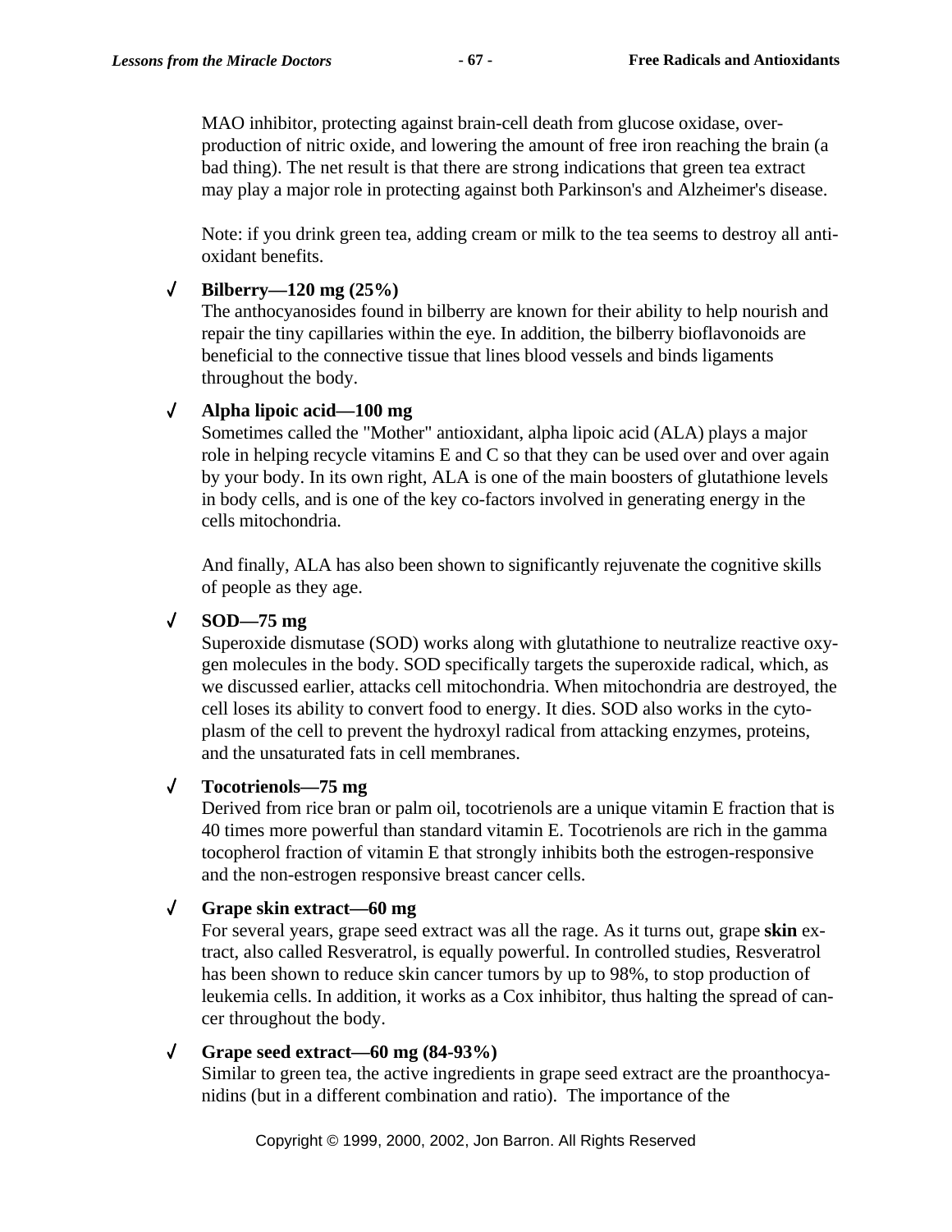MAO inhibitor, protecting against brain-cell death from glucose oxidase, over-production of nitric oxide, and lowering the amount of free iron reaching the brain (a bad thing). The net result is that there are strong indications that green tea extract may play a major role in protecting against both Parkinson's and Alzheimer's disease.

Note: if you drink green tea, adding cream or milk to the tea seems to destroy all anti-oxidant benefits.

√ **Bilberry—120 mg (25%)**
The anthocyanosides found in bilberry are known for their ability to help nourish and repair the tiny capillaries within the eye. In addition, the bilberry bioflavonoids are beneficial to the connective tissue that lines blood vessels and binds ligaments throughout the body.

√ **Alpha lipoic acid—100 mg**
Sometimes called the "Mother" antioxidant, alpha lipoic acid (ALA) plays a major role in helping recycle vitamins E and C so that they can be used over and over again by your body. In its own right, ALA is one of the main boosters of glutathione levels in body cells, and is one of the key co-factors involved in generating energy in the cells mitochondria.

And finally, ALA has also been shown to significantly rejuvenate the cognitive skills of people as they age.

√ **SOD—75 mg**
Superoxide dismutase (SOD) works along with glutathione to neutralize reactive oxygen molecules in the body. SOD specifically targets the superoxide radical, which, as we discussed earlier, attacks cell mitochondria. When mitochondria are destroyed, the cell loses its ability to convert food to energy. It dies. SOD also works in the cytoplasm of the cell to prevent the hydroxyl radical from attacking enzymes, proteins, and the unsaturated fats in cell membranes.

√ **Tocotrienols—75 mg**
Derived from rice bran or palm oil, tocotrienols are a unique vitamin E fraction that is 40 times more powerful than standard vitamin E. Tocotrienols are rich in the gamma tocopherol fraction of vitamin E that strongly inhibits both the estrogen-responsive and the non-estrogen responsive breast cancer cells.

√ **Grape skin extract—60 mg**
For several years, grape seed extract was all the rage. As it turns out, grape **skin** extract, also called Resveratrol, is equally powerful. In controlled studies, Resveratrol has been shown to reduce skin cancer tumors by up to 98%, to stop production of leukemia cells. In addition, it works as a Cox inhibitor, thus halting the spread of cancer throughout the body.

√ **Grape seed extract—60 mg (84-93%)**
Similar to green tea, the active ingredients in grape seed extract are the proanthocyanidins (but in a different combination and ratio). The importance of the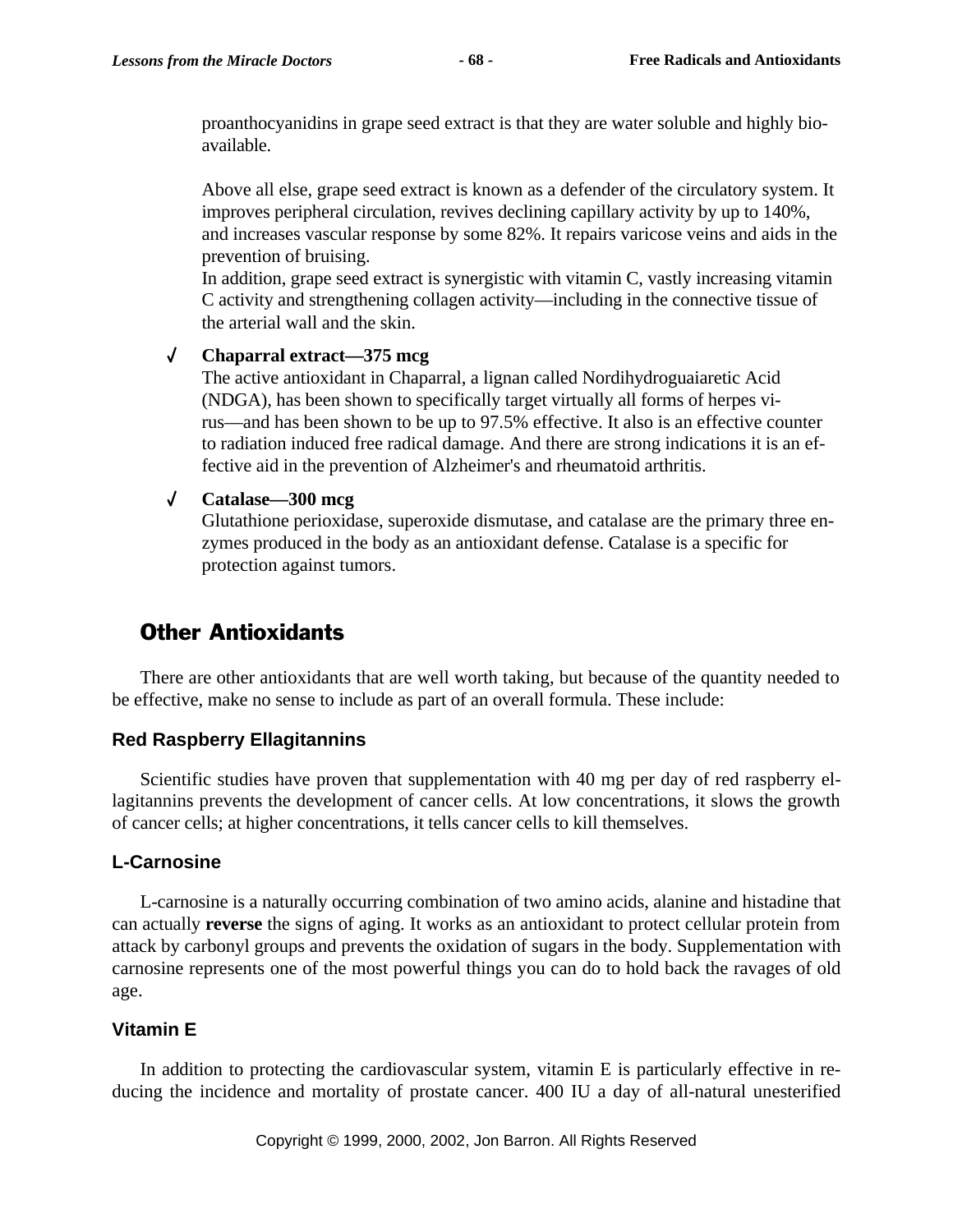proanthocyanidins in grape seed extract is that they are water soluble and highly bioavailable.

Above all else, grape seed extract is known as a defender of the circulatory system. It improves peripheral circulation, revives declining capillary activity by up to 140%, and increases vascular response by some 82%. It repairs varicose veins and aids in the prevention of bruising.
In addition, grape seed extract is synergistic with vitamin C, vastly increasing vitamin C activity and strengthening collagen activity—including in the connective tissue of the arterial wall and the skin.

✓ **Chaparral extract—375 mcg**
The active antioxidant in Chaparral, a lignan called Nordihydroguaiaretic Acid (NDGA), has been shown to specifically target virtually all forms of herpes virus—and has been shown to be up to 97.5% effective. It also is an effective counter to radiation induced free radical damage. And there are strong indications it is an effective aid in the prevention of Alzheimer's and rheumatoid arthritis.

✓ **Catalase—300 mcg**
Glutathione perioxidase, superoxide dismutase, and catalase are the primary three enzymes produced in the body as an antioxidant defense. Catalase is a specific for protection against tumors.

## Other Antioxidants

There are other antioxidants that are well worth taking, but because of the quantity needed to be effective, make no sense to include as part of an overall formula. These include:

### Red Raspberry Ellagitannins

Scientific studies have proven that supplementation with 40 mg per day of red raspberry ellagitannins prevents the development of cancer cells. At low concentrations, it slows the growth of cancer cells; at higher concentrations, it tells cancer cells to kill themselves.

### L-Carnosine

L-carnosine is a naturally occurring combination of two amino acids, alanine and histadine that can actually **reverse** the signs of aging. It works as an antioxidant to protect cellular protein from attack by carbonyl groups and prevents the oxidation of sugars in the body. Supplementation with carnosine represents one of the most powerful things you can do to hold back the ravages of old age.

### Vitamin E

In addition to protecting the cardiovascular system, vitamin E is particularly effective in reducing the incidence and mortality of prostate cancer. 400 IU a day of all-natural unesterified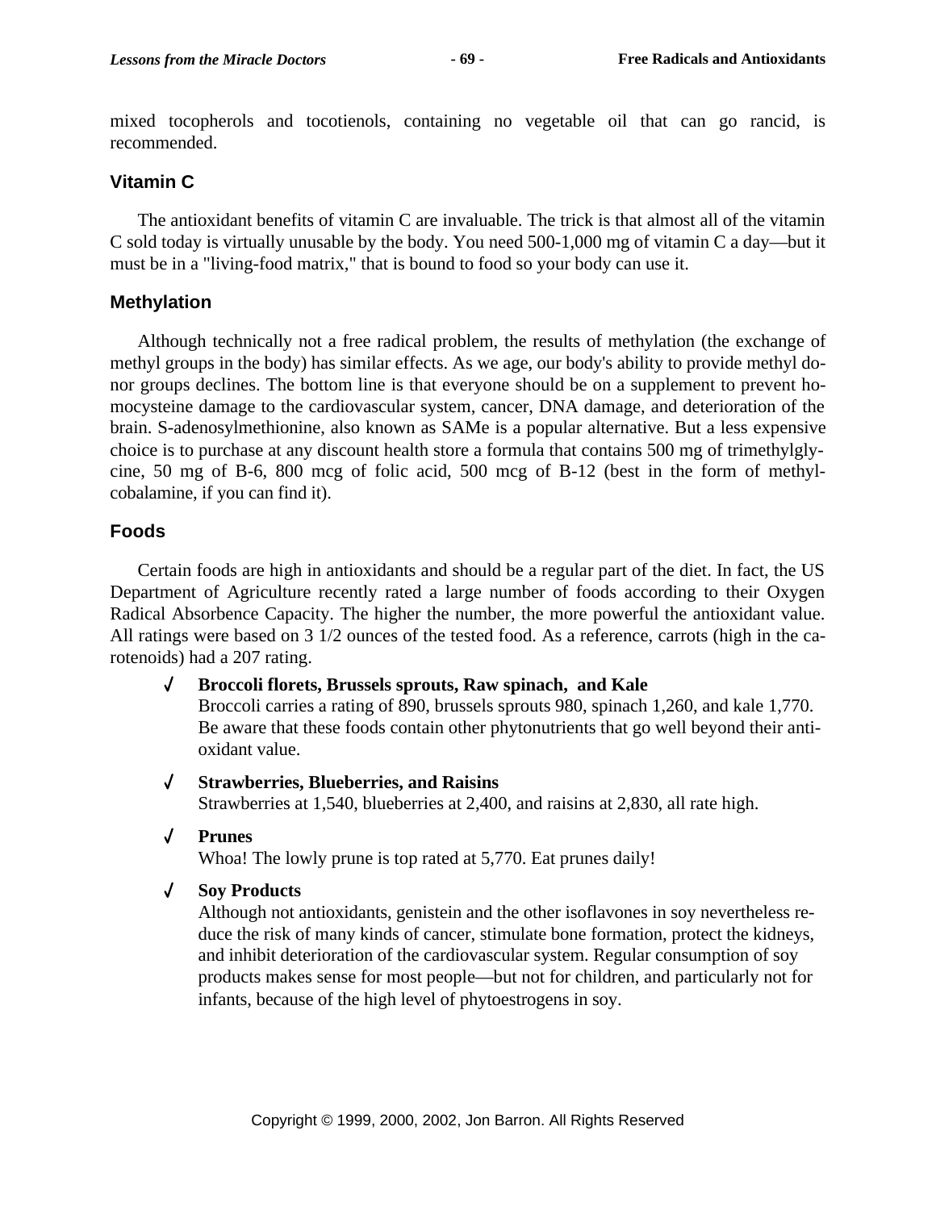mixed tocopherols and tocotienols, containing no vegetable oil that can go rancid, is recommended.

### Vitamin C

The antioxidant benefits of vitamin C are invaluable. The trick is that almost all of the vitamin C sold today is virtually unusable by the body. You need 500-1,000 mg of vitamin C a day—but it must be in a "living-food matrix," that is bound to food so your body can use it.

### Methylation

Although technically not a free radical problem, the results of methylation (the exchange of methyl groups in the body) has similar effects. As we age, our body's ability to provide methyl donor groups declines. The bottom line is that everyone should be on a supplement to prevent homocysteine damage to the cardiovascular system, cancer, DNA damage, and deterioration of the brain. S-adenosylmethionine, also known as SAMe is a popular alternative. But a less expensive choice is to purchase at any discount health store a formula that contains 500 mg of trimethylglycine, 50 mg of B-6, 800 mcg of folic acid, 500 mcg of B-12 (best in the form of methylcobalamine, if you can find it).

### Foods

Certain foods are high in antioxidants and should be a regular part of the diet. In fact, the US Department of Agriculture recently rated a large number of foods according to their Oxygen Radical Absorbence Capacity. The higher the number, the more powerful the antioxidant value. All ratings were based on 3 1/2 ounces of the tested food. As a reference, carrots (high in the carotenoids) had a 207 rating.

- ✓ **Broccoli florets, Brussels sprouts, Raw spinach, and Kale**
  Broccoli carries a rating of 890, brussels sprouts 980, spinach 1,260, and kale 1,770. Be aware that these foods contain other phytonutrients that go well beyond their antioxidant value.

- ✓ **Strawberries, Blueberries, and Raisins**
  Strawberries at 1,540, blueberries at 2,400, and raisins at 2,830, all rate high.

- ✓ **Prunes**
  Whoa! The lowly prune is top rated at 5,770. Eat prunes daily!

- ✓ **Soy Products**
  Although not antioxidants, genistein and the other isoflavones in soy nevertheless reduce the risk of many kinds of cancer, stimulate bone formation, protect the kidneys, and inhibit deterioration of the cardiovascular system. Regular consumption of soy products makes sense for most people—but not for children, and particularly not for infants, because of the high level of phytoestrogens in soy.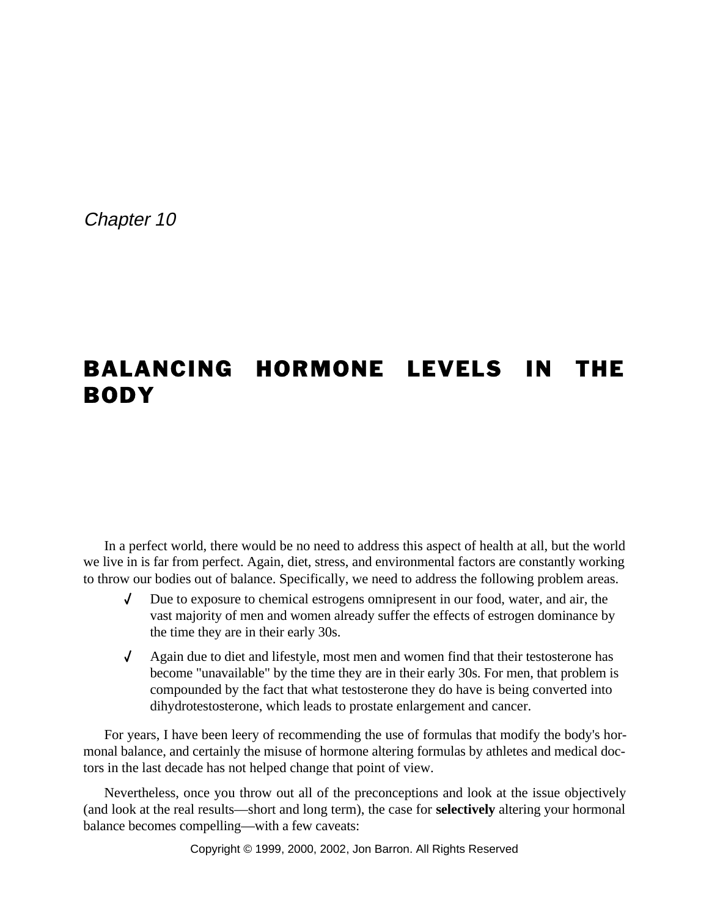*Chapter 10*

# BALANCING HORMONE LEVELS IN THE BODY

In a perfect world, there would be no need to address this aspect of health at all, but the world we live in is far from perfect. Again, diet, stress, and environmental factors are constantly working to throw our bodies out of balance. Specifically, we need to address the following problem areas.

- ✓ Due to exposure to chemical estrogens omnipresent in our food, water, and air, the vast majority of men and women already suffer the effects of estrogen dominance by the time they are in their early 30s.
- ✓ Again due to diet and lifestyle, most men and women find that their testosterone has become "unavailable" by the time they are in their early 30s. For men, that problem is compounded by the fact that what testosterone they do have is being converted into dihydrotestosterone, which leads to prostate enlargement and cancer.

For years, I have been leery of recommending the use of formulas that modify the body's hormonal balance, and certainly the misuse of hormone altering formulas by athletes and medical doctors in the last decade has not helped change that point of view.

Nevertheless, once you throw out all of the preconceptions and look at the issue objectively (and look at the real results—short and long term), the case for **selectively** altering your hormonal balance becomes compelling—with a few caveats: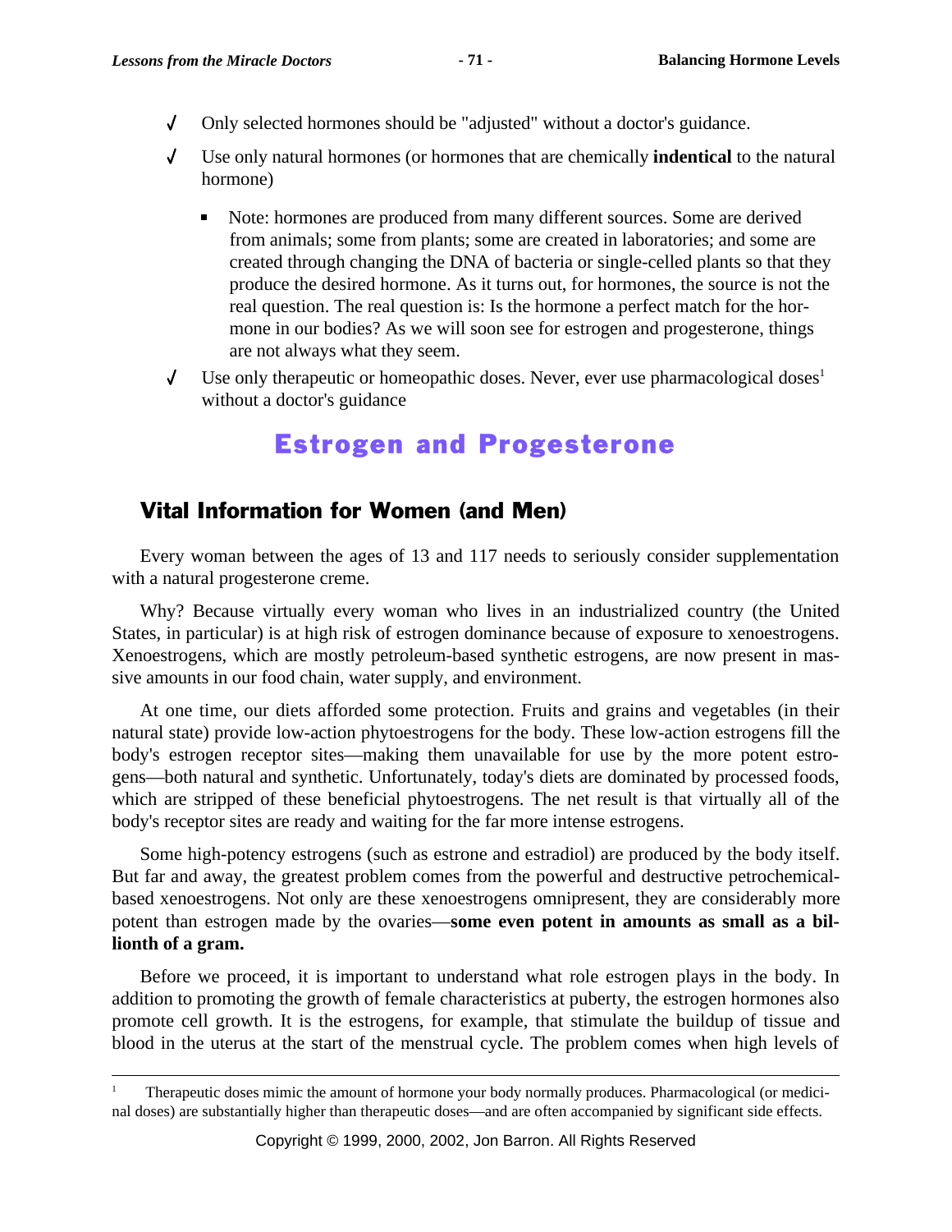- ✓ Only selected hormones should be "adjusted" without a doctor's guidance.
- ✓ Use only natural hormones (or hormones that are chemically **indentical** to the natural hormone)
  - Note: hormones are produced from many different sources. Some are derived from animals; some from plants; some are created in laboratories; and some are created through changing the DNA of bacteria or single-celled plants so that they produce the desired hormone. As it turns out, for hormones, the source is not the real question. The real question is: Is the hormone a perfect match for the hormone in our bodies? As we will soon see for estrogen and progesterone, things are not always what they seem.
- ✓ Use only therapeutic or homeopathic doses. Never, ever use pharmacological doses[1] without a doctor's guidance

# Estrogen and Progesterone

## Vital Information for Women (and Men)

Every woman between the ages of 13 and 117 needs to seriously consider supplementation with a natural progesterone creme.

Why? Because virtually every woman who lives in an industrialized country (the United States, in particular) is at high risk of estrogen dominance because of exposure to xenoestrogens. Xenoestrogens, which are mostly petroleum-based synthetic estrogens, are now present in massive amounts in our food chain, water supply, and environment.

At one time, our diets afforded some protection. Fruits and grains and vegetables (in their natural state) provide low-action phytoestrogens for the body. These low-action estrogens fill the body's estrogen receptor sites—making them unavailable for use by the more potent estrogens—both natural and synthetic. Unfortunately, today's diets are dominated by processed foods, which are stripped of these beneficial phytoestrogens. The net result is that virtually all of the body's receptor sites are ready and waiting for the far more intense estrogens.

Some high-potency estrogens (such as estrone and estradiol) are produced by the body itself. But far and away, the greatest problem comes from the powerful and destructive petrochemical-based xenoestrogens. Not only are these xenoestrogens omnipresent, they are considerably more potent than estrogen made by the ovaries—**some even potent in amounts as small as a billionth of a gram.**

Before we proceed, it is important to understand what role estrogen plays in the body. In addition to promoting the growth of female characteristics at puberty, the estrogen hormones also promote cell growth. It is the estrogens, for example, that stimulate the buildup of tissue and blood in the uterus at the start of the menstrual cycle. The problem comes when high levels of

---

[1] Therapeutic doses mimic the amount of hormone your body normally produces. Pharmacological (or medicinal doses) are substantially higher than therapeutic doses—and are often accompanied by significant side effects.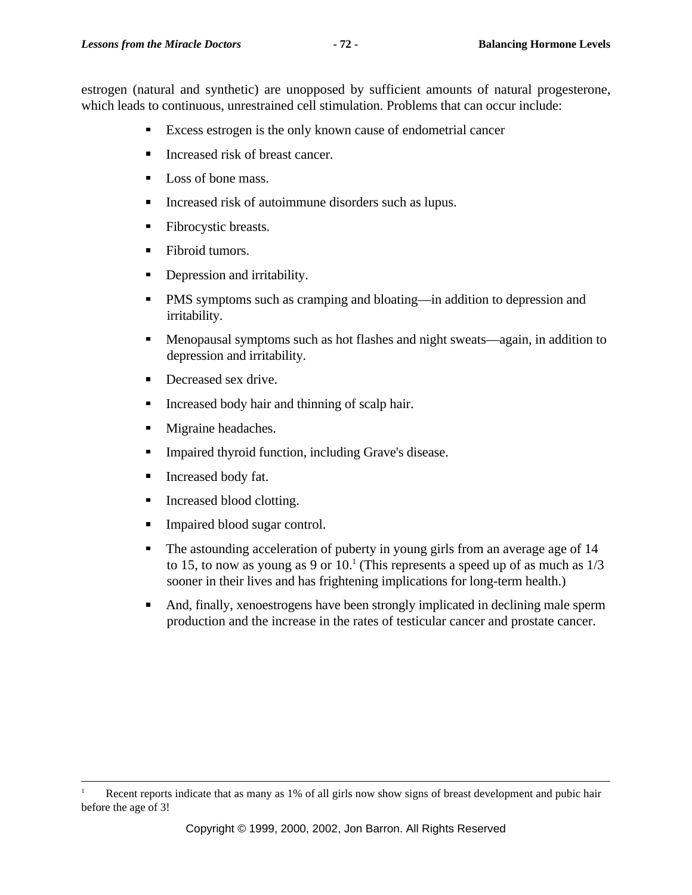estrogen (natural and synthetic) are unopposed by sufficient amounts of natural progesterone, which leads to continuous, unrestrained cell stimulation. Problems that can occur include:

- Excess estrogen is the only known cause of endometrial cancer
- Increased risk of breast cancer.
- Loss of bone mass.
- Increased risk of autoimmune disorders such as lupus.
- Fibrocystic breasts.
- Fibroid tumors.
- Depression and irritability.
- PMS symptoms such as cramping and bloating—in addition to depression and irritability.
- Menopausal symptoms such as hot flashes and night sweats—again, in addition to depression and irritability.
- Decreased sex drive.
- Increased body hair and thinning of scalp hair.
- Migraine headaches.
- Impaired thyroid function, including Grave's disease.
- Increased body fat.
- Increased blood clotting.
- Impaired blood sugar control.
- The astounding acceleration of puberty in young girls from an average age of 14 to 15, to now as young as 9 or 10.[1] (This represents a speed up of as much as 1/3 sooner in their lives and has frightening implications for long-term health.)
- And, finally, xenoestrogens have been strongly implicated in declining male sperm production and the increase in the rates of testicular cancer and prostate cancer.

---

[1] Recent reports indicate that as many as 1% of all girls now show signs of breast development and pubic hair before the age of 3!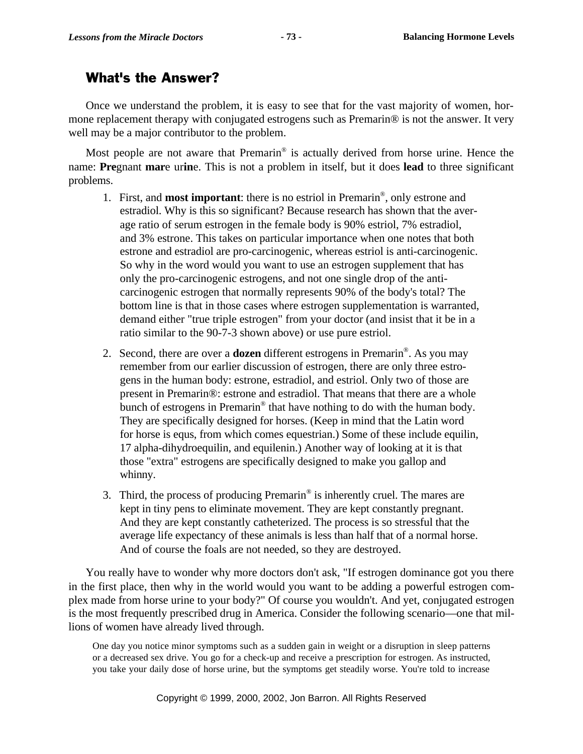## What's the Answer?

Once we understand the problem, it is easy to see that for the vast majority of women, hormone replacement therapy with conjugated estrogens such as Premarin® is not the answer. It very well may be a major contributor to the problem.

Most people are not aware that Premarin® is actually derived from horse urine. Hence the name: **Pre**gnant **mar**e ur**in**e. This is not a problem in itself, but it does **lead** to three significant problems.

1. First, and **most important**: there is no estriol in Premarin®, only estrone and estradiol. Why is this so significant? Because research has shown that the average ratio of serum estrogen in the female body is 90% estriol, 7% estradiol, and 3% estrone. This takes on particular importance when one notes that both estrone and estradiol are pro-carcinogenic, whereas estriol is anti-carcinogenic. So why in the word would you want to use an estrogen supplement that has only the pro-carcinogenic estrogens, and not one single drop of the anti-carcinogenic estrogen that normally represents 90% of the body's total? The bottom line is that in those cases where estrogen supplementation is warranted, demand either "true triple estrogen" from your doctor (and insist that it be in a ratio similar to the 90-7-3 shown above) or use pure estriol.
2. Second, there are over a **dozen** different estrogens in Premarin®. As you may remember from our earlier discussion of estrogen, there are only three estrogens in the human body: estrone, estradiol, and estriol. Only two of those are present in Premarin®: estrone and estradiol. That means that there are a whole bunch of estrogens in Premarin® that have nothing to do with the human body. They are specifically designed for horses. (Keep in mind that the Latin word for horse is equs, from which comes equestrian.) Some of these include equilin, 17 alpha-dihydroequilin, and equilenin.) Another way of looking at it is that those "extra" estrogens are specifically designed to make you gallop and whinny.
3. Third, the process of producing Premarin® is inherently cruel. The mares are kept in tiny pens to eliminate movement. They are kept constantly pregnant. And they are kept constantly catheterized. The process is so stressful that the average life expectancy of these animals is less than half that of a normal horse. And of course the foals are not needed, so they are destroyed.

You really have to wonder why more doctors don't ask, "If estrogen dominance got you there in the first place, then why in the world would you want to be adding a powerful estrogen complex made from horse urine to your body?" Of course you wouldn't. And yet, conjugated estrogen is the most frequently prescribed drug in America. Consider the following scenario—one that millions of women have already lived through.

One day you notice minor symptoms such as a sudden gain in weight or a disruption in sleep patterns or a decreased sex drive. You go for a check-up and receive a prescription for estrogen. As instructed, you take your daily dose of horse urine, but the symptoms get steadily worse. You're told to increase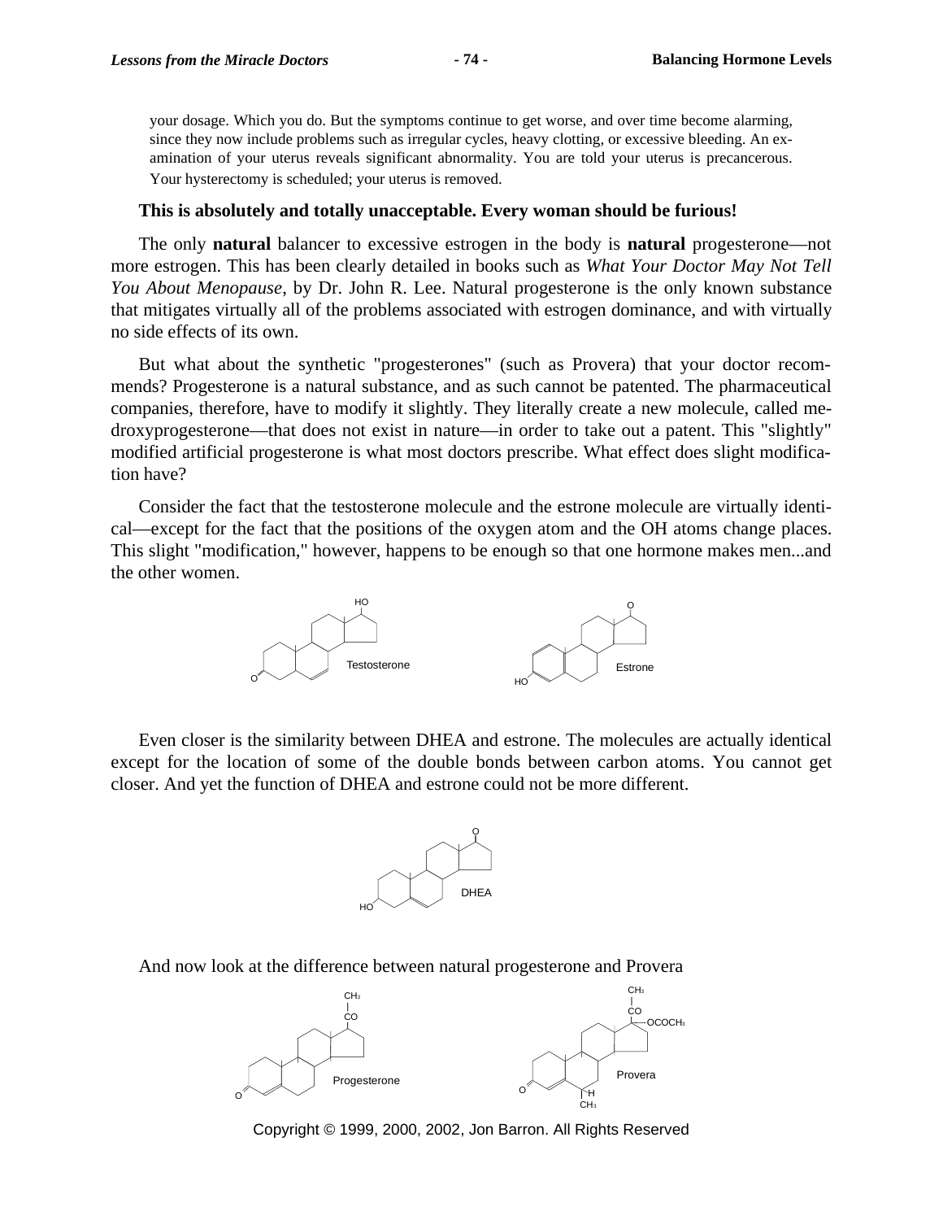your dosage. Which you do. But the symptoms continue to get worse, and over time become alarming, since they now include problems such as irregular cycles, heavy clotting, or excessive bleeding. An examination of your uterus reveals significant abnormality. You are told your uterus is precancerous. Your hysterectomy is scheduled; your uterus is removed.

**This is absolutely and totally unacceptable. Every woman should be furious!**

The only **natural** balancer to excessive estrogen in the body is **natural** progesterone—not more estrogen. This has been clearly detailed in books such as *What Your Doctor May Not Tell You About Menopause*, by Dr. John R. Lee. Natural progesterone is the only known substance that mitigates virtually all of the problems associated with estrogen dominance, and with virtually no side effects of its own.

But what about the synthetic "progesterones" (such as Provera) that your doctor recommends? Progesterone is a natural substance, and as such cannot be patented. The pharmaceutical companies, therefore, have to modify it slightly. They literally create a new molecule, called medroxyprogesterone—that does not exist in nature—in order to take out a patent. This "slightly" modified artificial progesterone is what most doctors prescribe. What effect does slight modification have?

Consider the fact that the testosterone molecule and the estrone molecule are virtually identical—except for the fact that the positions of the oxygen atom and the OH atoms change places. This slight "modification," however, happens to be enough so that one hormone makes men...and the other women.

Testosterone

Estrone

Even closer is the similarity between DHEA and estrone. The molecules are actually identical except for the location of some of the double bonds between carbon atoms. You cannot get closer. And yet the function of DHEA and estrone could not be more different.

DHEA

And now look at the difference between natural progesterone and Provera

Progesterone

Provera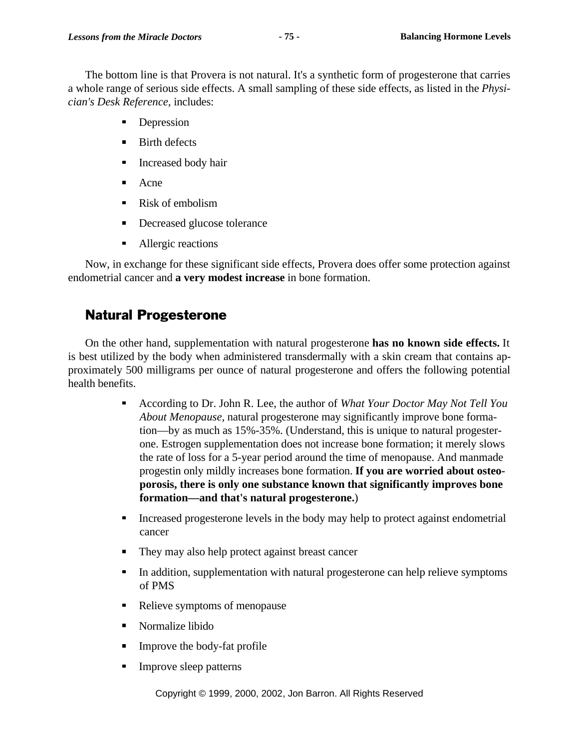The bottom line is that Provera is not natural. It's a synthetic form of progesterone that carries a whole range of serious side effects. A small sampling of these side effects, as listed in the *Physician's Desk Reference*, includes:

- Depression
- Birth defects
- Increased body hair
- Acne
- Risk of embolism
- Decreased glucose tolerance
- Allergic reactions

Now, in exchange for these significant side effects, Provera does offer some protection against endometrial cancer and **a very modest increase** in bone formation.

## Natural Progesterone

On the other hand, supplementation with natural progesterone **has no known side effects.** It is best utilized by the body when administered transdermally with a skin cream that contains approximately 500 milligrams per ounce of natural progesterone and offers the following potential health benefits.

- According to Dr. John R. Lee, the author of *What Your Doctor May Not Tell You About Menopause*, natural progesterone may significantly improve bone formation—by as much as 15%-35%. (Understand, this is unique to natural progesterone. Estrogen supplementation does not increase bone formation; it merely slows the rate of loss for a 5-year period around the time of menopause. And manmade progestin only mildly increases bone formation. **If you are worried about osteoporosis, there is only one substance known that significantly improves bone formation—and that's natural progesterone.**)
- Increased progesterone levels in the body may help to protect against endometrial cancer
- They may also help protect against breast cancer
- In addition, supplementation with natural progesterone can help relieve symptoms of PMS
- Relieve symptoms of menopause
- Normalize libido
- Improve the body-fat profile
- Improve sleep patterns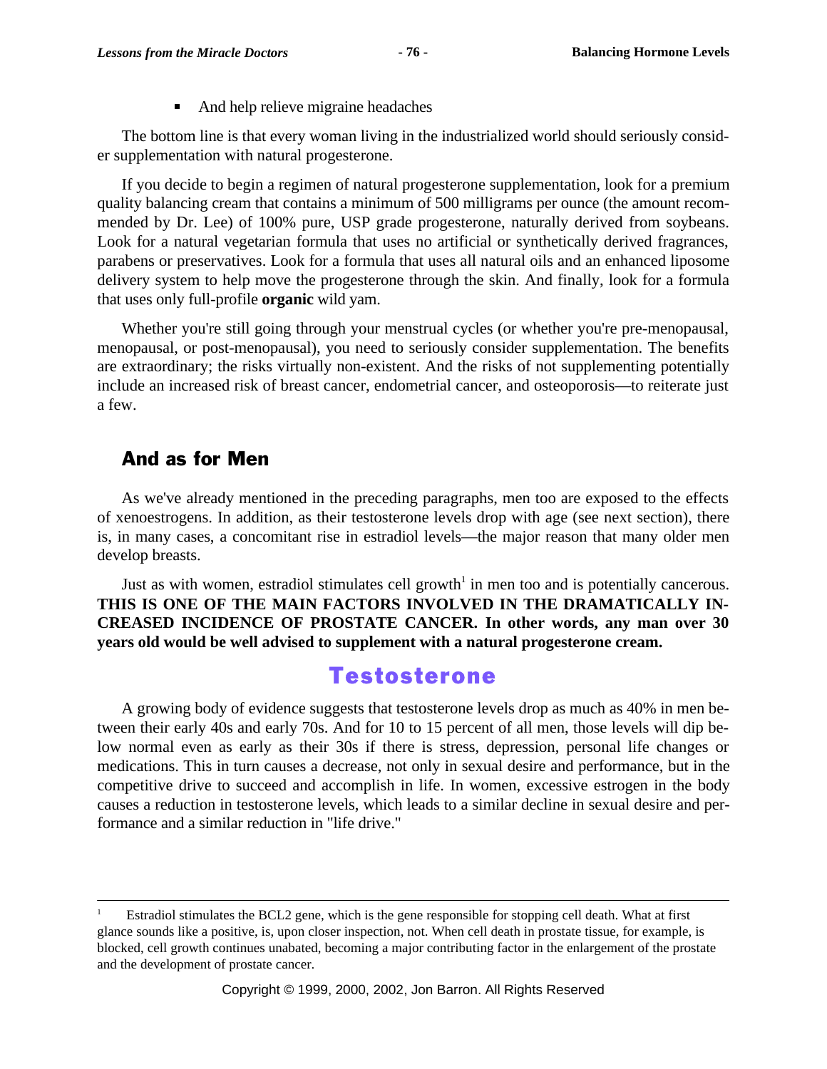- And help relieve migraine headaches

The bottom line is that every woman living in the industrialized world should seriously consider supplementation with natural progesterone.

If you decide to begin a regimen of natural progesterone supplementation, look for a premium quality balancing cream that contains a minimum of 500 milligrams per ounce (the amount recommended by Dr. Lee) of 100% pure, USP grade progesterone, naturally derived from soybeans. Look for a natural vegetarian formula that uses no artificial or synthetically derived fragrances, parabens or preservatives. Look for a formula that uses all natural oils and an enhanced liposome delivery system to help move the progesterone through the skin. And finally, look for a formula that uses only full-profile **organic** wild yam.

Whether you're still going through your menstrual cycles (or whether you're pre-menopausal, menopausal, or post-menopausal), you need to seriously consider supplementation. The benefits are extraordinary; the risks virtually non-existent. And the risks of not supplementing potentially include an increased risk of breast cancer, endometrial cancer, and osteoporosis—to reiterate just a few.

### And as for Men

As we've already mentioned in the preceding paragraphs, men too are exposed to the effects of xenoestrogens. In addition, as their testosterone levels drop with age (see next section), there is, in many cases, a concomitant rise in estradiol levels—the major reason that many older men develop breasts.

Just as with women, estradiol stimulates cell growth[1] in men too and is potentially cancerous. **THIS IS ONE OF THE MAIN FACTORS INVOLVED IN THE DRAMATICALLY INCREASED INCIDENCE OF PROSTATE CANCER. In other words, any man over 30 years old would be well advised to supplement with a natural progesterone cream.**

## Testosterone

A growing body of evidence suggests that testosterone levels drop as much as 40% in men between their early 40s and early 70s. And for 10 to 15 percent of all men, those levels will dip below normal even as early as their 30s if there is stress, depression, personal life changes or medications. This in turn causes a decrease, not only in sexual desire and performance, but in the competitive drive to succeed and accomplish in life. In women, excessive estrogen in the body causes a reduction in testosterone levels, which leads to a similar decline in sexual desire and performance and a similar reduction in "life drive."

---

[1] Estradiol stimulates the BCL2 gene, which is the gene responsible for stopping cell death. What at first glance sounds like a positive, is, upon closer inspection, not. When cell death in prostate tissue, for example, is blocked, cell growth continues unabated, becoming a major contributing factor in the enlargement of the prostate and the development of prostate cancer.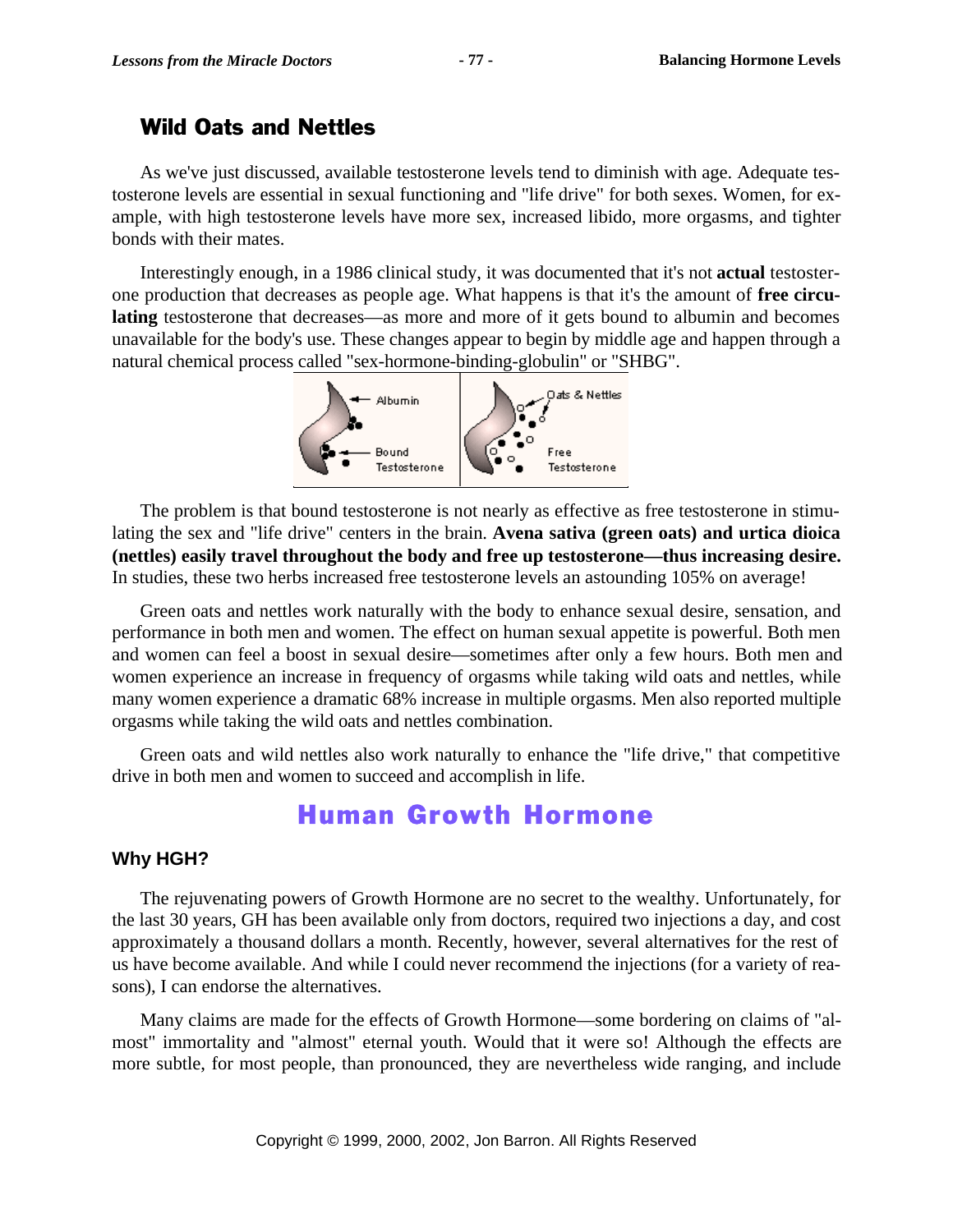## Wild Oats and Nettles

As we've just discussed, available testosterone levels tend to diminish with age. Adequate testosterone levels are essential in sexual functioning and "life drive" for both sexes. Women, for example, with high testosterone levels have more sex, increased libido, more orgasms, and tighter bonds with their mates.

Interestingly enough, in a 1986 clinical study, it was documented that it's not **actual** testosterone production that decreases as people age. What happens is that it's the amount of **free circulating** testosterone that decreases—as more and more of it gets bound to albumin and becomes unavailable for the body's use. These changes appear to begin by middle age and happen through a natural chemical process called "sex-hormone-binding-globulin" or "SHBG".

Albumin
Bound Testosterone
Oats & Nettles
Free Testosterone

The problem is that bound testosterone is not nearly as effective as free testosterone in stimulating the sex and "life drive" centers in the brain. **Avena sativa (green oats) and urtica dioica (nettles) easily travel throughout the body and free up testosterone—thus increasing desire.** In studies, these two herbs increased free testosterone levels an astounding 105% on average!

Green oats and nettles work naturally with the body to enhance sexual desire, sensation, and performance in both men and women. The effect on human sexual appetite is powerful. Both men and women can feel a boost in sexual desire—sometimes after only a few hours. Both men and women experience an increase in frequency of orgasms while taking wild oats and nettles, while many women experience a dramatic 68% increase in multiple orgasms. Men also reported multiple orgasms while taking the wild oats and nettles combination.

Green oats and wild nettles also work naturally to enhance the "life drive," that competitive drive in both men and women to succeed and accomplish in life.

# Human Growth Hormone

### Why HGH?

The rejuvenating powers of Growth Hormone are no secret to the wealthy. Unfortunately, for the last 30 years, GH has been available only from doctors, required two injections a day, and cost approximately a thousand dollars a month. Recently, however, several alternatives for the rest of us have become available. And while I could never recommend the injections (for a variety of reasons), I can endorse the alternatives.

Many claims are made for the effects of Growth Hormone—some bordering on claims of "almost" immortality and "almost" eternal youth. Would that it were so! Although the effects are more subtle, for most people, than pronounced, they are nevertheless wide ranging, and include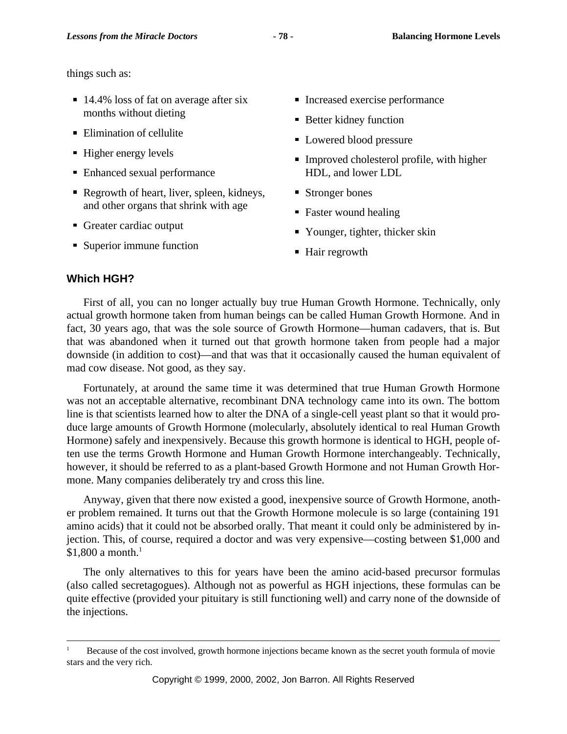things such as:

- 14.4% loss of fat on average after six months without dieting
- Elimination of cellulite
- Higher energy levels
- Enhanced sexual performance
- Regrowth of heart, liver, spleen, kidneys, and other organs that shrink with age
- Greater cardiac output
- Superior immune function
- Increased exercise performance
- Better kidney function
- Lowered blood pressure
- Improved cholesterol profile, with higher HDL, and lower LDL
- Stronger bones
- Faster wound healing
- Younger, tighter, thicker skin
- Hair regrowth

### Which HGH?

First of all, you can no longer actually buy true Human Growth Hormone. Technically, only actual growth hormone taken from human beings can be called Human Growth Hormone. And in fact, 30 years ago, that was the sole source of Growth Hormone—human cadavers, that is. But that was abandoned when it turned out that growth hormone taken from people had a major downside (in addition to cost)—and that was that it occasionally caused the human equivalent of mad cow disease. Not good, as they say.

Fortunately, at around the same time it was determined that true Human Growth Hormone was not an acceptable alternative, recombinant DNA technology came into its own. The bottom line is that scientists learned how to alter the DNA of a single-cell yeast plant so that it would produce large amounts of Growth Hormone (molecularly, absolutely identical to real Human Growth Hormone) safely and inexpensively. Because this growth hormone is identical to HGH, people often use the terms Growth Hormone and Human Growth Hormone interchangeably. Technically, however, it should be referred to as a plant-based Growth Hormone and not Human Growth Hormone. Many companies deliberately try and cross this line.

Anyway, given that there now existed a good, inexpensive source of Growth Hormone, another problem remained. It turns out that the Growth Hormone molecule is so large (containing 191 amino acids) that it could not be absorbed orally. That meant it could only be administered by injection. This, of course, required a doctor and was very expensive—costing between $1,000 and $1,800 a month.[1]

The only alternatives to this for years have been the amino acid-based precursor formulas (also called secretagogues). Although not as powerful as HGH injections, these formulas can be quite effective (provided your pituitary is still functioning well) and carry none of the downside of the injections.

---

[1] Because of the cost involved, growth hormone injections became known as the secret youth formula of movie stars and the very rich.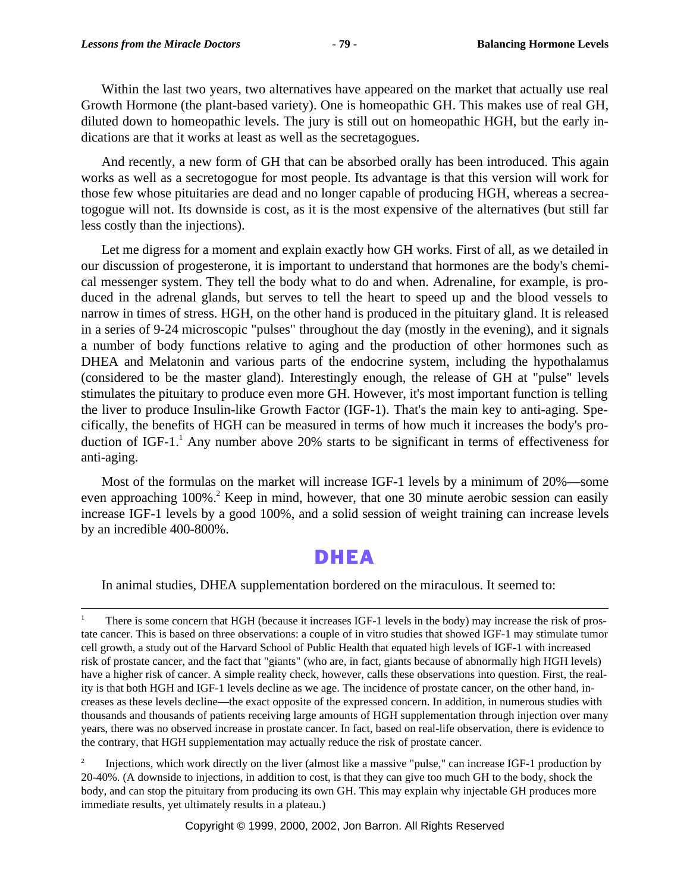Within the last two years, two alternatives have appeared on the market that actually use real Growth Hormone (the plant-based variety). One is homeopathic GH. This makes use of real GH, diluted down to homeopathic levels. The jury is still out on homeopathic HGH, but the early indications are that it works at least as well as the secretagogues.

And recently, a new form of GH that can be absorbed orally has been introduced. This again works as well as a secretogogue for most people. Its advantage is that this version will work for those few whose pituitaries are dead and no longer capable of producing HGH, whereas a secreatogogue will not. Its downside is cost, as it is the most expensive of the alternatives (but still far less costly than the injections).

Let me digress for a moment and explain exactly how GH works. First of all, as we detailed in our discussion of progesterone, it is important to understand that hormones are the body's chemical messenger system. They tell the body what to do and when. Adrenaline, for example, is produced in the adrenal glands, but serves to tell the heart to speed up and the blood vessels to narrow in times of stress. HGH, on the other hand is produced in the pituitary gland. It is released in a series of 9-24 microscopic "pulses" throughout the day (mostly in the evening), and it signals a number of body functions relative to aging and the production of other hormones such as DHEA and Melatonin and various parts of the endocrine system, including the hypothalamus (considered to be the master gland). Interestingly enough, the release of GH at "pulse" levels stimulates the pituitary to produce even more GH. However, it's most important function is telling the liver to produce Insulin-like Growth Factor (IGF-1). That's the main key to anti-aging. Specifically, the benefits of HGH can be measured in terms of how much it increases the body's production of IGF-1.[1] Any number above 20% starts to be significant in terms of effectiveness for anti-aging.

Most of the formulas on the market will increase IGF-1 levels by a minimum of 20%—some even approaching 100%.[2] Keep in mind, however, that one 30 minute aerobic session can easily increase IGF-1 levels by a good 100%, and a solid session of weight training can increase levels by an incredible 400-800%.

## DHEA

In animal studies, DHEA supplementation bordered on the miraculous. It seemed to:

---

[1] There is some concern that HGH (because it increases IGF-1 levels in the body) may increase the risk of prostate cancer. This is based on three observations: a couple of in vitro studies that showed IGF-1 may stimulate tumor cell growth, a study out of the Harvard School of Public Health that equated high levels of IGF-1 with increased risk of prostate cancer, and the fact that "giants" (who are, in fact, giants because of abnormally high HGH levels) have a higher risk of cancer. A simple reality check, however, calls these observations into question. First, the reality is that both HGH and IGF-1 levels decline as we age. The incidence of prostate cancer, on the other hand, increases as these levels decline—the exact opposite of the expressed concern. In addition, in numerous studies with thousands and thousands of patients receiving large amounts of HGH supplementation through injection over many years, there was no observed increase in prostate cancer. In fact, based on real-life observation, there is evidence to the contrary, that HGH supplementation may actually reduce the risk of prostate cancer.

[2] Injections, which work directly on the liver (almost like a massive "pulse," can increase IGF-1 production by 20-40%. (A downside to injections, in addition to cost, is that they can give too much GH to the body, shock the body, and can stop the pituitary from producing its own GH. This may explain why injectable GH produces more immediate results, yet ultimately results in a plateau.)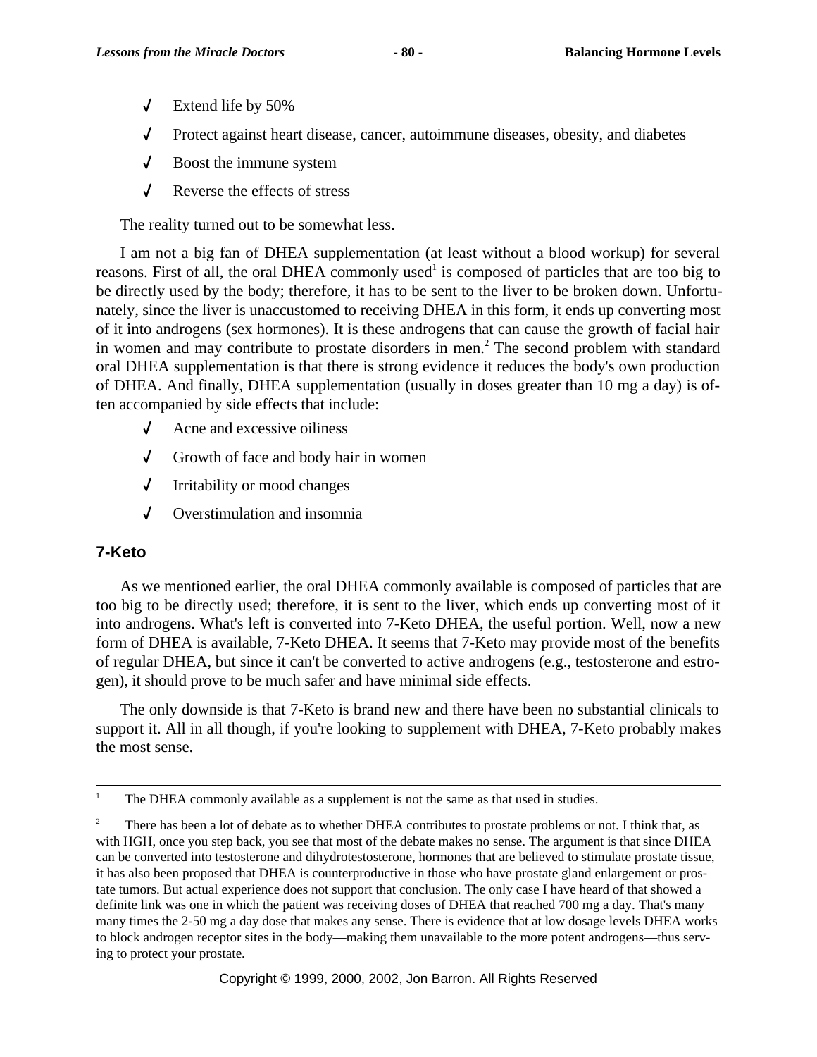- Extend life by 50%
- Protect against heart disease, cancer, autoimmune diseases, obesity, and diabetes
- Boost the immune system
- Reverse the effects of stress

The reality turned out to be somewhat less.

I am not a big fan of DHEA supplementation (at least without a blood workup) for several reasons. First of all, the oral DHEA commonly used[1] is composed of particles that are too big to be directly used by the body; therefore, it has to be sent to the liver to be broken down. Unfortunately, since the liver is unaccustomed to receiving DHEA in this form, it ends up converting most of it into androgens (sex hormones). It is these androgens that can cause the growth of facial hair in women and may contribute to prostate disorders in men.[2] The second problem with standard oral DHEA supplementation is that there is strong evidence it reduces the body's own production of DHEA. And finally, DHEA supplementation (usually in doses greater than 10 mg a day) is often accompanied by side effects that include:

- Acne and excessive oiliness
- Growth of face and body hair in women
- Irritability or mood changes
- Overstimulation and insomnia

## 7-Keto

As we mentioned earlier, the oral DHEA commonly available is composed of particles that are too big to be directly used; therefore, it is sent to the liver, which ends up converting most of it into androgens. What's left is converted into 7-Keto DHEA, the useful portion. Well, now a new form of DHEA is available, 7-Keto DHEA. It seems that 7-Keto may provide most of the benefits of regular DHEA, but since it can't be converted to active androgens (e.g., testosterone and estrogen), it should prove to be much safer and have minimal side effects.

The only downside is that 7-Keto is brand new and there have been no substantial clinicals to support it. All in all though, if you're looking to supplement with DHEA, 7-Keto probably makes the most sense.

---

[1] The DHEA commonly available as a supplement is not the same as that used in studies.

[2] There has been a lot of debate as to whether DHEA contributes to prostate problems or not. I think that, as with HGH, once you step back, you see that most of the debate makes no sense. The argument is that since DHEA can be converted into testosterone and dihydrotestosterone, hormones that are believed to stimulate prostate tissue, it has also been proposed that DHEA is counterproductive in those who have prostate gland enlargement or prostate tumors. But actual experience does not support that conclusion. The only case I have heard of that showed a definite link was one in which the patient was receiving doses of DHEA that reached 700 mg a day. That's many many times the 2-50 mg a day dose that makes any sense. There is evidence that at low dosage levels DHEA works to block androgen receptor sites in the body—making them unavailable to the more potent androgens—thus serving to protect your prostate.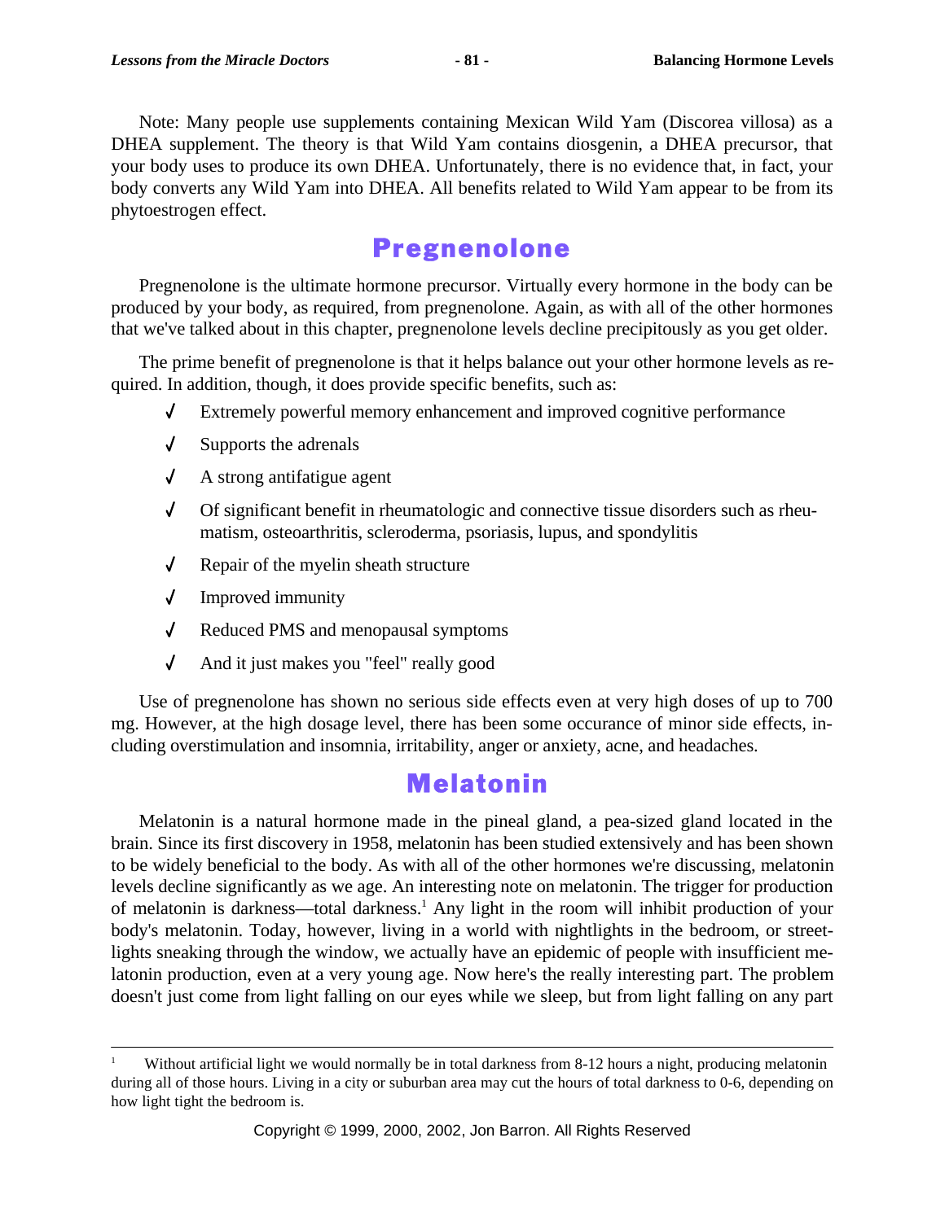Note: Many people use supplements containing Mexican Wild Yam (Discorea villosa) as a DHEA supplement. The theory is that Wild Yam contains diosgenin, a DHEA precursor, that your body uses to produce its own DHEA. Unfortunately, there is no evidence that, in fact, your body converts any Wild Yam into DHEA. All benefits related to Wild Yam appear to be from its phytoestrogen effect.

## Pregnenolone

Pregnenolone is the ultimate hormone precursor. Virtually every hormone in the body can be produced by your body, as required, from pregnenolone. Again, as with all of the other hormones that we've talked about in this chapter, pregnenolone levels decline precipitously as you get older.

The prime benefit of pregnenolone is that it helps balance out your other hormone levels as required. In addition, though, it does provide specific benefits, such as:

- ✓ Extremely powerful memory enhancement and improved cognitive performance
- ✓ Supports the adrenals
- ✓ A strong antifatigue agent
- ✓ Of significant benefit in rheumatologic and connective tissue disorders such as rheumatism, osteoarthritis, scleroderma, psoriasis, lupus, and spondylitis
- ✓ Repair of the myelin sheath structure
- ✓ Improved immunity
- ✓ Reduced PMS and menopausal symptoms
- ✓ And it just makes you "feel" really good

Use of pregnenolone has shown no serious side effects even at very high doses of up to 700 mg. However, at the high dosage level, there has been some occurance of minor side effects, including overstimulation and insomnia, irritability, anger or anxiety, acne, and headaches.

## Melatonin

Melatonin is a natural hormone made in the pineal gland, a pea-sized gland located in the brain. Since its first discovery in 1958, melatonin has been studied extensively and has been shown to be widely beneficial to the body. As with all of the other hormones we're discussing, melatonin levels decline significantly as we age. An interesting note on melatonin. The trigger for production of melatonin is darkness—total darkness.[1] Any light in the room will inhibit production of your body's melatonin. Today, however, living in a world with nightlights in the bedroom, or streetlights sneaking through the window, we actually have an epidemic of people with insufficient melatonin production, even at a very young age. Now here's the really interesting part. The problem doesn't just come from light falling on our eyes while we sleep, but from light falling on any part

---

[1] Without artificial light we would normally be in total darkness from 8-12 hours a night, producing melatonin during all of those hours. Living in a city or suburban area may cut the hours of total darkness to 0-6, depending on how light tight the bedroom is.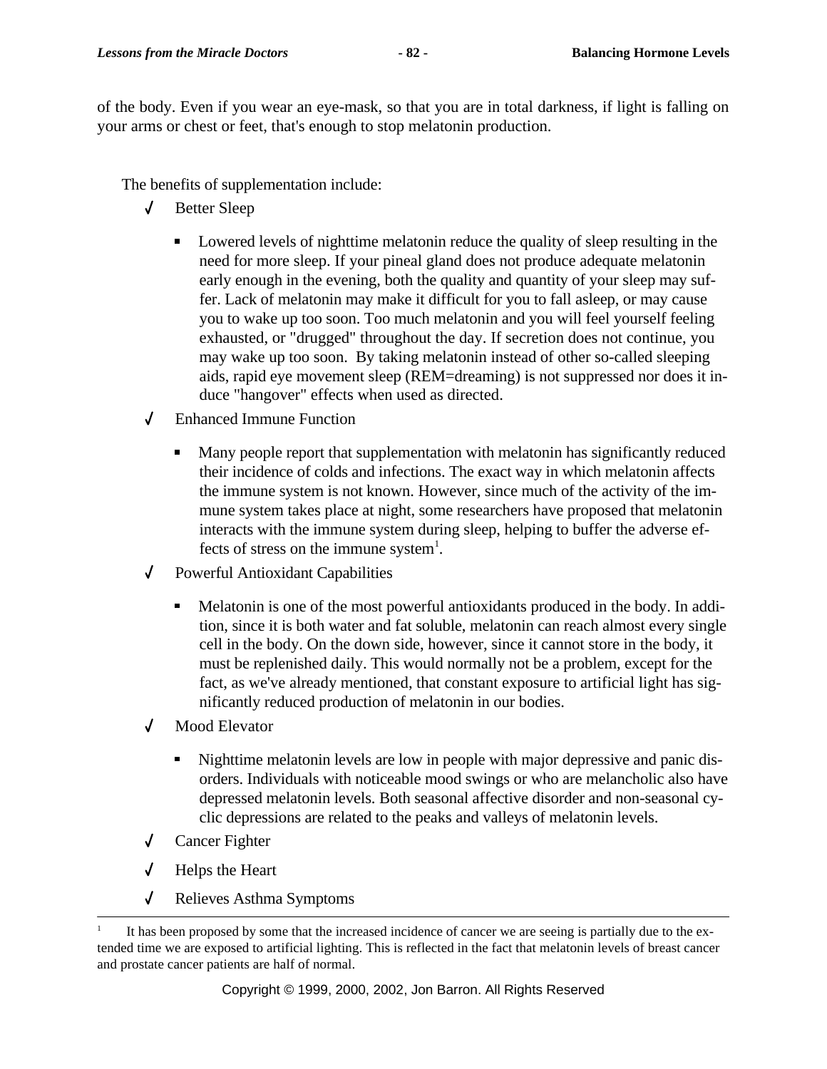of the body. Even if you wear an eye-mask, so that you are in total darkness, if light is falling on your arms or chest or feet, that's enough to stop melatonin production.

The benefits of supplementation include:

- ✓ Better Sleep
  - Lowered levels of nighttime melatonin reduce the quality of sleep resulting in the need for more sleep. If your pineal gland does not produce adequate melatonin early enough in the evening, both the quality and quantity of your sleep may suffer. Lack of melatonin may make it difficult for you to fall asleep, or may cause you to wake up too soon. Too much melatonin and you will feel yourself feeling exhausted, or "drugged" throughout the day. If secretion does not continue, you may wake up too soon. By taking melatonin instead of other so-called sleeping aids, rapid eye movement sleep (REM=dreaming) is not suppressed nor does it induce "hangover" effects when used as directed.
- ✓ Enhanced Immune Function
  - Many people report that supplementation with melatonin has significantly reduced their incidence of colds and infections. The exact way in which melatonin affects the immune system is not known. However, since much of the activity of the immune system takes place at night, some researchers have proposed that melatonin interacts with the immune system during sleep, helping to buffer the adverse effects of stress on the immune system[1].
- ✓ Powerful Antioxidant Capabilities
  - Melatonin is one of the most powerful antioxidants produced in the body. In addition, since it is both water and fat soluble, melatonin can reach almost every single cell in the body. On the down side, however, since it cannot store in the body, it must be replenished daily. This would normally not be a problem, except for the fact, as we've already mentioned, that constant exposure to artificial light has significantly reduced production of melatonin in our bodies.
- ✓ Mood Elevator
  - Nighttime melatonin levels are low in people with major depressive and panic disorders. Individuals with noticeable mood swings or who are melancholic also have depressed melatonin levels. Both seasonal affective disorder and non-seasonal cyclic depressions are related to the peaks and valleys of melatonin levels.
- ✓ Cancer Fighter
- ✓ Helps the Heart
- ✓ Relieves Asthma Symptoms

---

[1] It has been proposed by some that the increased incidence of cancer we are seeing is partially due to the extended time we are exposed to artificial lighting. This is reflected in the fact that melatonin levels of breast cancer and prostate cancer patients are half of normal.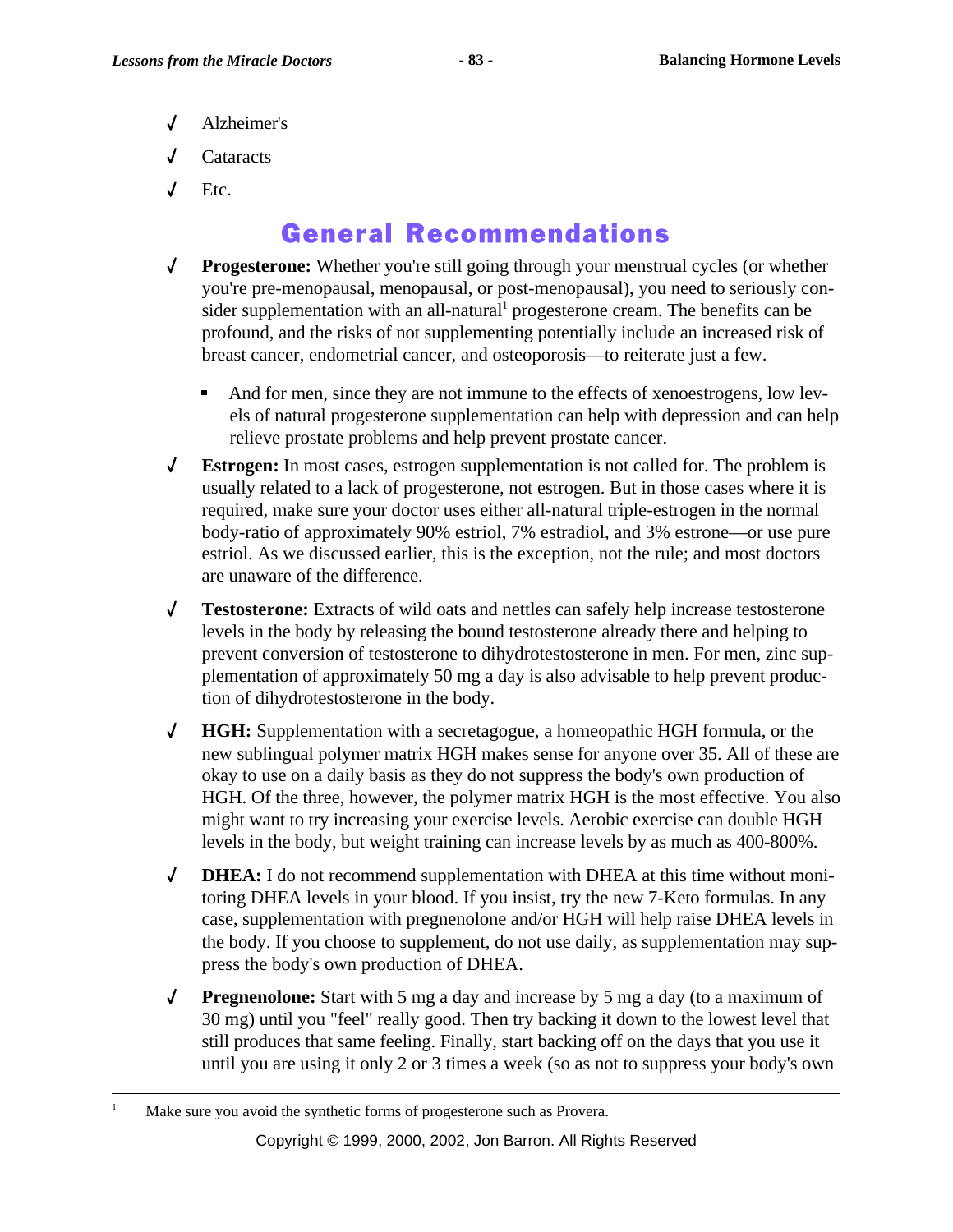- ✓ Alzheimer's
- ✓ Cataracts
- ✓ Etc.

## General Recommendations

- ✓ **Progesterone:** Whether you're still going through your menstrual cycles (or whether you're pre-menopausal, menopausal, or post-menopausal), you need to seriously consider supplementation with an all-natural[1] progesterone cream. The benefits can be profound, and the risks of not supplementing potentially include an increased risk of breast cancer, endometrial cancer, and osteoporosis—to reiterate just a few.
  - And for men, since they are not immune to the effects of xenoestrogens, low levels of natural progesterone supplementation can help with depression and can help relieve prostate problems and help prevent prostate cancer.
- ✓ **Estrogen:** In most cases, estrogen supplementation is not called for. The problem is usually related to a lack of progesterone, not estrogen. But in those cases where it is required, make sure your doctor uses either all-natural triple-estrogen in the normal body-ratio of approximately 90% estriol, 7% estradiol, and 3% estrone—or use pure estriol. As we discussed earlier, this is the exception, not the rule; and most doctors are unaware of the difference.
- ✓ **Testosterone:** Extracts of wild oats and nettles can safely help increase testosterone levels in the body by releasing the bound testosterone already there and helping to prevent conversion of testosterone to dihydrotestosterone in men. For men, zinc supplementation of approximately 50 mg a day is also advisable to help prevent production of dihydrotestosterone in the body.
- ✓ **HGH:** Supplementation with a secretagogue, a homeopathic HGH formula, or the new sublingual polymer matrix HGH makes sense for anyone over 35. All of these are okay to use on a daily basis as they do not suppress the body's own production of HGH. Of the three, however, the polymer matrix HGH is the most effective. You also might want to try increasing your exercise levels. Aerobic exercise can double HGH levels in the body, but weight training can increase levels by as much as 400-800%.
- ✓ **DHEA:** I do not recommend supplementation with DHEA at this time without monitoring DHEA levels in your blood. If you insist, try the new 7-Keto formulas. In any case, supplementation with pregnenolone and/or HGH will help raise DHEA levels in the body. If you choose to supplement, do not use daily, as supplementation may suppress the body's own production of DHEA.
- ✓ **Pregnenolone:** Start with 5 mg a day and increase by 5 mg a day (to a maximum of 30 mg) until you "feel" really good. Then try backing it down to the lowest level that still produces that same feeling. Finally, start backing off on the days that you use it until you are using it only 2 or 3 times a week (so as not to suppress your body's own

---

[1] Make sure you avoid the synthetic forms of progesterone such as Provera.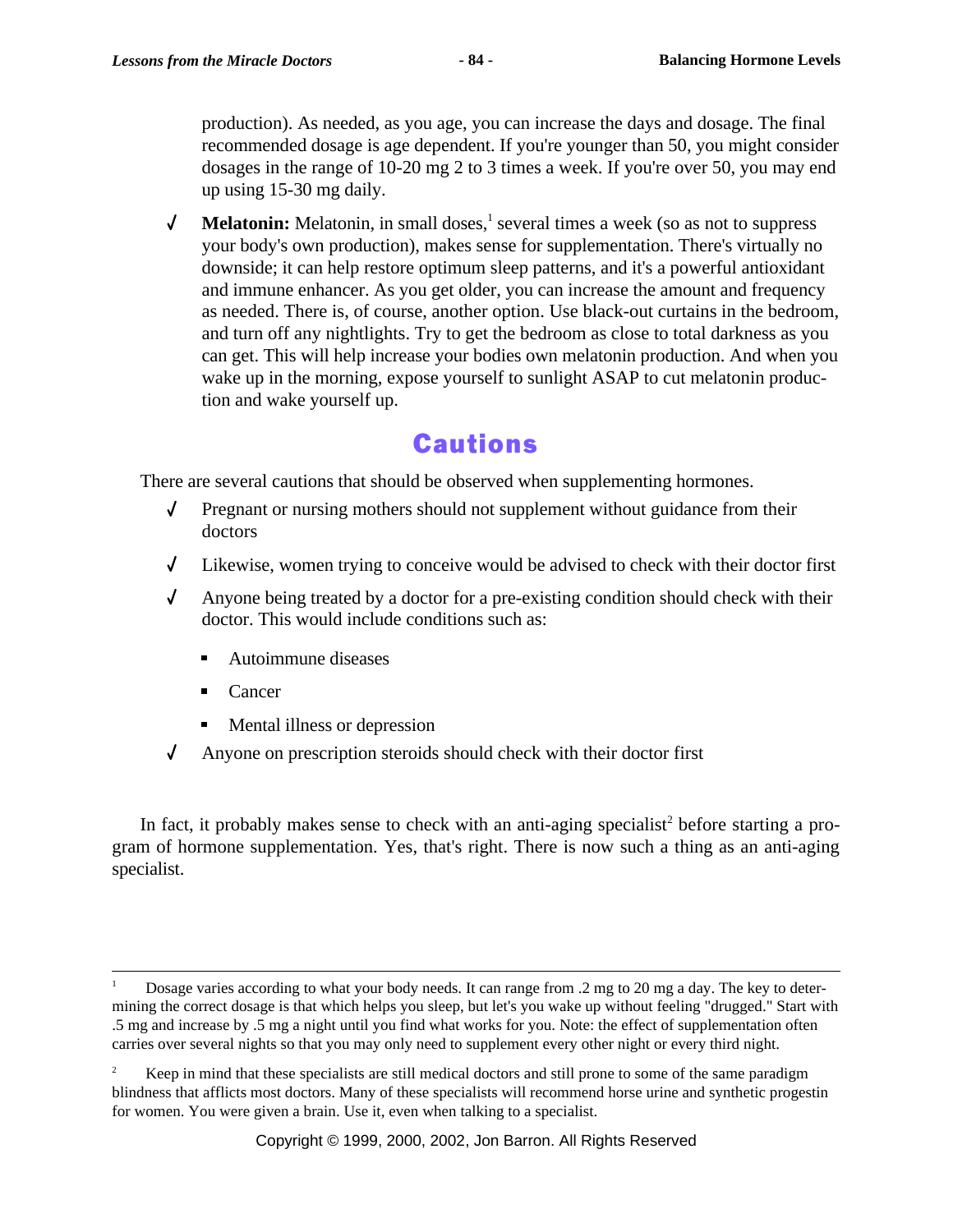production). As needed, as you age, you can increase the days and dosage. The final recommended dosage is age dependent. If you're younger than 50, you might consider dosages in the range of 10-20 mg 2 to 3 times a week. If you're over 50, you may end up using 15-30 mg daily.

- **Melatonin:** Melatonin, in small doses,[1] several times a week (so as not to suppress your body's own production), makes sense for supplementation. There's virtually no downside; it can help restore optimum sleep patterns, and it's a powerful antioxidant and immune enhancer. As you get older, you can increase the amount and frequency as needed. There is, of course, another option. Use black-out curtains in the bedroom, and turn off any nightlights. Try to get the bedroom as close to total darkness as you can get. This will help increase your bodies own melatonin production. And when you wake up in the morning, expose yourself to sunlight ASAP to cut melatonin production and wake yourself up.

## Cautions

There are several cautions that should be observed when supplementing hormones.

- Pregnant or nursing mothers should not supplement without guidance from their doctors
- Likewise, women trying to conceive would be advised to check with their doctor first
- Anyone being treated by a doctor for a pre-existing condition should check with their doctor. This would include conditions such as:
  - Autoimmune diseases
  - Cancer
  - Mental illness or depression
- Anyone on prescription steroids should check with their doctor first

In fact, it probably makes sense to check with an anti-aging specialist[2] before starting a program of hormone supplementation. Yes, that's right. There is now such a thing as an anti-aging specialist.

---

[1] Dosage varies according to what your body needs. It can range from .2 mg to 20 mg a day. The key to determining the correct dosage is that which helps you sleep, but let's you wake up without feeling "drugged." Start with .5 mg and increase by .5 mg a night until you find what works for you. Note: the effect of supplementation often carries over several nights so that you may only need to supplement every other night or every third night.

[2] Keep in mind that these specialists are still medical doctors and still prone to some of the same paradigm blindness that afflicts most doctors. Many of these specialists will recommend horse urine and synthetic progestin for women. You were given a brain. Use it, even when talking to a specialist.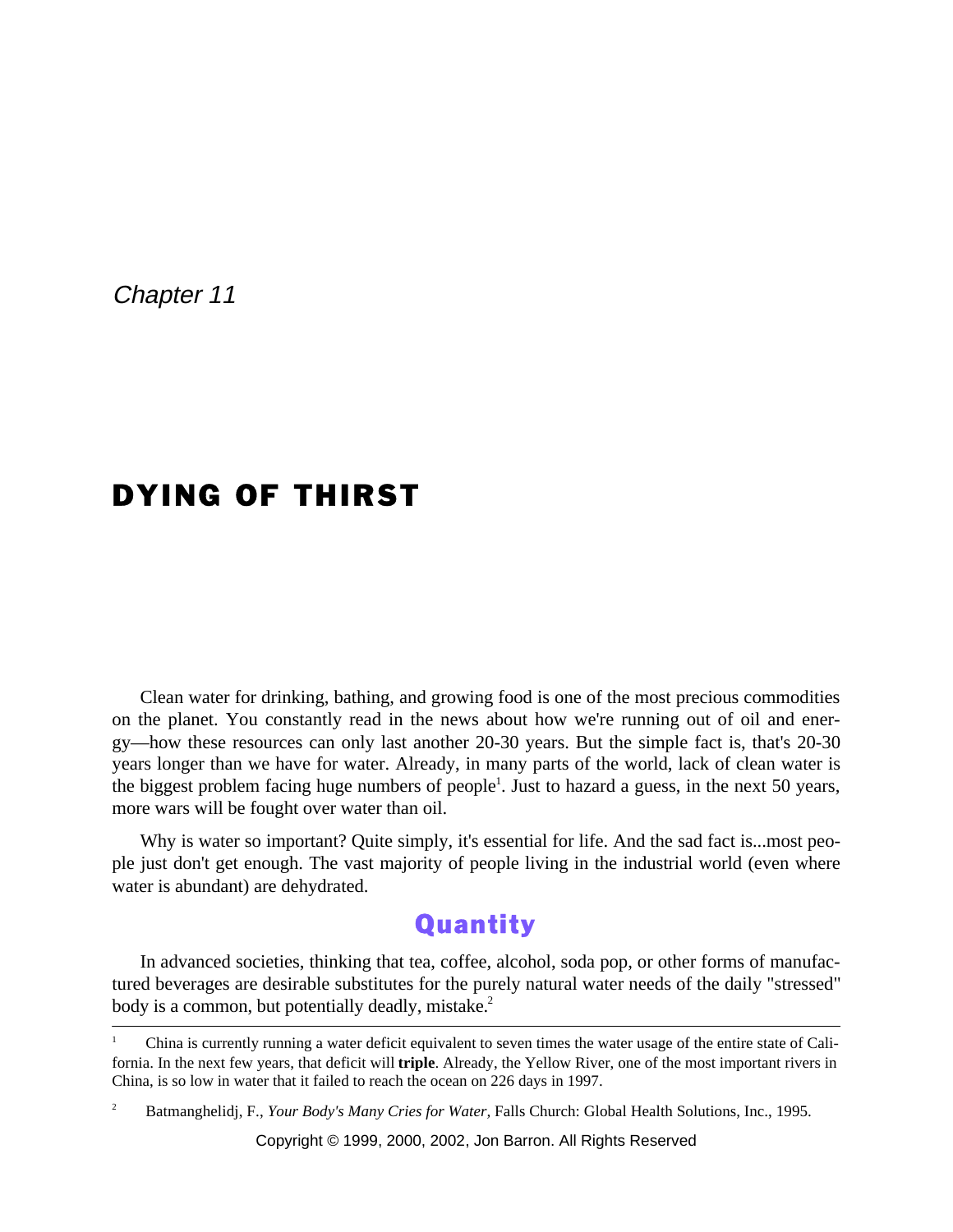*Chapter 11*

# DYING OF THIRST

Clean water for drinking, bathing, and growing food is one of the most precious commodities on the planet. You constantly read in the news about how we're running out of oil and energy—how these resources can only last another 20-30 years. But the simple fact is, that's 20-30 years longer than we have for water. Already, in many parts of the world, lack of clean water is the biggest problem facing huge numbers of people[1]. Just to hazard a guess, in the next 50 years, more wars will be fought over water than oil.

Why is water so important? Quite simply, it's essential for life. And the sad fact is...most people just don't get enough. The vast majority of people living in the industrial world (even where water is abundant) are dehydrated.

## Quantity

In advanced societies, thinking that tea, coffee, alcohol, soda pop, or other forms of manufactured beverages are desirable substitutes for the purely natural water needs of the daily "stressed" body is a common, but potentially deadly, mistake.[2]

---

[1] China is currently running a water deficit equivalent to seven times the water usage of the entire state of California. In the next few years, that deficit will **triple**. Already, the Yellow River, one of the most important rivers in China, is so low in water that it failed to reach the ocean on 226 days in 1997.

[2] Batmanghelidj, F., *Your Body's Many Cries for Water,* Falls Church: Global Health Solutions, Inc., 1995.

Copyright © 1999, 2000, 2002, Jon Barron. All Rights Reserved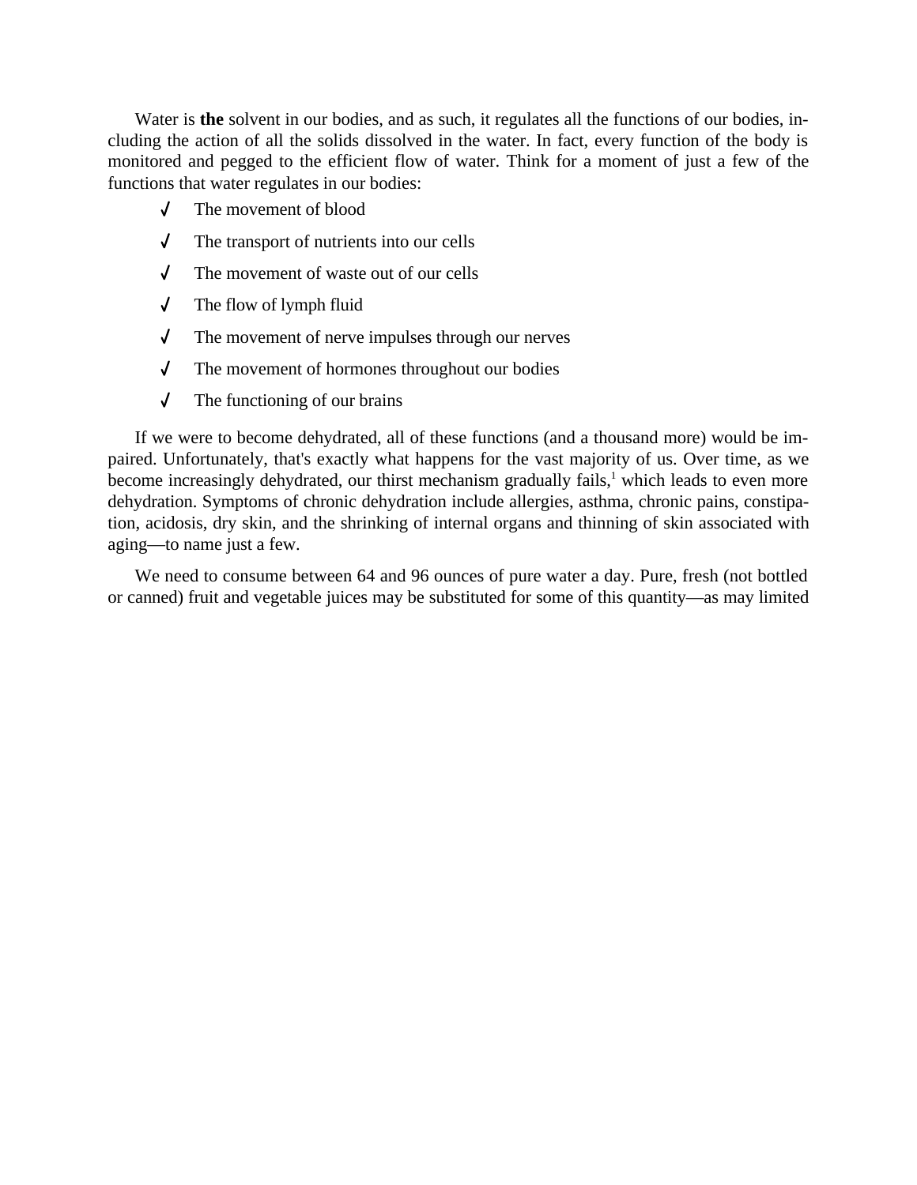Water is **the** solvent in our bodies, and as such, it regulates all the functions of our bodies, including the action of all the solids dissolved in the water. In fact, every function of the body is monitored and pegged to the efficient flow of water. Think for a moment of just a few of the functions that water regulates in our bodies:

- ✓ The movement of blood
- ✓ The transport of nutrients into our cells
- ✓ The movement of waste out of our cells
- ✓ The flow of lymph fluid
- ✓ The movement of nerve impulses through our nerves
- ✓ The movement of hormones throughout our bodies
- ✓ The functioning of our brains

If we were to become dehydrated, all of these functions (and a thousand more) would be impaired. Unfortunately, that's exactly what happens for the vast majority of us. Over time, as we become increasingly dehydrated, our thirst mechanism gradually fails,[1] which leads to even more dehydration. Symptoms of chronic dehydration include allergies, asthma, chronic pains, constipation, acidosis, dry skin, and the shrinking of internal organs and thinning of skin associated with aging—to name just a few.

We need to consume between 64 and 96 ounces of pure water a day. Pure, fresh (not bottled or canned) fruit and vegetable juices may be substituted for some of this quantity—as may limited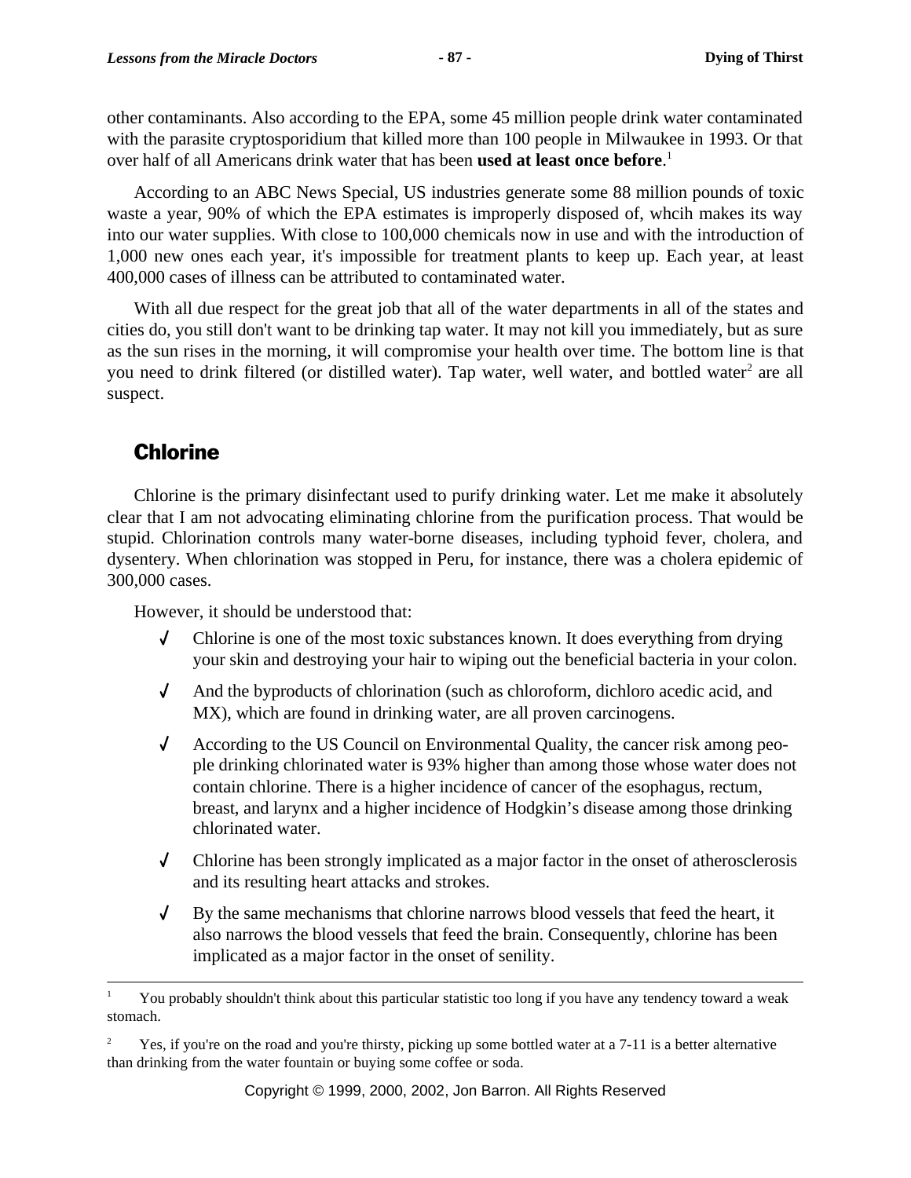other contaminants. Also according to the EPA, some 45 million people drink water contaminated with the parasite cryptosporidium that killed more than 100 people in Milwaukee in 1993. Or that over half of all Americans drink water that has been **used at least once before**.[1]

According to an ABC News Special, US industries generate some 88 million pounds of toxic waste a year, 90% of which the EPA estimates is improperly disposed of, whcih makes its way into our water supplies. With close to 100,000 chemicals now in use and with the introduction of 1,000 new ones each year, it's impossible for treatment plants to keep up. Each year, at least 400,000 cases of illness can be attributed to contaminated water.

With all due respect for the great job that all of the water departments in all of the states and cities do, you still don't want to be drinking tap water. It may not kill you immediately, but as sure as the sun rises in the morning, it will compromise your health over time. The bottom line is that you need to drink filtered (or distilled water). Tap water, well water, and bottled water[2] are all suspect.

## Chlorine

Chlorine is the primary disinfectant used to purify drinking water. Let me make it absolutely clear that I am not advocating eliminating chlorine from the purification process. That would be stupid. Chlorination controls many water-borne diseases, including typhoid fever, cholera, and dysentery. When chlorination was stopped in Peru, for instance, there was a cholera epidemic of 300,000 cases.

However, it should be understood that:

- ✓ Chlorine is one of the most toxic substances known. It does everything from drying your skin and destroying your hair to wiping out the beneficial bacteria in your colon.
- ✓ And the byproducts of chlorination (such as chloroform, dichloro acedic acid, and MX), which are found in drinking water, are all proven carcinogens.
- ✓ According to the US Council on Environmental Quality, the cancer risk among people drinking chlorinated water is 93% higher than among those whose water does not contain chlorine. There is a higher incidence of cancer of the esophagus, rectum, breast, and larynx and a higher incidence of Hodgkin's disease among those drinking chlorinated water.
- ✓ Chlorine has been strongly implicated as a major factor in the onset of atherosclerosis and its resulting heart attacks and strokes.
- ✓ By the same mechanisms that chlorine narrows blood vessels that feed the heart, it also narrows the blood vessels that feed the brain. Consequently, chlorine has been implicated as a major factor in the onset of senility.

---

[1] You probably shouldn't think about this particular statistic too long if you have any tendency toward a weak stomach.

[2] Yes, if you're on the road and you're thirsty, picking up some bottled water at a 7-11 is a better alternative than drinking from the water fountain or buying some coffee or soda.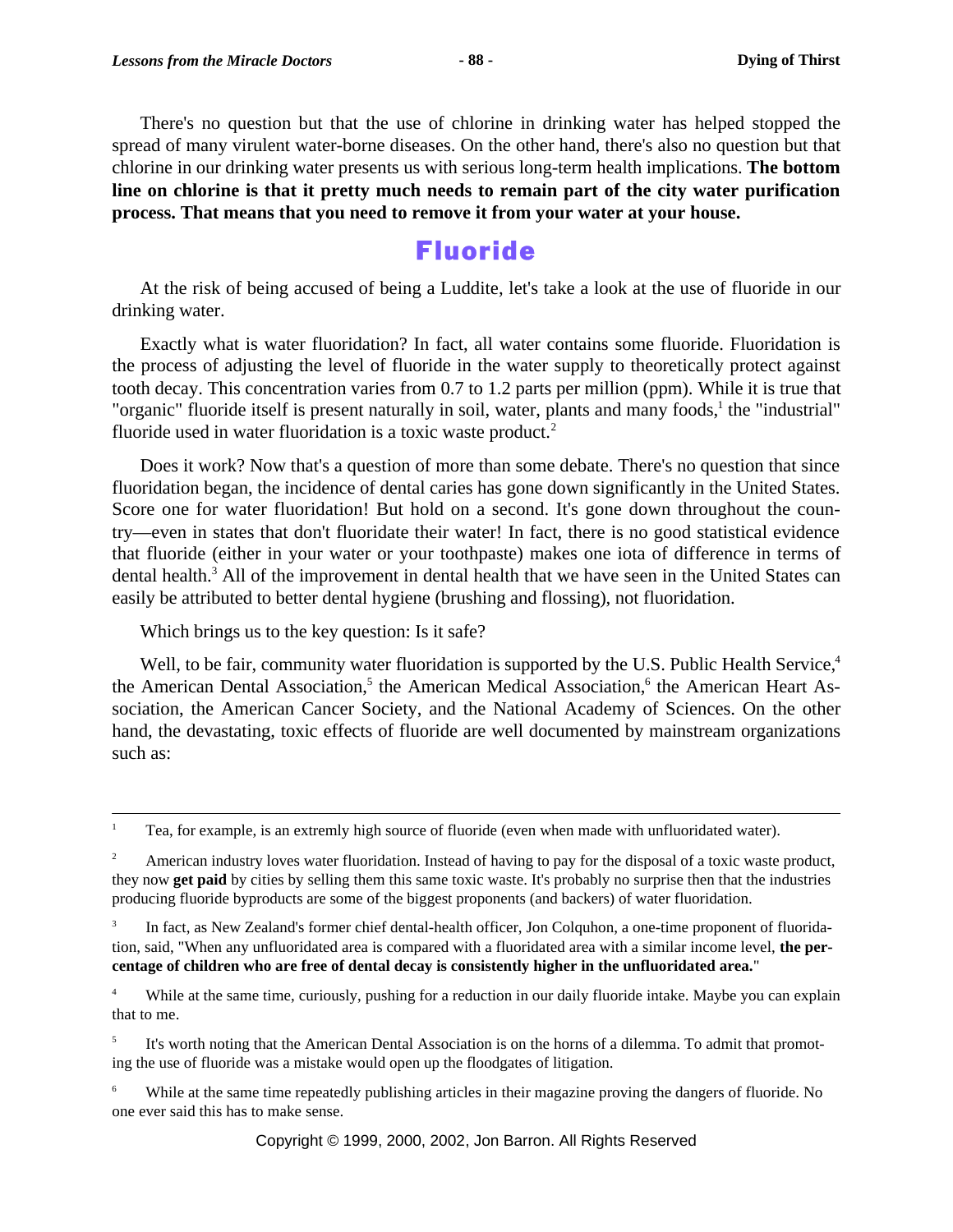There's no question but that the use of chlorine in drinking water has helped stopped the spread of many virulent water-borne diseases. On the other hand, there's also no question but that chlorine in our drinking water presents us with serious long-term health implications. **The bottom line on chlorine is that it pretty much needs to remain part of the city water purification process. That means that you need to remove it from your water at your house.**

## Fluoride

At the risk of being accused of being a Luddite, let's take a look at the use of fluoride in our drinking water.

Exactly what is water fluoridation? In fact, all water contains some fluoride. Fluoridation is the process of adjusting the level of fluoride in the water supply to theoretically protect against tooth decay. This concentration varies from 0.7 to 1.2 parts per million (ppm). While it is true that "organic" fluoride itself is present naturally in soil, water, plants and many foods,[1] the "industrial" fluoride used in water fluoridation is a toxic waste product.[2]

Does it work? Now that's a question of more than some debate. There's no question that since fluoridation began, the incidence of dental caries has gone down significantly in the United States. Score one for water fluoridation! But hold on a second. It's gone down throughout the country—even in states that don't fluoridate their water! In fact, there is no good statistical evidence that fluoride (either in your water or your toothpaste) makes one iota of difference in terms of dental health.[3] All of the improvement in dental health that we have seen in the United States can easily be attributed to better dental hygiene (brushing and flossing), not fluoridation.

Which brings us to the key question: Is it safe?

Well, to be fair, community water fluoridation is supported by the U.S. Public Health Service,[4] the American Dental Association,[5] the American Medical Association,[6] the American Heart Association, the American Cancer Society, and the National Academy of Sciences. On the other hand, the devastating, toxic effects of fluoride are well documented by mainstream organizations such as:

---

[1] Tea, for example, is an extremly high source of fluoride (even when made with unfluoridated water).

[2] American industry loves water fluoridation. Instead of having to pay for the disposal of a toxic waste product, they now **get paid** by cities by selling them this same toxic waste. It's probably no surprise then that the industries producing fluoride byproducts are some of the biggest proponents (and backers) of water fluoridation.

[3] In fact, as New Zealand's former chief dental-health officer, Jon Colquhon, a one-time proponent of fluoridation, said, "When any unfluoridated area is compared with a fluoridated area with a similar income level, **the percentage of children who are free of dental decay is consistently higher in the unfluoridated area.**"

[4] While at the same time, curiously, pushing for a reduction in our daily fluoride intake. Maybe you can explain that to me.

[5] It's worth noting that the American Dental Association is on the horns of a dilemma. To admit that promoting the use of fluoride was a mistake would open up the floodgates of litigation.

[6] While at the same time repeatedly publishing articles in their magazine proving the dangers of fluoride. No one ever said this has to make sense.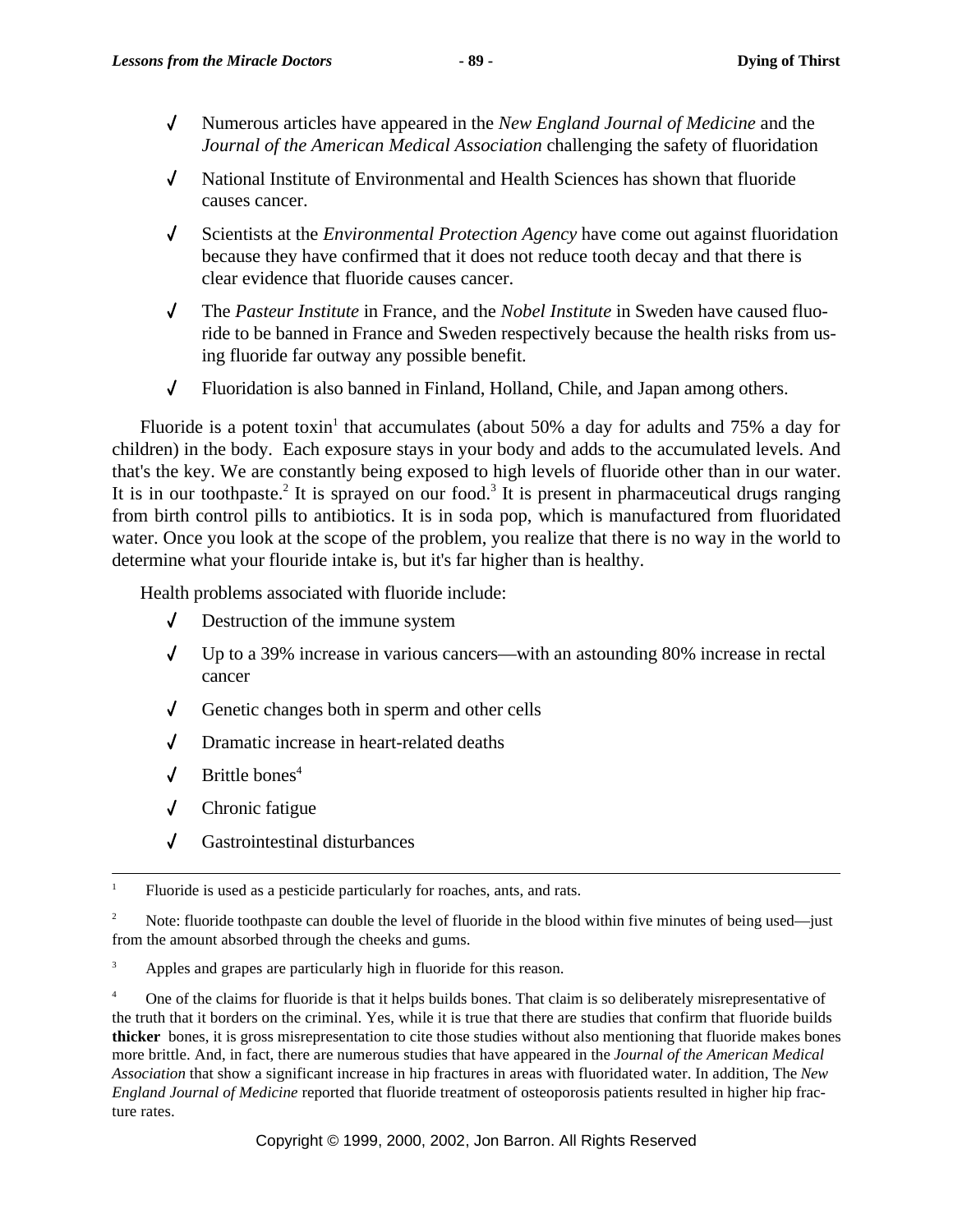- Numerous articles have appeared in the *New England Journal of Medicine* and the *Journal of the American Medical Association* challenging the safety of fluoridation
- National Institute of Environmental and Health Sciences has shown that fluoride causes cancer.
- Scientists at the *Environmental Protection Agency* have come out against fluoridation because they have confirmed that it does not reduce tooth decay and that there is clear evidence that fluoride causes cancer.
- The *Pasteur Institute* in France, and the *Nobel Institute* in Sweden have caused fluoride to be banned in France and Sweden respectively because the health risks from using fluoride far outway any possible benefit.
- Fluoridation is also banned in Finland, Holland, Chile, and Japan among others.

Fluoride is a potent toxin[1] that accumulates (about 50% a day for adults and 75% a day for children) in the body. Each exposure stays in your body and adds to the accumulated levels. And that's the key. We are constantly being exposed to high levels of fluoride other than in our water. It is in our toothpaste.[2] It is sprayed on our food.[3] It is present in pharmaceutical drugs ranging from birth control pills to antibiotics. It is in soda pop, which is manufactured from fluoridated water. Once you look at the scope of the problem, you realize that there is no way in the world to determine what your flouride intake is, but it's far higher than is healthy.

Health problems associated with fluoride include:

- Destruction of the immune system
- Up to a 39% increase in various cancers—with an astounding 80% increase in rectal cancer
- Genetic changes both in sperm and other cells
- Dramatic increase in heart-related deaths
- Brittle bones[4]
- Chronic fatigue
- Gastrointestinal disturbances

---

[1] Fluoride is used as a pesticide particularly for roaches, ants, and rats.

[2] Note: fluoride toothpaste can double the level of fluoride in the blood within five minutes of being used—just from the amount absorbed through the cheeks and gums.

[3] Apples and grapes are particularly high in fluoride for this reason.

[4] One of the claims for fluoride is that it helps builds bones. That claim is so deliberately misrepresentative of the truth that it borders on the criminal. Yes, while it is true that there are studies that confirm that fluoride builds **thicker** bones, it is gross misrepresentation to cite those studies without also mentioning that fluoride makes bones more brittle. And, in fact, there are numerous studies that have appeared in the *Journal of the American Medical Association* that show a significant increase in hip fractures in areas with fluoridated water. In addition, The *New England Journal of Medicine* reported that fluoride treatment of osteoporosis patients resulted in higher hip fracture rates.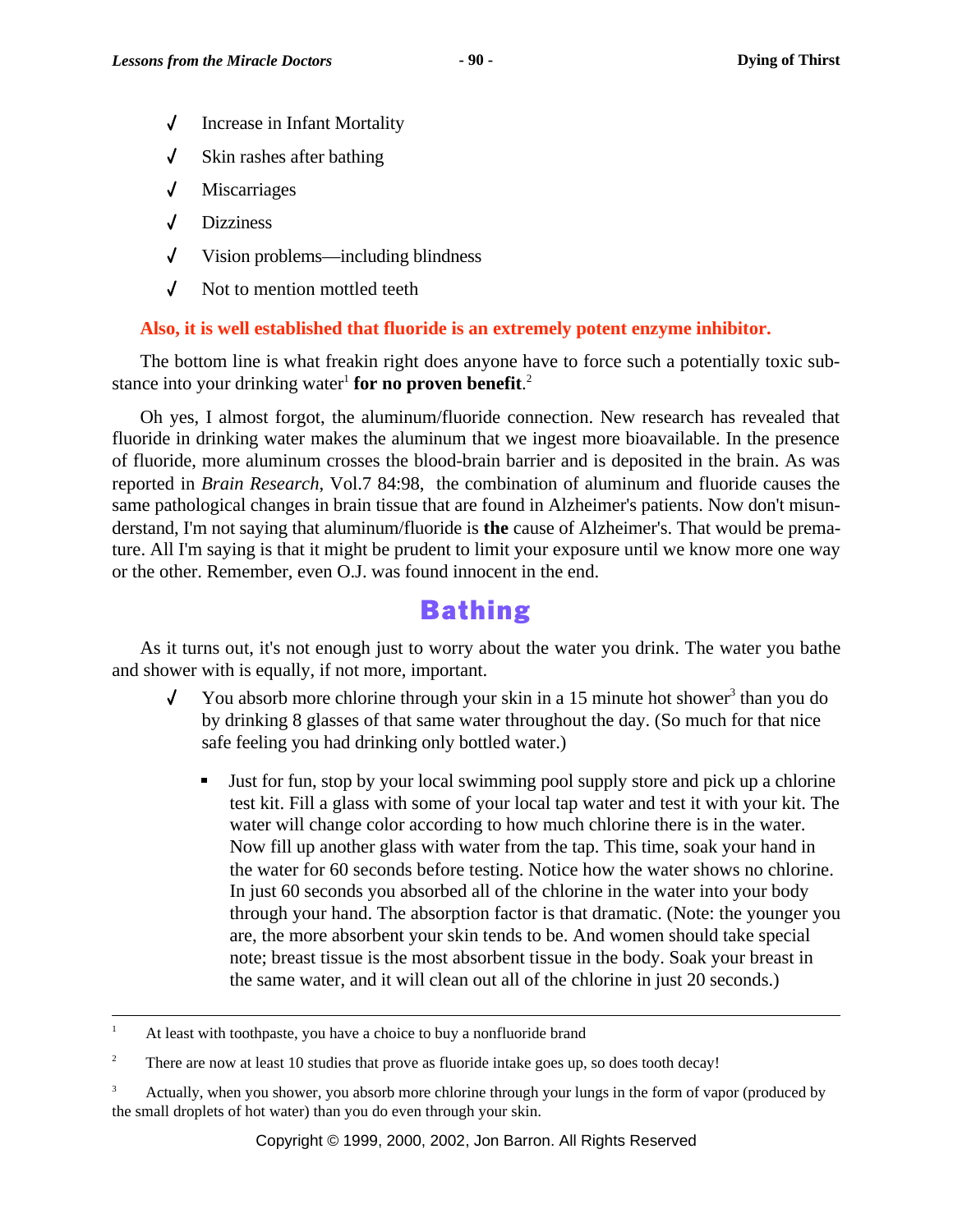- ✓ Increase in Infant Mortality
- ✓ Skin rashes after bathing
- ✓ Miscarriages
- ✓ Dizziness
- ✓ Vision problems—including blindness
- ✓ Not to mention mottled teeth

**Also, it is well established that fluoride is an extremely potent enzyme inhibitor.**

The bottom line is what freakin right does anyone have to force such a potentially toxic substance into your drinking water[1] **for no proven benefit**.[2]

Oh yes, I almost forgot, the aluminum/fluoride connection. New research has revealed that fluoride in drinking water makes the aluminum that we ingest more bioavailable. In the presence of fluoride, more aluminum crosses the blood-brain barrier and is deposited in the brain. As was reported in *Brain Research*, Vol.7 84:98, the combination of aluminum and fluoride causes the same pathological changes in brain tissue that are found in Alzheimer's patients. Now don't misunderstand, I'm not saying that aluminum/fluoride is **the** cause of Alzheimer's. That would be premature. All I'm saying is that it might be prudent to limit your exposure until we know more one way or the other. Remember, even O.J. was found innocent in the end.

## Bathing

As it turns out, it's not enough just to worry about the water you drink. The water you bathe and shower with is equally, if not more, important.

- ✓ You absorb more chlorine through your skin in a 15 minute hot shower[3] than you do by drinking 8 glasses of that same water throughout the day. (So much for that nice safe feeling you had drinking only bottled water.)

  - Just for fun, stop by your local swimming pool supply store and pick up a chlorine test kit. Fill a glass with some of your local tap water and test it with your kit. The water will change color according to how much chlorine there is in the water. Now fill up another glass with water from the tap. This time, soak your hand in the water for 60 seconds before testing. Notice how the water shows no chlorine. In just 60 seconds you absorbed all of the chlorine in the water into your body through your hand. The absorption factor is that dramatic. (Note: the younger you are, the more absorbent your skin tends to be. And women should take special note; breast tissue is the most absorbent tissue in the body. Soak your breast in the same water, and it will clean out all of the chlorine in just 20 seconds.)

---

[1] At least with toothpaste, you have a choice to buy a nonfluoride brand

[2] There are now at least 10 studies that prove as fluoride intake goes up, so does tooth decay!

[3] Actually, when you shower, you absorb more chlorine through your lungs in the form of vapor (produced by the small droplets of hot water) than you do even through your skin.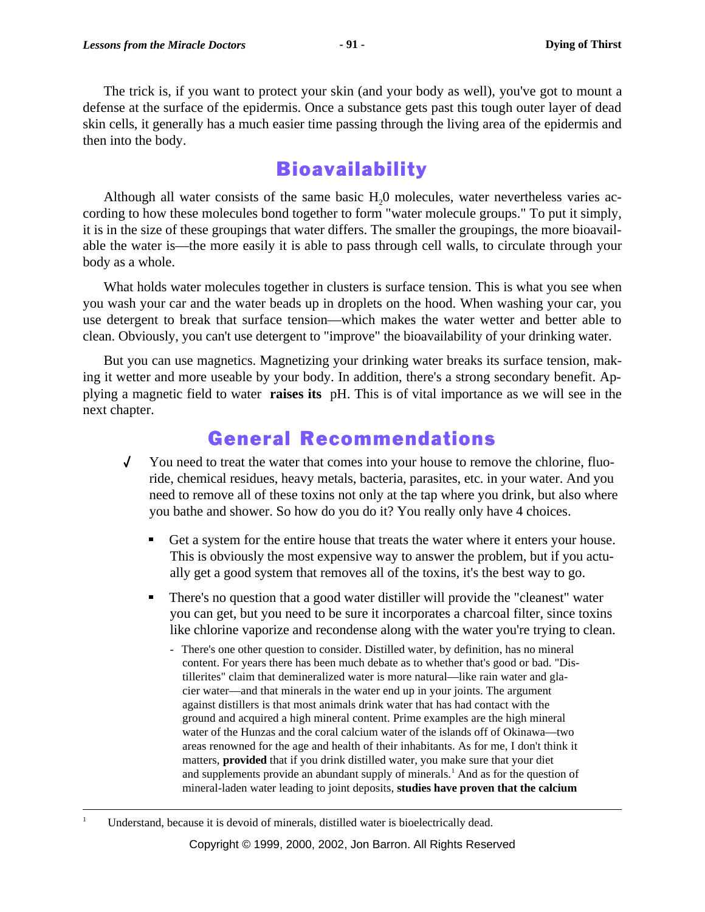The trick is, if you want to protect your skin (and your body as well), you've got to mount a defense at the surface of the epidermis. Once a substance gets past this tough outer layer of dead skin cells, it generally has a much easier time passing through the living area of the epidermis and then into the body.

## Bioavailability

Although all water consists of the same basic $H_2$0 molecules, water nevertheless varies according to how these molecules bond together to form "water molecule groups." To put it simply, it is in the size of these groupings that water differs. The smaller the groupings, the more bioavailable the water is—the more easily it is able to pass through cell walls, to circulate through your body as a whole.

What holds water molecules together in clusters is surface tension. This is what you see when you wash your car and the water beads up in droplets on the hood. When washing your car, you use detergent to break that surface tension—which makes the water wetter and better able to clean. Obviously, you can't use detergent to "improve" the bioavailability of your drinking water.

But you can use magnetics. Magnetizing your drinking water breaks its surface tension, making it wetter and more useable by your body. In addition, there's a strong secondary benefit. Applying a magnetic field to water **raises its** pH. This is of vital importance as we will see in the next chapter.

## General Recommendations

- ✓ You need to treat the water that comes into your house to remove the chlorine, fluoride, chemical residues, heavy metals, bacteria, parasites, etc. in your water. And you need to remove all of these toxins not only at the tap where you drink, but also where you bathe and shower. So how do you do it? You really only have 4 choices.

  - Get a system for the entire house that treats the water where it enters your house. This is obviously the most expensive way to answer the problem, but if you actually get a good system that removes all of the toxins, it's the best way to go.

  - There's no question that a good water distiller will provide the "cleanest" water you can get, but you need to be sure it incorporates a charcoal filter, since toxins like chlorine vaporize and recondense along with the water you're trying to clean.

    - There's one other question to consider. Distilled water, by definition, has no mineral content. For years there has been much debate as to whether that's good or bad. "Distillerites" claim that demineralized water is more natural—like rain water and glacier water—and that minerals in the water end up in your joints. The argument against distillers is that most animals drink water that has had contact with the ground and acquired a high mineral content. Prime examples are the high mineral water of the Hunzas and the coral calcium water of the islands off of Okinawa—two areas renowned for the age and health of their inhabitants. As for me, I don't think it matters, **provided** that if you drink distilled water, you make sure that your diet and supplements provide an abundant supply of minerals.[1] And as for the question of mineral-laden water leading to joint deposits, **studies have proven that the calcium**

---

[1] Understand, because it is devoid of minerals, distilled water is bioelectrically dead.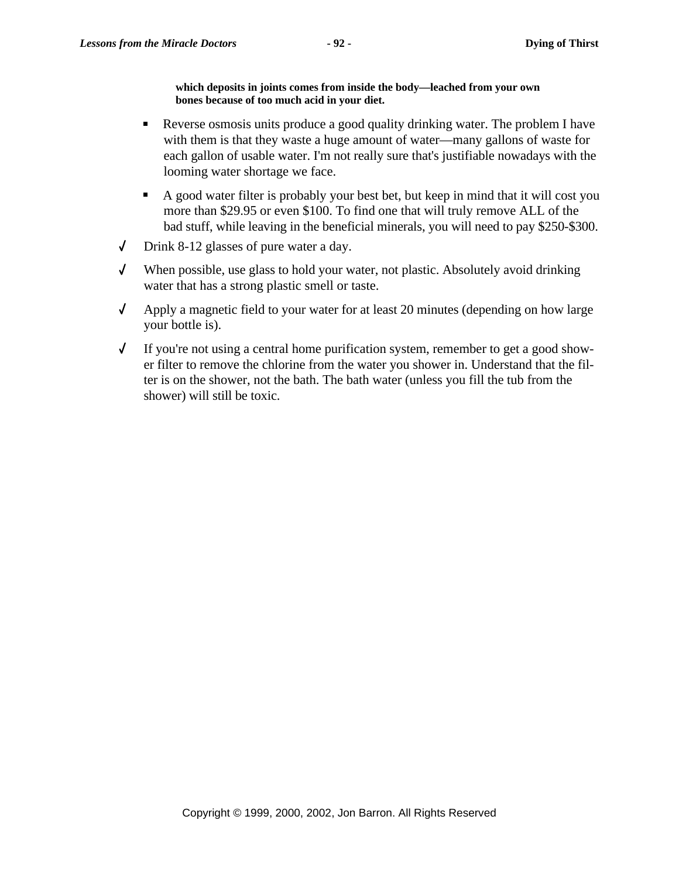**which deposits in joints comes from inside the body—leached from your own bones because of too much acid in your diet.**

- Reverse osmosis units produce a good quality drinking water. The problem I have with them is that they waste a huge amount of water—many gallons of waste for each gallon of usable water. I'm not really sure that's justifiable nowadays with the looming water shortage we face.
- A good water filter is probably your best bet, but keep in mind that it will cost you more than $29.95 or even $100. To find one that will truly remove ALL of the bad stuff, while leaving in the beneficial minerals, you will need to pay $250-$300.

√ Drink 8-12 glasses of pure water a day.

√ When possible, use glass to hold your water, not plastic. Absolutely avoid drinking water that has a strong plastic smell or taste.

√ Apply a magnetic field to your water for at least 20 minutes (depending on how large your bottle is).

√ If you're not using a central home purification system, remember to get a good shower filter to remove the chlorine from the water you shower in. Understand that the filter is on the shower, not the bath. The bath water (unless you fill the tub from the shower) will still be toxic.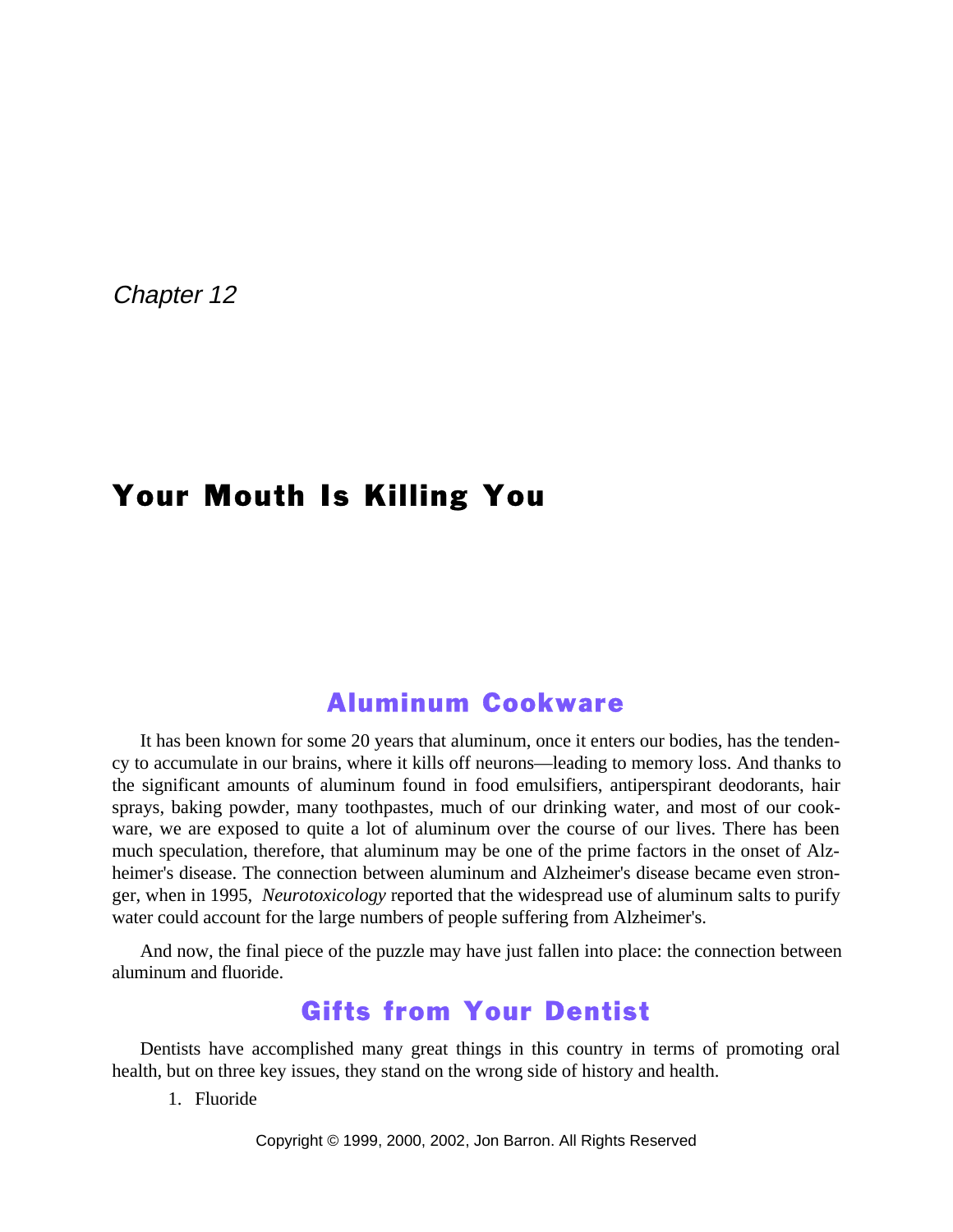*Chapter 12*

# Your Mouth Is Killing You

## Aluminum Cookware

It has been known for some 20 years that aluminum, once it enters our bodies, has the tendency to accumulate in our brains, where it kills off neurons—leading to memory loss. And thanks to the significant amounts of aluminum found in food emulsifiers, antiperspirant deodorants, hair sprays, baking powder, many toothpastes, much of our drinking water, and most of our cookware, we are exposed to quite a lot of aluminum over the course of our lives. There has been much speculation, therefore, that aluminum may be one of the prime factors in the onset of Alzheimer's disease. The connection between aluminum and Alzheimer's disease became even stronger, when in 1995, *Neurotoxicology* reported that the widespread use of aluminum salts to purify water could account for the large numbers of people suffering from Alzheimer's.

And now, the final piece of the puzzle may have just fallen into place: the connection between aluminum and fluoride.

## Gifts from Your Dentist

Dentists have accomplished many great things in this country in terms of promoting oral health, but on three key issues, they stand on the wrong side of history and health.

1. Fluoride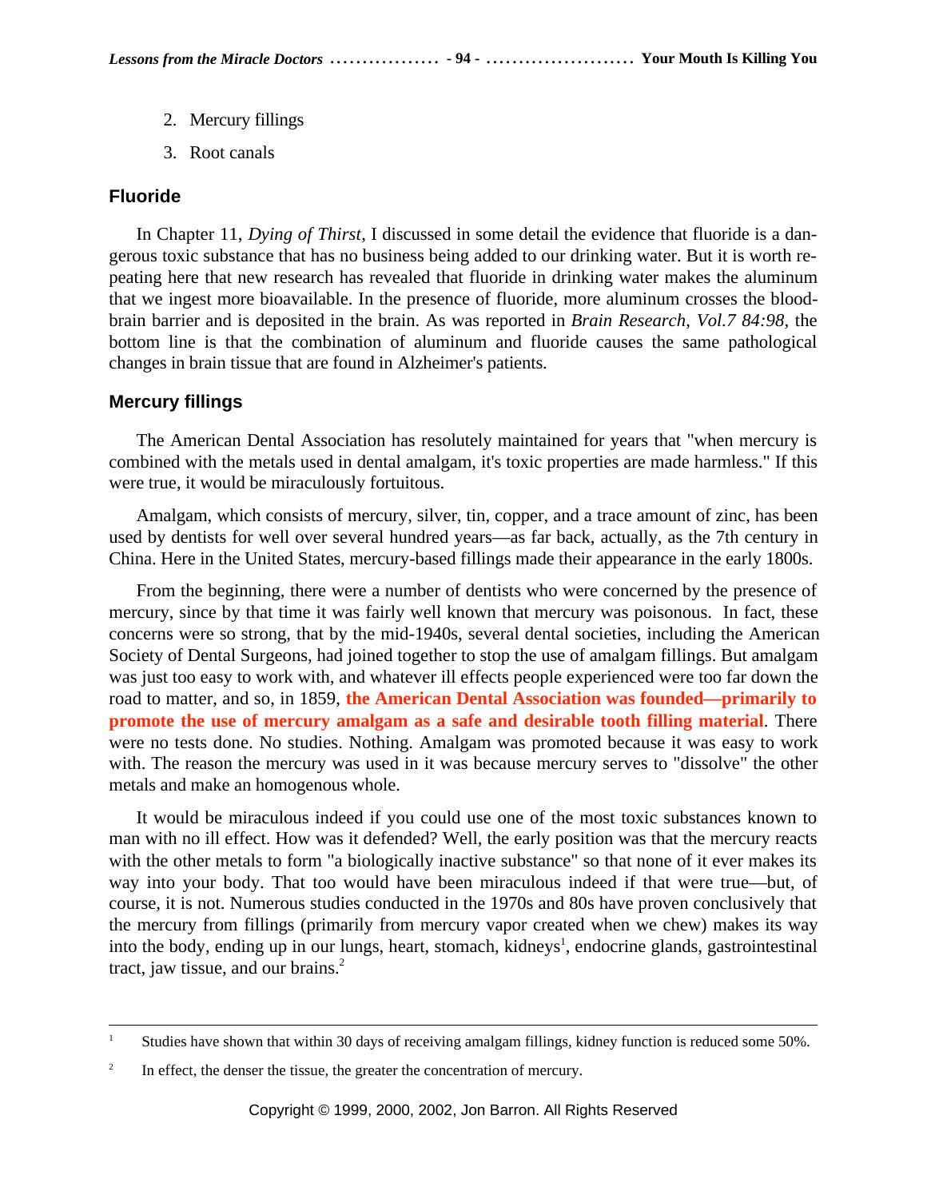2. Mercury fillings
3. Root canals

## Fluoride

In Chapter 11, *Dying of Thirst*, I discussed in some detail the evidence that fluoride is a dangerous toxic substance that has no business being added to our drinking water. But it is worth repeating here that new research has revealed that fluoride in drinking water makes the aluminum that we ingest more bioavailable. In the presence of fluoride, more aluminum crosses the blood-brain barrier and is deposited in the brain. As was reported in *Brain Research, Vol.7 84:98*, the bottom line is that the combination of aluminum and fluoride causes the same pathological changes in brain tissue that are found in Alzheimer's patients.

## Mercury fillings

The American Dental Association has resolutely maintained for years that "when mercury is combined with the metals used in dental amalgam, it's toxic properties are made harmless." If this were true, it would be miraculously fortuitous.

Amalgam, which consists of mercury, silver, tin, copper, and a trace amount of zinc, has been used by dentists for well over several hundred years—as far back, actually, as the 7th century in China. Here in the United States, mercury-based fillings made their appearance in the early 1800s.

From the beginning, there were a number of dentists who were concerned by the presence of mercury, since by that time it was fairly well known that mercury was poisonous. In fact, these concerns were so strong, that by the mid-1940s, several dental societies, including the American Society of Dental Surgeons, had joined together to stop the use of amalgam fillings. But amalgam was just too easy to work with, and whatever ill effects people experienced were too far down the road to matter, and so, in 1859, **the American Dental Association was founded—primarily to promote the use of mercury amalgam as a safe and desirable tooth filling material**. There were no tests done. No studies. Nothing. Amalgam was promoted because it was easy to work with. The reason the mercury was used in it was because mercury serves to "dissolve" the other metals and make an homogenous whole.

It would be miraculous indeed if you could use one of the most toxic substances known to man with no ill effect. How was it defended? Well, the early position was that the mercury reacts with the other metals to form "a biologically inactive substance" so that none of it ever makes its way into your body. That too would have been miraculous indeed if that were true—but, of course, it is not. Numerous studies conducted in the 1970s and 80s have proven conclusively that the mercury from fillings (primarily from mercury vapor created when we chew) makes its way into the body, ending up in our lungs, heart, stomach, kidneys[1], endocrine glands, gastrointestinal tract, jaw tissue, and our brains.[2]

---

[1] Studies have shown that within 30 days of receiving amalgam fillings, kidney function is reduced some 50%.

[2] In effect, the denser the tissue, the greater the concentration of mercury.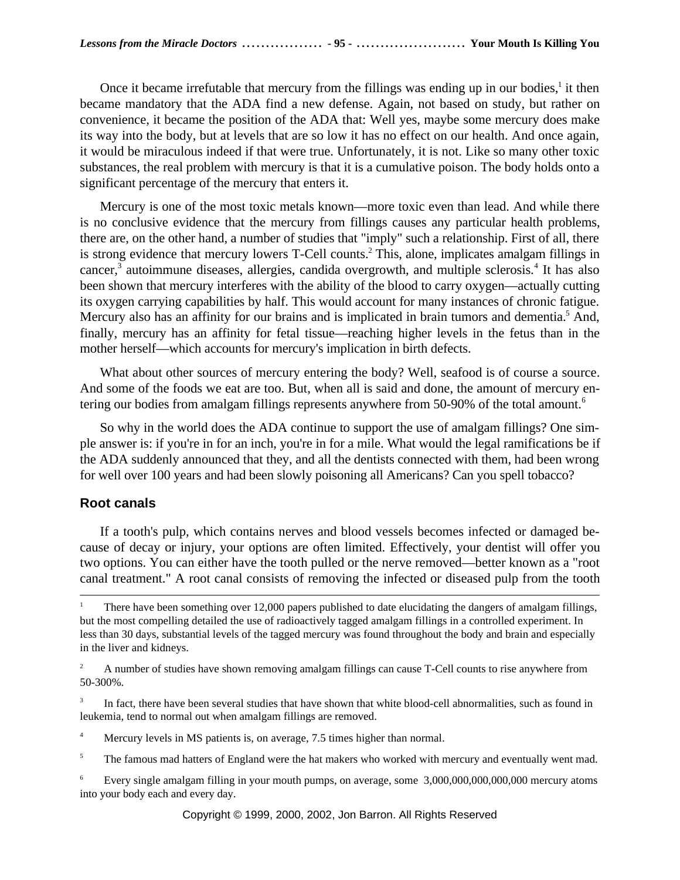Once it became irrefutable that mercury from the fillings was ending up in our bodies,[1] it then became mandatory that the ADA find a new defense. Again, not based on study, but rather on convenience, it became the position of the ADA that: Well yes, maybe some mercury does make its way into the body, but at levels that are so low it has no effect on our health. And once again, it would be miraculous indeed if that were true. Unfortunately, it is not. Like so many other toxic substances, the real problem with mercury is that it is a cumulative poison. The body holds onto a significant percentage of the mercury that enters it.

Mercury is one of the most toxic metals known—more toxic even than lead. And while there is no conclusive evidence that the mercury from fillings causes any particular health problems, there are, on the other hand, a number of studies that "imply" such a relationship. First of all, there is strong evidence that mercury lowers T-Cell counts.[2] This, alone, implicates amalgam fillings in cancer,[3] autoimmune diseases, allergies, candida overgrowth, and multiple sclerosis.[4] It has also been shown that mercury interferes with the ability of the blood to carry oxygen—actually cutting its oxygen carrying capabilities by half. This would account for many instances of chronic fatigue. Mercury also has an affinity for our brains and is implicated in brain tumors and dementia.[5] And, finally, mercury has an affinity for fetal tissue—reaching higher levels in the fetus than in the mother herself—which accounts for mercury's implication in birth defects.

What about other sources of mercury entering the body? Well, seafood is of course a source. And some of the foods we eat are too. But, when all is said and done, the amount of mercury entering our bodies from amalgam fillings represents anywhere from 50-90% of the total amount.[6]

So why in the world does the ADA continue to support the use of amalgam fillings? One simple answer is: if you're in for an inch, you're in for a mile. What would the legal ramifications be if the ADA suddenly announced that they, and all the dentists connected with them, had been wrong for well over 100 years and had been slowly poisoning all Americans? Can you spell tobacco?

## Root canals

If a tooth's pulp, which contains nerves and blood vessels becomes infected or damaged because of decay or injury, your options are often limited. Effectively, your dentist will offer you two options. You can either have the tooth pulled or the nerve removed—better known as a "root canal treatment." A root canal consists of removing the infected or diseased pulp from the tooth

---

[1] There have been something over 12,000 papers published to date elucidating the dangers of amalgam fillings, but the most compelling detailed the use of radioactively tagged amalgam fillings in a controlled experiment. In less than 30 days, substantial levels of the tagged mercury was found throughout the body and brain and especially in the liver and kidneys.

[2] A number of studies have shown removing amalgam fillings can cause T-Cell counts to rise anywhere from 50-300%.

[3] In fact, there have been several studies that have shown that white blood-cell abnormalities, such as found in leukemia, tend to normal out when amalgam fillings are removed.

[4] Mercury levels in MS patients is, on average, 7.5 times higher than normal.

[5] The famous mad hatters of England were the hat makers who worked with mercury and eventually went mad.

[6] Every single amalgam filling in your mouth pumps, on average, some 3,000,000,000,000,000 mercury atoms into your body each and every day.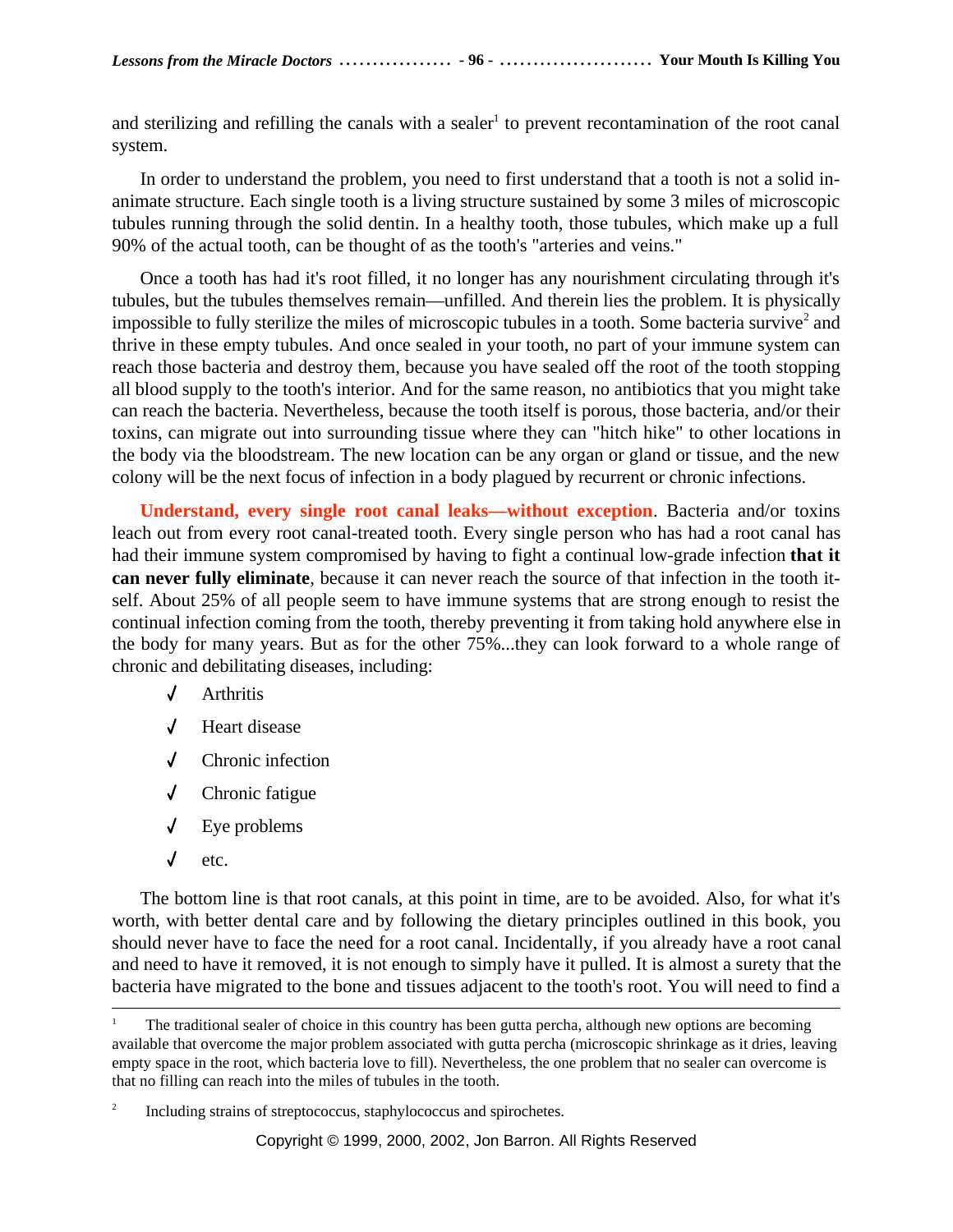and sterilizing and refilling the canals with a sealer[1] to prevent recontamination of the root canal system.

In order to understand the problem, you need to first understand that a tooth is not a solid inanimate structure. Each single tooth is a living structure sustained by some 3 miles of microscopic tubules running through the solid dentin. In a healthy tooth, those tubules, which make up a full 90% of the actual tooth, can be thought of as the tooth's "arteries and veins."

Once a tooth has had it's root filled, it no longer has any nourishment circulating through it's tubules, but the tubules themselves remain—unfilled. And therein lies the problem. It is physically impossible to fully sterilize the miles of microscopic tubules in a tooth. Some bacteria survive[2] and thrive in these empty tubules. And once sealed in your tooth, no part of your immune system can reach those bacteria and destroy them, because you have sealed off the root of the tooth stopping all blood supply to the tooth's interior. And for the same reason, no antibiotics that you might take can reach the bacteria. Nevertheless, because the tooth itself is porous, those bacteria, and/or their toxins, can migrate out into surrounding tissue where they can "hitch hike" to other locations in the body via the bloodstream. The new location can be any organ or gland or tissue, and the new colony will be the next focus of infection in a body plagued by recurrent or chronic infections.

**Understand, every single root canal leaks—without exception**. Bacteria and/or toxins leach out from every root canal-treated tooth. Every single person who has had a root canal has had their immune system compromised by having to fight a continual low-grade infection **that it can never fully eliminate**, because it can never reach the source of that infection in the tooth itself. About 25% of all people seem to have immune systems that are strong enough to resist the continual infection coming from the tooth, thereby preventing it from taking hold anywhere else in the body for many years. But as for the other 75%...they can look forward to a whole range of chronic and debilitating diseases, including:

- ✓ Arthritis
- ✓ Heart disease
- ✓ Chronic infection
- ✓ Chronic fatigue
- ✓ Eye problems
- ✓ etc.

The bottom line is that root canals, at this point in time, are to be avoided. Also, for what it's worth, with better dental care and by following the dietary principles outlined in this book, you should never have to face the need for a root canal. Incidentally, if you already have a root canal and need to have it removed, it is not enough to simply have it pulled. It is almost a surety that the bacteria have migrated to the bone and tissues adjacent to the tooth's root. You will need to find a

---

[1] The traditional sealer of choice in this country has been gutta percha, although new options are becoming available that overcome the major problem associated with gutta percha (microscopic shrinkage as it dries, leaving empty space in the root, which bacteria love to fill). Nevertheless, the one problem that no sealer can overcome is that no filling can reach into the miles of tubules in the tooth.

[2] Including strains of streptococcus, staphylococcus and spirochetes.

Copyright © 1999, 2000, 2002, Jon Barron. All Rights Reserved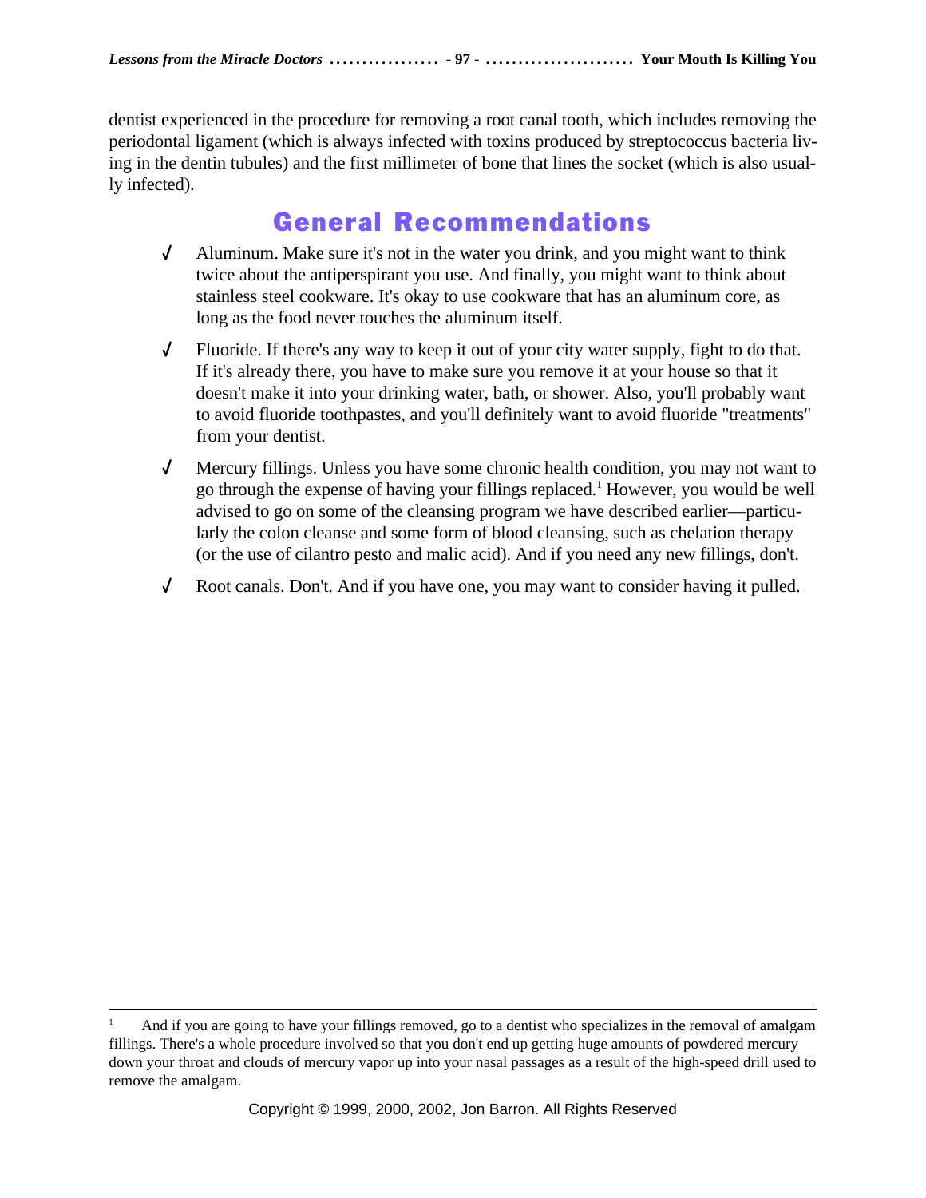dentist experienced in the procedure for removing a root canal tooth, which includes removing the periodontal ligament (which is always infected with toxins produced by streptococcus bacteria living in the dentin tubules) and the first millimeter of bone that lines the socket (which is also usually infected).

## General Recommendations

- √ Aluminum. Make sure it's not in the water you drink, and you might want to think twice about the antiperspirant you use. And finally, you might want to think about stainless steel cookware. It's okay to use cookware that has an aluminum core, as long as the food never touches the aluminum itself.
- √ Fluoride. If there's any way to keep it out of your city water supply, fight to do that. If it's already there, you have to make sure you remove it at your house so that it doesn't make it into your drinking water, bath, or shower. Also, you'll probably want to avoid fluoride toothpastes, and you'll definitely want to avoid fluoride "treatments" from your dentist.
- √ Mercury fillings. Unless you have some chronic health condition, you may not want to go through the expense of having your fillings replaced.[1] However, you would be well advised to go on some of the cleansing program we have described earlier—particularly the colon cleanse and some form of blood cleansing, such as chelation therapy (or the use of cilantro pesto and malic acid). And if you need any new fillings, don't.
- √ Root canals. Don't. And if you have one, you may want to consider having it pulled.

---

[1] And if you are going to have your fillings removed, go to a dentist who specializes in the removal of amalgam fillings. There's a whole procedure involved so that you don't end up getting huge amounts of powdered mercury down your throat and clouds of mercury vapor up into your nasal passages as a result of the high-speed drill used to remove the amalgam.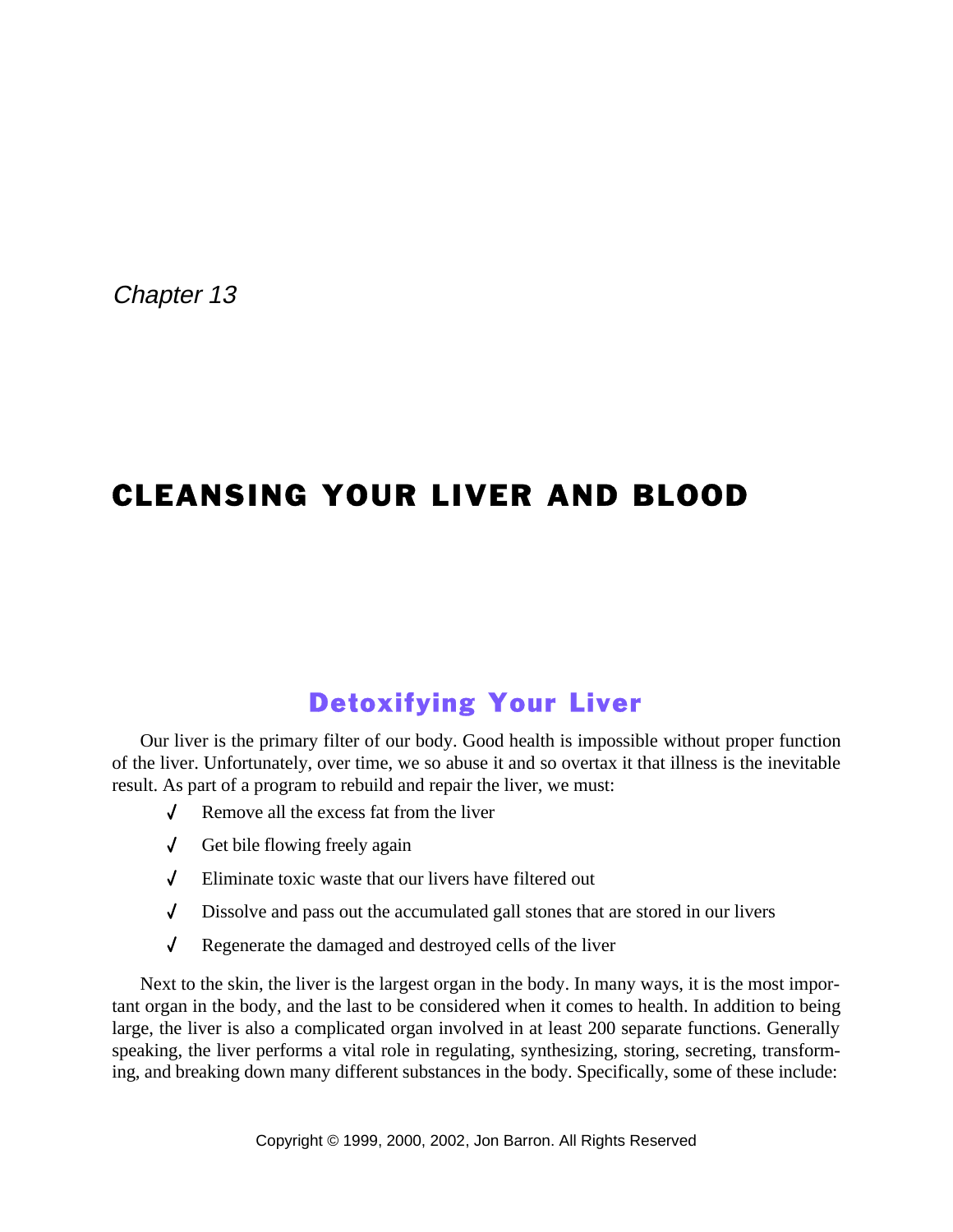*Chapter 13*

# CLEANSING YOUR LIVER AND BLOOD

## Detoxifying Your Liver

Our liver is the primary filter of our body. Good health is impossible without proper function of the liver. Unfortunately, over time, we so abuse it and so overtax it that illness is the inevitable result. As part of a program to rebuild and repair the liver, we must:

- √ Remove all the excess fat from the liver
- √ Get bile flowing freely again
- √ Eliminate toxic waste that our livers have filtered out
- √ Dissolve and pass out the accumulated gall stones that are stored in our livers
- √ Regenerate the damaged and destroyed cells of the liver

Next to the skin, the liver is the largest organ in the body. In many ways, it is the most important organ in the body, and the last to be considered when it comes to health. In addition to being large, the liver is also a complicated organ involved in at least 200 separate functions. Generally speaking, the liver performs a vital role in regulating, synthesizing, storing, secreting, transforming, and breaking down many different substances in the body. Specifically, some of these include: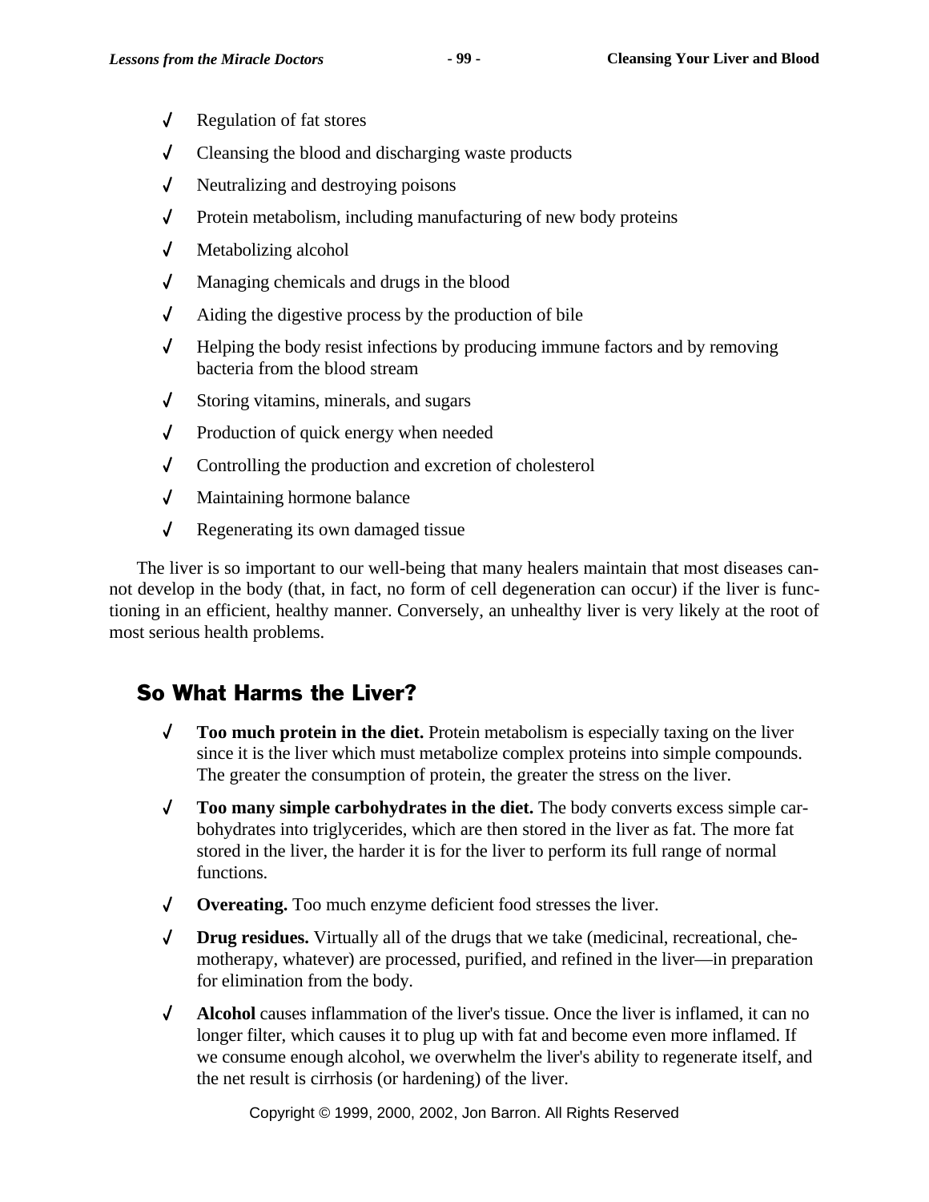- ✓ Regulation of fat stores
- ✓ Cleansing the blood and discharging waste products
- ✓ Neutralizing and destroying poisons
- ✓ Protein metabolism, including manufacturing of new body proteins
- ✓ Metabolizing alcohol
- ✓ Managing chemicals and drugs in the blood
- ✓ Aiding the digestive process by the production of bile
- ✓ Helping the body resist infections by producing immune factors and by removing bacteria from the blood stream
- ✓ Storing vitamins, minerals, and sugars
- ✓ Production of quick energy when needed
- ✓ Controlling the production and excretion of cholesterol
- ✓ Maintaining hormone balance
- ✓ Regenerating its own damaged tissue

The liver is so important to our well-being that many healers maintain that most diseases cannot develop in the body (that, in fact, no form of cell degeneration can occur) if the liver is functioning in an efficient, healthy manner. Conversely, an unhealthy liver is very likely at the root of most serious health problems.

## So What Harms the Liver?

- ✓ **Too much protein in the diet.** Protein metabolism is especially taxing on the liver since it is the liver which must metabolize complex proteins into simple compounds. The greater the consumption of protein, the greater the stress on the liver.
- ✓ **Too many simple carbohydrates in the diet.** The body converts excess simple carbohydrates into triglycerides, which are then stored in the liver as fat. The more fat stored in the liver, the harder it is for the liver to perform its full range of normal functions.
- ✓ **Overeating.** Too much enzyme deficient food stresses the liver.
- ✓ **Drug residues.** Virtually all of the drugs that we take (medicinal, recreational, chemotherapy, whatever) are processed, purified, and refined in the liver—in preparation for elimination from the body.
- ✓ **Alcohol** causes inflammation of the liver's tissue. Once the liver is inflamed, it can no longer filter, which causes it to plug up with fat and become even more inflamed. If we consume enough alcohol, we overwhelm the liver's ability to regenerate itself, and the net result is cirrhosis (or hardening) of the liver.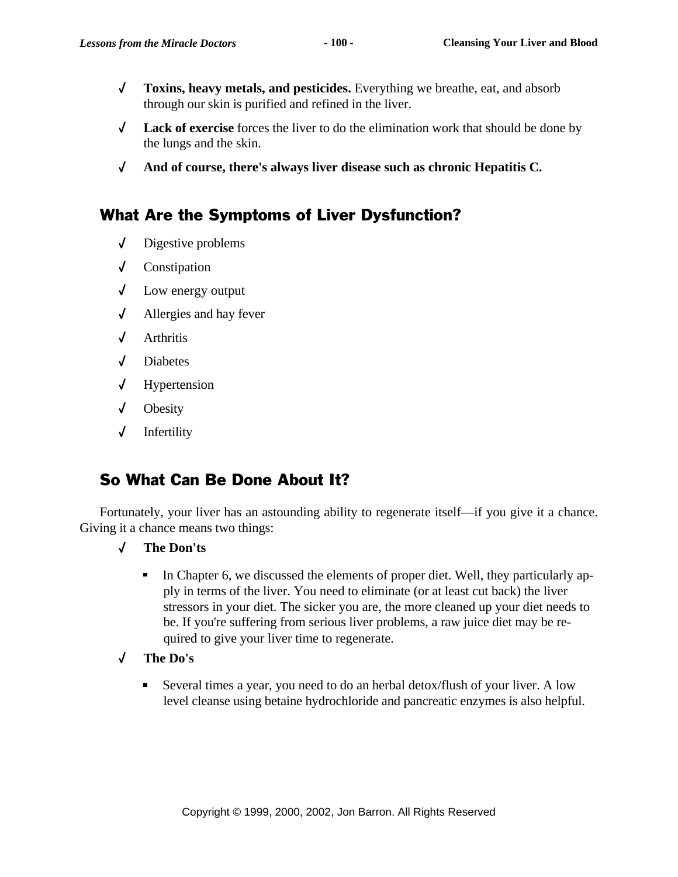- **Toxins, heavy metals, and pesticides.** Everything we breathe, eat, and absorb through our skin is purified and refined in the liver.
- **Lack of exercise** forces the liver to do the elimination work that should be done by the lungs and the skin.
- **And of course, there's always liver disease such as chronic Hepatitis C.**

## What Are the Symptoms of Liver Dysfunction?

- Digestive problems
- Constipation
- Low energy output
- Allergies and hay fever
- Arthritis
- Diabetes
- Hypertension
- Obesity
- Infertility

## So What Can Be Done About It?

Fortunately, your liver has an astounding ability to regenerate itself—if you give it a chance. Giving it a chance means two things:

- **The Don'ts**
  - In Chapter 6, we discussed the elements of proper diet. Well, they particularly apply in terms of the liver. You need to eliminate (or at least cut back) the liver stressors in your diet. The sicker you are, the more cleaned up your diet needs to be. If you're suffering from serious liver problems, a raw juice diet may be required to give your liver time to regenerate.
- **The Do's**
  - Several times a year, you need to do an herbal detox/flush of your liver. A low level cleanse using betaine hydrochloride and pancreatic enzymes is also helpful.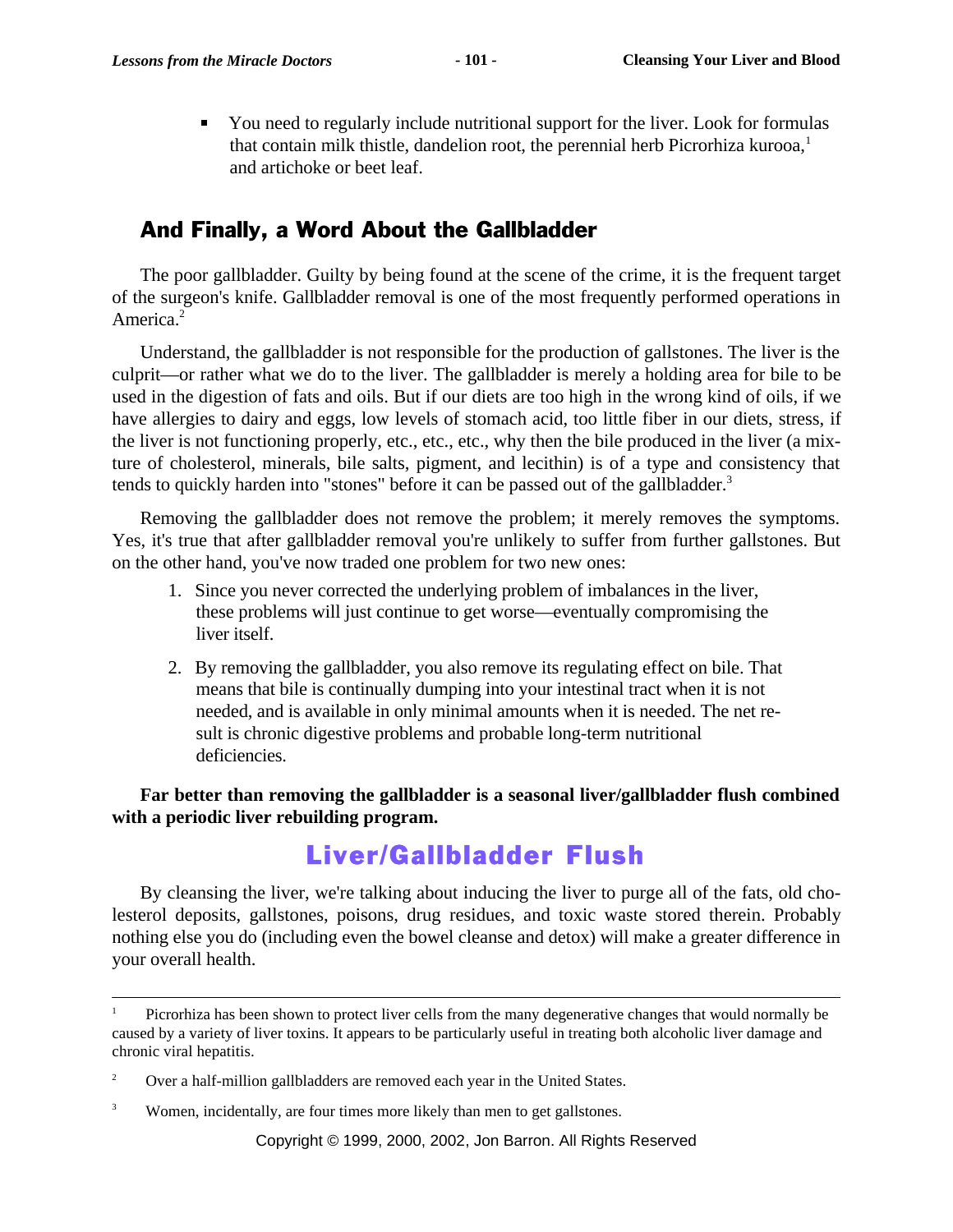- You need to regularly include nutritional support for the liver. Look for formulas that contain milk thistle, dandelion root, the perennial herb Picrorhiza kurooa,[1] and artichoke or beet leaf.

## And Finally, a Word About the Gallbladder

The poor gallbladder. Guilty by being found at the scene of the crime, it is the frequent target of the surgeon's knife. Gallbladder removal is one of the most frequently performed operations in America.[2]

Understand, the gallbladder is not responsible for the production of gallstones. The liver is the culprit—or rather what we do to the liver. The gallbladder is merely a holding area for bile to be used in the digestion of fats and oils. But if our diets are too high in the wrong kind of oils, if we have allergies to dairy and eggs, low levels of stomach acid, too little fiber in our diets, stress, if the liver is not functioning properly, etc., etc., etc., why then the bile produced in the liver (a mixture of cholesterol, minerals, bile salts, pigment, and lecithin) is of a type and consistency that tends to quickly harden into "stones" before it can be passed out of the gallbladder.[3]

Removing the gallbladder does not remove the problem; it merely removes the symptoms. Yes, it's true that after gallbladder removal you're unlikely to suffer from further gallstones. But on the other hand, you've now traded one problem for two new ones:

1. Since you never corrected the underlying problem of imbalances in the liver, these problems will just continue to get worse—eventually compromising the liver itself.
2. By removing the gallbladder, you also remove its regulating effect on bile. That means that bile is continually dumping into your intestinal tract when it is not needed, and is available in only minimal amounts when it is needed. The net result is chronic digestive problems and probable long-term nutritional deficiencies.

**Far better than removing the gallbladder is a seasonal liver/gallbladder flush combined with a periodic liver rebuilding program.**

# Liver/Gallbladder Flush

By cleansing the liver, we're talking about inducing the liver to purge all of the fats, old cholesterol deposits, gallstones, poisons, drug residues, and toxic waste stored therein. Probably nothing else you do (including even the bowel cleanse and detox) will make a greater difference in your overall health.

---

[1] Picrorhiza has been shown to protect liver cells from the many degenerative changes that would normally be caused by a variety of liver toxins. It appears to be particularly useful in treating both alcoholic liver damage and chronic viral hepatitis.

[2] Over a half-million gallbladders are removed each year in the United States.

[3] Women, incidentally, are four times more likely than men to get gallstones.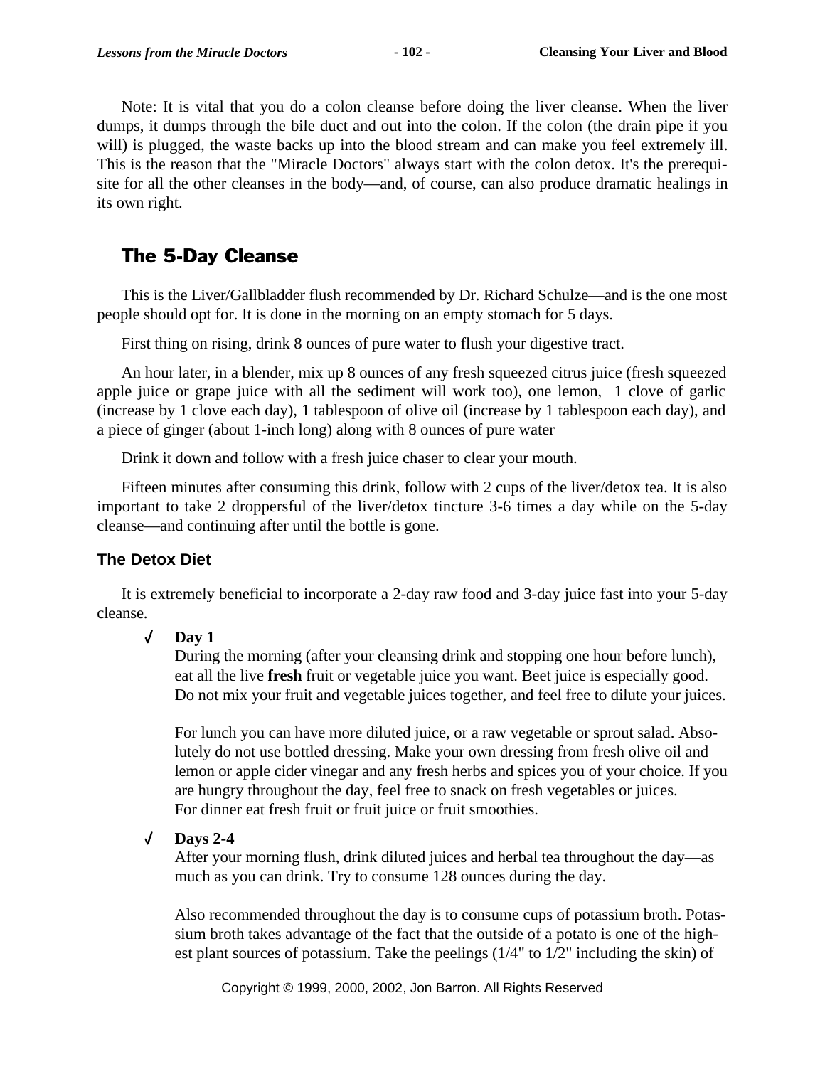Note: It is vital that you do a colon cleanse before doing the liver cleanse. When the liver dumps, it dumps through the bile duct and out into the colon. If the colon (the drain pipe if you will) is plugged, the waste backs up into the blood stream and can make you feel extremely ill. This is the reason that the "Miracle Doctors" always start with the colon detox. It's the prerequisite for all the other cleanses in the body—and, of course, can also produce dramatic healings in its own right.

## The 5-Day Cleanse

This is the Liver/Gallbladder flush recommended by Dr. Richard Schulze—and is the one most people should opt for. It is done in the morning on an empty stomach for 5 days.

First thing on rising, drink 8 ounces of pure water to flush your digestive tract.

An hour later, in a blender, mix up 8 ounces of any fresh squeezed citrus juice (fresh squeezed apple juice or grape juice with all the sediment will work too), one lemon, 1 clove of garlic (increase by 1 clove each day), 1 tablespoon of olive oil (increase by 1 tablespoon each day), and a piece of ginger (about 1-inch long) along with 8 ounces of pure water

Drink it down and follow with a fresh juice chaser to clear your mouth.

Fifteen minutes after consuming this drink, follow with 2 cups of the liver/detox tea. It is also important to take 2 droppersful of the liver/detox tincture 3-6 times a day while on the 5-day cleanse—and continuing after until the bottle is gone.

### The Detox Diet

It is extremely beneficial to incorporate a 2-day raw food and 3-day juice fast into your 5-day cleanse.

- **Day 1**
  During the morning (after your cleansing drink and stopping one hour before lunch), eat all the live **fresh** fruit or vegetable juice you want. Beet juice is especially good. Do not mix your fruit and vegetable juices together, and feel free to dilute your juices.

  For lunch you can have more diluted juice, or a raw vegetable or sprout salad. Absolutely do not use bottled dressing. Make your own dressing from fresh olive oil and lemon or apple cider vinegar and any fresh herbs and spices you of your choice. If you are hungry throughout the day, feel free to snack on fresh vegetables or juices. For dinner eat fresh fruit or fruit juice or fruit smoothies.

- **Days 2-4**
  After your morning flush, drink diluted juices and herbal tea throughout the day—as much as you can drink. Try to consume 128 ounces during the day.

  Also recommended throughout the day is to consume cups of potassium broth. Potassium broth takes advantage of the fact that the outside of a potato is one of the highest plant sources of potassium. Take the peelings (1/4" to 1/2" including the skin) of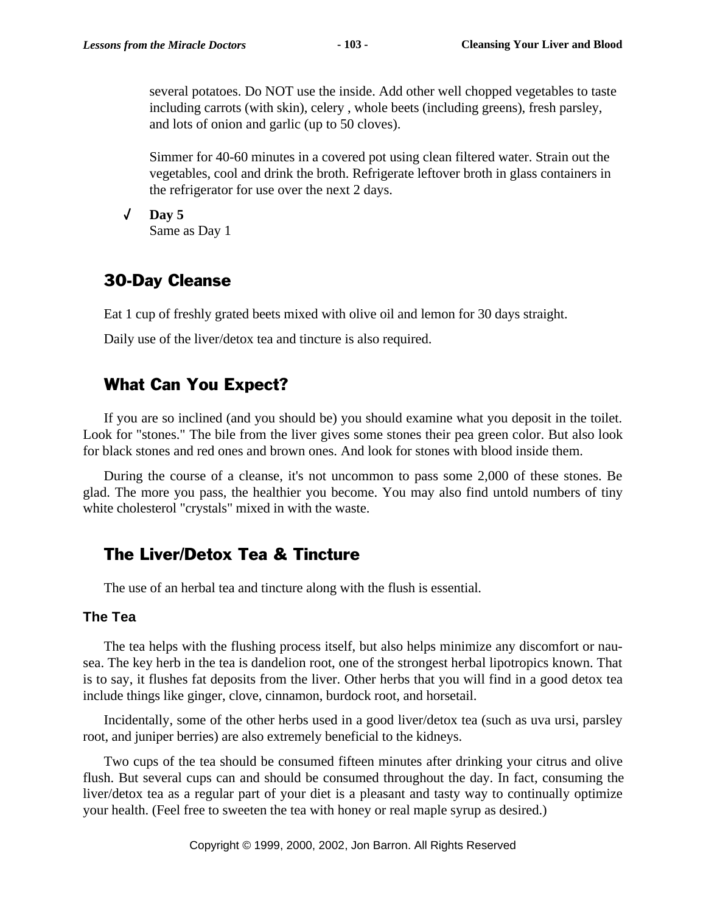several potatoes. Do NOT use the inside. Add other well chopped vegetables to taste including carrots (with skin), celery , whole beets (including greens), fresh parsley, and lots of onion and garlic (up to 50 cloves).

Simmer for 40-60 minutes in a covered pot using clean filtered water. Strain out the vegetables, cool and drink the broth. Refrigerate leftover broth in glass containers in the refrigerator for use over the next 2 days.

✓ **Day 5**
Same as Day 1

## 30-Day Cleanse

Eat 1 cup of freshly grated beets mixed with olive oil and lemon for 30 days straight.

Daily use of the liver/detox tea and tincture is also required.

## What Can You Expect?

If you are so inclined (and you should be) you should examine what you deposit in the toilet. Look for "stones." The bile from the liver gives some stones their pea green color. But also look for black stones and red ones and brown ones. And look for stones with blood inside them.

During the course of a cleanse, it's not uncommon to pass some 2,000 of these stones. Be glad. The more you pass, the healthier you become. You may also find untold numbers of tiny white cholesterol "crystals" mixed in with the waste.

## The Liver/Detox Tea & Tincture

The use of an herbal tea and tincture along with the flush is essential.

### The Tea

The tea helps with the flushing process itself, but also helps minimize any discomfort or nausea. The key herb in the tea is dandelion root, one of the strongest herbal lipotropics known. That is to say, it flushes fat deposits from the liver. Other herbs that you will find in a good detox tea include things like ginger, clove, cinnamon, burdock root, and horsetail.

Incidentally, some of the other herbs used in a good liver/detox tea (such as uva ursi, parsley root, and juniper berries) are also extremely beneficial to the kidneys.

Two cups of the tea should be consumed fifteen minutes after drinking your citrus and olive flush. But several cups can and should be consumed throughout the day. In fact, consuming the liver/detox tea as a regular part of your diet is a pleasant and tasty way to continually optimize your health. (Feel free to sweeten the tea with honey or real maple syrup as desired.)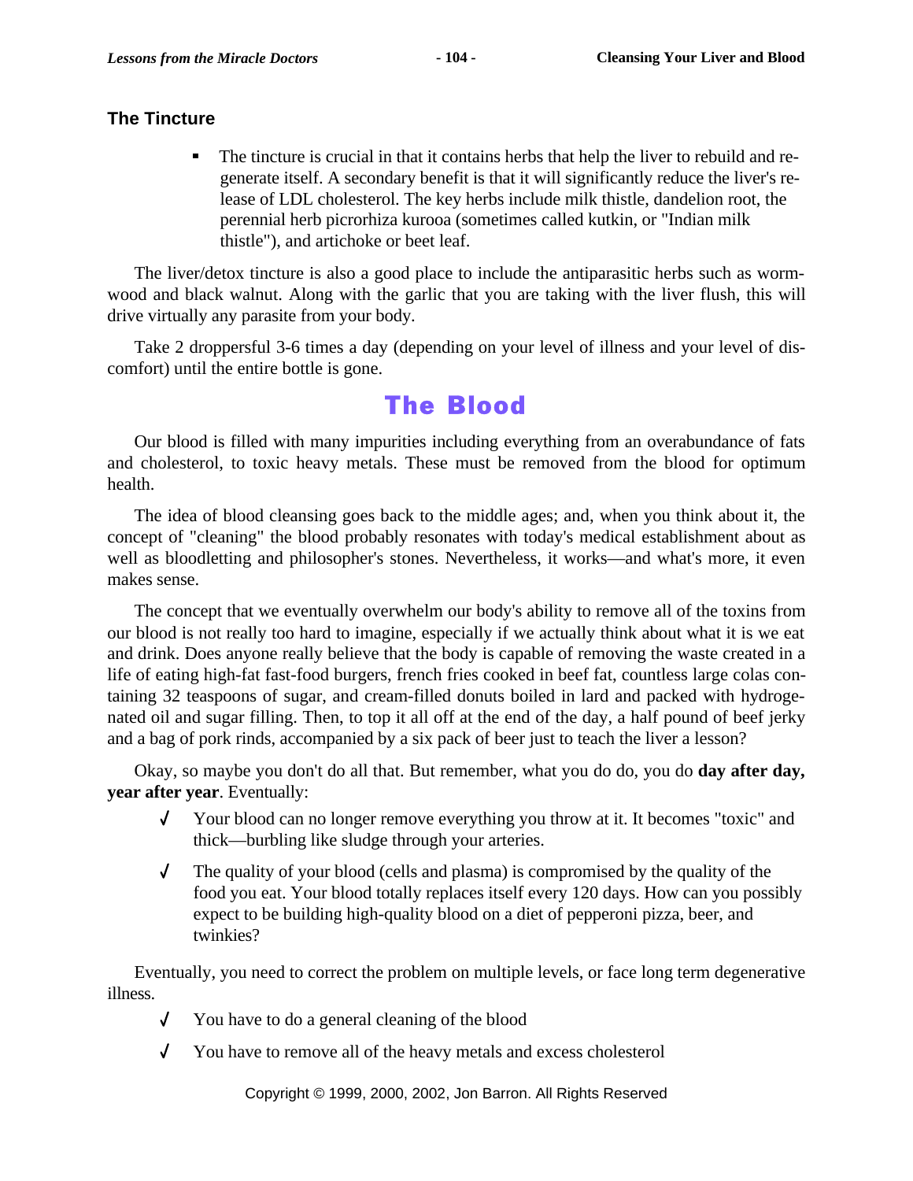### The Tincture

- The tincture is crucial in that it contains herbs that help the liver to rebuild and regenerate itself. A secondary benefit is that it will significantly reduce the liver's release of LDL cholesterol. The key herbs include milk thistle, dandelion root, the perennial herb picrorhiza kurooa (sometimes called kutkin, or "Indian milk thistle"), and artichoke or beet leaf.

The liver/detox tincture is also a good place to include the antiparasitic herbs such as wormwood and black walnut. Along with the garlic that you are taking with the liver flush, this will drive virtually any parasite from your body.

Take 2 droppersful 3-6 times a day (depending on your level of illness and your level of discomfort) until the entire bottle is gone.

## The Blood

Our blood is filled with many impurities including everything from an overabundance of fats and cholesterol, to toxic heavy metals. These must be removed from the blood for optimum health.

The idea of blood cleansing goes back to the middle ages; and, when you think about it, the concept of "cleaning" the blood probably resonates with today's medical establishment about as well as bloodletting and philosopher's stones. Nevertheless, it works—and what's more, it even makes sense.

The concept that we eventually overwhelm our body's ability to remove all of the toxins from our blood is not really too hard to imagine, especially if we actually think about what it is we eat and drink. Does anyone really believe that the body is capable of removing the waste created in a life of eating high-fat fast-food burgers, french fries cooked in beef fat, countless large colas containing 32 teaspoons of sugar, and cream-filled donuts boiled in lard and packed with hydrogenated oil and sugar filling. Then, to top it all off at the end of the day, a half pound of beef jerky and a bag of pork rinds, accompanied by a six pack of beer just to teach the liver a lesson?

Okay, so maybe you don't do all that. But remember, what you do do, you do **day after day, year after year**. Eventually:

- ✓ Your blood can no longer remove everything you throw at it. It becomes "toxic" and thick—burbling like sludge through your arteries.
- ✓ The quality of your blood (cells and plasma) is compromised by the quality of the food you eat. Your blood totally replaces itself every 120 days. How can you possibly expect to be building high-quality blood on a diet of pepperoni pizza, beer, and twinkies?

Eventually, you need to correct the problem on multiple levels, or face long term degenerative illness.

- ✓ You have to do a general cleaning of the blood
- ✓ You have to remove all of the heavy metals and excess cholesterol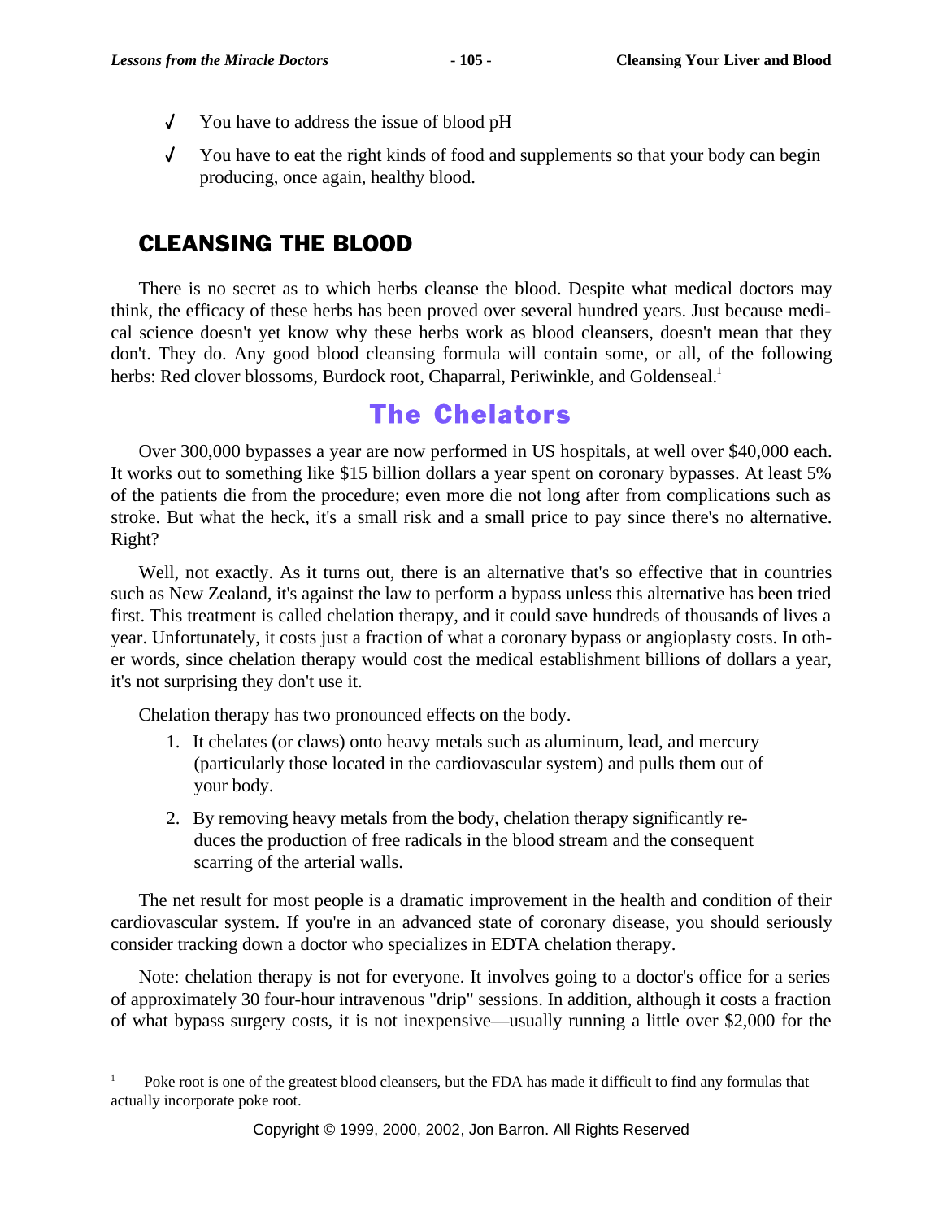- ✓ You have to address the issue of blood pH
- ✓ You have to eat the right kinds of food and supplements so that your body can begin producing, once again, healthy blood.

## CLEANSING THE BLOOD

There is no secret as to which herbs cleanse the blood. Despite what medical doctors may think, the efficacy of these herbs has been proved over several hundred years. Just because medical science doesn't yet know why these herbs work as blood cleansers, doesn't mean that they don't. They do. Any good blood cleansing formula will contain some, or all, of the following herbs: Red clover blossoms, Burdock root, Chaparral, Periwinkle, and Goldenseal.[1]

### The Chelators

Over 300,000 bypasses a year are now performed in US hospitals, at well over $40,000 each. It works out to something like $15 billion dollars a year spent on coronary bypasses. At least 5% of the patients die from the procedure; even more die not long after from complications such as stroke. But what the heck, it's a small risk and a small price to pay since there's no alternative. Right?

Well, not exactly. As it turns out, there is an alternative that's so effective that in countries such as New Zealand, it's against the law to perform a bypass unless this alternative has been tried first. This treatment is called chelation therapy, and it could save hundreds of thousands of lives a year. Unfortunately, it costs just a fraction of what a coronary bypass or angioplasty costs. In other words, since chelation therapy would cost the medical establishment billions of dollars a year, it's not surprising they don't use it.

Chelation therapy has two pronounced effects on the body.

1. It chelates (or claws) onto heavy metals such as aluminum, lead, and mercury (particularly those located in the cardiovascular system) and pulls them out of your body.
2. By removing heavy metals from the body, chelation therapy significantly reduces the production of free radicals in the blood stream and the consequent scarring of the arterial walls.

The net result for most people is a dramatic improvement in the health and condition of their cardiovascular system. If you're in an advanced state of coronary disease, you should seriously consider tracking down a doctor who specializes in EDTA chelation therapy.

Note: chelation therapy is not for everyone. It involves going to a doctor's office for a series of approximately 30 four-hour intravenous "drip" sessions. In addition, although it costs a fraction of what bypass surgery costs, it is not inexpensive—usually running a little over $2,000 for the

---

[1] Poke root is one of the greatest blood cleansers, but the FDA has made it difficult to find any formulas that actually incorporate poke root.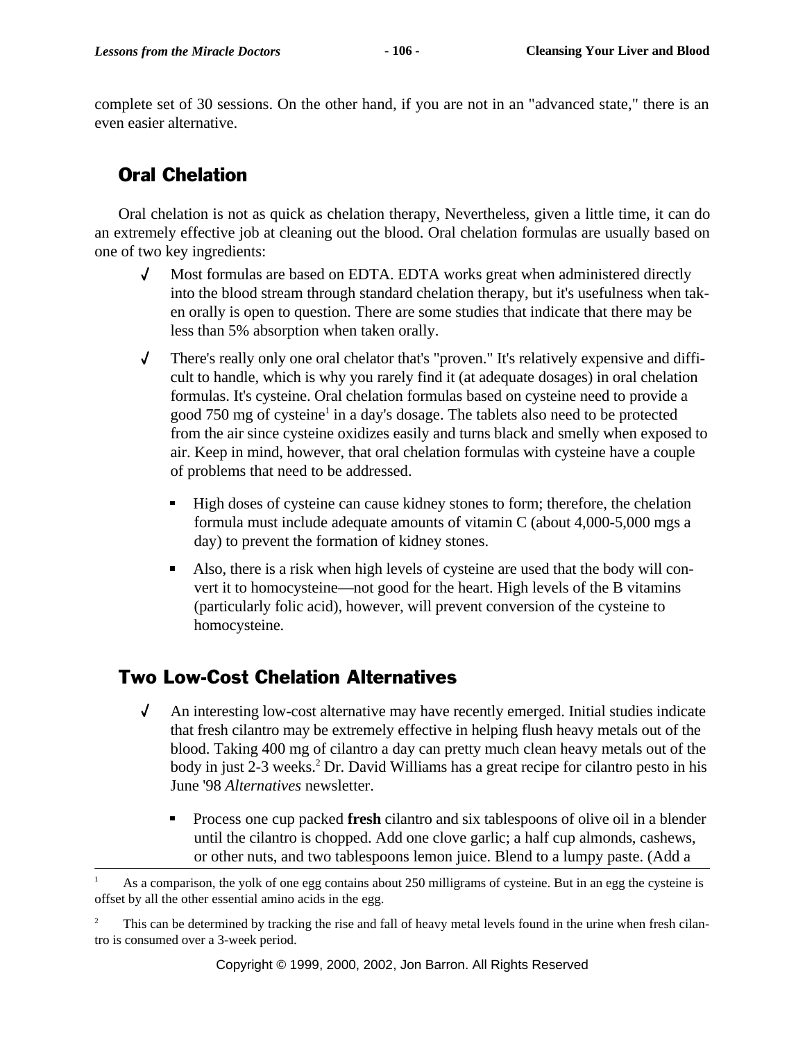complete set of 30 sessions. On the other hand, if you are not in an "advanced state," there is an even easier alternative.

## Oral Chelation

Oral chelation is not as quick as chelation therapy, Nevertheless, given a little time, it can do an extremely effective job at cleaning out the blood. Oral chelation formulas are usually based on one of two key ingredients:

- Most formulas are based on EDTA. EDTA works great when administered directly into the blood stream through standard chelation therapy, but it's usefulness when taken orally is open to question. There are some studies that indicate that there may be less than 5% absorption when taken orally.
- There's really only one oral chelator that's "proven." It's relatively expensive and difficult to handle, which is why you rarely find it (at adequate dosages) in oral chelation formulas. It's cysteine. Oral chelation formulas based on cysteine need to provide a good 750 mg of cysteine[1] in a day's dosage. The tablets also need to be protected from the air since cysteine oxidizes easily and turns black and smelly when exposed to air. Keep in mind, however, that oral chelation formulas with cysteine have a couple of problems that need to be addressed.
  - High doses of cysteine can cause kidney stones to form; therefore, the chelation formula must include adequate amounts of vitamin C (about 4,000-5,000 mgs a day) to prevent the formation of kidney stones.
  - Also, there is a risk when high levels of cysteine are used that the body will convert it to homocysteine—not good for the heart. High levels of the B vitamins (particularly folic acid), however, will prevent conversion of the cysteine to homocysteine.

## Two Low-Cost Chelation Alternatives

- An interesting low-cost alternative may have recently emerged. Initial studies indicate that fresh cilantro may be extremely effective in helping flush heavy metals out of the blood. Taking 400 mg of cilantro a day can pretty much clean heavy metals out of the body in just 2-3 weeks.[2] Dr. David Williams has a great recipe for cilantro pesto in his June '98 *Alternatives* newsletter.
  - Process one cup packed **fresh** cilantro and six tablespoons of olive oil in a blender until the cilantro is chopped. Add one clove garlic; a half cup almonds, cashews, or other nuts, and two tablespoons lemon juice. Blend to a lumpy paste. (Add a

---

[1] As a comparison, the yolk of one egg contains about 250 milligrams of cysteine. But in an egg the cysteine is offset by all the other essential amino acids in the egg.

[2] This can be determined by tracking the rise and fall of heavy metal levels found in the urine when fresh cilantro is consumed over a 3-week period.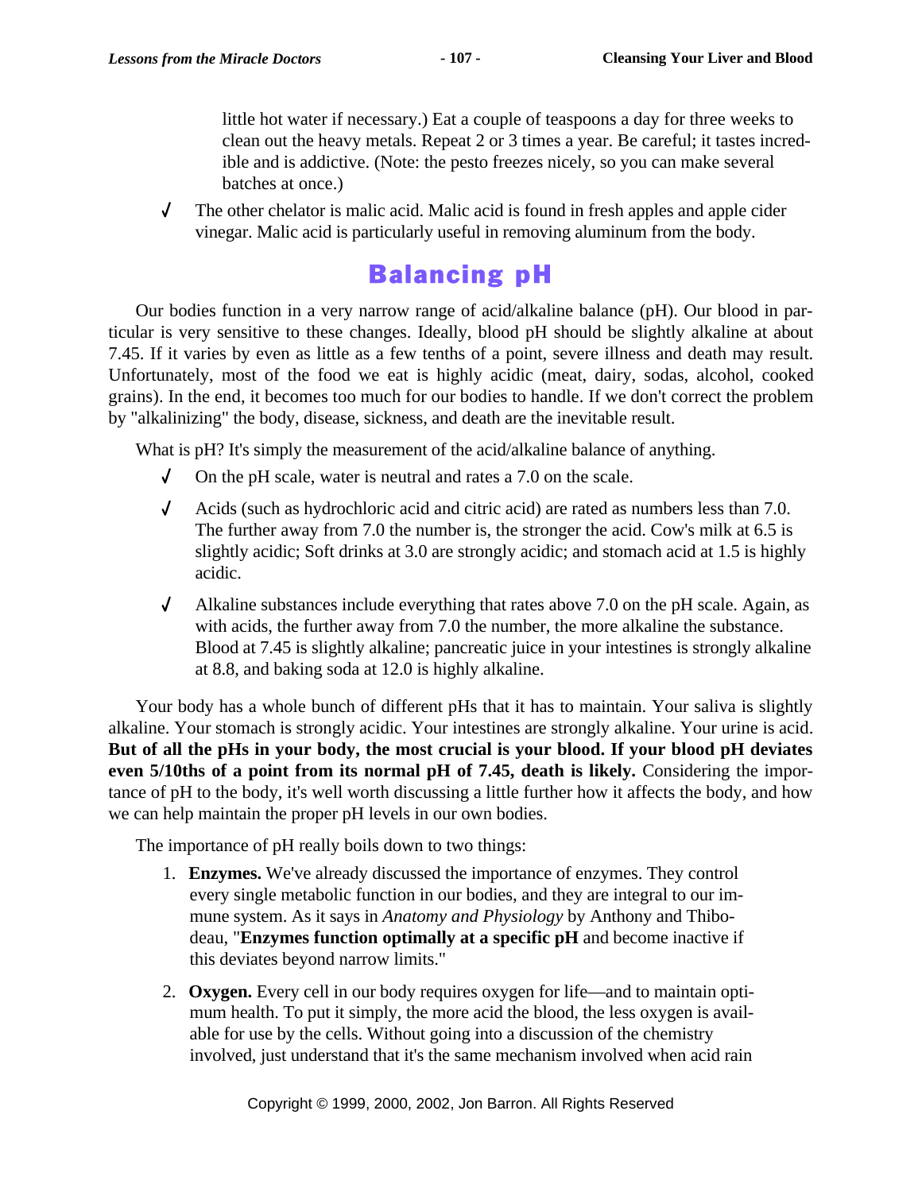little hot water if necessary.) Eat a couple of teaspoons a day for three weeks to clean out the heavy metals. Repeat 2 or 3 times a year. Be careful; it tastes incredible and is addictive. (Note: the pesto freezes nicely, so you can make several batches at once.)

- The other chelator is malic acid. Malic acid is found in fresh apples and apple cider vinegar. Malic acid is particularly useful in removing aluminum from the body.

## Balancing pH

Our bodies function in a very narrow range of acid/alkaline balance (pH). Our blood in particular is very sensitive to these changes. Ideally, blood pH should be slightly alkaline at about 7.45. If it varies by even as little as a few tenths of a point, severe illness and death may result. Unfortunately, most of the food we eat is highly acidic (meat, dairy, sodas, alcohol, cooked grains). In the end, it becomes too much for our bodies to handle. If we don't correct the problem by "alkalinizing" the body, disease, sickness, and death are the inevitable result.

What is pH? It's simply the measurement of the acid/alkaline balance of anything.

- On the pH scale, water is neutral and rates a 7.0 on the scale.
- Acids (such as hydrochloric acid and citric acid) are rated as numbers less than 7.0. The further away from 7.0 the number is, the stronger the acid. Cow's milk at 6.5 is slightly acidic; Soft drinks at 3.0 are strongly acidic; and stomach acid at 1.5 is highly acidic.
- Alkaline substances include everything that rates above 7.0 on the pH scale. Again, as with acids, the further away from 7.0 the number, the more alkaline the substance. Blood at 7.45 is slightly alkaline; pancreatic juice in your intestines is strongly alkaline at 8.8, and baking soda at 12.0 is highly alkaline.

Your body has a whole bunch of different pHs that it has to maintain. Your saliva is slightly alkaline. Your stomach is strongly acidic. Your intestines are strongly alkaline. Your urine is acid. **But of all the pHs in your body, the most crucial is your blood. If your blood pH deviates even 5/10ths of a point from its normal pH of 7.45, death is likely.** Considering the importance of pH to the body, it's well worth discussing a little further how it affects the body, and how we can help maintain the proper pH levels in our own bodies.

The importance of pH really boils down to two things:

1. **Enzymes.** We've already discussed the importance of enzymes. They control every single metabolic function in our bodies, and they are integral to our immune system. As it says in *Anatomy and Physiology* by Anthony and Thibodeau, "**Enzymes function optimally at a specific pH** and become inactive if this deviates beyond narrow limits."
2. **Oxygen.** Every cell in our body requires oxygen for life—and to maintain optimum health. To put it simply, the more acid the blood, the less oxygen is available for use by the cells. Without going into a discussion of the chemistry involved, just understand that it's the same mechanism involved when acid rain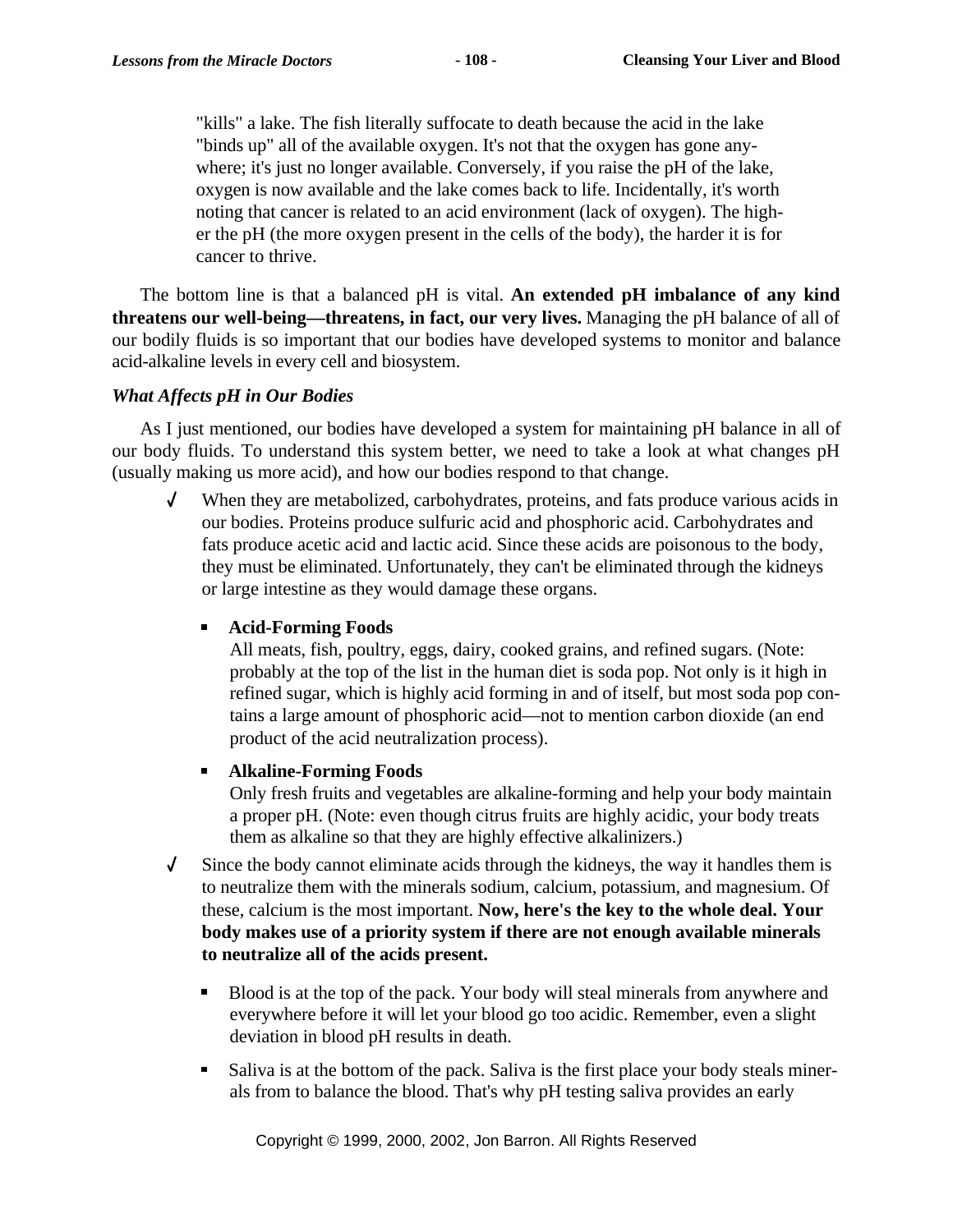"kills" a lake. The fish literally suffocate to death because the acid in the lake "binds up" all of the available oxygen. It's not that the oxygen has gone anywhere; it's just no longer available. Conversely, if you raise the pH of the lake, oxygen is now available and the lake comes back to life. Incidentally, it's worth noting that cancer is related to an acid environment (lack of oxygen). The higher the pH (the more oxygen present in the cells of the body), the harder it is for cancer to thrive.

The bottom line is that a balanced pH is vital. **An extended pH imbalance of any kind threatens our well-being—threatens, in fact, our very lives.** Managing the pH balance of all of our bodily fluids is so important that our bodies have developed systems to monitor and balance acid-alkaline levels in every cell and biosystem.

***What Affects pH in Our Bodies***

As I just mentioned, our bodies have developed a system for maintaining pH balance in all of our body fluids. To understand this system better, we need to take a look at what changes pH (usually making us more acid), and how our bodies respond to that change.

- When they are metabolized, carbohydrates, proteins, and fats produce various acids in our bodies. Proteins produce sulfuric acid and phosphoric acid. Carbohydrates and fats produce acetic acid and lactic acid. Since these acids are poisonous to the body, they must be eliminated. Unfortunately, they can't be eliminated through the kidneys or large intestine as they would damage these organs.

  - **Acid-Forming Foods**
    All meats, fish, poultry, eggs, dairy, cooked grains, and refined sugars. (Note: probably at the top of the list in the human diet is soda pop. Not only is it high in refined sugar, which is highly acid forming in and of itself, but most soda pop contains a large amount of phosphoric acid—not to mention carbon dioxide (an end product of the acid neutralization process).

  - **Alkaline-Forming Foods**
    Only fresh fruits and vegetables are alkaline-forming and help your body maintain a proper pH. (Note: even though citrus fruits are highly acidic, your body treats them as alkaline so that they are highly effective alkalinizers.)

- Since the body cannot eliminate acids through the kidneys, the way it handles them is to neutralize them with the minerals sodium, calcium, potassium, and magnesium. Of these, calcium is the most important. **Now, here's the key to the whole deal. Your body makes use of a priority system if there are not enough available minerals to neutralize all of the acids present.**

  - Blood is at the top of the pack. Your body will steal minerals from anywhere and everywhere before it will let your blood go too acidic. Remember, even a slight deviation in blood pH results in death.

  - Saliva is at the bottom of the pack. Saliva is the first place your body steals minerals from to balance the blood. That's why pH testing saliva provides an early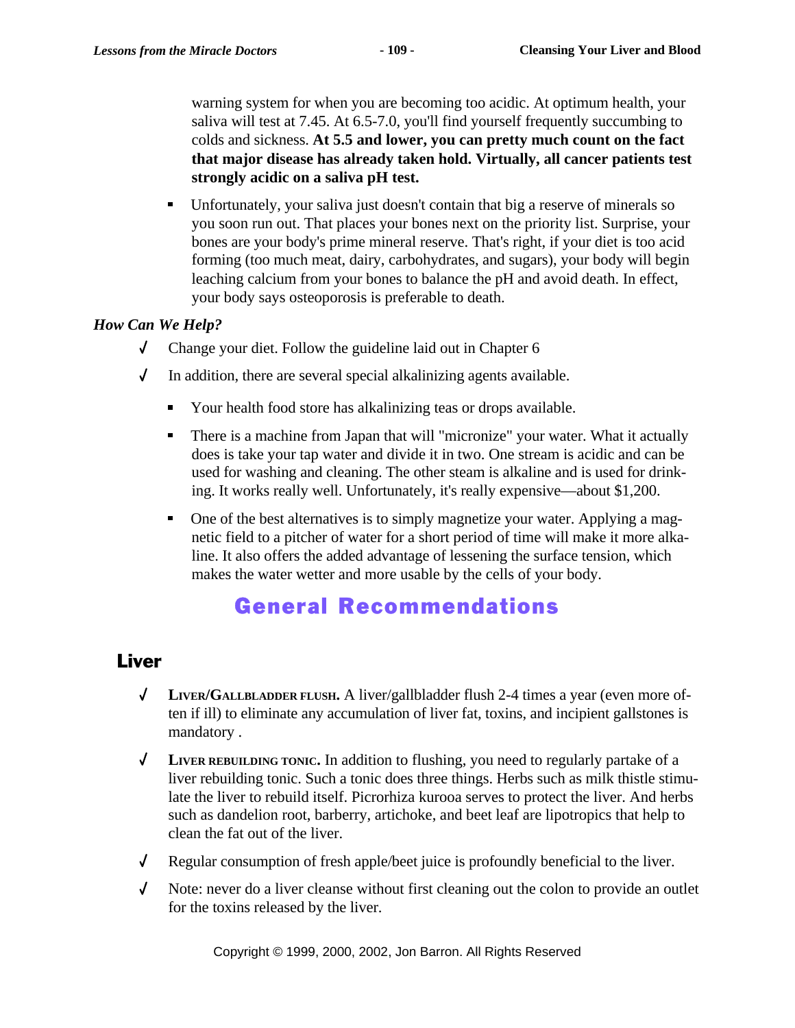warning system for when you are becoming too acidic. At optimum health, your saliva will test at 7.45. At 6.5-7.0, you'll find yourself frequently succumbing to colds and sickness. **At 5.5 and lower, you can pretty much count on the fact that major disease has already taken hold. Virtually, all cancer patients test strongly acidic on a saliva pH test.**

- Unfortunately, your saliva just doesn't contain that big a reserve of minerals so you soon run out. That places your bones next on the priority list. Surprise, your bones are your body's prime mineral reserve. That's right, if your diet is too acid forming (too much meat, dairy, carbohydrates, and sugars), your body will begin leaching calcium from your bones to balance the pH and avoid death. In effect, your body says osteoporosis is preferable to death.

***How Can We Help?***

- √ Change your diet. Follow the guideline laid out in Chapter 6
- √ In addition, there are several special alkalinizing agents available.
  - Your health food store has alkalinizing teas or drops available.
  - There is a machine from Japan that will "micronize" your water. What it actually does is take your tap water and divide it in two. One stream is acidic and can be used for washing and cleaning. The other steam is alkaline and is used for drinking. It works really well. Unfortunately, it's really expensive—about $1,200.
  - One of the best alternatives is to simply magnetize your water. Applying a magnetic field to a pitcher of water for a short period of time will make it more alkaline. It also offers the added advantage of lessening the surface tension, which makes the water wetter and more usable by the cells of your body.

# General Recommendations

## Liver

- √ **Liver/Gallbladder flush.** A liver/gallbladder flush 2-4 times a year (even more often if ill) to eliminate any accumulation of liver fat, toxins, and incipient gallstones is mandatory .
- √ **Liver rebuilding tonic.** In addition to flushing, you need to regularly partake of a liver rebuilding tonic. Such a tonic does three things. Herbs such as milk thistle stimulate the liver to rebuild itself. Picrorhiza kurooa serves to protect the liver. And herbs such as dandelion root, barberry, artichoke, and beet leaf are lipotropics that help to clean the fat out of the liver.
- √ Regular consumption of fresh apple/beet juice is profoundly beneficial to the liver.
- √ Note: never do a liver cleanse without first cleaning out the colon to provide an outlet for the toxins released by the liver.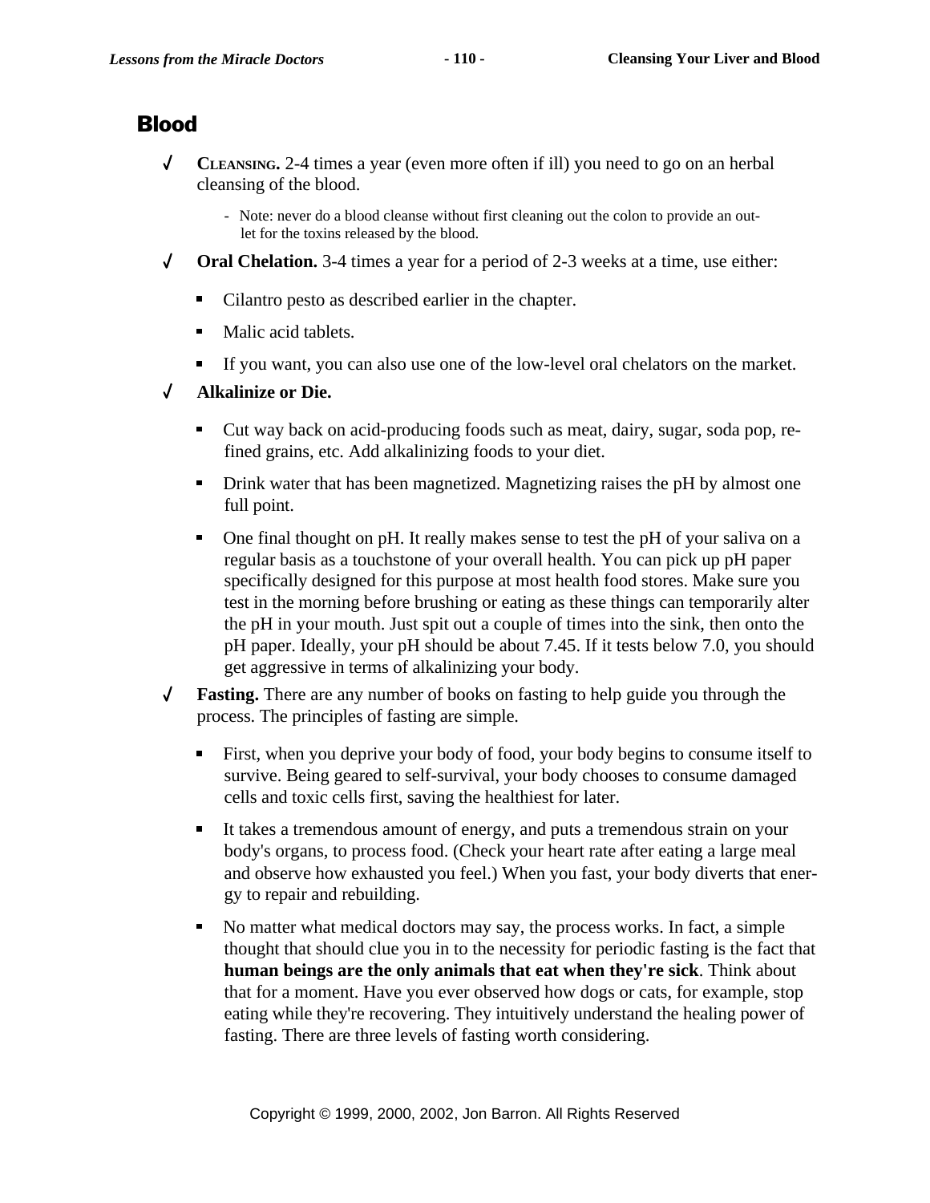## Blood

- **CLEANSING.** 2-4 times a year (even more often if ill) you need to go on an herbal cleansing of the blood.
  - Note: never do a blood cleanse without first cleaning out the colon to provide an outlet for the toxins released by the blood.

- **Oral Chelation.** 3-4 times a year for a period of 2-3 weeks at a time, use either:
  - Cilantro pesto as described earlier in the chapter.
  - Malic acid tablets.
  - If you want, you can also use one of the low-level oral chelators on the market.

- **Alkalinize or Die.**
  - Cut way back on acid-producing foods such as meat, dairy, sugar, soda pop, refined grains, etc. Add alkalinizing foods to your diet.
  - Drink water that has been magnetized. Magnetizing raises the pH by almost one full point.
  - One final thought on pH. It really makes sense to test the pH of your saliva on a regular basis as a touchstone of your overall health. You can pick up pH paper specifically designed for this purpose at most health food stores. Make sure you test in the morning before brushing or eating as these things can temporarily alter the pH in your mouth. Just spit out a couple of times into the sink, then onto the pH paper. Ideally, your pH should be about 7.45. If it tests below 7.0, you should get aggressive in terms of alkalinizing your body.

- **Fasting.** There are any number of books on fasting to help guide you through the process. The principles of fasting are simple.
  - First, when you deprive your body of food, your body begins to consume itself to survive. Being geared to self-survival, your body chooses to consume damaged cells and toxic cells first, saving the healthiest for later.
  - It takes a tremendous amount of energy, and puts a tremendous strain on your body's organs, to process food. (Check your heart rate after eating a large meal and observe how exhausted you feel.) When you fast, your body diverts that energy to repair and rebuilding.
  - No matter what medical doctors may say, the process works. In fact, a simple thought that should clue you in to the necessity for periodic fasting is the fact that **human beings are the only animals that eat when they're sick**. Think about that for a moment. Have you ever observed how dogs or cats, for example, stop eating while they're recovering. They intuitively understand the healing power of fasting. There are three levels of fasting worth considering.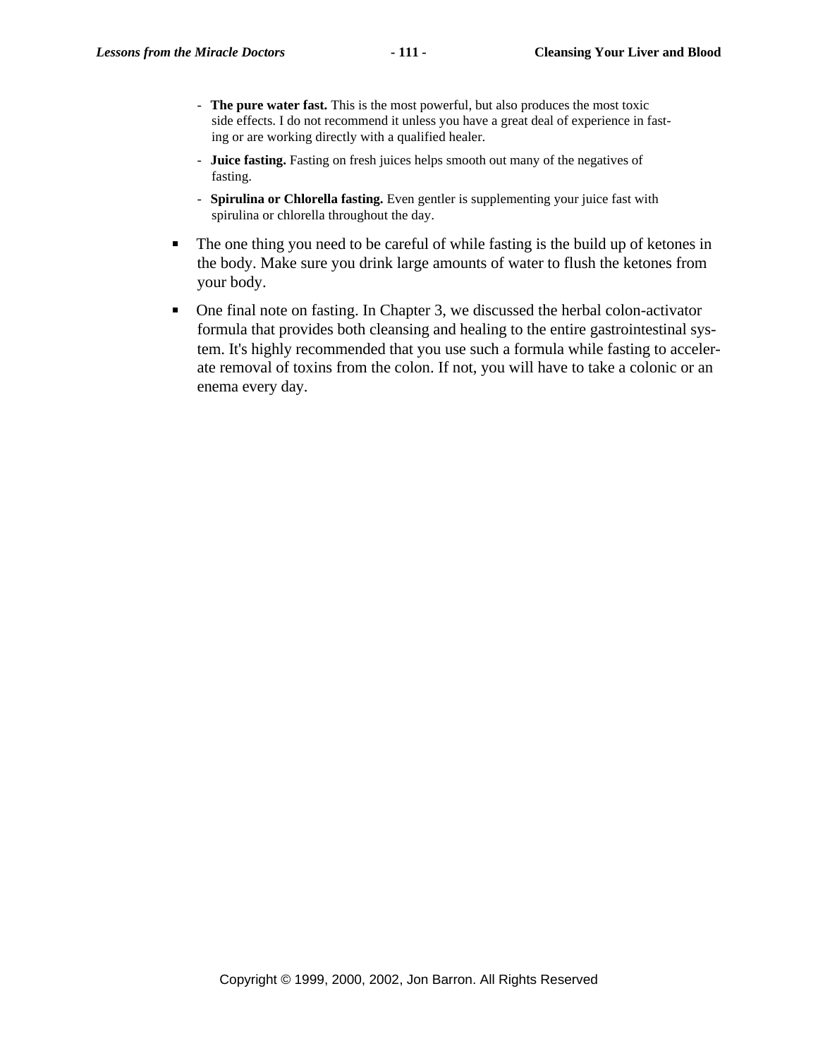- **The pure water fast.** This is the most powerful, but also produces the most toxic side effects. I do not recommend it unless you have a great deal of experience in fasting or are working directly with a qualified healer.
- **Juice fasting.** Fasting on fresh juices helps smooth out many of the negatives of fasting.
- **Spirulina or Chlorella fasting.** Even gentler is supplementing your juice fast with spirulina or chlorella throughout the day.

- The one thing you need to be careful of while fasting is the build up of ketones in the body. Make sure you drink large amounts of water to flush the ketones from your body.
- One final note on fasting. In Chapter 3, we discussed the herbal colon-activator formula that provides both cleansing and healing to the entire gastrointestinal system. It's highly recommended that you use such a formula while fasting to accelerate removal of toxins from the colon. If not, you will have to take a colonic or an enema every day.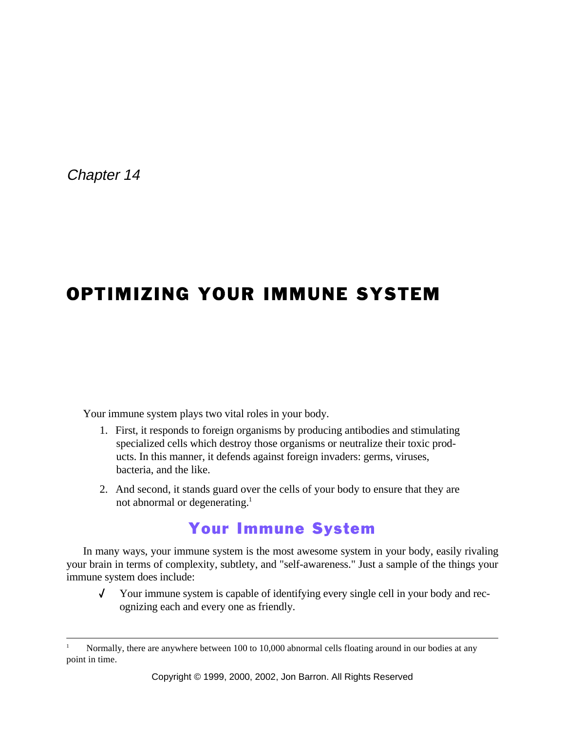*Chapter 14*

# OPTIMIZING YOUR IMMUNE SYSTEM

Your immune system plays two vital roles in your body.

1. First, it responds to foreign organisms by producing antibodies and stimulating specialized cells which destroy those organisms or neutralize their toxic products. In this manner, it defends against foreign invaders: germs, viruses, bacteria, and the like.

2. And second, it stands guard over the cells of your body to ensure that they are not abnormal or degenerating.[1]

## Your Immune System

In many ways, your immune system is the most awesome system in your body, easily rivaling your brain in terms of complexity, subtlety, and "self-awareness." Just a sample of the things your immune system does include:

- ✓ Your immune system is capable of identifying every single cell in your body and recognizing each and every one as friendly.

---

[1] Normally, there are anywhere between 100 to 10,000 abnormal cells floating around in our bodies at any point in time.

Copyright © 1999, 2000, 2002, Jon Barron. All Rights Reserved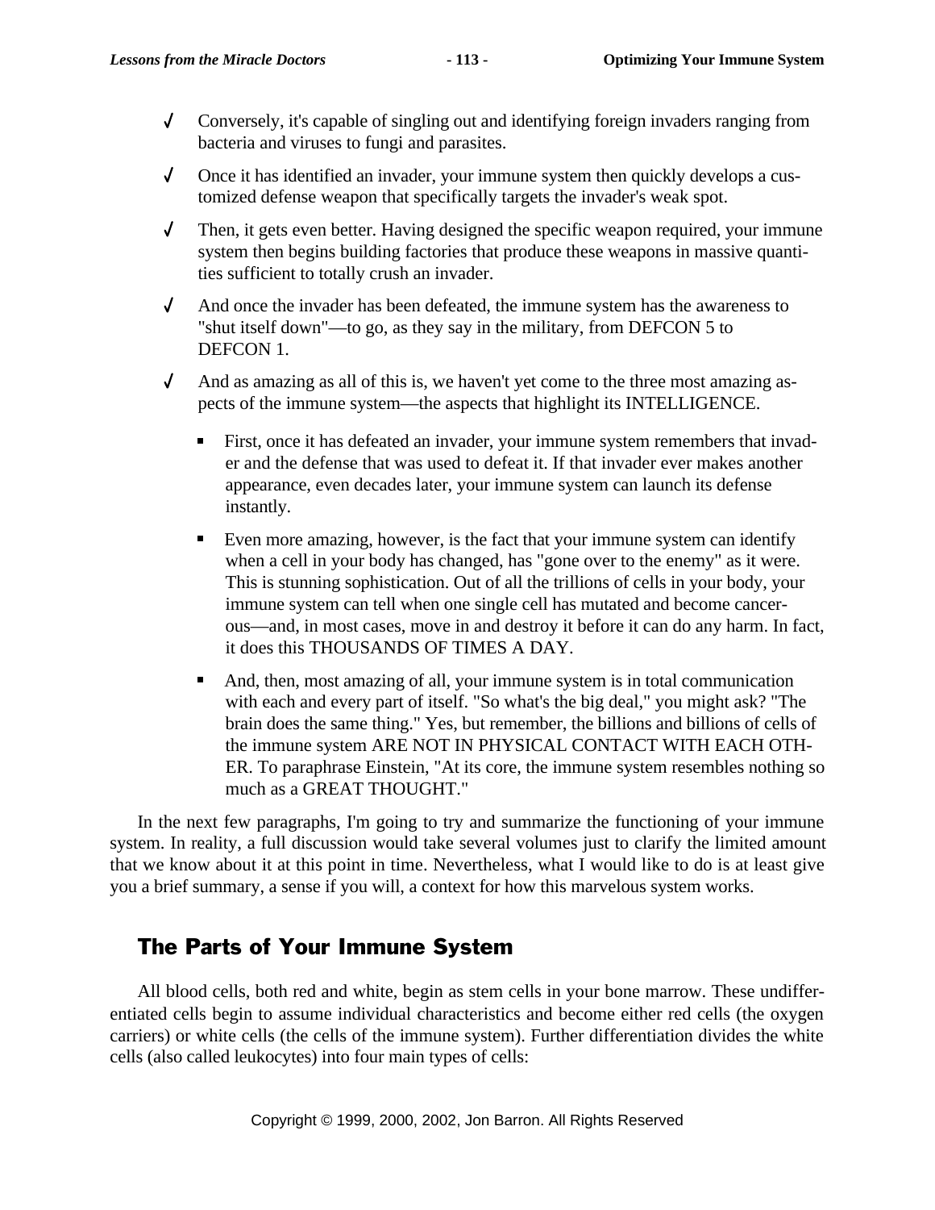- ✓ Conversely, it's capable of singling out and identifying foreign invaders ranging from bacteria and viruses to fungi and parasites.
- ✓ Once it has identified an invader, your immune system then quickly develops a customized defense weapon that specifically targets the invader's weak spot.
- ✓ Then, it gets even better. Having designed the specific weapon required, your immune system then begins building factories that produce these weapons in massive quantities sufficient to totally crush an invader.
- ✓ And once the invader has been defeated, the immune system has the awareness to "shut itself down"—to go, as they say in the military, from DEFCON 5 to DEFCON 1.
- ✓ And as amazing as all of this is, we haven't yet come to the three most amazing aspects of the immune system—the aspects that highlight its INTELLIGENCE.
  - First, once it has defeated an invader, your immune system remembers that invader and the defense that was used to defeat it. If that invader ever makes another appearance, even decades later, your immune system can launch its defense instantly.
  - Even more amazing, however, is the fact that your immune system can identify when a cell in your body has changed, has "gone over to the enemy" as it were. This is stunning sophistication. Out of all the trillions of cells in your body, your immune system can tell when one single cell has mutated and become cancerous—and, in most cases, move in and destroy it before it can do any harm. In fact, it does this THOUSANDS OF TIMES A DAY.
  - And, then, most amazing of all, your immune system is in total communication with each and every part of itself. "So what's the big deal," you might ask? "The brain does the same thing." Yes, but remember, the billions and billions of cells of the immune system ARE NOT IN PHYSICAL CONTACT WITH EACH OTHER. To paraphrase Einstein, "At its core, the immune system resembles nothing so much as a GREAT THOUGHT."

In the next few paragraphs, I'm going to try and summarize the functioning of your immune system. In reality, a full discussion would take several volumes just to clarify the limited amount that we know about it at this point in time. Nevertheless, what I would like to do is at least give you a brief summary, a sense if you will, a context for how this marvelous system works.

## The Parts of Your Immune System

All blood cells, both red and white, begin as stem cells in your bone marrow. These undifferentiated cells begin to assume individual characteristics and become either red cells (the oxygen carriers) or white cells (the cells of the immune system). Further differentiation divides the white cells (also called leukocytes) into four main types of cells: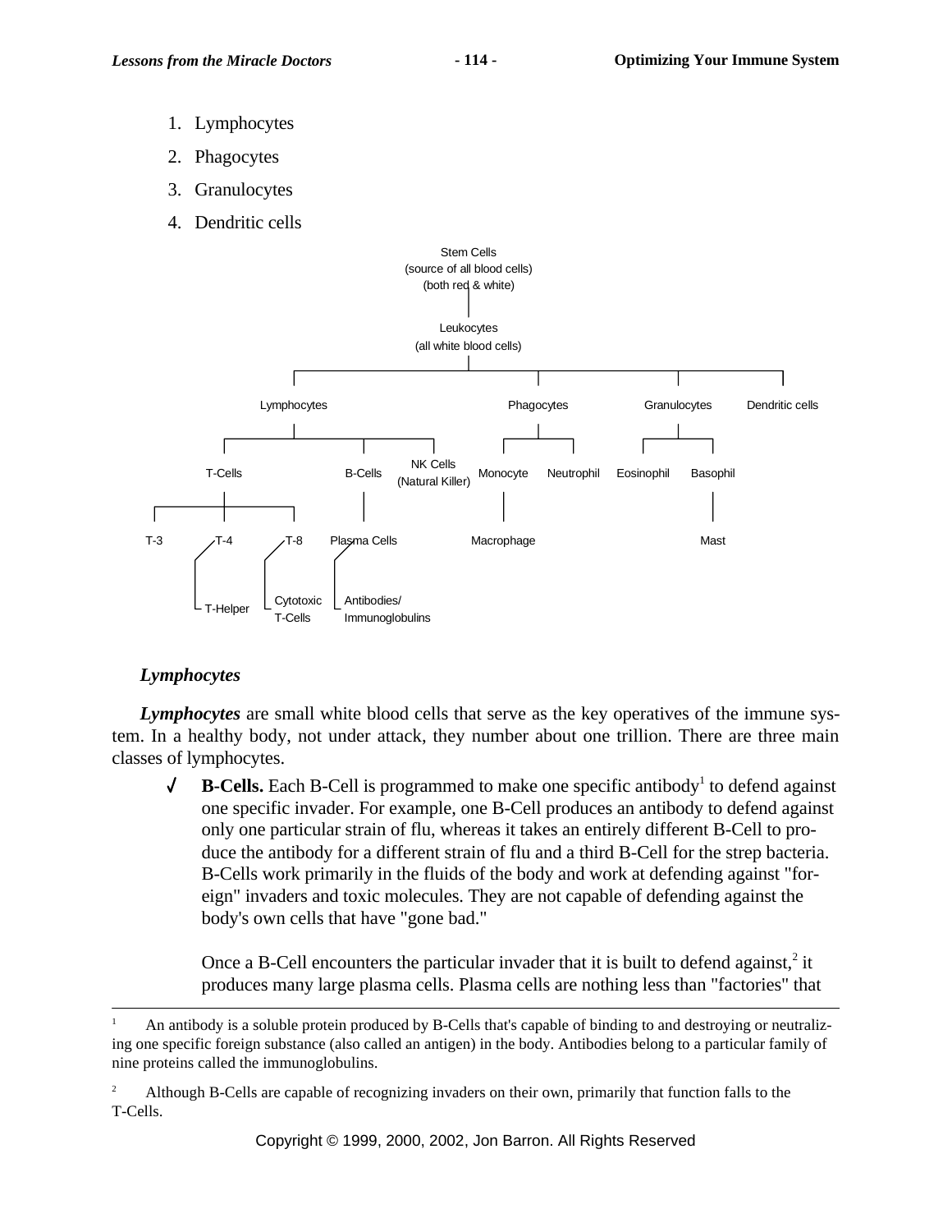1. Lymphocytes
2. Phagocytes
3. Granulocytes
4. Dendritic cells

Stem Cells
(source of all blood cells)
(both red & white)

Leukocytes
(all white blood cells)

Lymphocytes | Phagocytes | Granulocytes | Dendritic cells

T-Cells | B-Cells | NK Cells (Natural Killer) | Monocyte | Neutrophil | Eosinophil | Basophil

T-3 | T-4 | T-8 | Plasma Cells | Macrophage | Mast

T-Helper | Cytotoxic T-Cells | Antibodies/ Immunoglobulins

### *Lymphocytes*

***Lymphocytes*** are small white blood cells that serve as the key operatives of the immune system. In a healthy body, not under attack, they number about one trillion. There are three main classes of lymphocytes.

- ✓ **B-Cells.** Each B-Cell is programmed to make one specific antibody[1] to defend against one specific invader. For example, one B-Cell produces an antibody to defend against only one particular strain of flu, whereas it takes an entirely different B-Cell to produce the antibody for a different strain of flu and a third B-Cell for the strep bacteria. B-Cells work primarily in the fluids of the body and work at defending against "foreign" invaders and toxic molecules. They are not capable of defending against the body's own cells that have "gone bad."

  Once a B-Cell encounters the particular invader that it is built to defend against,[2] it produces many large plasma cells. Plasma cells are nothing less than "factories" that

---

[1] An antibody is a soluble protein produced by B-Cells that's capable of binding to and destroying or neutralizing one specific foreign substance (also called an antigen) in the body. Antibodies belong to a particular family of nine proteins called the immunoglobulins.

[2] Although B-Cells are capable of recognizing invaders on their own, primarily that function falls to the T-Cells.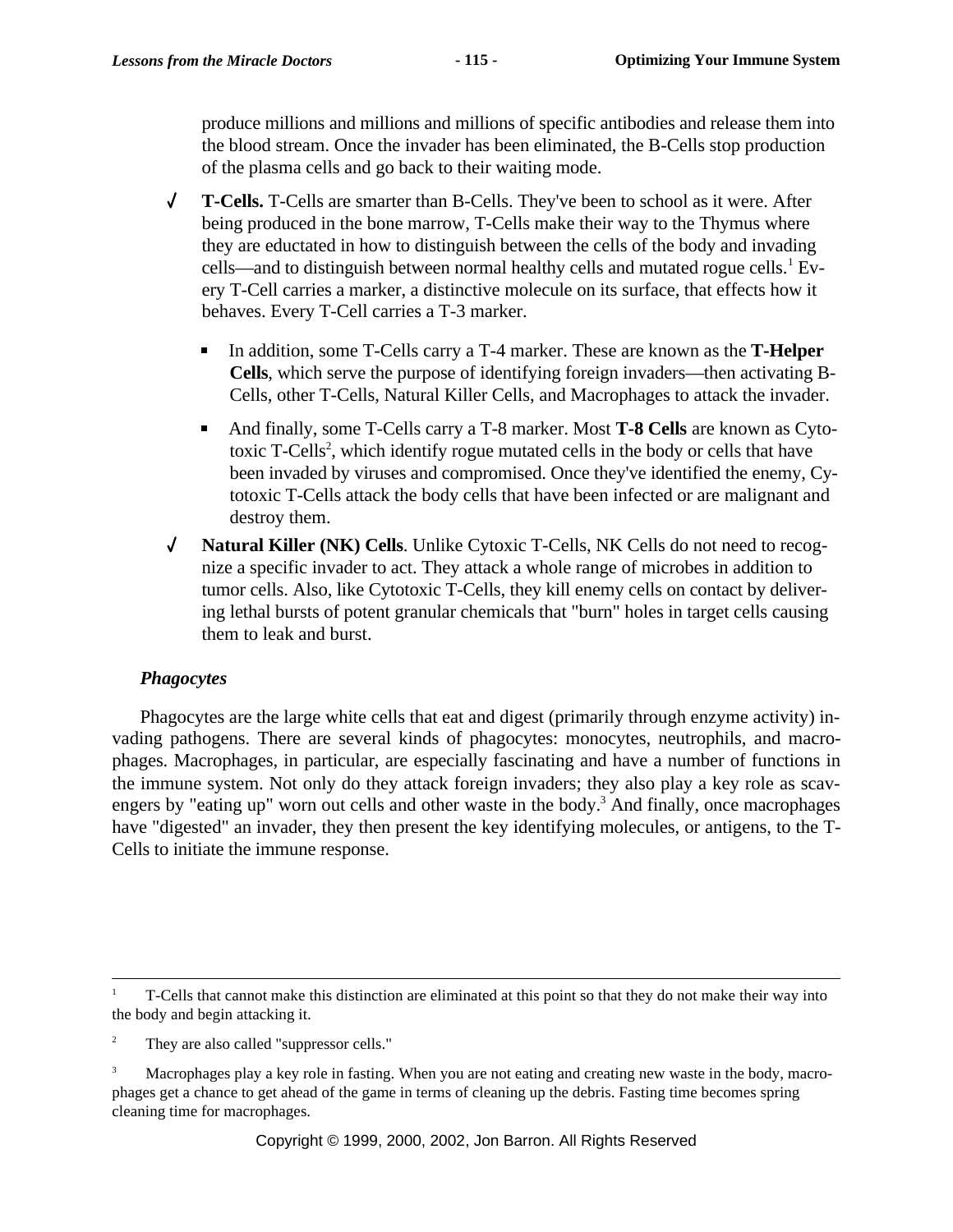produce millions and millions and millions of specific antibodies and release them into the blood stream. Once the invader has been eliminated, the B-Cells stop production of the plasma cells and go back to their waiting mode.

- **T-Cells.** T-Cells are smarter than B-Cells. They've been to school as it were. After being produced in the bone marrow, T-Cells make their way to the Thymus where they are eductated in how to distinguish between the cells of the body and invading cells—and to distinguish between normal healthy cells and mutated rogue cells.[1] Every T-Cell carries a marker, a distinctive molecule on its surface, that effects how it behaves. Every T-Cell carries a T-3 marker.
  - In addition, some T-Cells carry a T-4 marker. These are known as the **T-Helper Cells**, which serve the purpose of identifying foreign invaders—then activating B-Cells, other T-Cells, Natural Killer Cells, and Macrophages to attack the invader.
  - And finally, some T-Cells carry a T-8 marker. Most **T-8 Cells** are known as Cytotoxic T-Cells[2], which identify rogue mutated cells in the body or cells that have been invaded by viruses and compromised. Once they've identified the enemy, Cytotoxic T-Cells attack the body cells that have been infected or are malignant and destroy them.
- **Natural Killer (NK) Cells**. Unlike Cytoxic T-Cells, NK Cells do not need to recognize a specific invader to act. They attack a whole range of microbes in addition to tumor cells. Also, like Cytotoxic T-Cells, they kill enemy cells on contact by delivering lethal bursts of potent granular chemicals that "burn" holes in target cells causing them to leak and burst.

### *Phagocytes*

Phagocytes are the large white cells that eat and digest (primarily through enzyme activity) invading pathogens. There are several kinds of phagocytes: monocytes, neutrophils, and macrophages. Macrophages, in particular, are especially fascinating and have a number of functions in the immune system. Not only do they attack foreign invaders; they also play a key role as scavengers by "eating up" worn out cells and other waste in the body.[3] And finally, once macrophages have "digested" an invader, they then present the key identifying molecules, or antigens, to the T-Cells to initiate the immune response.

---

[1] T-Cells that cannot make this distinction are eliminated at this point so that they do not make their way into the body and begin attacking it.

[2] They are also called "suppressor cells."

[3] Macrophages play a key role in fasting. When you are not eating and creating new waste in the body, macrophages get a chance to get ahead of the game in terms of cleaning up the debris. Fasting time becomes spring cleaning time for macrophages.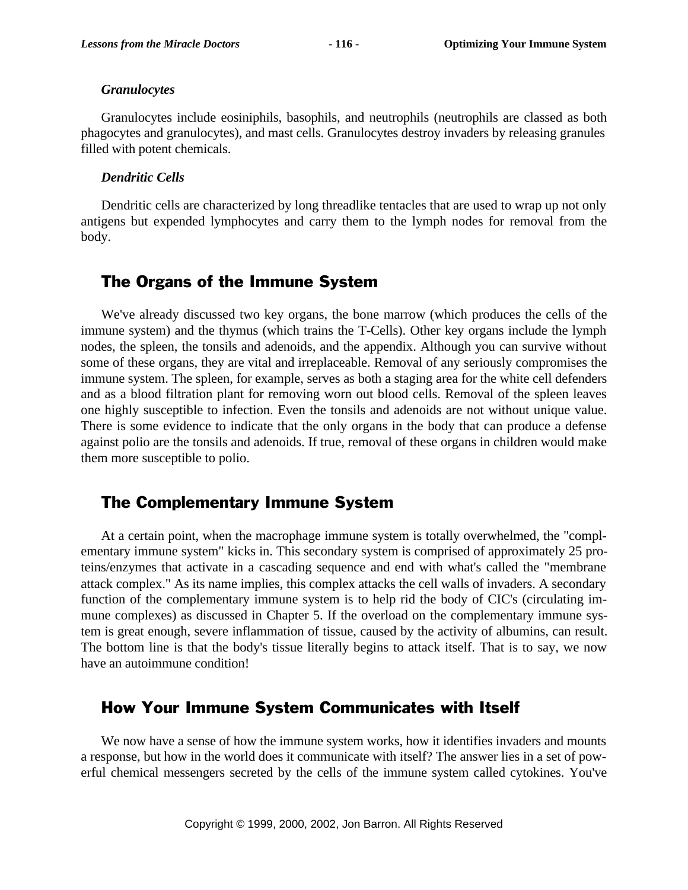### *Granulocytes*

Granulocytes include eosiniphils, basophils, and neutrophils (neutrophils are classed as both phagocytes and granulocytes), and mast cells. Granulocytes destroy invaders by releasing granules filled with potent chemicals.

### *Dendritic Cells*

Dendritic cells are characterized by long threadlike tentacles that are used to wrap up not only antigens but expended lymphocytes and carry them to the lymph nodes for removal from the body.

## The Organs of the Immune System

We've already discussed two key organs, the bone marrow (which produces the cells of the immune system) and the thymus (which trains the T-Cells). Other key organs include the lymph nodes, the spleen, the tonsils and adenoids, and the appendix. Although you can survive without some of these organs, they are vital and irreplaceable. Removal of any seriously compromises the immune system. The spleen, for example, serves as both a staging area for the white cell defenders and as a blood filtration plant for removing worn out blood cells. Removal of the spleen leaves one highly susceptible to infection. Even the tonsils and adenoids are not without unique value. There is some evidence to indicate that the only organs in the body that can produce a defense against polio are the tonsils and adenoids. If true, removal of these organs in children would make them more susceptible to polio.

## The Complementary Immune System

At a certain point, when the macrophage immune system is totally overwhelmed, the "complementary immune system" kicks in. This secondary system is comprised of approximately 25 proteins/enzymes that activate in a cascading sequence and end with what's called the "membrane attack complex." As its name implies, this complex attacks the cell walls of invaders. A secondary function of the complementary immune system is to help rid the body of CIC's (circulating immune complexes) as discussed in Chapter 5. If the overload on the complementary immune system is great enough, severe inflammation of tissue, caused by the activity of albumins, can result. The bottom line is that the body's tissue literally begins to attack itself. That is to say, we now have an autoimmune condition!

## How Your Immune System Communicates with Itself

We now have a sense of how the immune system works, how it identifies invaders and mounts a response, but how in the world does it communicate with itself? The answer lies in a set of powerful chemical messengers secreted by the cells of the immune system called cytokines. You've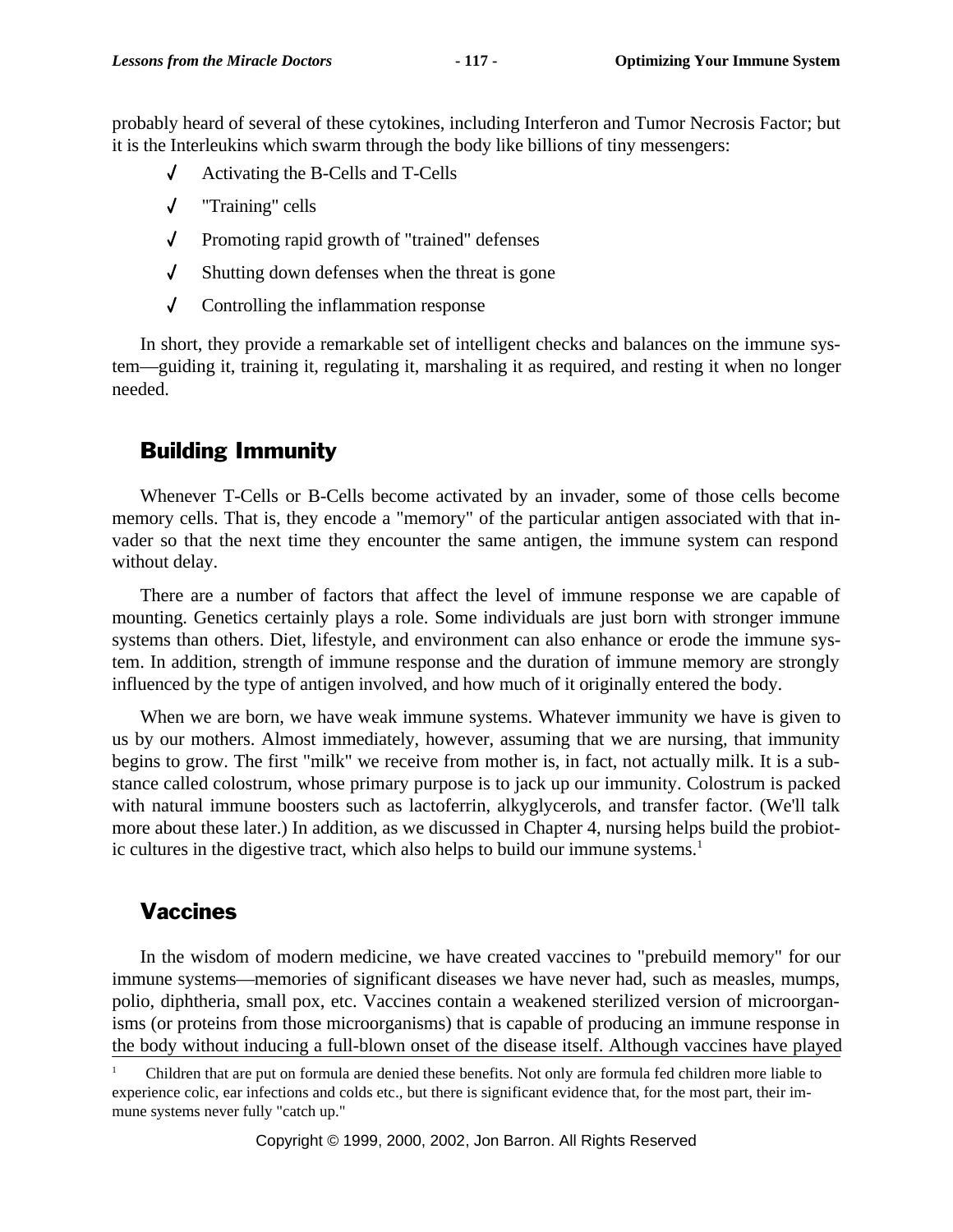probably heard of several of these cytokines, including Interferon and Tumor Necrosis Factor; but it is the Interleukins which swarm through the body like billions of tiny messengers:

- ✓ Activating the B-Cells and T-Cells
- ✓ "Training" cells
- ✓ Promoting rapid growth of "trained" defenses
- ✓ Shutting down defenses when the threat is gone
- ✓ Controlling the inflammation response

In short, they provide a remarkable set of intelligent checks and balances on the immune system—guiding it, training it, regulating it, marshaling it as required, and resting it when no longer needed.

## Building Immunity

Whenever T-Cells or B-Cells become activated by an invader, some of those cells become memory cells. That is, they encode a "memory" of the particular antigen associated with that invader so that the next time they encounter the same antigen, the immune system can respond without delay.

There are a number of factors that affect the level of immune response we are capable of mounting. Genetics certainly plays a role. Some individuals are just born with stronger immune systems than others. Diet, lifestyle, and environment can also enhance or erode the immune system. In addition, strength of immune response and the duration of immune memory are strongly influenced by the type of antigen involved, and how much of it originally entered the body.

When we are born, we have weak immune systems. Whatever immunity we have is given to us by our mothers. Almost immediately, however, assuming that we are nursing, that immunity begins to grow. The first "milk" we receive from mother is, in fact, not actually milk. It is a substance called colostrum, whose primary purpose is to jack up our immunity. Colostrum is packed with natural immune boosters such as lactoferrin, alkyglycerols, and transfer factor. (We'll talk more about these later.) In addition, as we discussed in Chapter 4, nursing helps build the probiotic cultures in the digestive tract, which also helps to build our immune systems.[1]

## Vaccines

In the wisdom of modern medicine, we have created vaccines to "prebuild memory" for our immune systems—memories of significant diseases we have never had, such as measles, mumps, polio, diphtheria, small pox, etc. Vaccines contain a weakened sterilized version of microorganisms (or proteins from those microorganisms) that is capable of producing an immune response in the body without inducing a full-blown onset of the disease itself. Although vaccines have played

[1] Children that are put on formula are denied these benefits. Not only are formula fed children more liable to experience colic, ear infections and colds etc., but there is significant evidence that, for the most part, their immune systems never fully "catch up."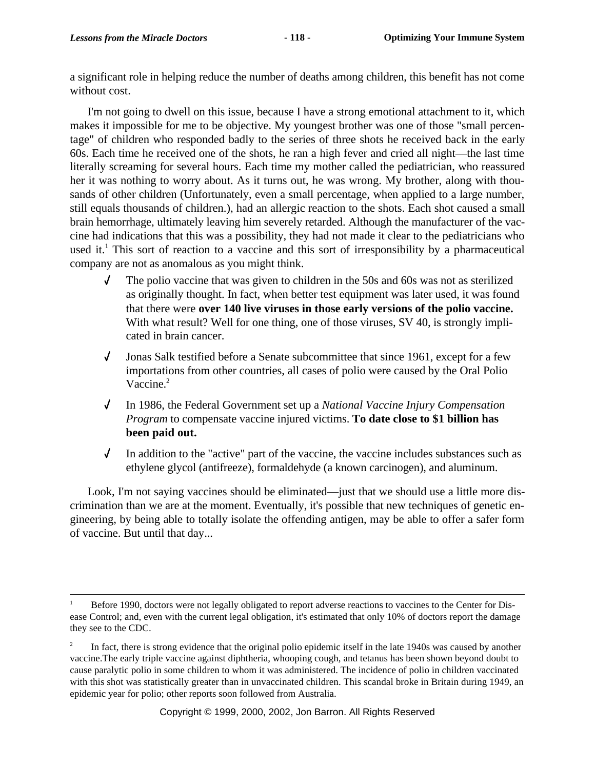a significant role in helping reduce the number of deaths among children, this benefit has not come without cost.

I'm not going to dwell on this issue, because I have a strong emotional attachment to it, which makes it impossible for me to be objective. My youngest brother was one of those "small percentage" of children who responded badly to the series of three shots he received back in the early 60s. Each time he received one of the shots, he ran a high fever and cried all night—the last time literally screaming for several hours. Each time my mother called the pediatrician, who reassured her it was nothing to worry about. As it turns out, he was wrong. My brother, along with thousands of other children (Unfortunately, even a small percentage, when applied to a large number, still equals thousands of children.), had an allergic reaction to the shots. Each shot caused a small brain hemorrhage, ultimately leaving him severely retarded. Although the manufacturer of the vaccine had indications that this was a possibility, they had not made it clear to the pediatricians who used it.[1] This sort of reaction to a vaccine and this sort of irresponsibility by a pharmaceutical company are not as anomalous as you might think.

- ✓ The polio vaccine that was given to children in the 50s and 60s was not as sterilized as originally thought. In fact, when better test equipment was later used, it was found that there were **over 140 live viruses in those early versions of the polio vaccine.** With what result? Well for one thing, one of those viruses, SV 40, is strongly implicated in brain cancer.
- ✓ Jonas Salk testified before a Senate subcommittee that since 1961, except for a few importations from other countries, all cases of polio were caused by the Oral Polio Vaccine.[2]
- ✓ In 1986, the Federal Government set up a *National Vaccine Injury Compensation Program* to compensate vaccine injured victims. **To date close to $1 billion has been paid out.**
- ✓ In addition to the "active" part of the vaccine, the vaccine includes substances such as ethylene glycol (antifreeze), formaldehyde (a known carcinogen), and aluminum.

Look, I'm not saying vaccines should be eliminated—just that we should use a little more discrimination than we are at the moment. Eventually, it's possible that new techniques of genetic engineering, by being able to totally isolate the offending antigen, may be able to offer a safer form of vaccine. But until that day...

---

[1] Before 1990, doctors were not legally obligated to report adverse reactions to vaccines to the Center for Disease Control; and, even with the current legal obligation, it's estimated that only 10% of doctors report the damage they see to the CDC.

[2] In fact, there is strong evidence that the original polio epidemic itself in the late 1940s was caused by another vaccine.The early triple vaccine against diphtheria, whooping cough, and tetanus has been shown beyond doubt to cause paralytic polio in some children to whom it was administered. The incidence of polio in children vaccinated with this shot was statistically greater than in unvaccinated children. This scandal broke in Britain during 1949, an epidemic year for polio; other reports soon followed from Australia.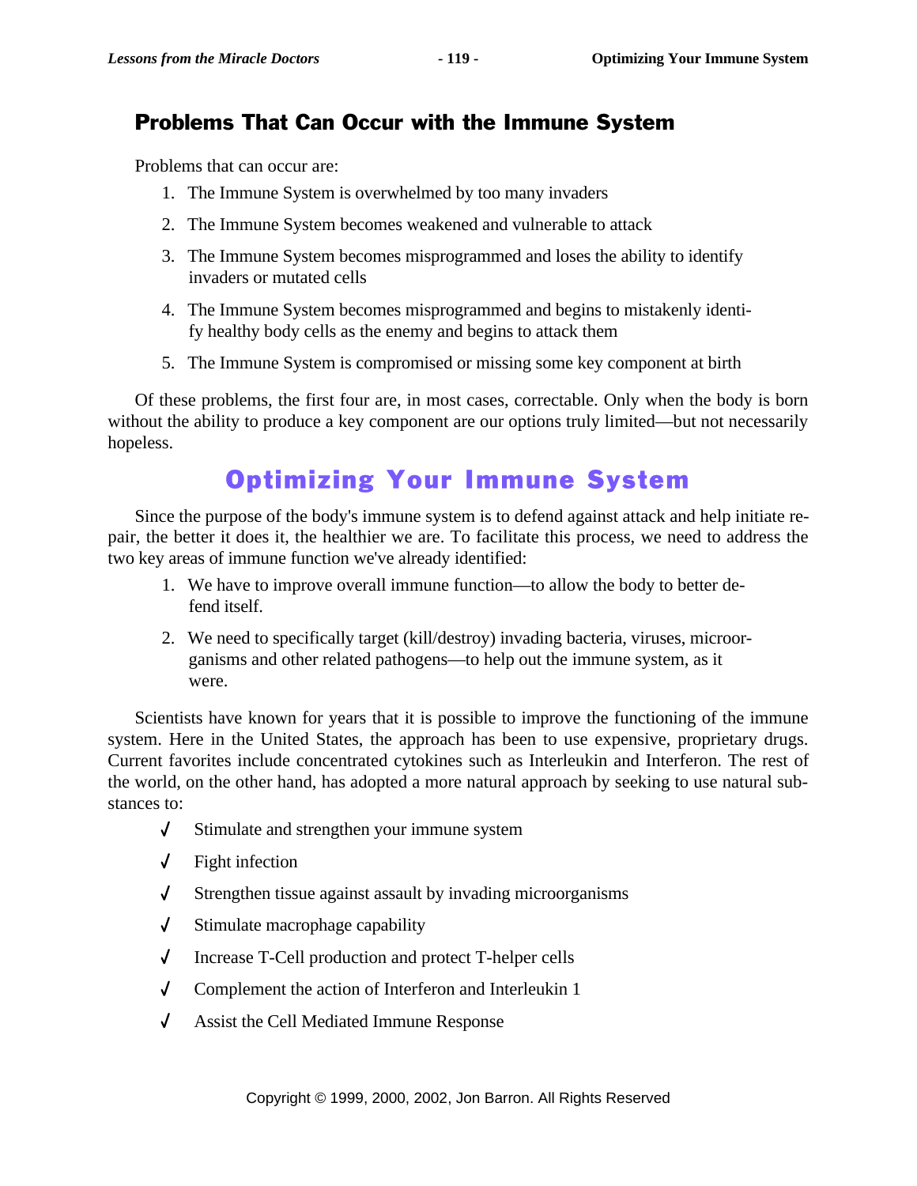## Problems That Can Occur with the Immune System

Problems that can occur are:

1. The Immune System is overwhelmed by too many invaders
2. The Immune System becomes weakened and vulnerable to attack
3. The Immune System becomes misprogrammed and loses the ability to identify invaders or mutated cells
4. The Immune System becomes misprogrammed and begins to mistakenly identify healthy body cells as the enemy and begins to attack them
5. The Immune System is compromised or missing some key component at birth

Of these problems, the first four are, in most cases, correctable. Only when the body is born without the ability to produce a key component are our options truly limited—but not necessarily hopeless.

# Optimizing Your Immune System

Since the purpose of the body's immune system is to defend against attack and help initiate repair, the better it does it, the healthier we are. To facilitate this process, we need to address the two key areas of immune function we've already identified:

1. We have to improve overall immune function—to allow the body to better defend itself.
2. We need to specifically target (kill/destroy) invading bacteria, viruses, microorganisms and other related pathogens—to help out the immune system, as it were.

Scientists have known for years that it is possible to improve the functioning of the immune system. Here in the United States, the approach has been to use expensive, proprietary drugs. Current favorites include concentrated cytokines such as Interleukin and Interferon. The rest of the world, on the other hand, has adopted a more natural approach by seeking to use natural substances to:

- √ Stimulate and strengthen your immune system
- √ Fight infection
- √ Strengthen tissue against assault by invading microorganisms
- √ Stimulate macrophage capability
- √ Increase T-Cell production and protect T-helper cells
- √ Complement the action of Interferon and Interleukin 1
- √ Assist the Cell Mediated Immune Response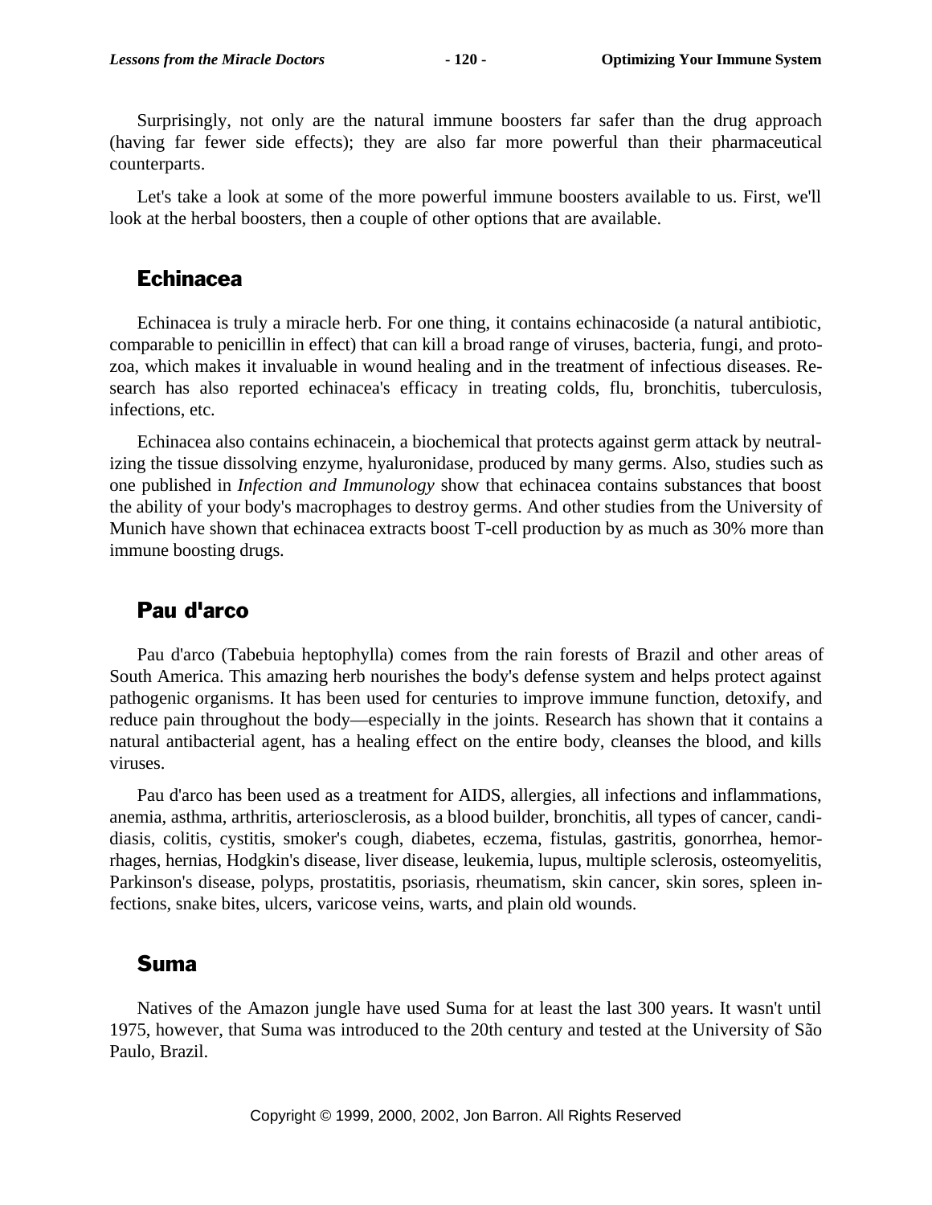Surprisingly, not only are the natural immune boosters far safer than the drug approach (having far fewer side effects); they are also far more powerful than their pharmaceutical counterparts.

Let's take a look at some of the more powerful immune boosters available to us. First, we'll look at the herbal boosters, then a couple of other options that are available.

## Echinacea

Echinacea is truly a miracle herb. For one thing, it contains echinacoside (a natural antibiotic, comparable to penicillin in effect) that can kill a broad range of viruses, bacteria, fungi, and protozoa, which makes it invaluable in wound healing and in the treatment of infectious diseases. Research has also reported echinacea's efficacy in treating colds, flu, bronchitis, tuberculosis, infections, etc.

Echinacea also contains echinacein, a biochemical that protects against germ attack by neutralizing the tissue dissolving enzyme, hyaluronidase, produced by many germs. Also, studies such as one published in *Infection and Immunology* show that echinacea contains substances that boost the ability of your body's macrophages to destroy germs. And other studies from the University of Munich have shown that echinacea extracts boost T-cell production by as much as 30% more than immune boosting drugs.

## Pau d'arco

Pau d'arco (Tabebuia heptophylla) comes from the rain forests of Brazil and other areas of South America. This amazing herb nourishes the body's defense system and helps protect against pathogenic organisms. It has been used for centuries to improve immune function, detoxify, and reduce pain throughout the body—especially in the joints. Research has shown that it contains a natural antibacterial agent, has a healing effect on the entire body, cleanses the blood, and kills viruses.

Pau d'arco has been used as a treatment for AIDS, allergies, all infections and inflammations, anemia, asthma, arthritis, arteriosclerosis, as a blood builder, bronchitis, all types of cancer, candidiasis, colitis, cystitis, smoker's cough, diabetes, eczema, fistulas, gastritis, gonorrhea, hemorrhages, hernias, Hodgkin's disease, liver disease, leukemia, lupus, multiple sclerosis, osteomyelitis, Parkinson's disease, polyps, prostatitis, psoriasis, rheumatism, skin cancer, skin sores, spleen infections, snake bites, ulcers, varicose veins, warts, and plain old wounds.

## Suma

Natives of the Amazon jungle have used Suma for at least the last 300 years. It wasn't until 1975, however, that Suma was introduced to the 20th century and tested at the University of São Paulo, Brazil.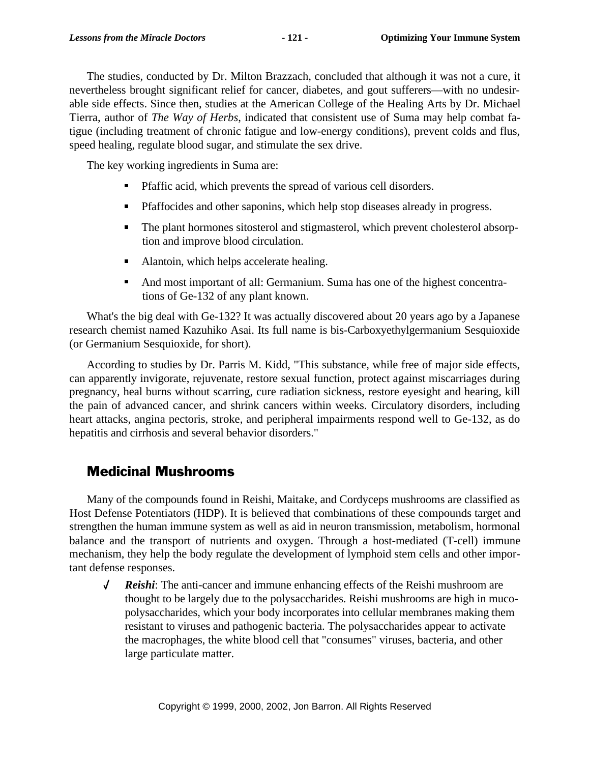The studies, conducted by Dr. Milton Brazzach, concluded that although it was not a cure, it nevertheless brought significant relief for cancer, diabetes, and gout sufferers—with no undesirable side effects. Since then, studies at the American College of the Healing Arts by Dr. Michael Tierra, author of *The Way of Herbs,* indicated that consistent use of Suma may help combat fatigue (including treatment of chronic fatigue and low-energy conditions), prevent colds and flus, speed healing, regulate blood sugar, and stimulate the sex drive.

The key working ingredients in Suma are:

- Pfaffic acid, which prevents the spread of various cell disorders.
- Pfaffocides and other saponins, which help stop diseases already in progress.
- The plant hormones sitosterol and stigmasterol, which prevent cholesterol absorption and improve blood circulation.
- Alantoin, which helps accelerate healing.
- And most important of all: Germanium. Suma has one of the highest concentrations of Ge-132 of any plant known.

What's the big deal with Ge-132? It was actually discovered about 20 years ago by a Japanese research chemist named Kazuhiko Asai. Its full name is bis-Carboxyethylgermanium Sesquioxide (or Germanium Sesquioxide, for short).

According to studies by Dr. Parris M. Kidd, "This substance, while free of major side effects, can apparently invigorate, rejuvenate, restore sexual function, protect against miscarriages during pregnancy, heal burns without scarring, cure radiation sickness, restore eyesight and hearing, kill the pain of advanced cancer, and shrink cancers within weeks. Circulatory disorders, including heart attacks, angina pectoris, stroke, and peripheral impairments respond well to Ge-132, as do hepatitis and cirrhosis and several behavior disorders."

## Medicinal Mushrooms

Many of the compounds found in Reishi, Maitake, and Cordyceps mushrooms are classified as Host Defense Potentiators (HDP). It is believed that combinations of these compounds target and strengthen the human immune system as well as aid in neuron transmission, metabolism, hormonal balance and the transport of nutrients and oxygen. Through a host-mediated (T-cell) immune mechanism, they help the body regulate the development of lymphoid stem cells and other important defense responses.

- ✓ ***Reishi***: The anti-cancer and immune enhancing effects of the Reishi mushroom are thought to be largely due to the polysaccharides. Reishi mushrooms are high in mucopolysaccharides, which your body incorporates into cellular membranes making them resistant to viruses and pathogenic bacteria. The polysaccharides appear to activate the macrophages, the white blood cell that "consumes" viruses, bacteria, and other large particulate matter.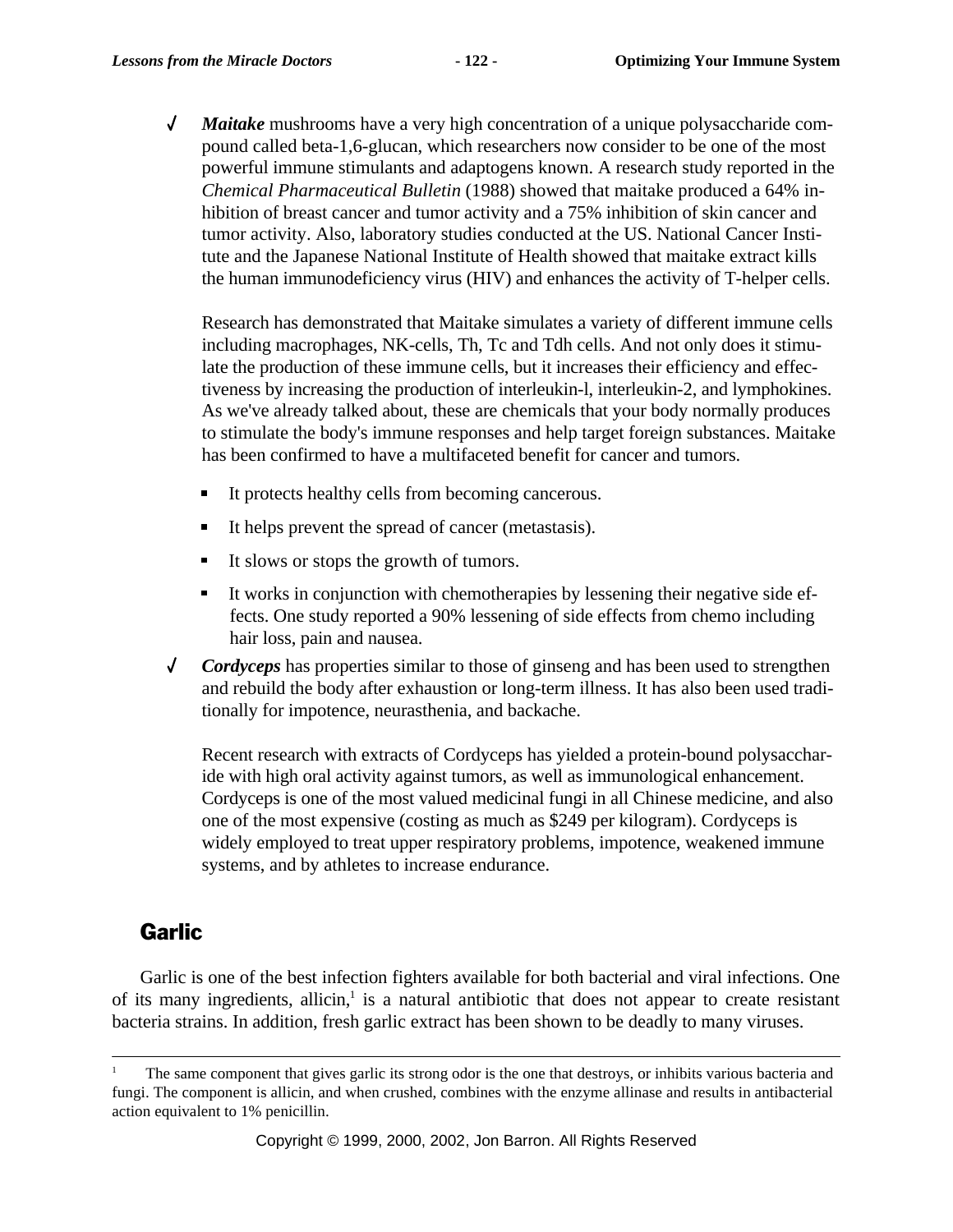- ✓ ***Maitake*** mushrooms have a very high concentration of a unique polysaccharide compound called beta-1,6-glucan, which researchers now consider to be one of the most powerful immune stimulants and adaptogens known. A research study reported in the *Chemical Pharmaceutical Bulletin* (1988) showed that maitake produced a 64% inhibition of breast cancer and tumor activity and a 75% inhibition of skin cancer and tumor activity. Also, laboratory studies conducted at the US. National Cancer Institute and the Japanese National Institute of Health showed that maitake extract kills the human immunodeficiency virus (HIV) and enhances the activity of T-helper cells.

  Research has demonstrated that Maitake simulates a variety of different immune cells including macrophages, NK-cells, Th, Tc and Tdh cells. And not only does it stimulate the production of these immune cells, but it increases their efficiency and effectiveness by increasing the production of interleukin-l, interleukin-2, and lymphokines. As we've already talked about, these are chemicals that your body normally produces to stimulate the body's immune responses and help target foreign substances. Maitake has been confirmed to have a multifaceted benefit for cancer and tumors.

  - It protects healthy cells from becoming cancerous.
  - It helps prevent the spread of cancer (metastasis).
  - It slows or stops the growth of tumors.
  - It works in conjunction with chemotherapies by lessening their negative side effects. One study reported a 90% lessening of side effects from chemo including hair loss, pain and nausea.

- ✓ ***Cordyceps*** has properties similar to those of ginseng and has been used to strengthen and rebuild the body after exhaustion or long-term illness. It has also been used traditionally for impotence, neurasthenia, and backache.

  Recent research with extracts of Cordyceps has yielded a protein-bound polysaccharide with high oral activity against tumors, as well as immunological enhancement. Cordyceps is one of the most valued medicinal fungi in all Chinese medicine, and also one of the most expensive (costing as much as $249 per kilogram). Cordyceps is widely employed to treat upper respiratory problems, impotence, weakened immune systems, and by athletes to increase endurance.

## Garlic

Garlic is one of the best infection fighters available for both bacterial and viral infections. One of its many ingredients, allicin,[1] is a natural antibiotic that does not appear to create resistant bacteria strains. In addition, fresh garlic extract has been shown to be deadly to many viruses.

---

[1] The same component that gives garlic its strong odor is the one that destroys, or inhibits various bacteria and fungi. The component is allicin, and when crushed, combines with the enzyme allinase and results in antibacterial action equivalent to 1% penicillin.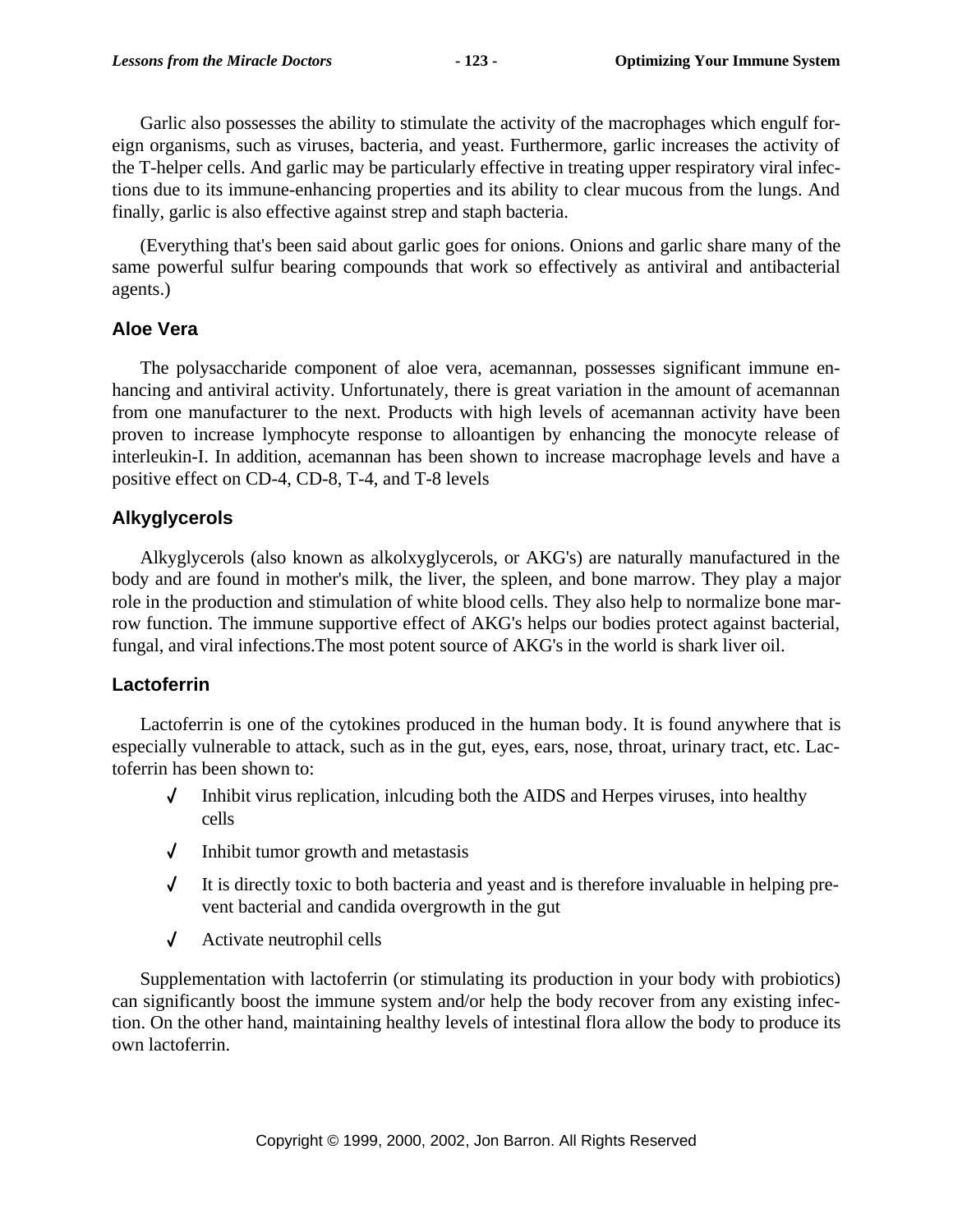Garlic also possesses the ability to stimulate the activity of the macrophages which engulf foreign organisms, such as viruses, bacteria, and yeast. Furthermore, garlic increases the activity of the T-helper cells. And garlic may be particularly effective in treating upper respiratory viral infections due to its immune-enhancing properties and its ability to clear mucous from the lungs. And finally, garlic is also effective against strep and staph bacteria.

(Everything that's been said about garlic goes for onions. Onions and garlic share many of the same powerful sulfur bearing compounds that work so effectively as antiviral and antibacterial agents.)

### Aloe Vera

The polysaccharide component of aloe vera, acemannan, possesses significant immune enhancing and antiviral activity. Unfortunately, there is great variation in the amount of acemannan from one manufacturer to the next. Products with high levels of acemannan activity have been proven to increase lymphocyte response to alloantigen by enhancing the monocyte release of interleukin-I. In addition, acemannan has been shown to increase macrophage levels and have a positive effect on CD-4, CD-8, T-4, and T-8 levels

### Alkyglycerols

Alkyglycerols (also known as alkolxyglycerols, or AKG's) are naturally manufactured in the body and are found in mother's milk, the liver, the spleen, and bone marrow. They play a major role in the production and stimulation of white blood cells. They also help to normalize bone marrow function. The immune supportive effect of AKG's helps our bodies protect against bacterial, fungal, and viral infections.The most potent source of AKG's in the world is shark liver oil.

### Lactoferrin

Lactoferrin is one of the cytokines produced in the human body. It is found anywhere that is especially vulnerable to attack, such as in the gut, eyes, ears, nose, throat, urinary tract, etc. Lactoferrin has been shown to:

- ✓ Inhibit virus replication, inlcuding both the AIDS and Herpes viruses, into healthy cells
- ✓ Inhibit tumor growth and metastasis
- ✓ It is directly toxic to both bacteria and yeast and is therefore invaluable in helping prevent bacterial and candida overgrowth in the gut
- ✓ Activate neutrophil cells

Supplementation with lactoferrin (or stimulating its production in your body with probiotics) can significantly boost the immune system and/or help the body recover from any existing infection. On the other hand, maintaining healthy levels of intestinal flora allow the body to produce its own lactoferrin.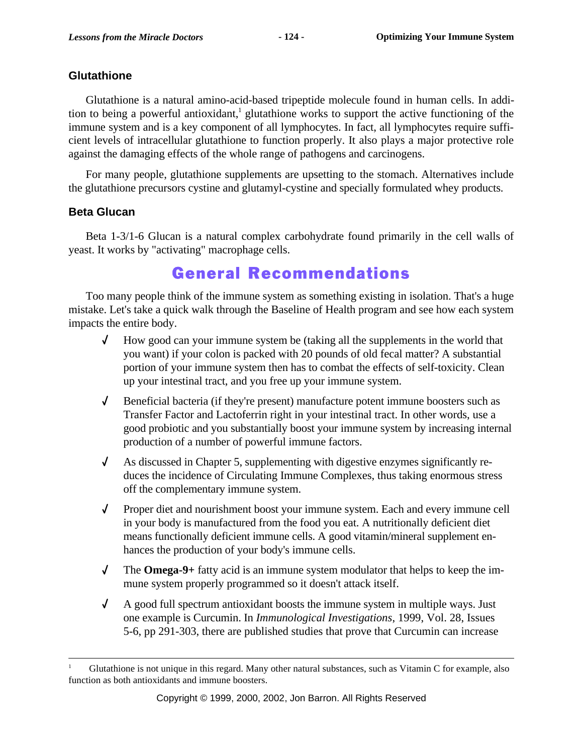### Glutathione

Glutathione is a natural amino-acid-based tripeptide molecule found in human cells. In addition to being a powerful antioxidant,[1] glutathione works to support the active functioning of the immune system and is a key component of all lymphocytes. In fact, all lymphocytes require sufficient levels of intracellular glutathione to function properly. It also plays a major protective role against the damaging effects of the whole range of pathogens and carcinogens.

For many people, glutathione supplements are upsetting to the stomach. Alternatives include the glutathione precursors cystine and glutamyl-cystine and specially formulated whey products.

### Beta Glucan

Beta 1-3/1-6 Glucan is a natural complex carbohydrate found primarily in the cell walls of yeast. It works by "activating" macrophage cells.

## General Recommendations

Too many people think of the immune system as something existing in isolation. That's a huge mistake. Let's take a quick walk through the Baseline of Health program and see how each system impacts the entire body.

- √ How good can your immune system be (taking all the supplements in the world that you want) if your colon is packed with 20 pounds of old fecal matter? A substantial portion of your immune system then has to combat the effects of self-toxicity. Clean up your intestinal tract, and you free up your immune system.
- √ Beneficial bacteria (if they're present) manufacture potent immune boosters such as Transfer Factor and Lactoferrin right in your intestinal tract. In other words, use a good probiotic and you substantially boost your immune system by increasing internal production of a number of powerful immune factors.
- √ As discussed in Chapter 5, supplementing with digestive enzymes significantly reduces the incidence of Circulating Immune Complexes, thus taking enormous stress off the complementary immune system.
- √ Proper diet and nourishment boost your immune system. Each and every immune cell in your body is manufactured from the food you eat. A nutritionally deficient diet means functionally deficient immune cells. A good vitamin/mineral supplement enhances the production of your body's immune cells.
- √ The **Omega-9+** fatty acid is an immune system modulator that helps to keep the immune system properly programmed so it doesn't attack itself.
- √ A good full spectrum antioxidant boosts the immune system in multiple ways. Just one example is Curcumin. In *Immunological Investigations*, 1999, Vol. 28, Issues 5-6, pp 291-303, there are published studies that prove that Curcumin can increase

---

[1] Glutathione is not unique in this regard. Many other natural substances, such as Vitamin C for example, also function as both antioxidants and immune boosters.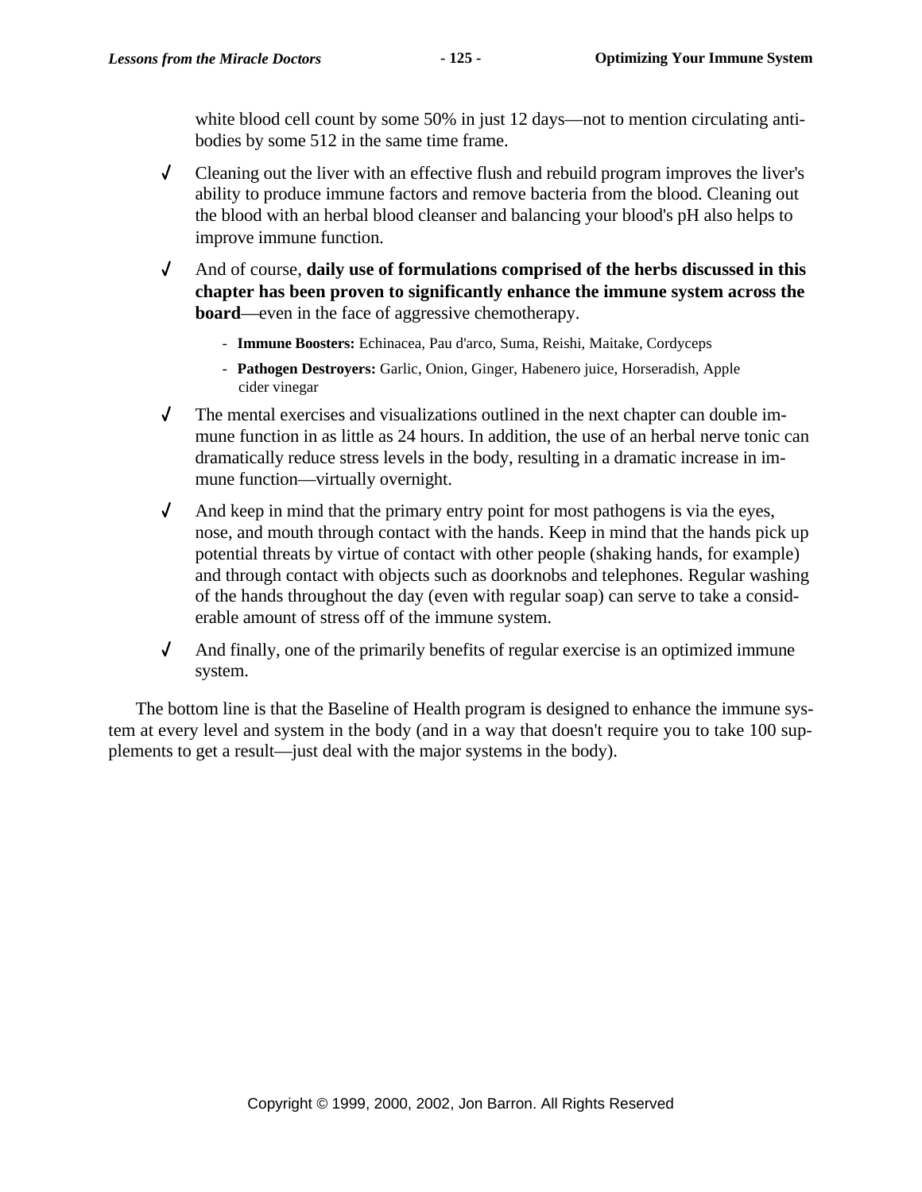white blood cell count by some 50% in just 12 days—not to mention circulating antibodies by some 512 in the same time frame.

- Cleaning out the liver with an effective flush and rebuild program improves the liver's ability to produce immune factors and remove bacteria from the blood. Cleaning out the blood with an herbal blood cleanser and balancing your blood's pH also helps to improve immune function.

- And of course, **daily use of formulations comprised of the herbs discussed in this chapter has been proven to significantly enhance the immune system across the board**—even in the face of aggressive chemotherapy.

  - **Immune Boosters:** Echinacea, Pau d'arco, Suma, Reishi, Maitake, Cordyceps
  - **Pathogen Destroyers:** Garlic, Onion, Ginger, Habenero juice, Horseradish, Apple cider vinegar

- The mental exercises and visualizations outlined in the next chapter can double immune function in as little as 24 hours. In addition, the use of an herbal nerve tonic can dramatically reduce stress levels in the body, resulting in a dramatic increase in immune function—virtually overnight.

- And keep in mind that the primary entry point for most pathogens is via the eyes, nose, and mouth through contact with the hands. Keep in mind that the hands pick up potential threats by virtue of contact with other people (shaking hands, for example) and through contact with objects such as doorknobs and telephones. Regular washing of the hands throughout the day (even with regular soap) can serve to take a considerable amount of stress off of the immune system.

- And finally, one of the primarily benefits of regular exercise is an optimized immune system.

The bottom line is that the Baseline of Health program is designed to enhance the immune system at every level and system in the body (and in a way that doesn't require you to take 100 supplements to get a result—just deal with the major systems in the body).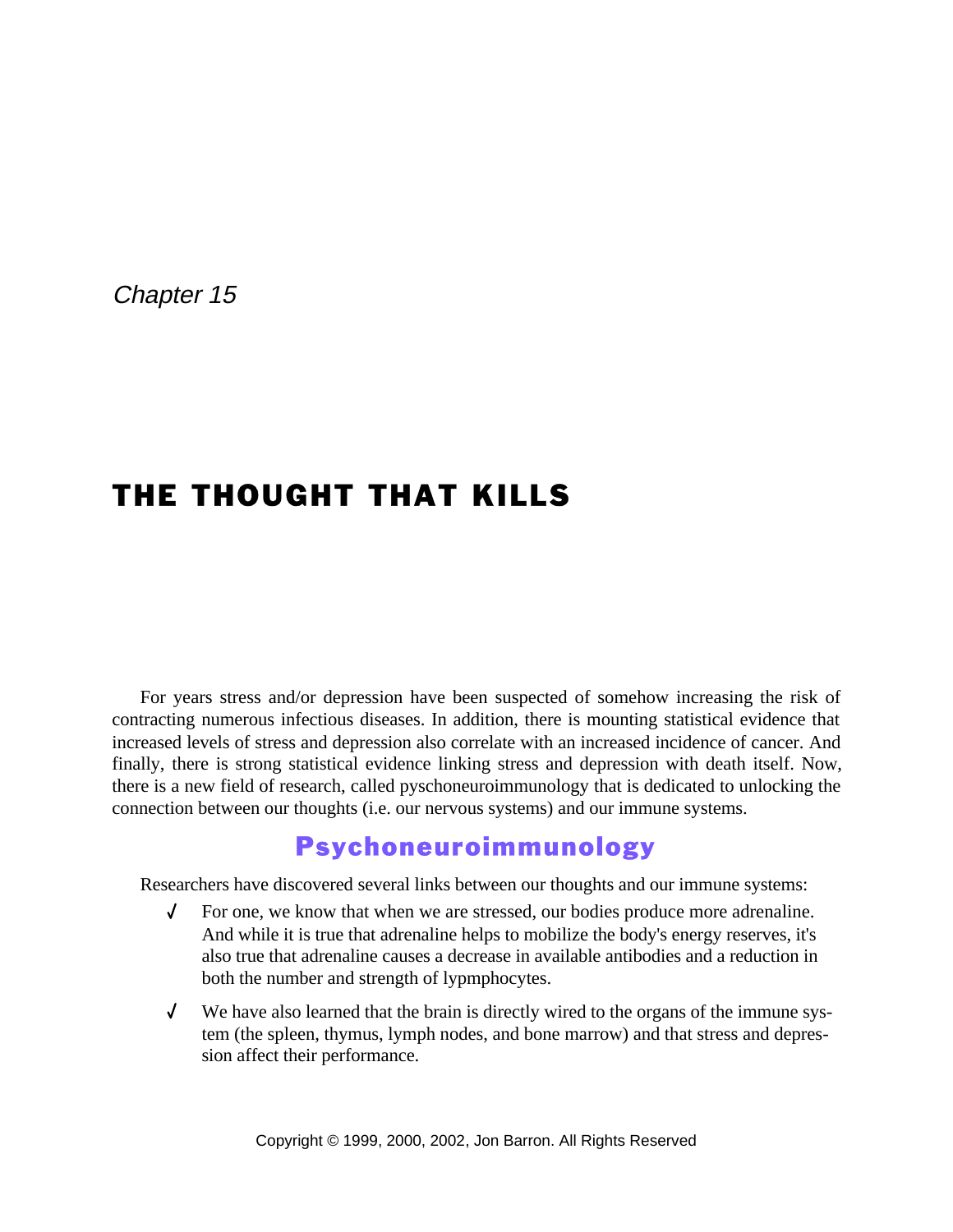*Chapter 15*

# THE THOUGHT THAT KILLS

For years stress and/or depression have been suspected of somehow increasing the risk of contracting numerous infectious diseases. In addition, there is mounting statistical evidence that increased levels of stress and depression also correlate with an increased incidence of cancer. And finally, there is strong statistical evidence linking stress and depression with death itself. Now, there is a new field of research, called pyschoneuroimmunology that is dedicated to unlocking the connection between our thoughts (i.e. our nervous systems) and our immune systems.

## Psychoneuroimmunology

Researchers have discovered several links between our thoughts and our immune systems:

- For one, we know that when we are stressed, our bodies produce more adrenaline. And while it is true that adrenaline helps to mobilize the body's energy reserves, it's also true that adrenaline causes a decrease in available antibodies and a reduction in both the number and strength of lypmphocytes.
- We have also learned that the brain is directly wired to the organs of the immune system (the spleen, thymus, lymph nodes, and bone marrow) and that stress and depression affect their performance.

Copyright © 1999, 2000, 2002, Jon Barron. All Rights Reserved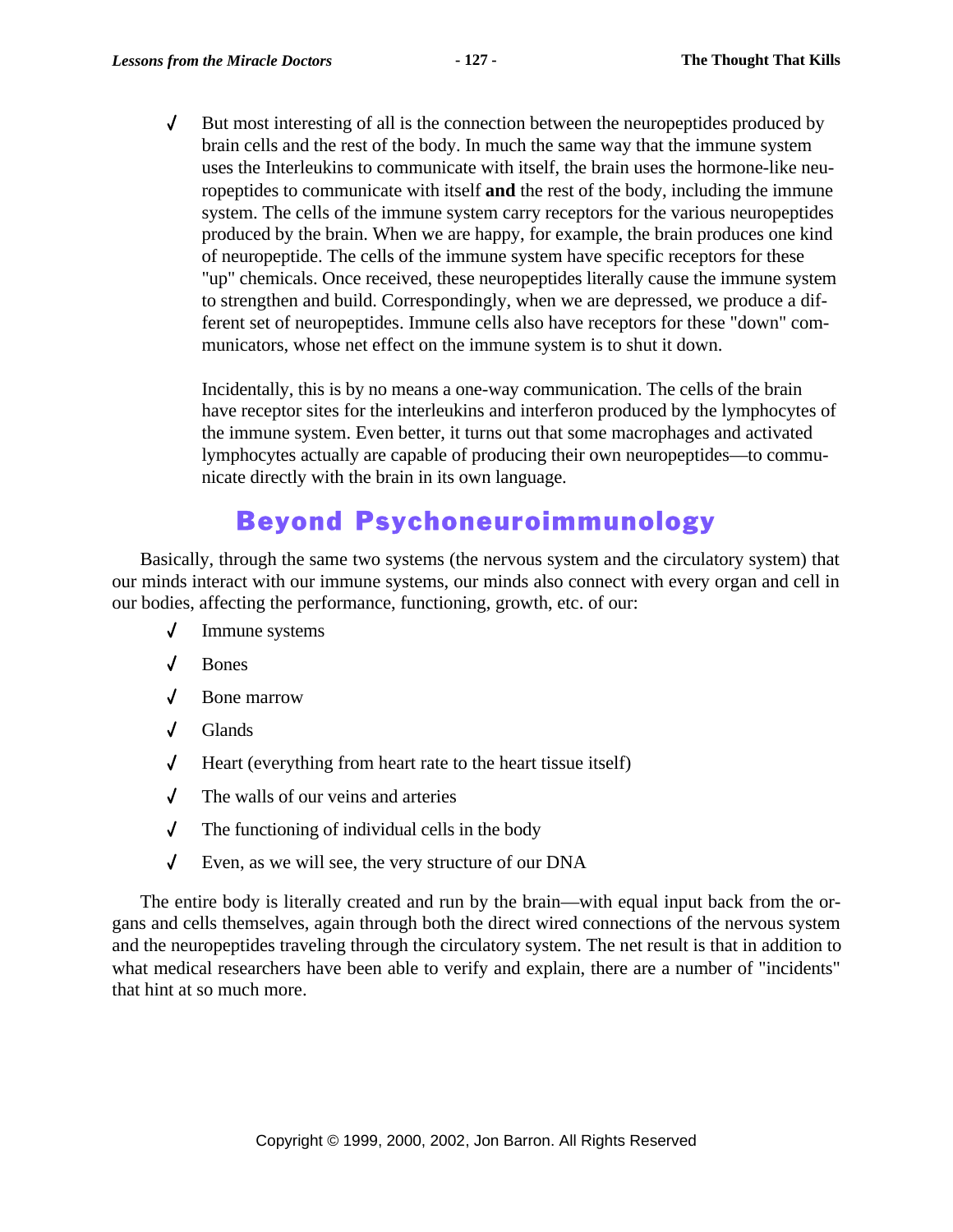- But most interesting of all is the connection between the neuropeptides produced by brain cells and the rest of the body. In much the same way that the immune system uses the Interleukins to communicate with itself, the brain uses the hormone-like neuropeptides to communicate with itself **and** the rest of the body, including the immune system. The cells of the immune system carry receptors for the various neuropeptides produced by the brain. When we are happy, for example, the brain produces one kind of neuropeptide. The cells of the immune system have specific receptors for these "up" chemicals. Once received, these neuropeptides literally cause the immune system to strengthen and build. Correspondingly, when we are depressed, we produce a different set of neuropeptides. Immune cells also have receptors for these "down" communicators, whose net effect on the immune system is to shut it down.

  Incidentally, this is by no means a one-way communication. The cells of the brain have receptor sites for the interleukins and interferon produced by the lymphocytes of the immune system. Even better, it turns out that some macrophages and activated lymphocytes actually are capable of producing their own neuropeptides—to communicate directly with the brain in its own language.

## Beyond Psychoneuroimmunology

Basically, through the same two systems (the nervous system and the circulatory system) that our minds interact with our immune systems, our minds also connect with every organ and cell in our bodies, affecting the performance, functioning, growth, etc. of our:

- Immune systems
- Bones
- Bone marrow
- Glands
- Heart (everything from heart rate to the heart tissue itself)
- The walls of our veins and arteries
- The functioning of individual cells in the body
- Even, as we will see, the very structure of our DNA

The entire body is literally created and run by the brain—with equal input back from the organs and cells themselves, again through both the direct wired connections of the nervous system and the neuropeptides traveling through the circulatory system. The net result is that in addition to what medical researchers have been able to verify and explain, there are a number of "incidents" that hint at so much more.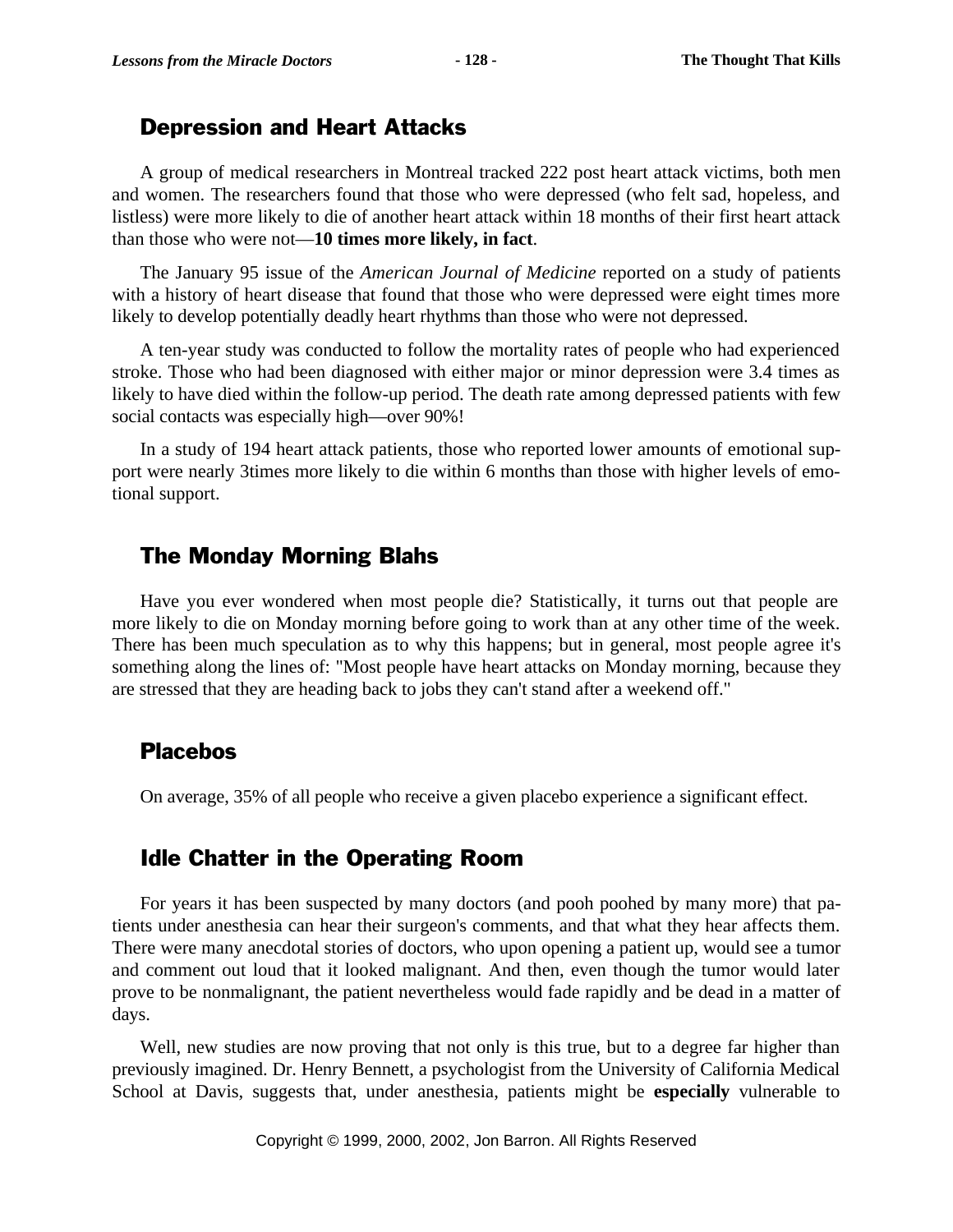## Depression and Heart Attacks

A group of medical researchers in Montreal tracked 222 post heart attack victims, both men and women. The researchers found that those who were depressed (who felt sad, hopeless, and listless) were more likely to die of another heart attack within 18 months of their first heart attack than those who were not—**10 times more likely, in fact**.

The January 95 issue of the *American Journal of Medicine* reported on a study of patients with a history of heart disease that found that those who were depressed were eight times more likely to develop potentially deadly heart rhythms than those who were not depressed.

A ten-year study was conducted to follow the mortality rates of people who had experienced stroke. Those who had been diagnosed with either major or minor depression were 3.4 times as likely to have died within the follow-up period. The death rate among depressed patients with few social contacts was especially high—over 90%!

In a study of 194 heart attack patients, those who reported lower amounts of emotional support were nearly 3times more likely to die within 6 months than those with higher levels of emotional support.

## The Monday Morning Blahs

Have you ever wondered when most people die? Statistically, it turns out that people are more likely to die on Monday morning before going to work than at any other time of the week. There has been much speculation as to why this happens; but in general, most people agree it's something along the lines of: "Most people have heart attacks on Monday morning, because they are stressed that they are heading back to jobs they can't stand after a weekend off."

## Placebos

On average, 35% of all people who receive a given placebo experience a significant effect.

## Idle Chatter in the Operating Room

For years it has been suspected by many doctors (and pooh poohed by many more) that patients under anesthesia can hear their surgeon's comments, and that what they hear affects them. There were many anecdotal stories of doctors, who upon opening a patient up, would see a tumor and comment out loud that it looked malignant. And then, even though the tumor would later prove to be nonmalignant, the patient nevertheless would fade rapidly and be dead in a matter of days.

Well, new studies are now proving that not only is this true, but to a degree far higher than previously imagined. Dr. Henry Bennett, a psychologist from the University of California Medical School at Davis, suggests that, under anesthesia, patients might be **especially** vulnerable to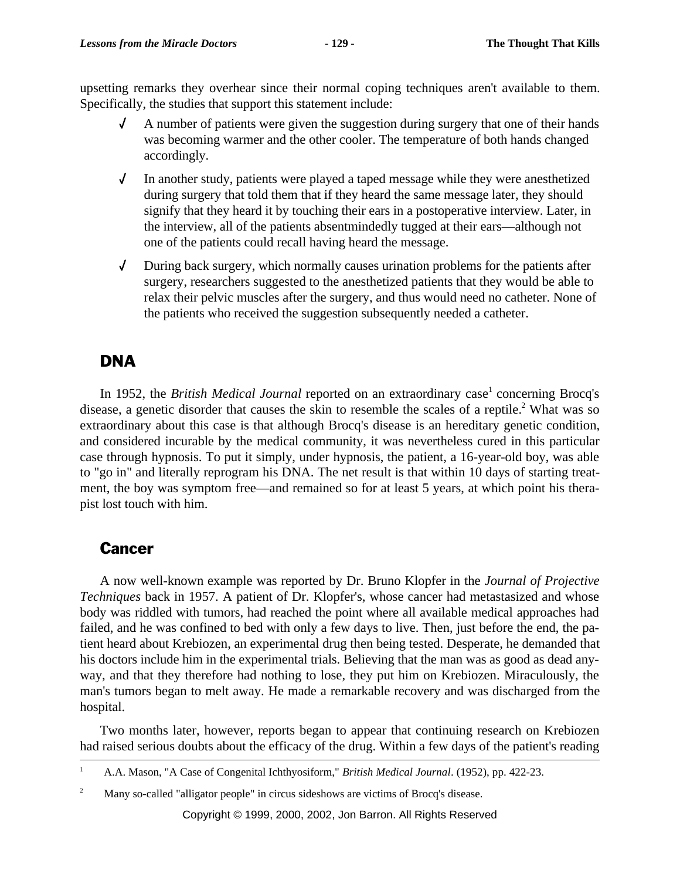upsetting remarks they overhear since their normal coping techniques aren't available to them. Specifically, the studies that support this statement include:

- ✓ A number of patients were given the suggestion during surgery that one of their hands was becoming warmer and the other cooler. The temperature of both hands changed accordingly.
- ✓ In another study, patients were played a taped message while they were anesthetized during surgery that told them that if they heard the same message later, they should signify that they heard it by touching their ears in a postoperative interview. Later, in the interview, all of the patients absentmindedly tugged at their ears—although not one of the patients could recall having heard the message.
- ✓ During back surgery, which normally causes urination problems for the patients after surgery, researchers suggested to the anesthetized patients that they would be able to relax their pelvic muscles after the surgery, and thus would need no catheter. None of the patients who received the suggestion subsequently needed a catheter.

## DNA

In 1952, the *British Medical Journal* reported on an extraordinary case[1] concerning Brocq's disease, a genetic disorder that causes the skin to resemble the scales of a reptile.[2] What was so extraordinary about this case is that although Brocq's disease is an hereditary genetic condition, and considered incurable by the medical community, it was nevertheless cured in this particular case through hypnosis. To put it simply, under hypnosis, the patient, a 16-year-old boy, was able to "go in" and literally reprogram his DNA. The net result is that within 10 days of starting treatment, the boy was symptom free—and remained so for at least 5 years, at which point his therapist lost touch with him.

## Cancer

A now well-known example was reported by Dr. Bruno Klopfer in the *Journal of Projective Techniques* back in 1957. A patient of Dr. Klopfer's, whose cancer had metastasized and whose body was riddled with tumors, had reached the point where all available medical approaches had failed, and he was confined to bed with only a few days to live. Then, just before the end, the patient heard about Krebiozen, an experimental drug then being tested. Desperate, he demanded that his doctors include him in the experimental trials. Believing that the man was as good as dead anyway, and that they therefore had nothing to lose, they put him on Krebiozen. Miraculously, the man's tumors began to melt away. He made a remarkable recovery and was discharged from the hospital.

Two months later, however, reports began to appear that continuing research on Krebiozen had raised serious doubts about the efficacy of the drug. Within a few days of the patient's reading

---

[1] A.A. Mason, "A Case of Congenital Ichthyosiform," *British Medical Journal*. (1952), pp. 422-23.

[2] Many so-called "alligator people" in circus sideshows are victims of Brocq's disease.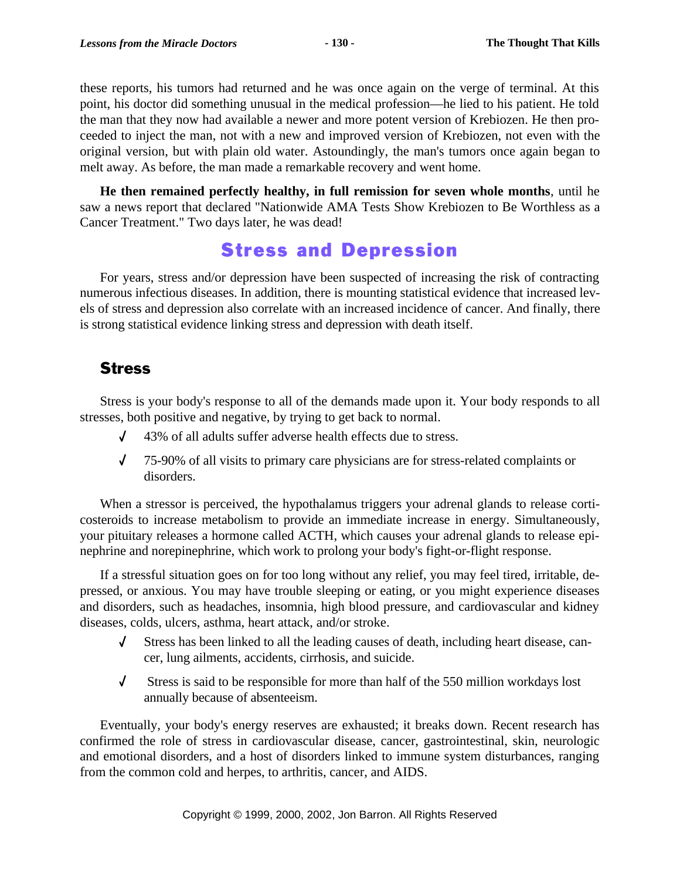these reports, his tumors had returned and he was once again on the verge of terminal. At this point, his doctor did something unusual in the medical profession—he lied to his patient. He told the man that they now had available a newer and more potent version of Krebiozen. He then proceeded to inject the man, not with a new and improved version of Krebiozen, not even with the original version, but with plain old water. Astoundingly, the man's tumors once again began to melt away. As before, the man made a remarkable recovery and went home.

**He then remained perfectly healthy, in full remission for seven whole months**, until he saw a news report that declared "Nationwide AMA Tests Show Krebiozen to Be Worthless as a Cancer Treatment." Two days later, he was dead!

## Stress and Depression

For years, stress and/or depression have been suspected of increasing the risk of contracting numerous infectious diseases. In addition, there is mounting statistical evidence that increased levels of stress and depression also correlate with an increased incidence of cancer. And finally, there is strong statistical evidence linking stress and depression with death itself.

### Stress

Stress is your body's response to all of the demands made upon it. Your body responds to all stresses, both positive and negative, by trying to get back to normal.

- 43% of all adults suffer adverse health effects due to stress.
- 75-90% of all visits to primary care physicians are for stress-related complaints or disorders.

When a stressor is perceived, the hypothalamus triggers your adrenal glands to release corticosteroids to increase metabolism to provide an immediate increase in energy. Simultaneously, your pituitary releases a hormone called ACTH, which causes your adrenal glands to release epinephrine and norepinephrine, which work to prolong your body's fight-or-flight response.

If a stressful situation goes on for too long without any relief, you may feel tired, irritable, depressed, or anxious. You may have trouble sleeping or eating, or you might experience diseases and disorders, such as headaches, insomnia, high blood pressure, and cardiovascular and kidney diseases, colds, ulcers, asthma, heart attack, and/or stroke.

- Stress has been linked to all the leading causes of death, including heart disease, cancer, lung ailments, accidents, cirrhosis, and suicide.
- Stress is said to be responsible for more than half of the 550 million workdays lost annually because of absenteeism.

Eventually, your body's energy reserves are exhausted; it breaks down. Recent research has confirmed the role of stress in cardiovascular disease, cancer, gastrointestinal, skin, neurologic and emotional disorders, and a host of disorders linked to immune system disturbances, ranging from the common cold and herpes, to arthritis, cancer, and AIDS.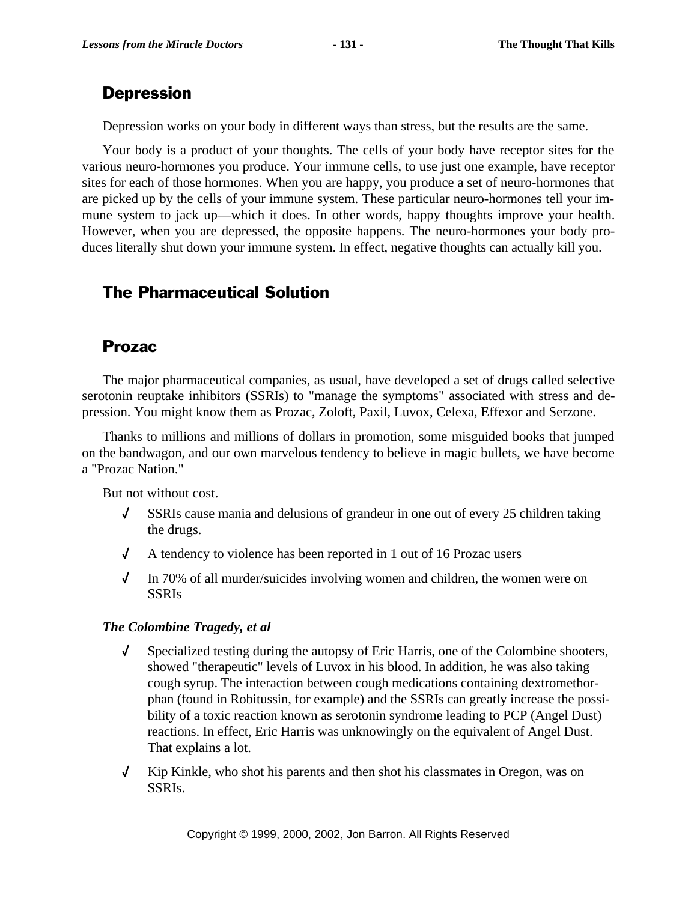## Depression

Depression works on your body in different ways than stress, but the results are the same.

Your body is a product of your thoughts. The cells of your body have receptor sites for the various neuro-hormones you produce. Your immune cells, to use just one example, have receptor sites for each of those hormones. When you are happy, you produce a set of neuro-hormones that are picked up by the cells of your immune system. These particular neuro-hormones tell your immune system to jack up—which it does. In other words, happy thoughts improve your health. However, when you are depressed, the opposite happens. The neuro-hormones your body produces literally shut down your immune system. In effect, negative thoughts can actually kill you.

## The Pharmaceutical Solution

## Prozac

The major pharmaceutical companies, as usual, have developed a set of drugs called selective serotonin reuptake inhibitors (SSRIs) to "manage the symptoms" associated with stress and depression. You might know them as Prozac, Zoloft, Paxil, Luvox, Celexa, Effexor and Serzone.

Thanks to millions and millions of dollars in promotion, some misguided books that jumped on the bandwagon, and our own marvelous tendency to believe in magic bullets, we have become a "Prozac Nation."

But not without cost.

- SSRIs cause mania and delusions of grandeur in one out of every 25 children taking the drugs.
- A tendency to violence has been reported in 1 out of 16 Prozac users
- In 70% of all murder/suicides involving women and children, the women were on SSRIs

***The Colombine Tragedy, et al***

- Specialized testing during the autopsy of Eric Harris, one of the Colombine shooters, showed "therapeutic" levels of Luvox in his blood. In addition, he was also taking cough syrup. The interaction between cough medications containing dextromethorphan (found in Robitussin, for example) and the SSRIs can greatly increase the possibility of a toxic reaction known as serotonin syndrome leading to PCP (Angel Dust) reactions. In effect, Eric Harris was unknowingly on the equivalent of Angel Dust. That explains a lot.
- Kip Kinkle, who shot his parents and then shot his classmates in Oregon, was on SSRIs.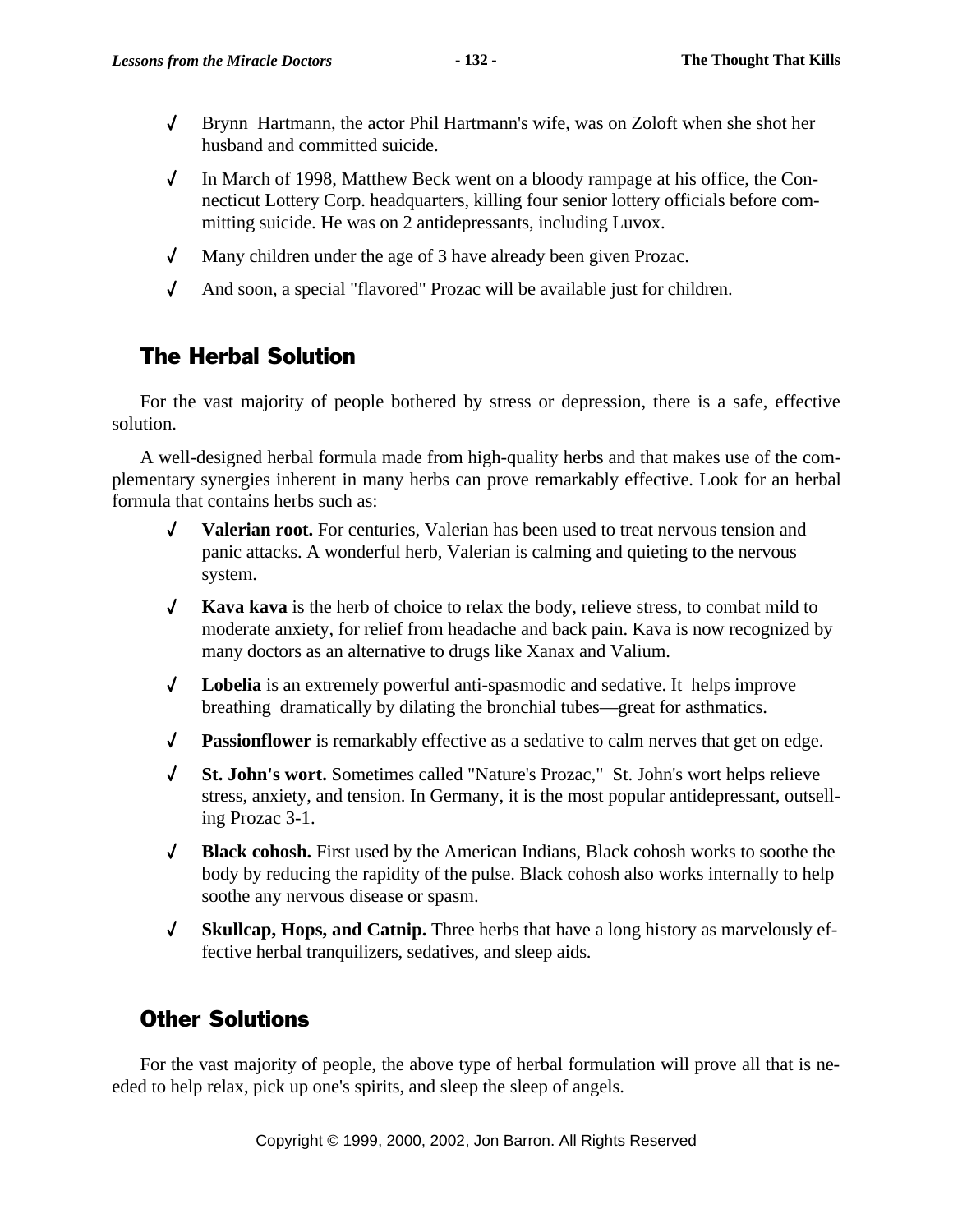- Brynn Hartmann, the actor Phil Hartmann's wife, was on Zoloft when she shot her husband and committed suicide.
- In March of 1998, Matthew Beck went on a bloody rampage at his office, the Connecticut Lottery Corp. headquarters, killing four senior lottery officials before committing suicide. He was on 2 antidepressants, including Luvox.
- Many children under the age of 3 have already been given Prozac.
- And soon, a special "flavored" Prozac will be available just for children.

## The Herbal Solution

For the vast majority of people bothered by stress or depression, there is a safe, effective solution.

A well-designed herbal formula made from high-quality herbs and that makes use of the complementary synergies inherent in many herbs can prove remarkably effective. Look for an herbal formula that contains herbs such as:

- **Valerian root.** For centuries, Valerian has been used to treat nervous tension and panic attacks. A wonderful herb, Valerian is calming and quieting to the nervous system.
- **Kava kava** is the herb of choice to relax the body, relieve stress, to combat mild to moderate anxiety, for relief from headache and back pain. Kava is now recognized by many doctors as an alternative to drugs like Xanax and Valium.
- **Lobelia** is an extremely powerful anti-spasmodic and sedative. It helps improve breathing dramatically by dilating the bronchial tubes—great for asthmatics.
- **Passionflower** is remarkably effective as a sedative to calm nerves that get on edge.
- **St. John's wort.** Sometimes called "Nature's Prozac," St. John's wort helps relieve stress, anxiety, and tension. In Germany, it is the most popular antidepressant, outselling Prozac 3-1.
- **Black cohosh.** First used by the American Indians, Black cohosh works to soothe the body by reducing the rapidity of the pulse. Black cohosh also works internally to help soothe any nervous disease or spasm.
- **Skullcap, Hops, and Catnip.** Three herbs that have a long history as marvelously effective herbal tranquilizers, sedatives, and sleep aids.

## Other Solutions

For the vast majority of people, the above type of herbal formulation will prove all that is needed to help relax, pick up one's spirits, and sleep the sleep of angels.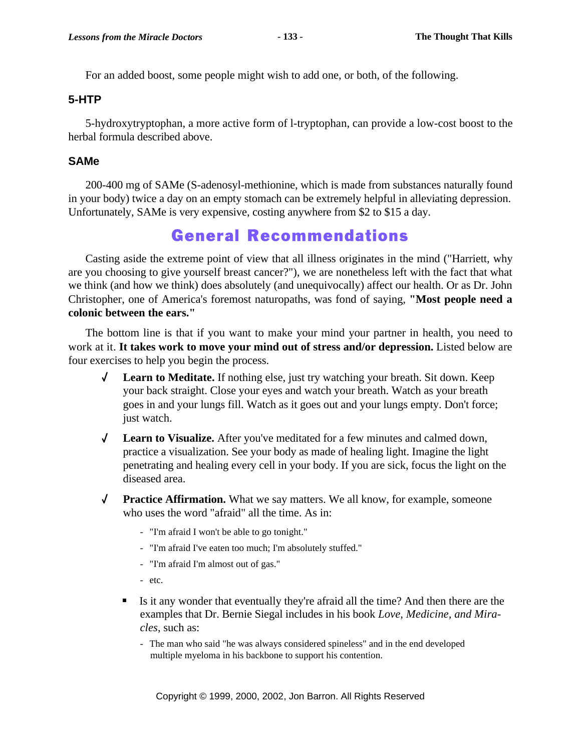For an added boost, some people might wish to add one, or both, of the following.

### 5-HTP

5-hydroxytryptophan, a more active form of l-tryptophan, can provide a low-cost boost to the herbal formula described above.

### SAMe

200-400 mg of SAMe (S-adenosyl-methionine, which is made from substances naturally found in your body) twice a day on an empty stomach can be extremely helpful in alleviating depression. Unfortunately, SAMe is very expensive, costing anywhere from $2 to $15 a day.

## General Recommendations

Casting aside the extreme point of view that all illness originates in the mind ("Harriett, why are you choosing to give yourself breast cancer?"), we are nonetheless left with the fact that what we think (and how we think) does absolutely (and unequivocally) affect our health. Or as Dr. John Christopher, one of America's foremost naturopaths, was fond of saying, **"Most people need a colonic between the ears."**

The bottom line is that if you want to make your mind your partner in health, you need to work at it. **It takes work to move your mind out of stress and/or depression.** Listed below are four exercises to help you begin the process.

- √ **Learn to Meditate.** If nothing else, just try watching your breath. Sit down. Keep your back straight. Close your eyes and watch your breath. Watch as your breath goes in and your lungs fill. Watch as it goes out and your lungs empty. Don't force; just watch.

- √ **Learn to Visualize.** After you've meditated for a few minutes and calmed down, practice a visualization. See your body as made of healing light. Imagine the light penetrating and healing every cell in your body. If you are sick, focus the light on the diseased area.

- √ **Practice Affirmation.** What we say matters. We all know, for example, someone who uses the word "afraid" all the time. As in:

  - "I'm afraid I won't be able to go tonight."
  - "I'm afraid I've eaten too much; I'm absolutely stuffed."
  - "I'm afraid I'm almost out of gas."
  - etc.

  - Is it any wonder that eventually they're afraid all the time? And then there are the examples that Dr. Bernie Siegal includes in his book *Love, Medicine, and Miracles*, such as:

    - The man who said "he was always considered spineless" and in the end developed multiple myeloma in his backbone to support his contention.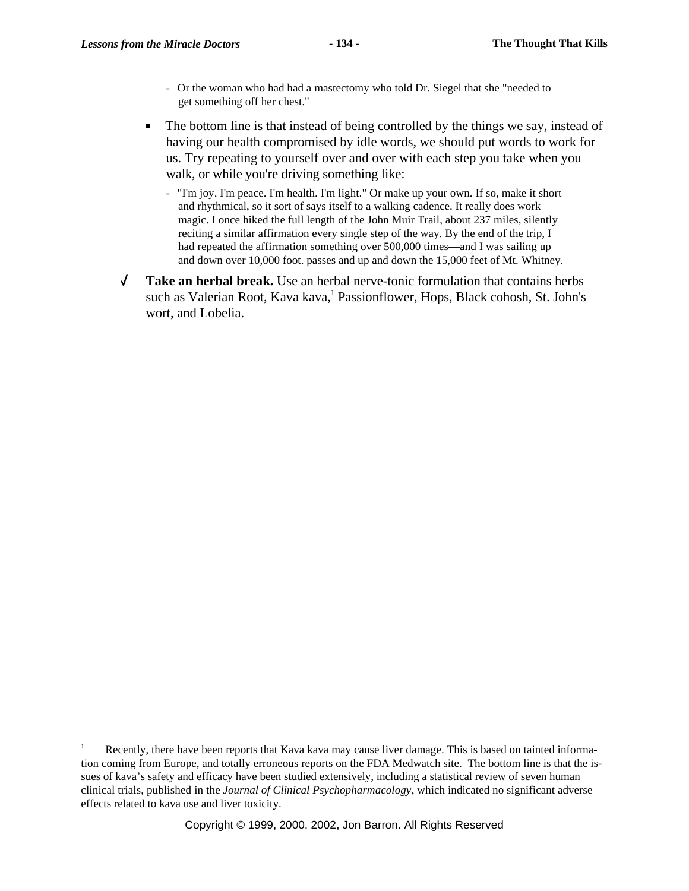- Or the woman who had had a mastectomy who told Dr. Siegel that she "needed to get something off her chest."

- The bottom line is that instead of being controlled by the things we say, instead of having our health compromised by idle words, we should put words to work for us. Try repeating to yourself over and over with each step you take when you walk, or while you're driving something like:
  - "I'm joy. I'm peace. I'm health. I'm light." Or make up your own. If so, make it short and rhythmical, so it sort of says itself to a walking cadence. It really does work magic. I once hiked the full length of the John Muir Trail, about 237 miles, silently reciting a similar affirmation every single step of the way. By the end of the trip, I had repeated the affirmation something over 500,000 times—and I was sailing up and down over 10,000 foot. passes and up and down the 15,000 feet of Mt. Whitney.

√ **Take an herbal break.** Use an herbal nerve-tonic formulation that contains herbs such as Valerian Root, Kava kava,[1] Passionflower, Hops, Black cohosh, St. John's wort, and Lobelia.

---

[1] Recently, there have been reports that Kava kava may cause liver damage. This is based on tainted information coming from Europe, and totally erroneous reports on the FDA Medwatch site. The bottom line is that the issues of kava's safety and efficacy have been studied extensively, including a statistical review of seven human clinical trials, published in the *Journal of Clinical Psychopharmacology*, which indicated no significant adverse effects related to kava use and liver toxicity.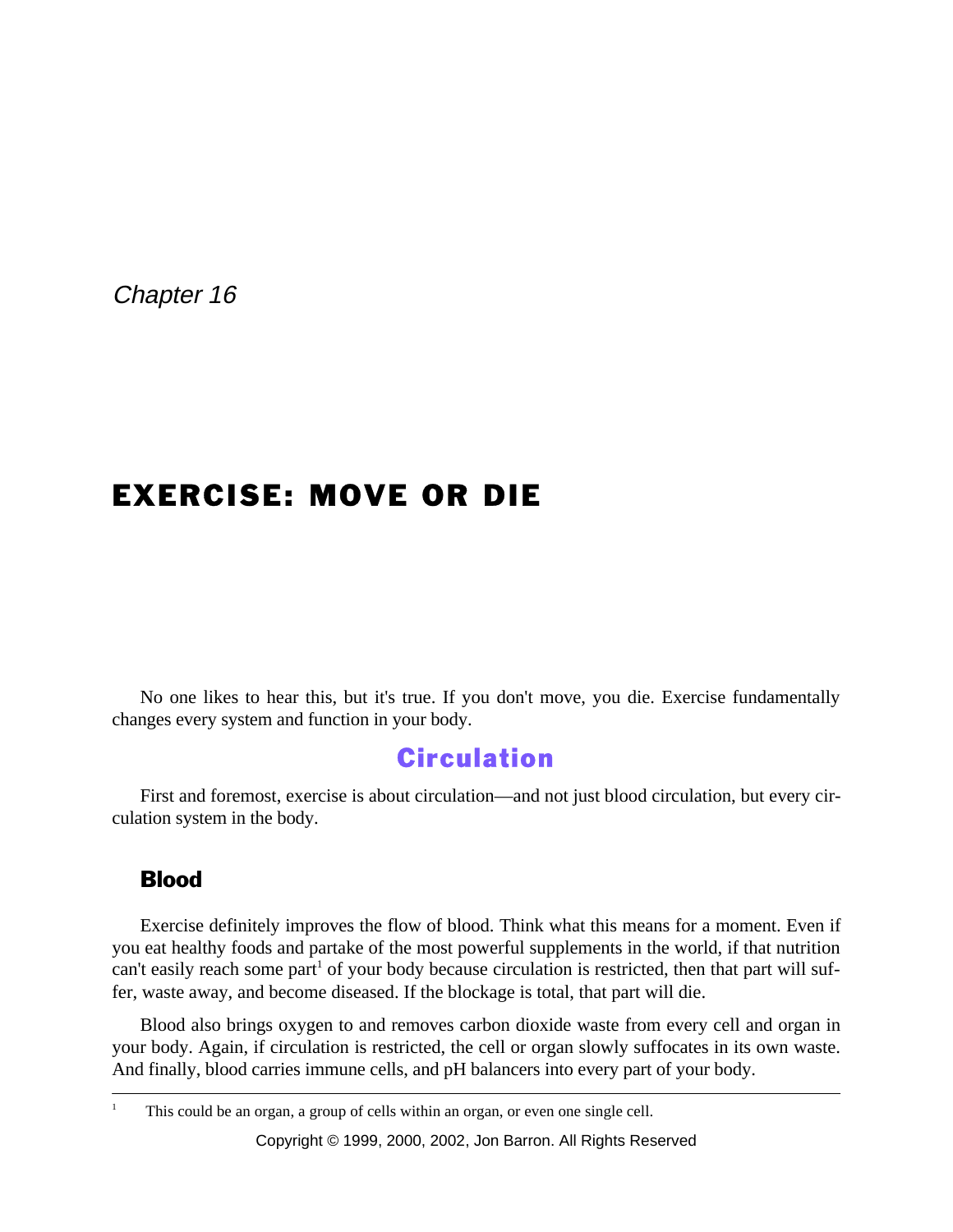*Chapter 16*

# EXERCISE: MOVE OR DIE

No one likes to hear this, but it's true. If you don't move, you die. Exercise fundamentally changes every system and function in your body.

## Circulation

First and foremost, exercise is about circulation—and not just blood circulation, but every circulation system in the body.

### Blood

Exercise definitely improves the flow of blood. Think what this means for a moment. Even if you eat healthy foods and partake of the most powerful supplements in the world, if that nutrition can't easily reach some part[1] of your body because circulation is restricted, then that part will suffer, waste away, and become diseased. If the blockage is total, that part will die.

Blood also brings oxygen to and removes carbon dioxide waste from every cell and organ in your body. Again, if circulation is restricted, the cell or organ slowly suffocates in its own waste. And finally, blood carries immune cells, and pH balancers into every part of your body.

---

[1] This could be an organ, a group of cells within an organ, or even one single cell.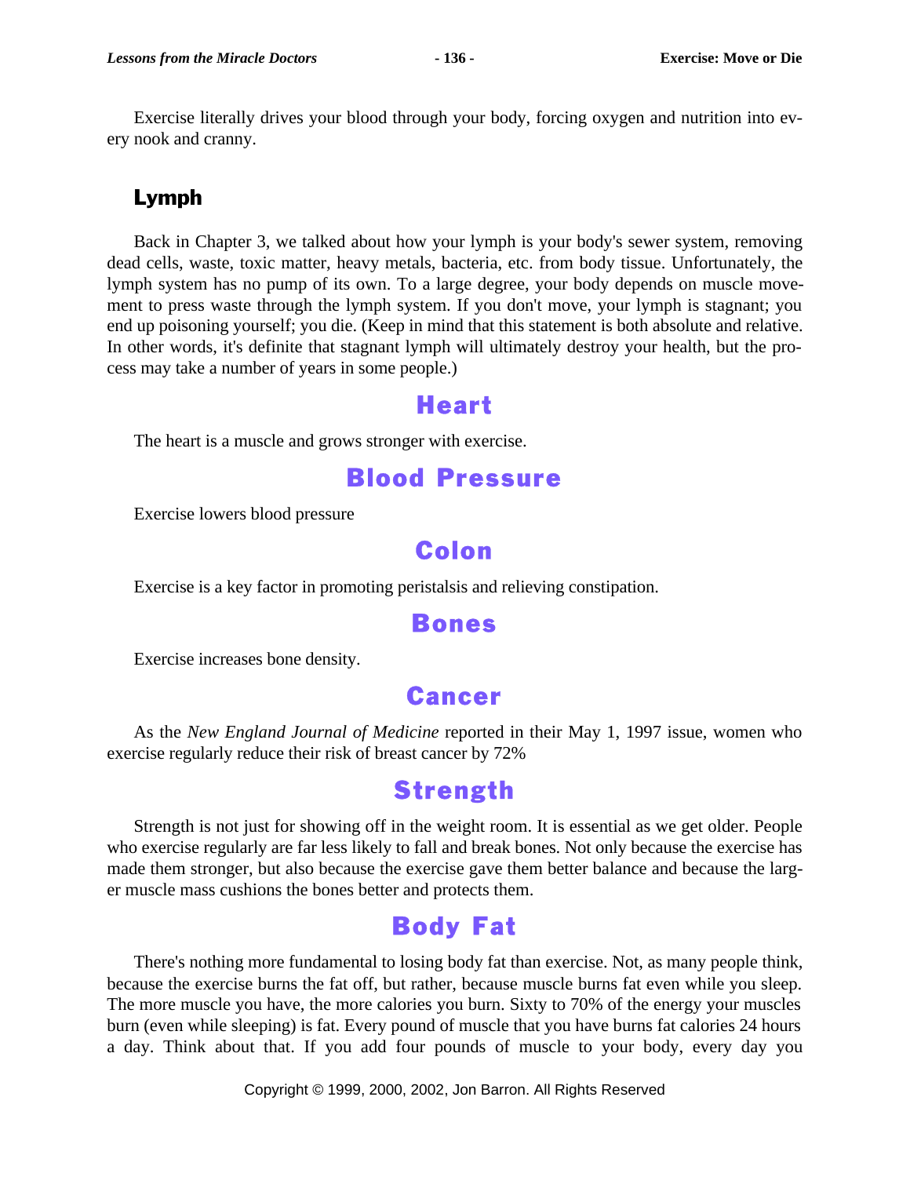Exercise literally drives your blood through your body, forcing oxygen and nutrition into every nook and cranny.

### Lymph

Back in Chapter 3, we talked about how your lymph is your body's sewer system, removing dead cells, waste, toxic matter, heavy metals, bacteria, etc. from body tissue. Unfortunately, the lymph system has no pump of its own. To a large degree, your body depends on muscle movement to press waste through the lymph system. If you don't move, your lymph is stagnant; you end up poisoning yourself; you die. (Keep in mind that this statement is both absolute and relative. In other words, it's definite that stagnant lymph will ultimately destroy your health, but the process may take a number of years in some people.)

## Heart

The heart is a muscle and grows stronger with exercise.

## Blood Pressure

Exercise lowers blood pressure

## Colon

Exercise is a key factor in promoting peristalsis and relieving constipation.

## Bones

Exercise increases bone density.

## Cancer

As the *New England Journal of Medicine* reported in their May 1, 1997 issue, women who exercise regularly reduce their risk of breast cancer by 72%

## Strength

Strength is not just for showing off in the weight room. It is essential as we get older. People who exercise regularly are far less likely to fall and break bones. Not only because the exercise has made them stronger, but also because the exercise gave them better balance and because the larger muscle mass cushions the bones better and protects them.

## Body Fat

There's nothing more fundamental to losing body fat than exercise. Not, as many people think, because the exercise burns the fat off, but rather, because muscle burns fat even while you sleep. The more muscle you have, the more calories you burn. Sixty to 70% of the energy your muscles burn (even while sleeping) is fat. Every pound of muscle that you have burns fat calories 24 hours a day. Think about that. If you add four pounds of muscle to your body, every day you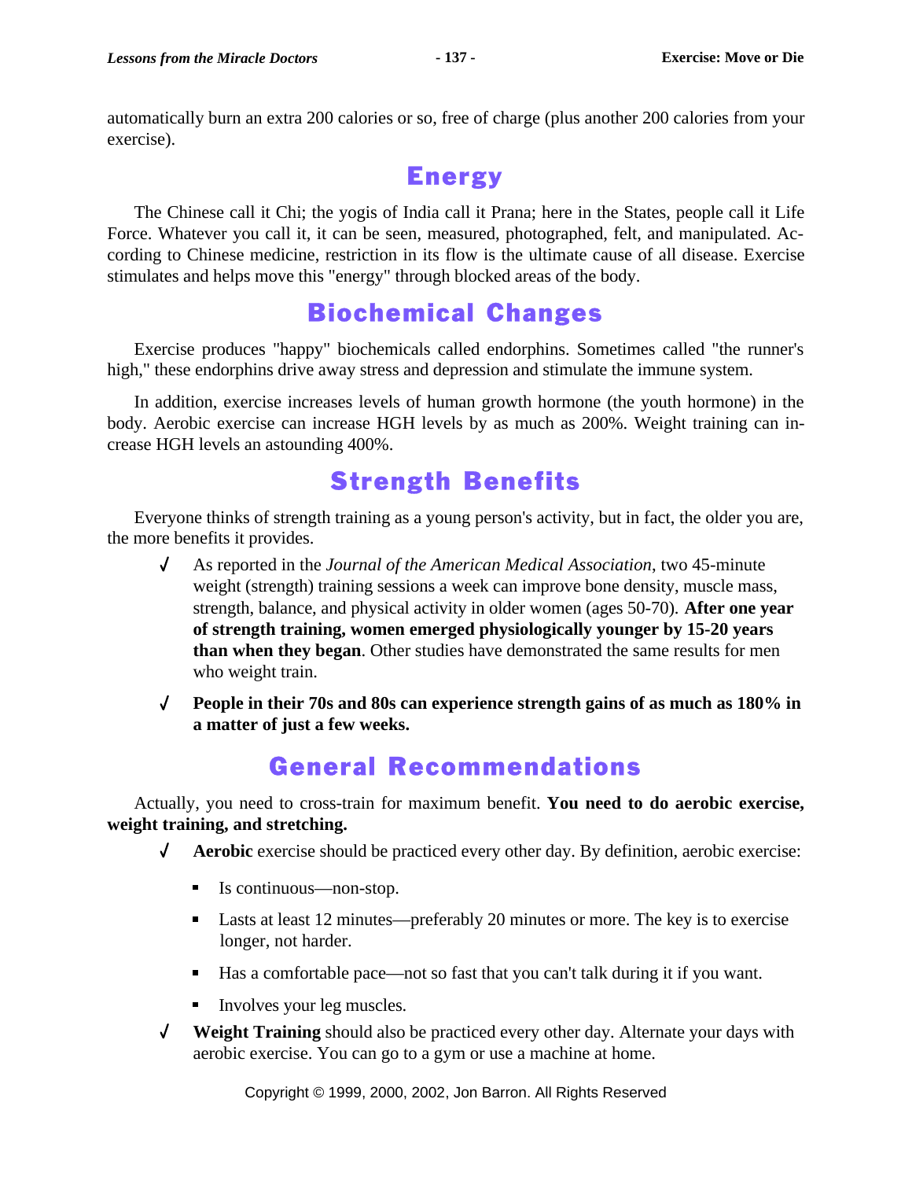automatically burn an extra 200 calories or so, free of charge (plus another 200 calories from your exercise).

## Energy

The Chinese call it Chi; the yogis of India call it Prana; here in the States, people call it Life Force. Whatever you call it, it can be seen, measured, photographed, felt, and manipulated. According to Chinese medicine, restriction in its flow is the ultimate cause of all disease. Exercise stimulates and helps move this "energy" through blocked areas of the body.

## Biochemical Changes

Exercise produces "happy" biochemicals called endorphins. Sometimes called "the runner's high," these endorphins drive away stress and depression and stimulate the immune system.

In addition, exercise increases levels of human growth hormone (the youth hormone) in the body. Aerobic exercise can increase HGH levels by as much as 200%. Weight training can increase HGH levels an astounding 400%.

## Strength Benefits

Everyone thinks of strength training as a young person's activity, but in fact, the older you are, the more benefits it provides.

- √ As reported in the *Journal of the American Medical Association*, two 45-minute weight (strength) training sessions a week can improve bone density, muscle mass, strength, balance, and physical activity in older women (ages 50-70). **After one year of strength training, women emerged physiologically younger by 15-20 years than when they began**. Other studies have demonstrated the same results for men who weight train.
- √ **People in their 70s and 80s can experience strength gains of as much as 180% in a matter of just a few weeks.**

## General Recommendations

Actually, you need to cross-train for maximum benefit. **You need to do aerobic exercise, weight training, and stretching.**

- √ **Aerobic** exercise should be practiced every other day. By definition, aerobic exercise:
  - Is continuous—non-stop.
  - Lasts at least 12 minutes—preferably 20 minutes or more. The key is to exercise longer, not harder.
  - Has a comfortable pace—not so fast that you can't talk during it if you want.
  - Involves your leg muscles.
- √ **Weight Training** should also be practiced every other day. Alternate your days with aerobic exercise. You can go to a gym or use a machine at home.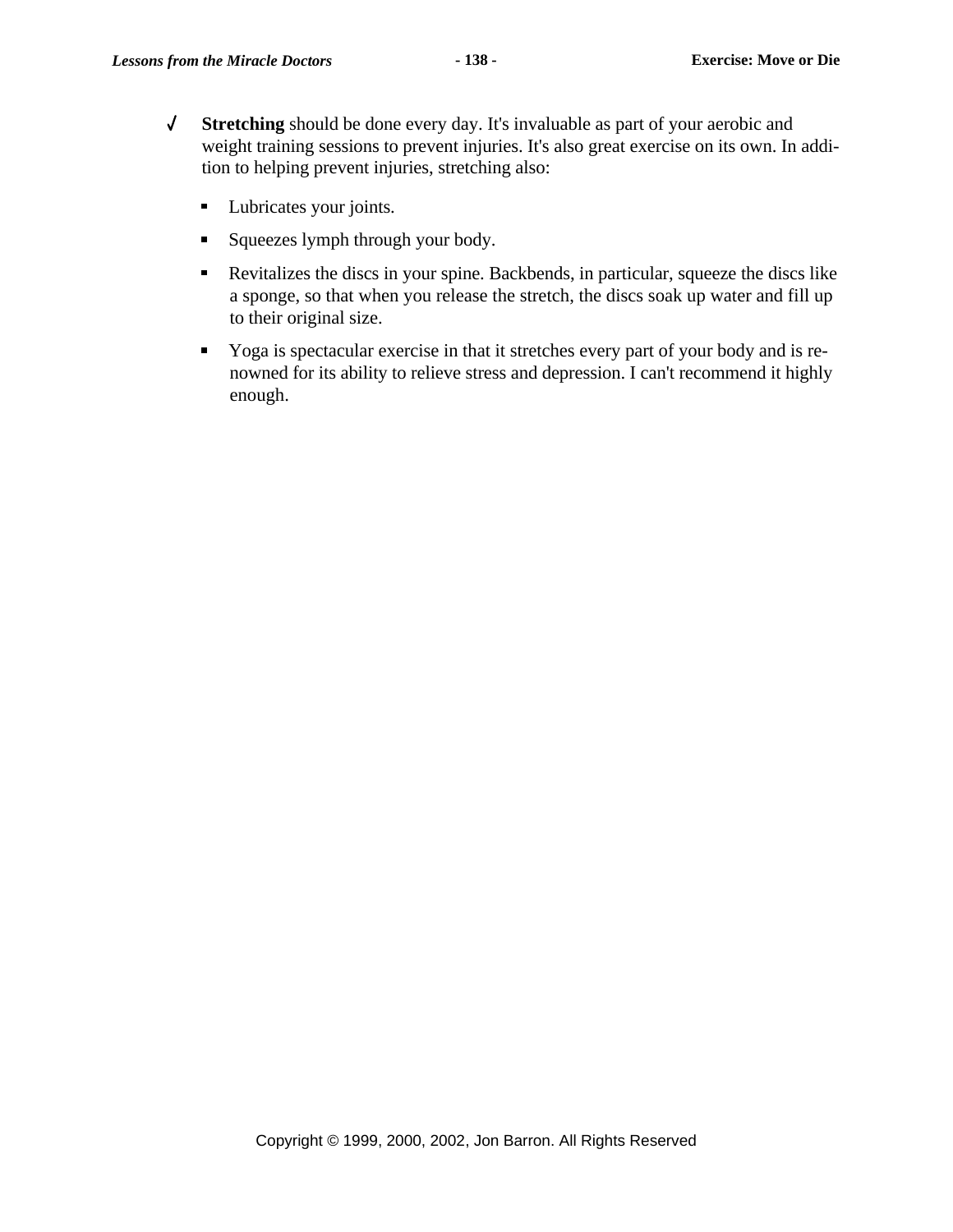- √ **Stretching** should be done every day. It's invaluable as part of your aerobic and weight training sessions to prevent injuries. It's also great exercise on its own. In addition to helping prevent injuries, stretching also:
  - Lubricates your joints.
  - Squeezes lymph through your body.
  - Revitalizes the discs in your spine. Backbends, in particular, squeeze the discs like a sponge, so that when you release the stretch, the discs soak up water and fill up to their original size.
  - Yoga is spectacular exercise in that it stretches every part of your body and is renowned for its ability to relieve stress and depression. I can't recommend it highly enough.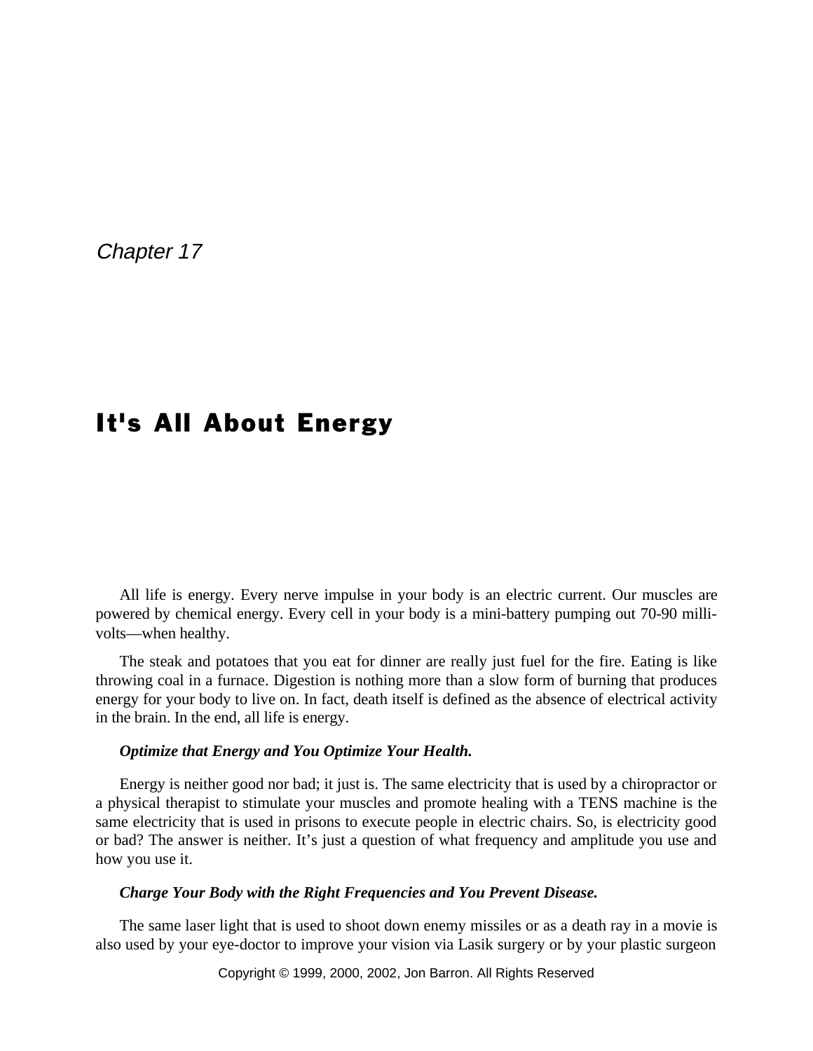*Chapter 17*

# It's All About Energy

All life is energy. Every nerve impulse in your body is an electric current. Our muscles are powered by chemical energy. Every cell in your body is a mini-battery pumping out 70-90 milli-volts—when healthy.

The steak and potatoes that you eat for dinner are really just fuel for the fire. Eating is like throwing coal in a furnace. Digestion is nothing more than a slow form of burning that produces energy for your body to live on. In fact, death itself is defined as the absence of electrical activity in the brain. In the end, all life is energy.

***Optimize that Energy and You Optimize Your Health.***

Energy is neither good nor bad; it just is. The same electricity that is used by a chiropractor or a physical therapist to stimulate your muscles and promote healing with a TENS machine is the same electricity that is used in prisons to execute people in electric chairs. So, is electricity good or bad? The answer is neither. It's just a question of what frequency and amplitude you use and how you use it.

***Charge Your Body with the Right Frequencies and You Prevent Disease.***

The same laser light that is used to shoot down enemy missiles or as a death ray in a movie is also used by your eye-doctor to improve your vision via Lasik surgery or by your plastic surgeon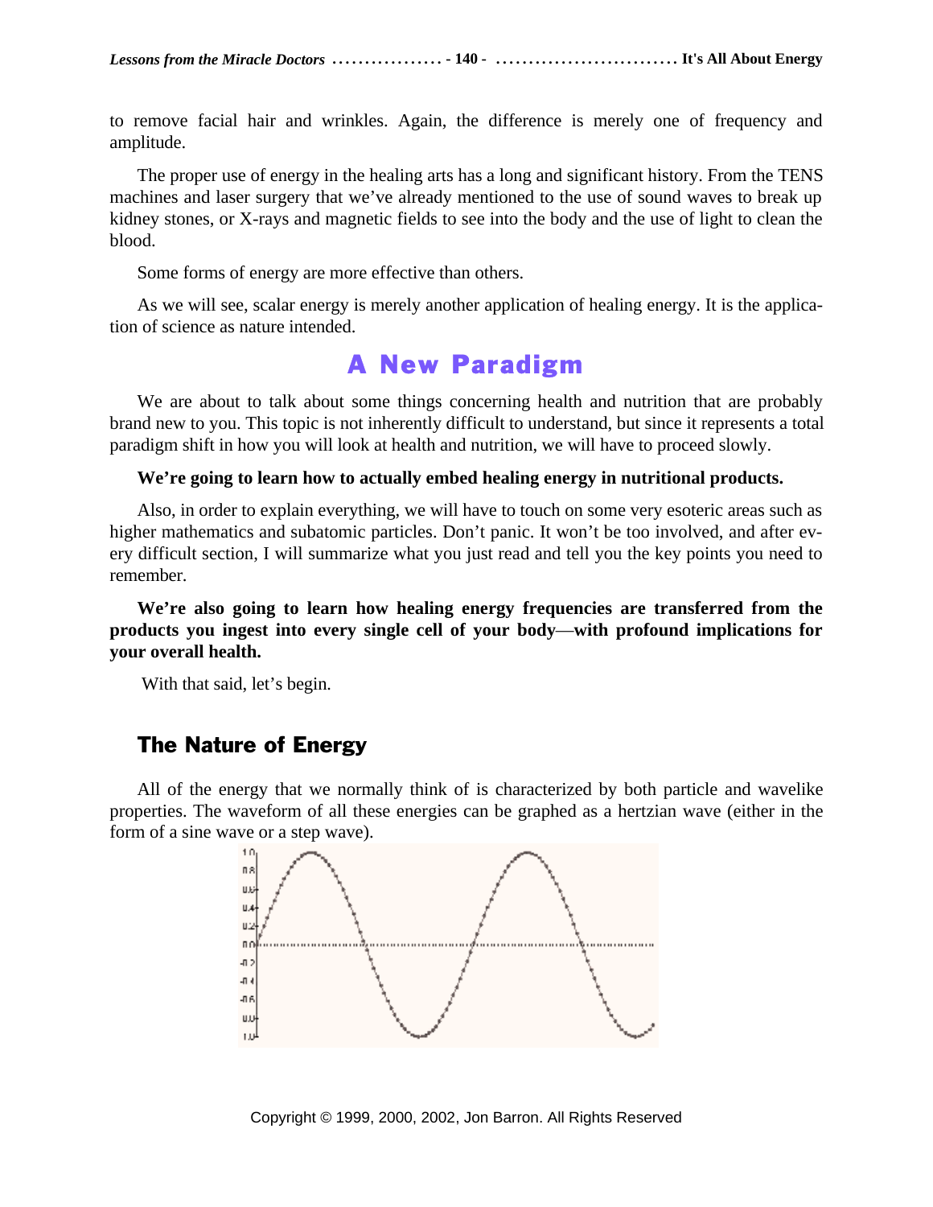to remove facial hair and wrinkles. Again, the difference is merely one of frequency and amplitude.

The proper use of energy in the healing arts has a long and significant history. From the TENS machines and laser surgery that we've already mentioned to the use of sound waves to break up kidney stones, or X-rays and magnetic fields to see into the body and the use of light to clean the blood.

Some forms of energy are more effective than others.

As we will see, scalar energy is merely another application of healing energy. It is the application of science as nature intended.

## A New Paradigm

We are about to talk about some things concerning health and nutrition that are probably brand new to you. This topic is not inherently difficult to understand, but since it represents a total paradigm shift in how you will look at health and nutrition, we will have to proceed slowly.

**We're going to learn how to actually embed healing energy in nutritional products.**

Also, in order to explain everything, we will have to touch on some very esoteric areas such as higher mathematics and subatomic particles. Don't panic. It won't be too involved, and after every difficult section, I will summarize what you just read and tell you the key points you need to remember.

**We're also going to learn how healing energy frequencies are transferred from the products you ingest into every single cell of your body—with profound implications for your overall health.**

With that said, let's begin.

### The Nature of Energy

All of the energy that we normally think of is characterized by both particle and wavelike properties. The waveform of all these energies can be graphed as a hertzian wave (either in the form of a sine wave or a step wave).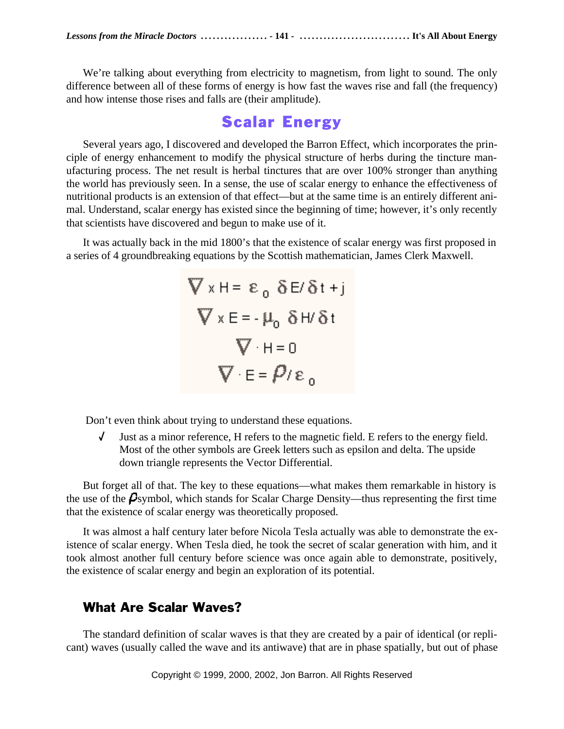We're talking about everything from electricity to magnetism, from light to sound. The only difference between all of these forms of energy is how fast the waves rise and fall (the frequency) and how intense those rises and falls are (their amplitude).

## Scalar Energy

Several years ago, I discovered and developed the Barron Effect, which incorporates the principle of energy enhancement to modify the physical structure of herbs during the tincture manufacturing process. The net result is herbal tinctures that are over 100% stronger than anything the world has previously seen. In a sense, the use of scalar energy to enhance the effectiveness of nutritional products is an extension of that effect—but at the same time is an entirely different animal. Understand, scalar energy has existed since the beginning of time; however, it's only recently that scientists have discovered and begun to make use of it.

It was actually back in the mid 1800's that the existence of scalar energy was first proposed in a series of 4 groundbreaking equations by the Scottish mathematician, James Clerk Maxwell.

$$\nabla \times H = \varepsilon_0 \; \delta E / \delta t + j$$

$$\nabla \times E = -\mu_0 \; \delta H / \delta t$$

$$\nabla \cdot H = 0$$

$$\nabla \cdot E = \rho / \varepsilon_0$$

Don't even think about trying to understand these equations.

- √ Just as a minor reference, H refers to the magnetic field. E refers to the energy field. Most of the other symbols are Greek letters such as epsilon and delta. The upside down triangle represents the Vector Differential.

But forget all of that. The key to these equations—what makes them remarkable in history is the use of the $\rho$ symbol, which stands for Scalar Charge Density—thus representing the first time that the existence of scalar energy was theoretically proposed.

It was almost a half century later before Nicola Tesla actually was able to demonstrate the existence of scalar energy. When Tesla died, he took the secret of scalar generation with him, and it took almost another full century before science was once again able to demonstrate, positively, the existence of scalar energy and begin an exploration of its potential.

### What Are Scalar Waves?

The standard definition of scalar waves is that they are created by a pair of identical (or replicant) waves (usually called the wave and its antiwave) that are in phase spatially, but out of phase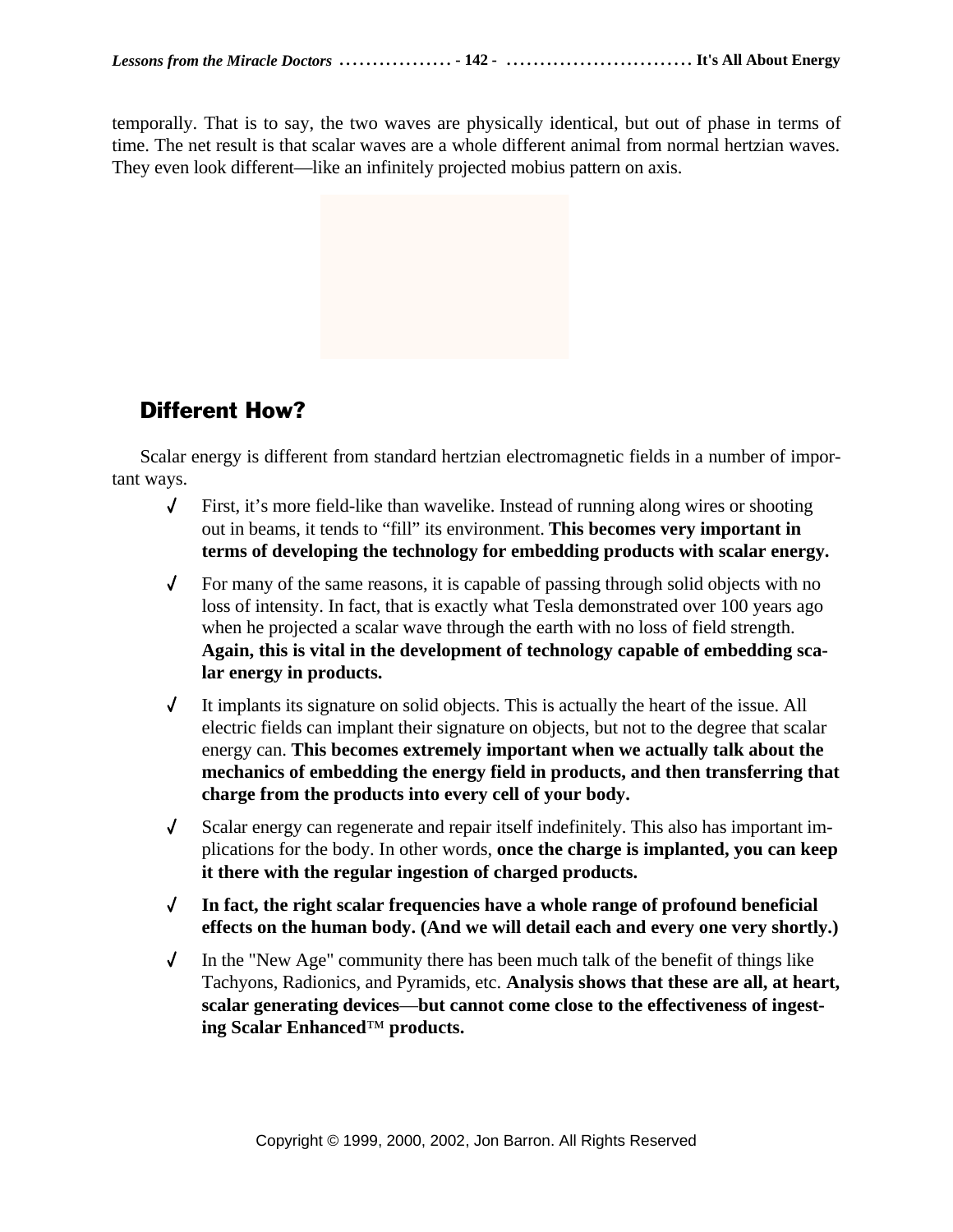temporally. That is to say, the two waves are physically identical, but out of phase in terms of time. The net result is that scalar waves are a whole different animal from normal hertzian waves. They even look different—like an infinitely projected mobius pattern on axis.

## Different How?

Scalar energy is different from standard hertzian electromagnetic fields in a number of important ways.

- First, it's more field-like than wavelike. Instead of running along wires or shooting out in beams, it tends to "fill" its environment. **This becomes very important in terms of developing the technology for embedding products with scalar energy.**
- For many of the same reasons, it is capable of passing through solid objects with no loss of intensity. In fact, that is exactly what Tesla demonstrated over 100 years ago when he projected a scalar wave through the earth with no loss of field strength. **Again, this is vital in the development of technology capable of embedding scalar energy in products.**
- It implants its signature on solid objects. This is actually the heart of the issue. All electric fields can implant their signature on objects, but not to the degree that scalar energy can. **This becomes extremely important when we actually talk about the mechanics of embedding the energy field in products, and then transferring that charge from the products into every cell of your body.**
- Scalar energy can regenerate and repair itself indefinitely. This also has important implications for the body. In other words, **once the charge is implanted, you can keep it there with the regular ingestion of charged products.**
- **In fact, the right scalar frequencies have a whole range of profound beneficial effects on the human body. (And we will detail each and every one very shortly.)**
- In the "New Age" community there has been much talk of the benefit of things like Tachyons, Radionics, and Pyramids, etc. **Analysis shows that these are all, at heart, scalar generating devices—but cannot come close to the effectiveness of ingesting Scalar Enhanced™ products.**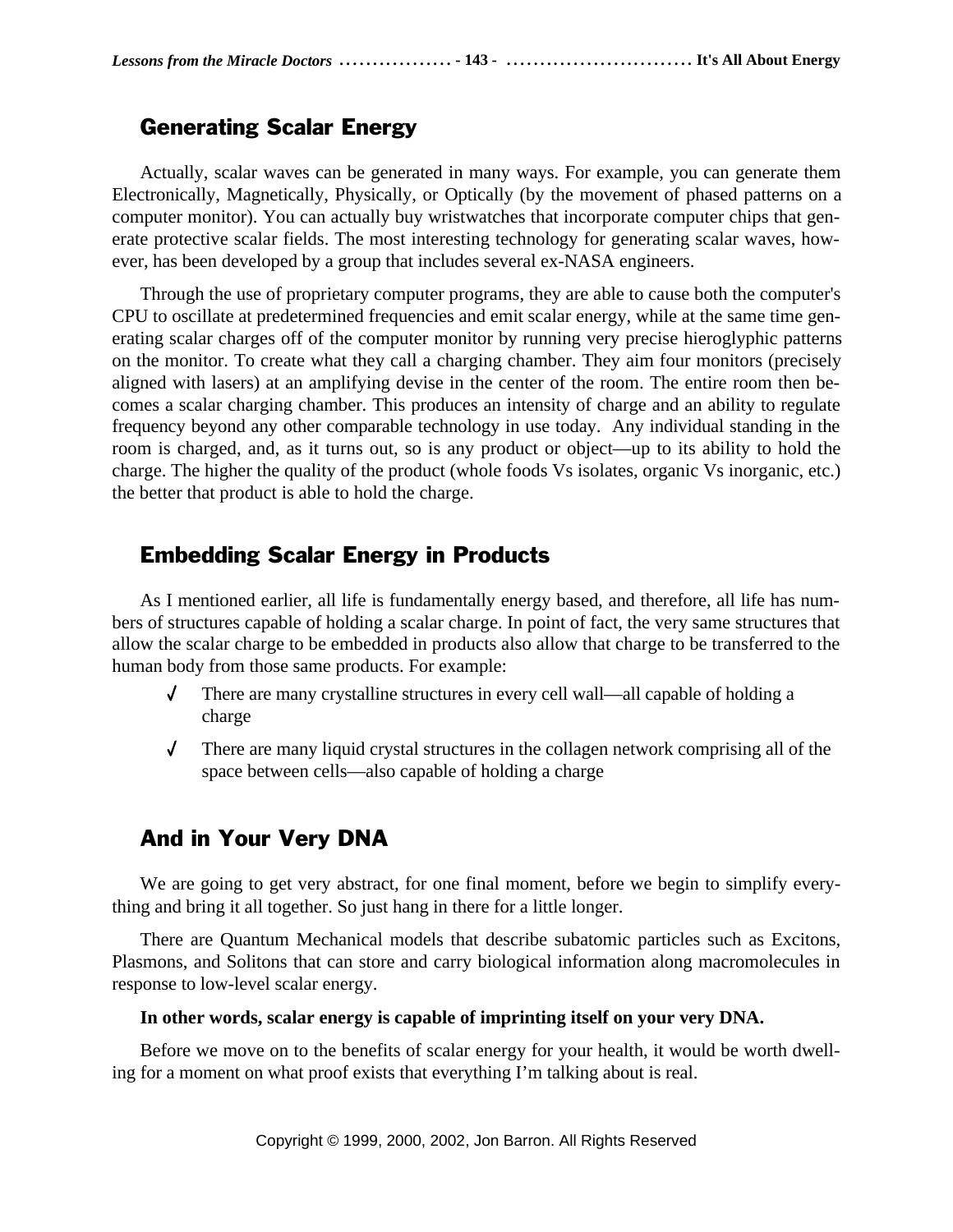## Generating Scalar Energy

Actually, scalar waves can be generated in many ways. For example, you can generate them Electronically, Magnetically, Physically, or Optically (by the movement of phased patterns on a computer monitor). You can actually buy wristwatches that incorporate computer chips that generate protective scalar fields. The most interesting technology for generating scalar waves, however, has been developed by a group that includes several ex-NASA engineers.

Through the use of proprietary computer programs, they are able to cause both the computer's CPU to oscillate at predetermined frequencies and emit scalar energy, while at the same time generating scalar charges off of the computer monitor by running very precise hieroglyphic patterns on the monitor. To create what they call a charging chamber. They aim four monitors (precisely aligned with lasers) at an amplifying devise in the center of the room. The entire room then becomes a scalar charging chamber. This produces an intensity of charge and an ability to regulate frequency beyond any other comparable technology in use today. Any individual standing in the room is charged, and, as it turns out, so is any product or object—up to its ability to hold the charge. The higher the quality of the product (whole foods Vs isolates, organic Vs inorganic, etc.) the better that product is able to hold the charge.

## Embedding Scalar Energy in Products

As I mentioned earlier, all life is fundamentally energy based, and therefore, all life has numbers of structures capable of holding a scalar charge. In point of fact, the very same structures that allow the scalar charge to be embedded in products also allow that charge to be transferred to the human body from those same products. For example:

- ✓ There are many crystalline structures in every cell wall—all capable of holding a charge
- ✓ There are many liquid crystal structures in the collagen network comprising all of the space between cells—also capable of holding a charge

## And in Your Very DNA

We are going to get very abstract, for one final moment, before we begin to simplify everything and bring it all together. So just hang in there for a little longer.

There are Quantum Mechanical models that describe subatomic particles such as Excitons, Plasmons, and Solitons that can store and carry biological information along macromolecules in response to low-level scalar energy.

**In other words, scalar energy is capable of imprinting itself on your very DNA.**

Before we move on to the benefits of scalar energy for your health, it would be worth dwelling for a moment on what proof exists that everything I'm talking about is real.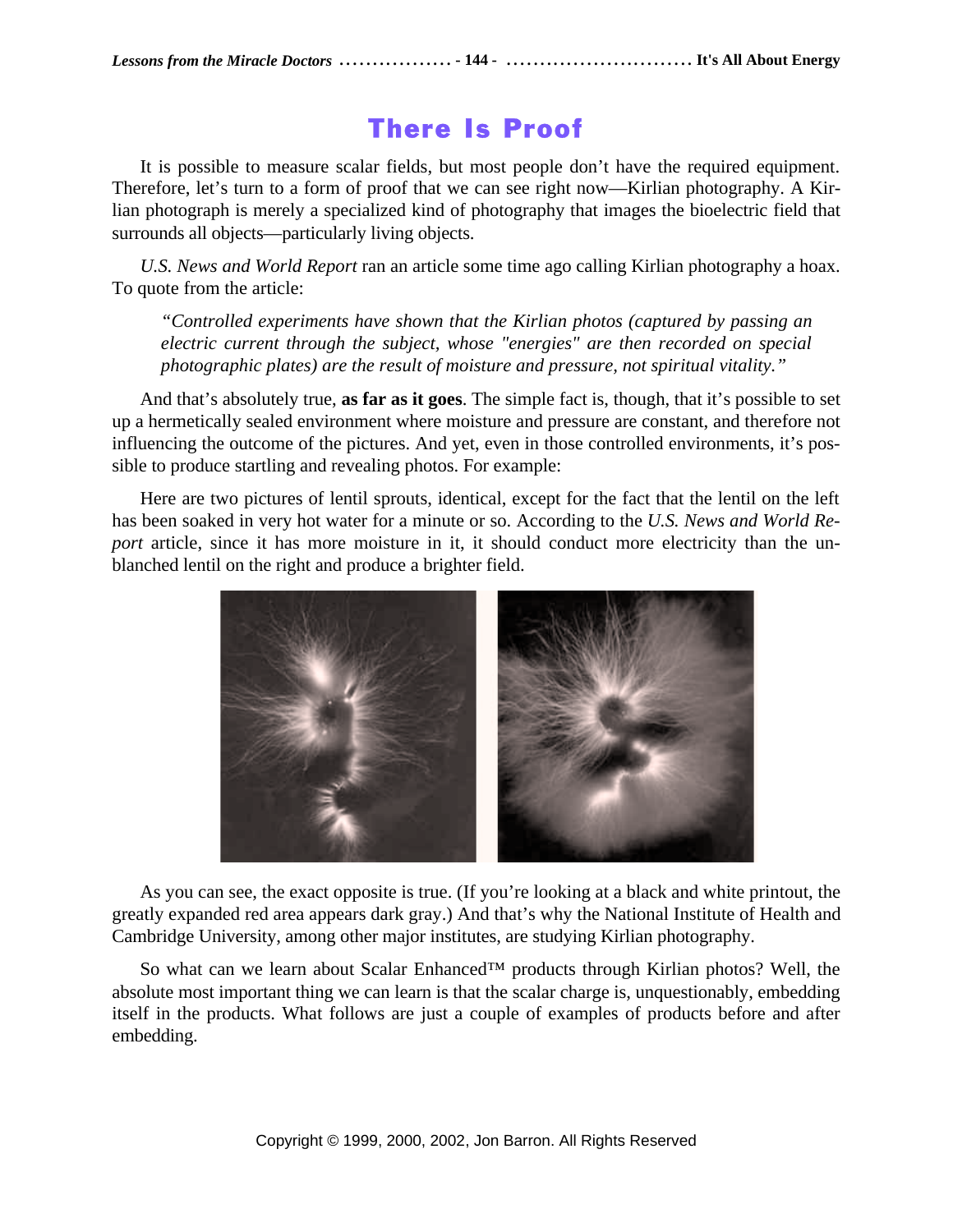## There Is Proof

It is possible to measure scalar fields, but most people don't have the required equipment. Therefore, let's turn to a form of proof that we can see right now—Kirlian photography. A Kirlian photograph is merely a specialized kind of photography that images the bioelectric field that surrounds all objects—particularly living objects.

*U.S. News and World Report* ran an article some time ago calling Kirlian photography a hoax. To quote from the article:

> *"Controlled experiments have shown that the Kirlian photos (captured by passing an electric current through the subject, whose "energies" are then recorded on special photographic plates) are the result of moisture and pressure, not spiritual vitality."*

And that's absolutely true, **as far as it goes**. The simple fact is, though, that it's possible to set up a hermetically sealed environment where moisture and pressure are constant, and therefore not influencing the outcome of the pictures. And yet, even in those controlled environments, it's possible to produce startling and revealing photos. For example:

Here are two pictures of lentil sprouts, identical, except for the fact that the lentil on the left has been soaked in very hot water for a minute or so. According to the *U.S. News and World Report* article, since it has more moisture in it, it should conduct more electricity than the unblanched lentil on the right and produce a brighter field.

As you can see, the exact opposite is true. (If you're looking at a black and white printout, the greatly expanded red area appears dark gray.) And that's why the National Institute of Health and Cambridge University, among other major institutes, are studying Kirlian photography.

So what can we learn about Scalar Enhanced™ products through Kirlian photos? Well, the absolute most important thing we can learn is that the scalar charge is, unquestionably, embedding itself in the products. What follows are just a couple of examples of products before and after embedding.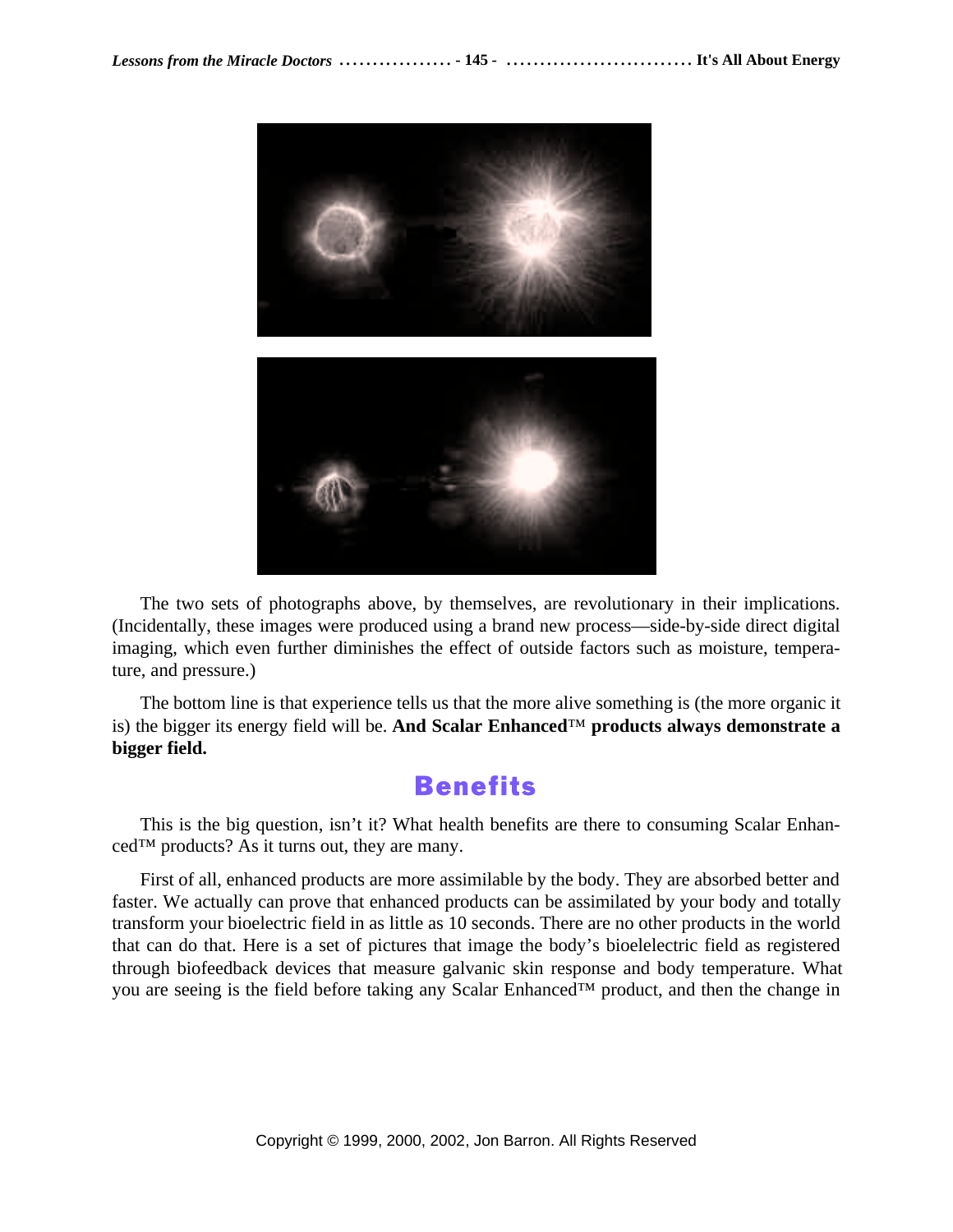The two sets of photographs above, by themselves, are revolutionary in their implications. (Incidentally, these images were produced using a brand new process—side-by-side direct digital imaging, which even further diminishes the effect of outside factors such as moisture, temperature, and pressure.)

The bottom line is that experience tells us that the more alive something is (the more organic it is) the bigger its energy field will be. **And Scalar Enhanced™ products always demonstrate a bigger field.**

## Benefits

This is the big question, isn't it? What health benefits are there to consuming Scalar Enhanced™ products? As it turns out, they are many.

First of all, enhanced products are more assimilable by the body. They are absorbed better and faster. We actually can prove that enhanced products can be assimilated by your body and totally transform your bioelectric field in as little as 10 seconds. There are no other products in the world that can do that. Here is a set of pictures that image the body's bioelelectric field as registered through biofeedback devices that measure galvanic skin response and body temperature. What you are seeing is the field before taking any Scalar Enhanced™ product, and then the change in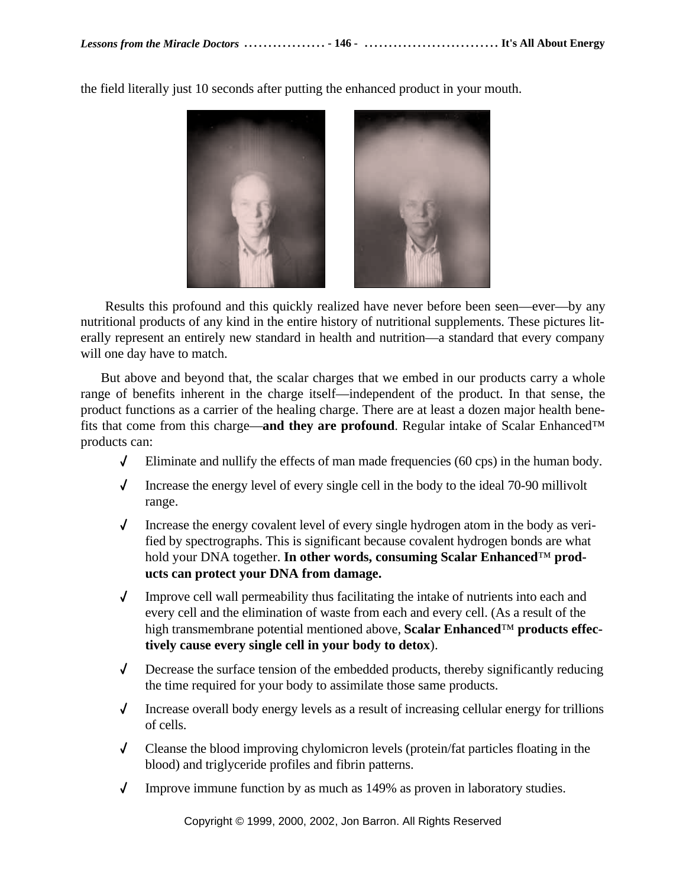the field literally just 10 seconds after putting the enhanced product in your mouth.

Results this profound and this quickly realized have never before been seen—ever—by any nutritional products of any kind in the entire history of nutritional supplements. These pictures literally represent an entirely new standard in health and nutrition—a standard that every company will one day have to match.

But above and beyond that, the scalar charges that we embed in our products carry a whole range of benefits inherent in the charge itself—independent of the product. In that sense, the product functions as a carrier of the healing charge. There are at least a dozen major health benefits that come from this charge—**and they are profound**. Regular intake of Scalar Enhanced™ products can:

- ✓ Eliminate and nullify the effects of man made frequencies (60 cps) in the human body.
- ✓ Increase the energy level of every single cell in the body to the ideal 70-90 millivolt range.
- ✓ Increase the energy covalent level of every single hydrogen atom in the body as verified by spectrographs. This is significant because covalent hydrogen bonds are what hold your DNA together. **In other words, consuming Scalar Enhanced™ products can protect your DNA from damage.**
- ✓ Improve cell wall permeability thus facilitating the intake of nutrients into each and every cell and the elimination of waste from each and every cell. (As a result of the high transmembrane potential mentioned above, **Scalar Enhanced™ products effectively cause every single cell in your body to detox**).
- ✓ Decrease the surface tension of the embedded products, thereby significantly reducing the time required for your body to assimilate those same products.
- ✓ Increase overall body energy levels as a result of increasing cellular energy for trillions of cells.
- ✓ Cleanse the blood improving chylomicron levels (protein/fat particles floating in the blood) and triglyceride profiles and fibrin patterns.
- ✓ Improve immune function by as much as 149% as proven in laboratory studies.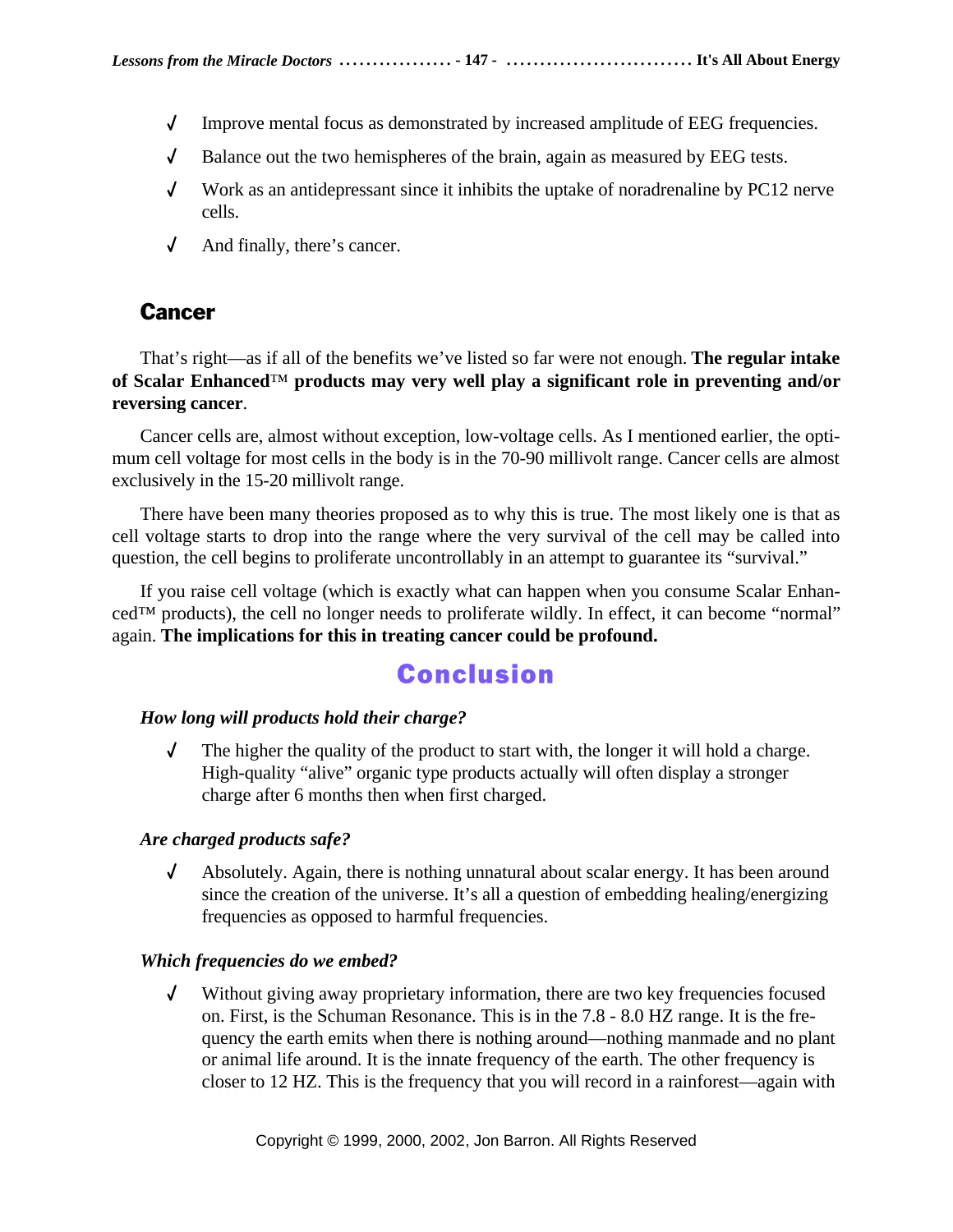- Improve mental focus as demonstrated by increased amplitude of EEG frequencies.
- Balance out the two hemispheres of the brain, again as measured by EEG tests.
- Work as an antidepressant since it inhibits the uptake of noradrenaline by PC12 nerve cells.
- And finally, there's cancer.

## Cancer

That's right—as if all of the benefits we've listed so far were not enough. **The regular intake of Scalar Enhanced™ products may very well play a significant role in preventing and/or reversing cancer**.

Cancer cells are, almost without exception, low-voltage cells. As I mentioned earlier, the optimum cell voltage for most cells in the body is in the 70-90 millivolt range. Cancer cells are almost exclusively in the 15-20 millivolt range.

There have been many theories proposed as to why this is true. The most likely one is that as cell voltage starts to drop into the range where the very survival of the cell may be called into question, the cell begins to proliferate uncontrollably in an attempt to guarantee its "survival."

If you raise cell voltage (which is exactly what can happen when you consume Scalar Enhanced™ products), the cell no longer needs to proliferate wildly. In effect, it can become "normal" again. **The implications for this in treating cancer could be profound.**

# Conclusion

***How long will products hold their charge?***

- The higher the quality of the product to start with, the longer it will hold a charge. High-quality "alive" organic type products actually will often display a stronger charge after 6 months then when first charged.

***Are charged products safe?***

- Absolutely. Again, there is nothing unnatural about scalar energy. It has been around since the creation of the universe. It's all a question of embedding healing/energizing frequencies as opposed to harmful frequencies.

***Which frequencies do we embed?***

- Without giving away proprietary information, there are two key frequencies focused on. First, is the Schuman Resonance. This is in the 7.8 - 8.0 HZ range. It is the frequency the earth emits when there is nothing around—nothing manmade and no plant or animal life around. It is the innate frequency of the earth. The other frequency is closer to 12 HZ. This is the frequency that you will record in a rainforest—again with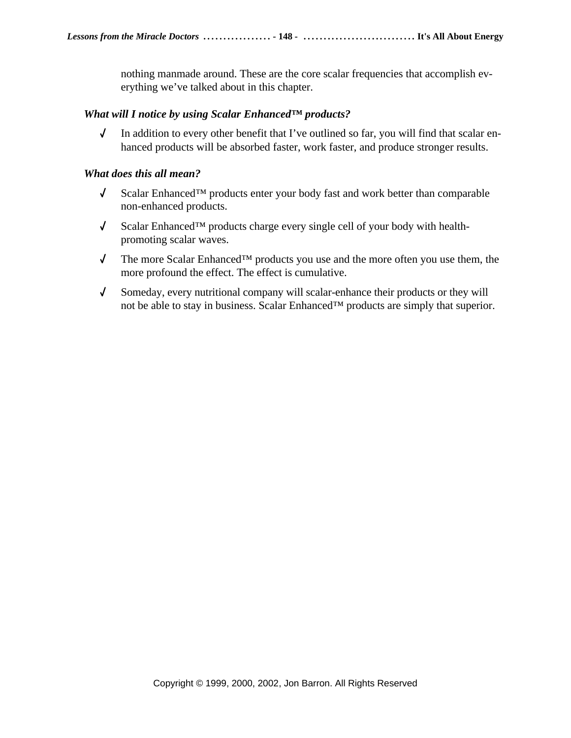nothing manmade around. These are the core scalar frequencies that accomplish everything we've talked about in this chapter.

***What will I notice by using Scalar Enhanced™ products?***

- ✓ In addition to every other benefit that I've outlined so far, you will find that scalar enhanced products will be absorbed faster, work faster, and produce stronger results.

***What does this all mean?***

- ✓ Scalar Enhanced™ products enter your body fast and work better than comparable non-enhanced products.
- ✓ Scalar Enhanced™ products charge every single cell of your body with health-promoting scalar waves.
- ✓ The more Scalar Enhanced™ products you use and the more often you use them, the more profound the effect. The effect is cumulative.
- ✓ Someday, every nutritional company will scalar-enhance their products or they will not be able to stay in business. Scalar Enhanced™ products are simply that superior.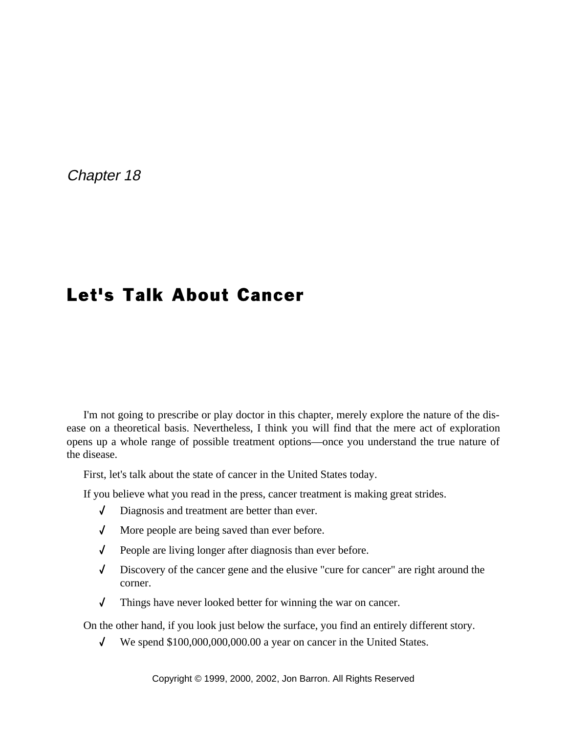*Chapter 18*

# Let's Talk About Cancer

I'm not going to prescribe or play doctor in this chapter, merely explore the nature of the disease on a theoretical basis. Nevertheless, I think you will find that the mere act of exploration opens up a whole range of possible treatment options—once you understand the true nature of the disease.

First, let's talk about the state of cancer in the United States today.

If you believe what you read in the press, cancer treatment is making great strides.

- ✓ Diagnosis and treatment are better than ever.
- ✓ More people are being saved than ever before.
- ✓ People are living longer after diagnosis than ever before.
- ✓ Discovery of the cancer gene and the elusive "cure for cancer" are right around the corner.
- ✓ Things have never looked better for winning the war on cancer.

On the other hand, if you look just below the surface, you find an entirely different story.

- ✓ We spend $100,000,000,000.00 a year on cancer in the United States.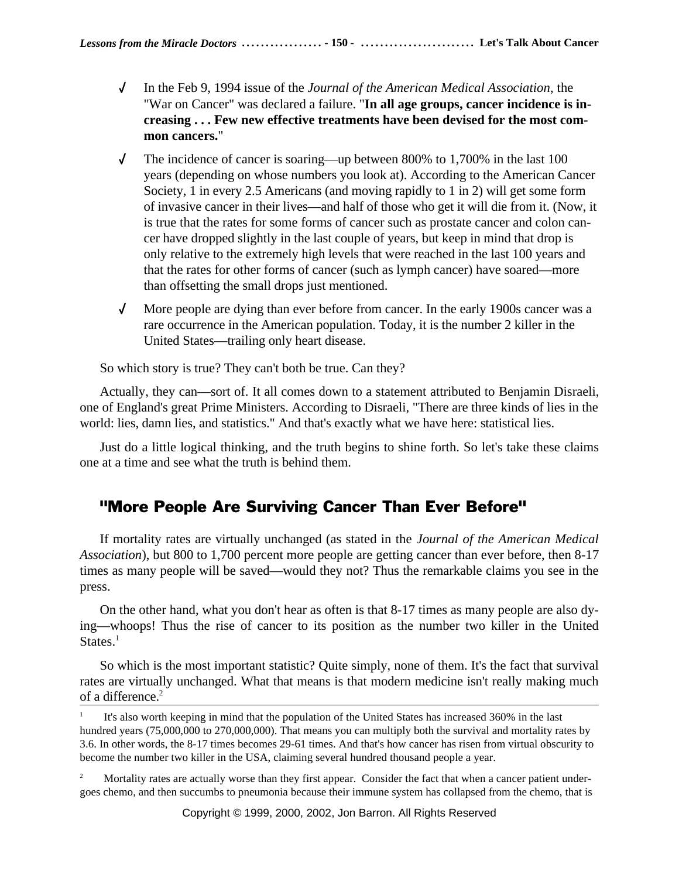- ✓ In the Feb 9, 1994 issue of the *Journal of the American Medical Association*, the "War on Cancer" was declared a failure. "**In all age groups, cancer incidence is increasing . . . Few new effective treatments have been devised for the most common cancers.**"
- ✓ The incidence of cancer is soaring—up between 800% to 1,700% in the last 100 years (depending on whose numbers you look at). According to the American Cancer Society, 1 in every 2.5 Americans (and moving rapidly to 1 in 2) will get some form of invasive cancer in their lives—and half of those who get it will die from it. (Now, it is true that the rates for some forms of cancer such as prostate cancer and colon cancer have dropped slightly in the last couple of years, but keep in mind that drop is only relative to the extremely high levels that were reached in the last 100 years and that the rates for other forms of cancer (such as lymph cancer) have soared—more than offsetting the small drops just mentioned.
- ✓ More people are dying than ever before from cancer. In the early 1900s cancer was a rare occurrence in the American population. Today, it is the number 2 killer in the United States—trailing only heart disease.

So which story is true? They can't both be true. Can they?

Actually, they can—sort of. It all comes down to a statement attributed to Benjamin Disraeli, one of England's great Prime Ministers. According to Disraeli, "There are three kinds of lies in the world: lies, damn lies, and statistics." And that's exactly what we have here: statistical lies.

Just do a little logical thinking, and the truth begins to shine forth. So let's take these claims one at a time and see what the truth is behind them.

## "More People Are Surviving Cancer Than Ever Before"

If mortality rates are virtually unchanged (as stated in the *Journal of the American Medical Association*), but 800 to 1,700 percent more people are getting cancer than ever before, then 8-17 times as many people will be saved—would they not? Thus the remarkable claims you see in the press.

On the other hand, what you don't hear as often is that 8-17 times as many people are also dying—whoops! Thus the rise of cancer to its position as the number two killer in the United States.[1]

So which is the most important statistic? Quite simply, none of them. It's the fact that survival rates are virtually unchanged. What that means is that modern medicine isn't really making much of a difference.[2]

---

[1] It's also worth keeping in mind that the population of the United States has increased 360% in the last hundred years (75,000,000 to 270,000,000). That means you can multiply both the survival and mortality rates by 3.6. In other words, the 8-17 times becomes 29-61 times. And that's how cancer has risen from virtual obscurity to become the number two killer in the USA, claiming several hundred thousand people a year.

[2] Mortality rates are actually worse than they first appear. Consider the fact that when a cancer patient undergoes chemo, and then succumbs to pneumonia because their immune system has collapsed from the chemo, that is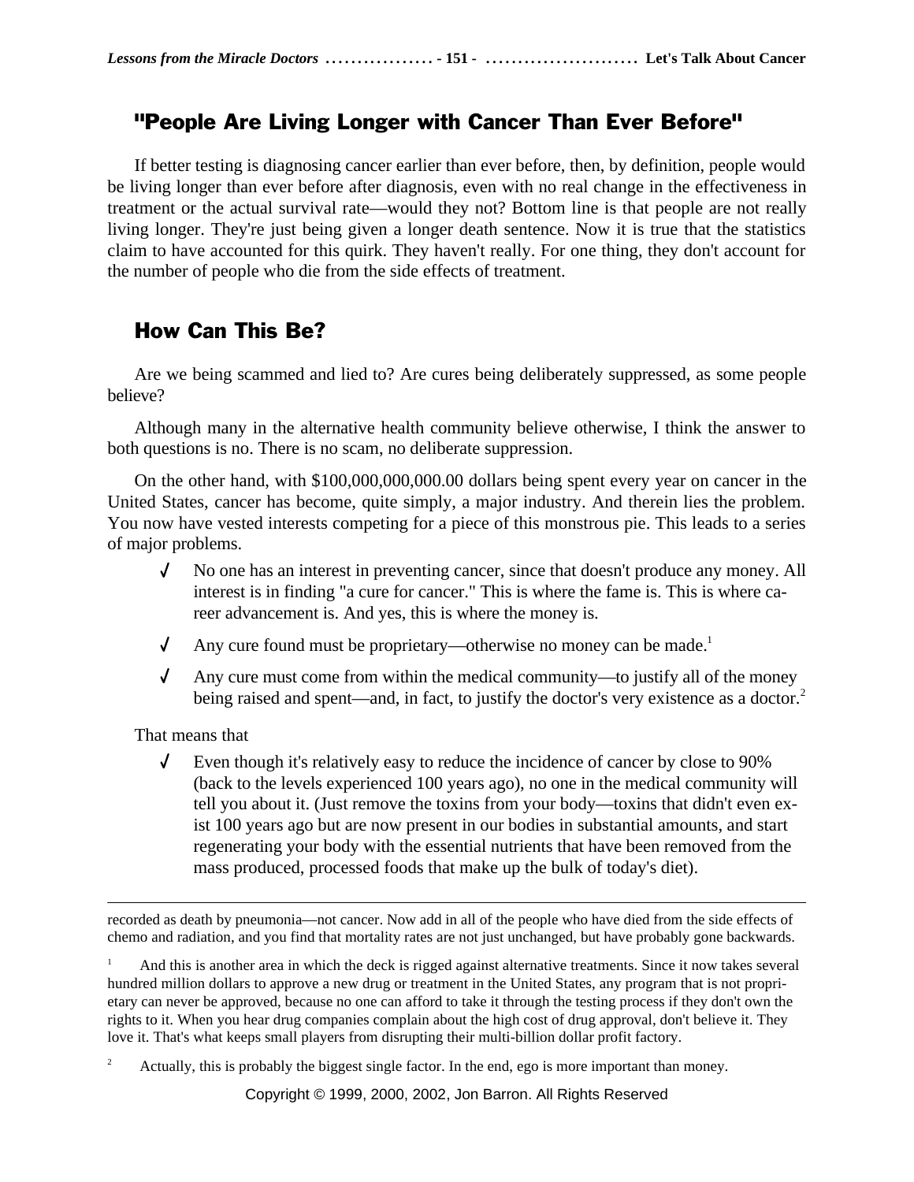## "People Are Living Longer with Cancer Than Ever Before"

If better testing is diagnosing cancer earlier than ever before, then, by definition, people would be living longer than ever before after diagnosis, even with no real change in the effectiveness in treatment or the actual survival rate—would they not? Bottom line is that people are not really living longer. They're just being given a longer death sentence. Now it is true that the statistics claim to have accounted for this quirk. They haven't really. For one thing, they don't account for the number of people who die from the side effects of treatment.

## How Can This Be?

Are we being scammed and lied to? Are cures being deliberately suppressed, as some people believe?

Although many in the alternative health community believe otherwise, I think the answer to both questions is no. There is no scam, no deliberate suppression.

On the other hand, with $100,000,000,000.00 dollars being spent every year on cancer in the United States, cancer has become, quite simply, a major industry. And therein lies the problem. You now have vested interests competing for a piece of this monstrous pie. This leads to a series of major problems.

- ✓ No one has an interest in preventing cancer, since that doesn't produce any money. All interest is in finding "a cure for cancer." This is where the fame is. This is where career advancement is. And yes, this is where the money is.
- ✓ Any cure found must be proprietary—otherwise no money can be made.[1]
- ✓ Any cure must come from within the medical community—to justify all of the money being raised and spent—and, in fact, to justify the doctor's very existence as a doctor.[2]

That means that

- ✓ Even though it's relatively easy to reduce the incidence of cancer by close to 90% (back to the levels experienced 100 years ago), no one in the medical community will tell you about it. (Just remove the toxins from your body—toxins that didn't even exist 100 years ago but are now present in our bodies in substantial amounts, and start regenerating your body with the essential nutrients that have been removed from the mass produced, processed foods that make up the bulk of today's diet).

---

recorded as death by pneumonia—not cancer. Now add in all of the people who have died from the side effects of chemo and radiation, and you find that mortality rates are not just unchanged, but have probably gone backwards.

[1] And this is another area in which the deck is rigged against alternative treatments. Since it now takes several hundred million dollars to approve a new drug or treatment in the United States, any program that is not proprietary can never be approved, because no one can afford to take it through the testing process if they don't own the rights to it. When you hear drug companies complain about the high cost of drug approval, don't believe it. They love it. That's what keeps small players from disrupting their multi-billion dollar profit factory.

[2] Actually, this is probably the biggest single factor. In the end, ego is more important than money.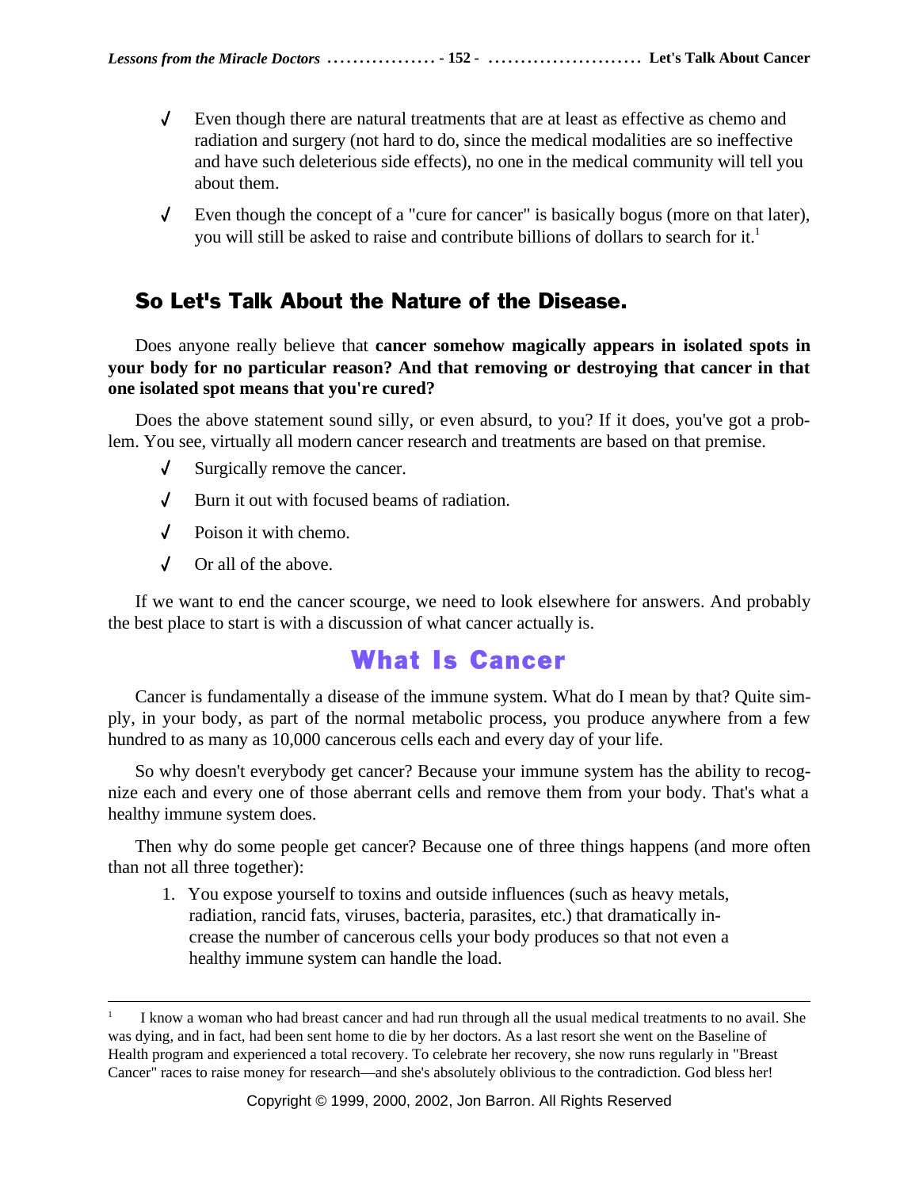- ✓ Even though there are natural treatments that are at least as effective as chemo and radiation and surgery (not hard to do, since the medical modalities are so ineffective and have such deleterious side effects), no one in the medical community will tell you about them.
- ✓ Even though the concept of a "cure for cancer" is basically bogus (more on that later), you will still be asked to raise and contribute billions of dollars to search for it.[1]

### So Let's Talk About the Nature of the Disease.

Does anyone really believe that **cancer somehow magically appears in isolated spots in your body for no particular reason? And that removing or destroying that cancer in that one isolated spot means that you're cured?**

Does the above statement sound silly, or even absurd, to you? If it does, you've got a problem. You see, virtually all modern cancer research and treatments are based on that premise.

- ✓ Surgically remove the cancer.
- ✓ Burn it out with focused beams of radiation.
- ✓ Poison it with chemo.
- ✓ Or all of the above.

If we want to end the cancer scourge, we need to look elsewhere for answers. And probably the best place to start is with a discussion of what cancer actually is.

## What Is Cancer

Cancer is fundamentally a disease of the immune system. What do I mean by that? Quite simply, in your body, as part of the normal metabolic process, you produce anywhere from a few hundred to as many as 10,000 cancerous cells each and every day of your life.

So why doesn't everybody get cancer? Because your immune system has the ability to recognize each and every one of those aberrant cells and remove them from your body. That's what a healthy immune system does.

Then why do some people get cancer? Because one of three things happens (and more often than not all three together):

1. You expose yourself to toxins and outside influences (such as heavy metals, radiation, rancid fats, viruses, bacteria, parasites, etc.) that dramatically increase the number of cancerous cells your body produces so that not even a healthy immune system can handle the load.

---

[1] I know a woman who had breast cancer and had run through all the usual medical treatments to no avail. She was dying, and in fact, had been sent home to die by her doctors. As a last resort she went on the Baseline of Health program and experienced a total recovery. To celebrate her recovery, she now runs regularly in "Breast Cancer" races to raise money for research—and she's absolutely oblivious to the contradiction. God bless her!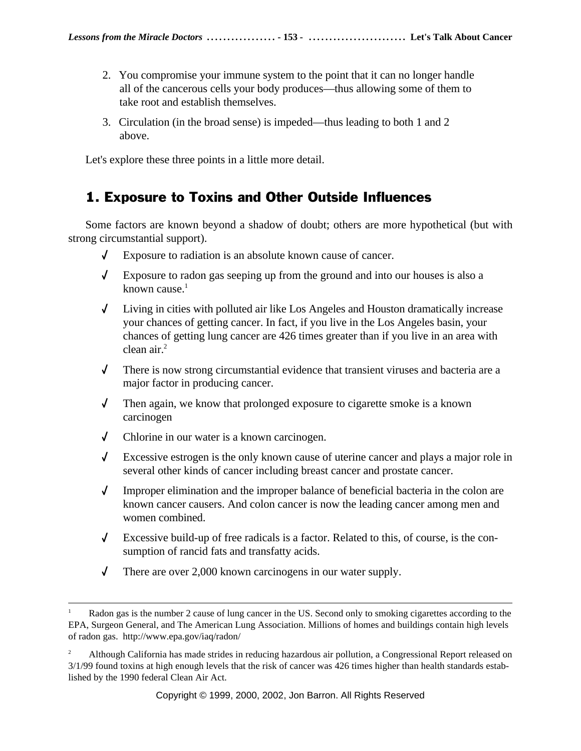2. You compromise your immune system to the point that it can no longer handle all of the cancerous cells your body produces—thus allowing some of them to take root and establish themselves.
3. Circulation (in the broad sense) is impeded—thus leading to both 1 and 2 above.

Let's explore these three points in a little more detail.

## 1. Exposure to Toxins and Other Outside Influences

Some factors are known beyond a shadow of doubt; others are more hypothetical (but with strong circumstantial support).

- ✓ Exposure to radiation is an absolute known cause of cancer.
- ✓ Exposure to radon gas seeping up from the ground and into our houses is also a known cause.[1]
- ✓ Living in cities with polluted air like Los Angeles and Houston dramatically increase your chances of getting cancer. In fact, if you live in the Los Angeles basin, your chances of getting lung cancer are 426 times greater than if you live in an area with clean air.[2]
- ✓ There is now strong circumstantial evidence that transient viruses and bacteria are a major factor in producing cancer.
- ✓ Then again, we know that prolonged exposure to cigarette smoke is a known carcinogen
- ✓ Chlorine in our water is a known carcinogen.
- ✓ Excessive estrogen is the only known cause of uterine cancer and plays a major role in several other kinds of cancer including breast cancer and prostate cancer.
- ✓ Improper elimination and the improper balance of beneficial bacteria in the colon are known cancer causers. And colon cancer is now the leading cancer among men and women combined.
- ✓ Excessive build-up of free radicals is a factor. Related to this, of course, is the consumption of rancid fats and transfatty acids.
- ✓ There are over 2,000 known carcinogens in our water supply.

---

[1] Radon gas is the number 2 cause of lung cancer in the US. Second only to smoking cigarettes according to the EPA, Surgeon General, and The American Lung Association. Millions of homes and buildings contain high levels of radon gas. http://www.epa.gov/iaq/radon/

[2] Although California has made strides in reducing hazardous air pollution, a Congressional Report released on 3/1/99 found toxins at high enough levels that the risk of cancer was 426 times higher than health standards established by the 1990 federal Clean Air Act.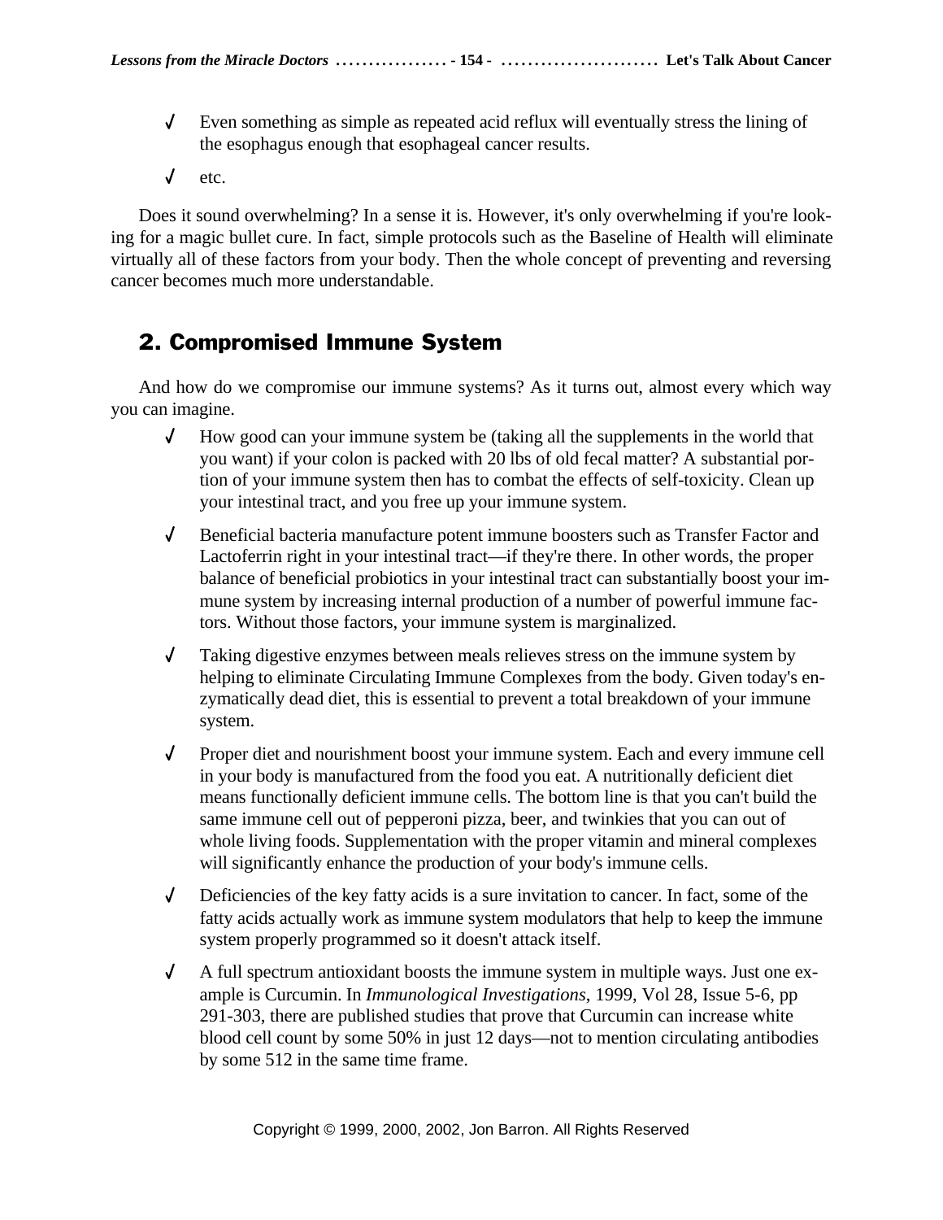- Even something as simple as repeated acid reflux will eventually stress the lining of the esophagus enough that esophageal cancer results.
- etc.

Does it sound overwhelming? In a sense it is. However, it's only overwhelming if you're looking for a magic bullet cure. In fact, simple protocols such as the Baseline of Health will eliminate virtually all of these factors from your body. Then the whole concept of preventing and reversing cancer becomes much more understandable.

## 2. Compromised Immune System

And how do we compromise our immune systems? As it turns out, almost every which way you can imagine.

- How good can your immune system be (taking all the supplements in the world that you want) if your colon is packed with 20 lbs of old fecal matter? A substantial portion of your immune system then has to combat the effects of self-toxicity. Clean up your intestinal tract, and you free up your immune system.
- Beneficial bacteria manufacture potent immune boosters such as Transfer Factor and Lactoferrin right in your intestinal tract—if they're there. In other words, the proper balance of beneficial probiotics in your intestinal tract can substantially boost your immune system by increasing internal production of a number of powerful immune factors. Without those factors, your immune system is marginalized.
- Taking digestive enzymes between meals relieves stress on the immune system by helping to eliminate Circulating Immune Complexes from the body. Given today's enzymatically dead diet, this is essential to prevent a total breakdown of your immune system.
- Proper diet and nourishment boost your immune system. Each and every immune cell in your body is manufactured from the food you eat. A nutritionally deficient diet means functionally deficient immune cells. The bottom line is that you can't build the same immune cell out of pepperoni pizza, beer, and twinkies that you can out of whole living foods. Supplementation with the proper vitamin and mineral complexes will significantly enhance the production of your body's immune cells.
- Deficiencies of the key fatty acids is a sure invitation to cancer. In fact, some of the fatty acids actually work as immune system modulators that help to keep the immune system properly programmed so it doesn't attack itself.
- A full spectrum antioxidant boosts the immune system in multiple ways. Just one example is Curcumin. In *Immunological Investigations*, 1999, Vol 28, Issue 5-6, pp 291-303, there are published studies that prove that Curcumin can increase white blood cell count by some 50% in just 12 days—not to mention circulating antibodies by some 512 in the same time frame.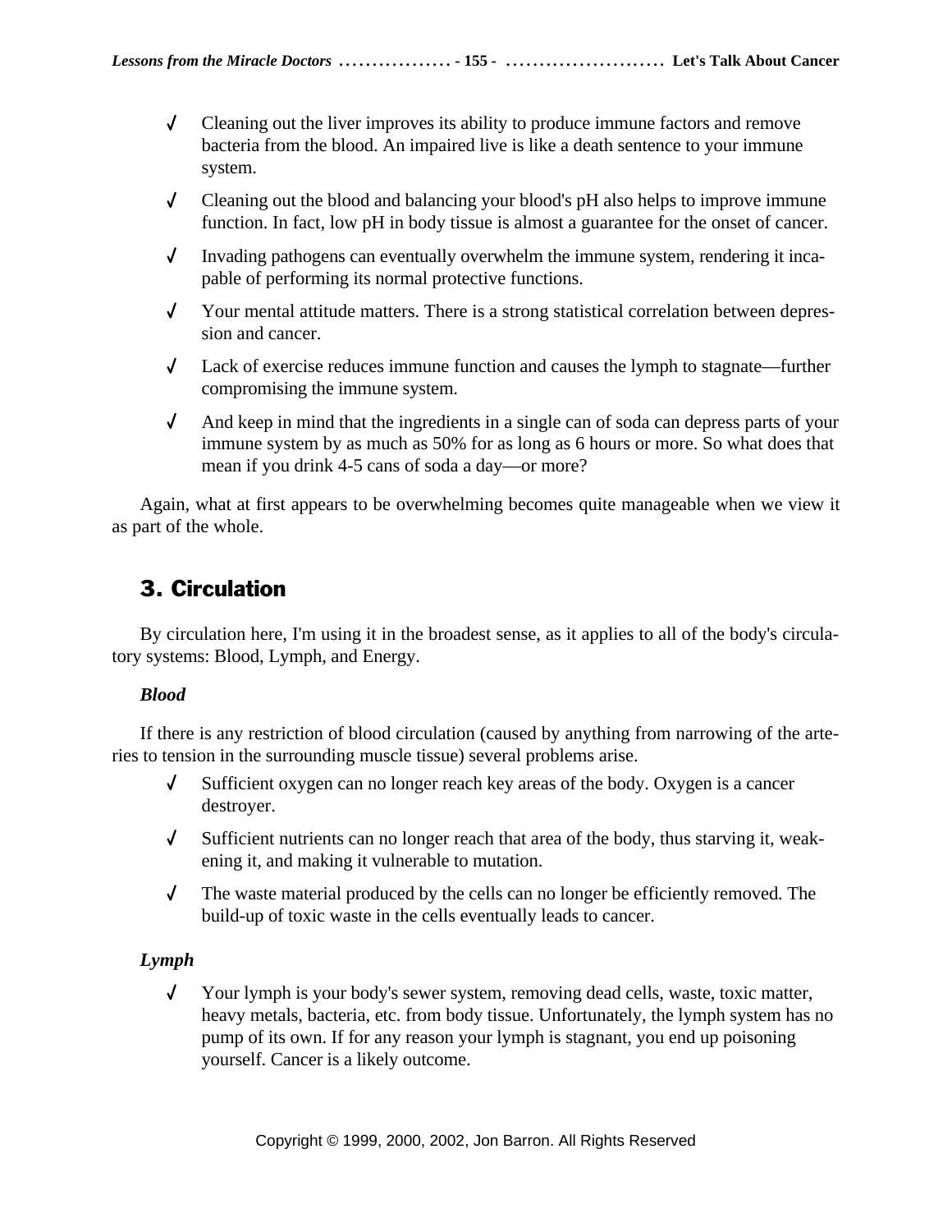- Cleaning out the liver improves its ability to produce immune factors and remove bacteria from the blood. An impaired live is like a death sentence to your immune system.
- Cleaning out the blood and balancing your blood's pH also helps to improve immune function. In fact, low pH in body tissue is almost a guarantee for the onset of cancer.
- Invading pathogens can eventually overwhelm the immune system, rendering it incapable of performing its normal protective functions.
- Your mental attitude matters. There is a strong statistical correlation between depression and cancer.
- Lack of exercise reduces immune function and causes the lymph to stagnate—further compromising the immune system.
- And keep in mind that the ingredients in a single can of soda can depress parts of your immune system by as much as 50% for as long as 6 hours or more. So what does that mean if you drink 4-5 cans of soda a day—or more?

Again, what at first appears to be overwhelming becomes quite manageable when we view it as part of the whole.

## 3. Circulation

By circulation here, I'm using it in the broadest sense, as it applies to all of the body's circulatory systems: Blood, Lymph, and Energy.

***Blood***

If there is any restriction of blood circulation (caused by anything from narrowing of the arteries to tension in the surrounding muscle tissue) several problems arise.

- Sufficient oxygen can no longer reach key areas of the body. Oxygen is a cancer destroyer.
- Sufficient nutrients can no longer reach that area of the body, thus starving it, weakening it, and making it vulnerable to mutation.
- The waste material produced by the cells can no longer be efficiently removed. The build-up of toxic waste in the cells eventually leads to cancer.

***Lymph***

- Your lymph is your body's sewer system, removing dead cells, waste, toxic matter, heavy metals, bacteria, etc. from body tissue. Unfortunately, the lymph system has no pump of its own. If for any reason your lymph is stagnant, you end up poisoning yourself. Cancer is a likely outcome.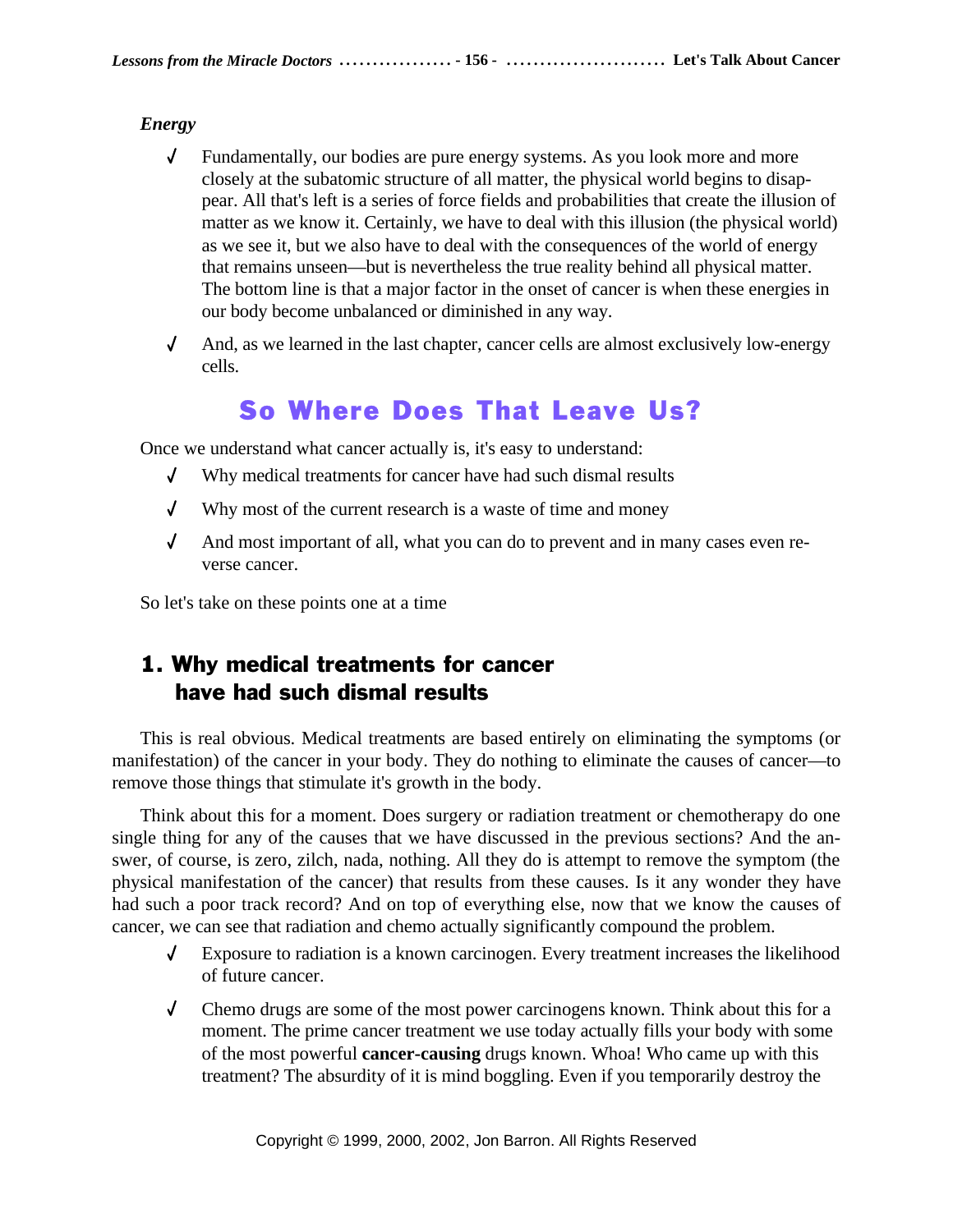*Energy*

- Fundamentally, our bodies are pure energy systems. As you look more and more closely at the subatomic structure of all matter, the physical world begins to disappear. All that's left is a series of force fields and probabilities that create the illusion of matter as we know it. Certainly, we have to deal with this illusion (the physical world) as we see it, but we also have to deal with the consequences of the world of energy that remains unseen—but is nevertheless the true reality behind all physical matter. The bottom line is that a major factor in the onset of cancer is when these energies in our body become unbalanced or diminished in any way.
- And, as we learned in the last chapter, cancer cells are almost exclusively low-energy cells.

## So Where Does That Leave Us?

Once we understand what cancer actually is, it's easy to understand:

- Why medical treatments for cancer have had such dismal results
- Why most of the current research is a waste of time and money
- And most important of all, what you can do to prevent and in many cases even reverse cancer.

So let's take on these points one at a time

### 1. Why medical treatments for cancer have had such dismal results

This is real obvious. Medical treatments are based entirely on eliminating the symptoms (or manifestation) of the cancer in your body. They do nothing to eliminate the causes of cancer—to remove those things that stimulate it's growth in the body.

Think about this for a moment. Does surgery or radiation treatment or chemotherapy do one single thing for any of the causes that we have discussed in the previous sections? And the answer, of course, is zero, zilch, nada, nothing. All they do is attempt to remove the symptom (the physical manifestation of the cancer) that results from these causes. Is it any wonder they have had such a poor track record? And on top of everything else, now that we know the causes of cancer, we can see that radiation and chemo actually significantly compound the problem.

- Exposure to radiation is a known carcinogen. Every treatment increases the likelihood of future cancer.
- Chemo drugs are some of the most power carcinogens known. Think about this for a moment. The prime cancer treatment we use today actually fills your body with some of the most powerful **cancer-causing** drugs known. Whoa! Who came up with this treatment? The absurdity of it is mind boggling. Even if you temporarily destroy the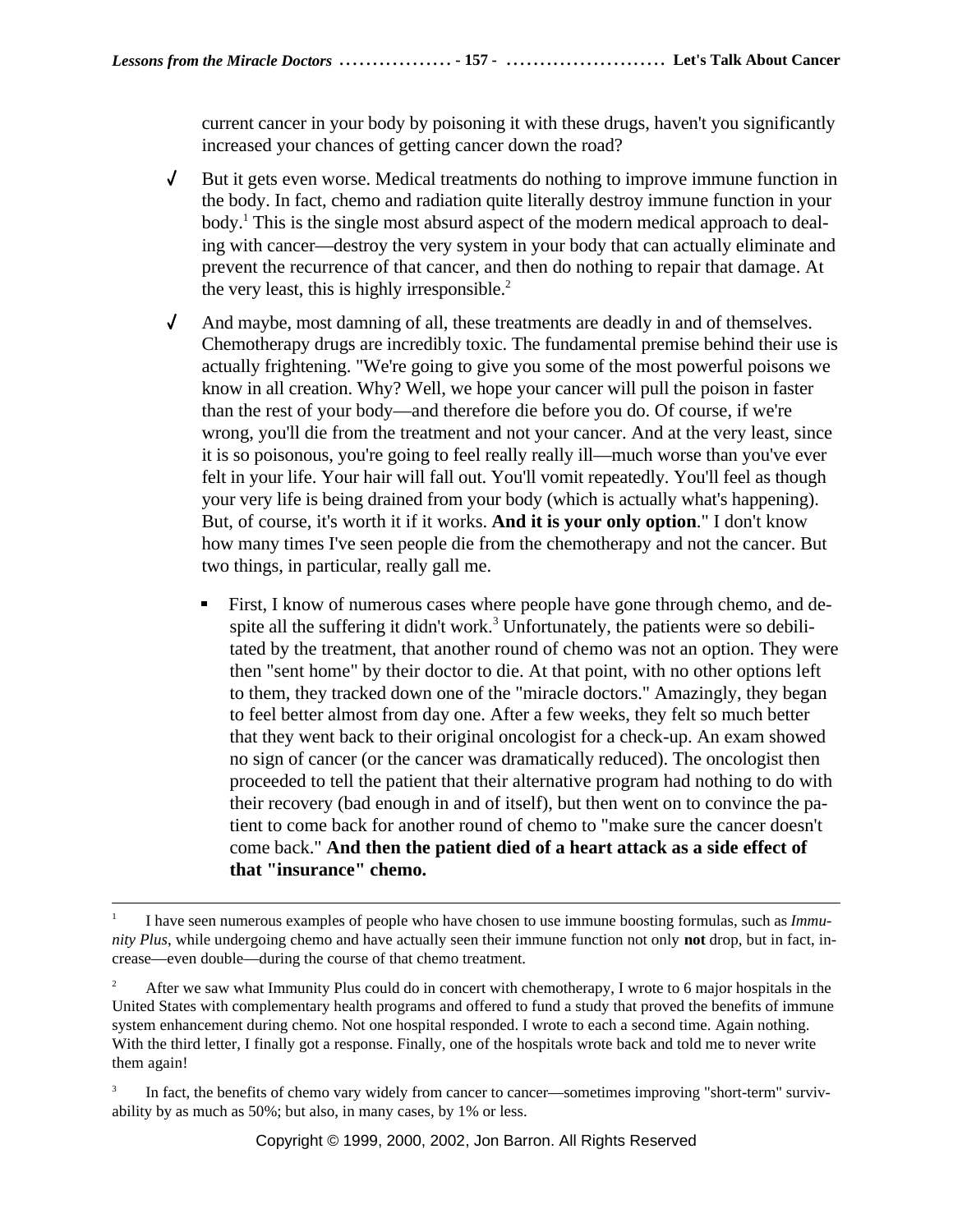current cancer in your body by poisoning it with these drugs, haven't you significantly increased your chances of getting cancer down the road?

- But it gets even worse. Medical treatments do nothing to improve immune function in the body. In fact, chemo and radiation quite literally destroy immune function in your body.[1] This is the single most absurd aspect of the modern medical approach to dealing with cancer—destroy the very system in your body that can actually eliminate and prevent the recurrence of that cancer, and then do nothing to repair that damage. At the very least, this is highly irresponsible.[2]

- And maybe, most damning of all, these treatments are deadly in and of themselves. Chemotherapy drugs are incredibly toxic. The fundamental premise behind their use is actually frightening. "We're going to give you some of the most powerful poisons we know in all creation. Why? Well, we hope your cancer will pull the poison in faster than the rest of your body—and therefore die before you do. Of course, if we're wrong, you'll die from the treatment and not your cancer. And at the very least, since it is so poisonous, you're going to feel really really ill—much worse than you've ever felt in your life. Your hair will fall out. You'll vomit repeatedly. You'll feel as though your very life is being drained from your body (which is actually what's happening). But, of course, it's worth it if it works. **And it is your only option**." I don't know how many times I've seen people die from the chemotherapy and not the cancer. But two things, in particular, really gall me.

  - First, I know of numerous cases where people have gone through chemo, and despite all the suffering it didn't work.[3] Unfortunately, the patients were so debilitated by the treatment, that another round of chemo was not an option. They were then "sent home" by their doctor to die. At that point, with no other options left to them, they tracked down one of the "miracle doctors." Amazingly, they began to feel better almost from day one. After a few weeks, they felt so much better that they went back to their original oncologist for a check-up. An exam showed no sign of cancer (or the cancer was dramatically reduced). The oncologist then proceeded to tell the patient that their alternative program had nothing to do with their recovery (bad enough in and of itself), but then went on to convince the patient to come back for another round of chemo to "make sure the cancer doesn't come back." **And then the patient died of a heart attack as a side effect of that "insurance" chemo.**

---

[1] I have seen numerous examples of people who have chosen to use immune boosting formulas, such as *Immunity Plus*, while undergoing chemo and have actually seen their immune function not only **not** drop, but in fact, increase—even double—during the course of that chemo treatment.

[2] After we saw what Immunity Plus could do in concert with chemotherapy, I wrote to 6 major hospitals in the United States with complementary health programs and offered to fund a study that proved the benefits of immune system enhancement during chemo. Not one hospital responded. I wrote to each a second time. Again nothing. With the third letter, I finally got a response. Finally, one of the hospitals wrote back and told me to never write them again!

[3] In fact, the benefits of chemo vary widely from cancer to cancer—sometimes improving "short-term" survivability by as much as 50%; but also, in many cases, by 1% or less.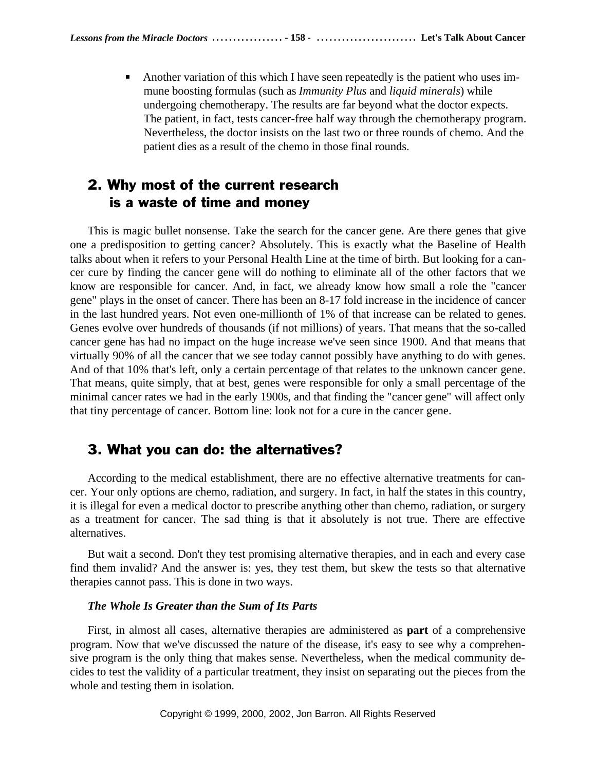- Another variation of this which I have seen repeatedly is the patient who uses immune boosting formulas (such as *Immunity Plus* and *liquid minerals*) while undergoing chemotherapy. The results are far beyond what the doctor expects. The patient, in fact, tests cancer-free half way through the chemotherapy program. Nevertheless, the doctor insists on the last two or three rounds of chemo. And the patient dies as a result of the chemo in those final rounds.

## 2. Why most of the current research is a waste of time and money

This is magic bullet nonsense. Take the search for the cancer gene. Are there genes that give one a predisposition to getting cancer? Absolutely. This is exactly what the Baseline of Health talks about when it refers to your Personal Health Line at the time of birth. But looking for a cancer cure by finding the cancer gene will do nothing to eliminate all of the other factors that we know are responsible for cancer. And, in fact, we already know how small a role the "cancer gene" plays in the onset of cancer. There has been an 8-17 fold increase in the incidence of cancer in the last hundred years. Not even one-millionth of 1% of that increase can be related to genes. Genes evolve over hundreds of thousands (if not millions) of years. That means that the so-called cancer gene has had no impact on the huge increase we've seen since 1900. And that means that virtually 90% of all the cancer that we see today cannot possibly have anything to do with genes. And of that 10% that's left, only a certain percentage of that relates to the unknown cancer gene. That means, quite simply, that at best, genes were responsible for only a small percentage of the minimal cancer rates we had in the early 1900s, and that finding the "cancer gene" will affect only that tiny percentage of cancer. Bottom line: look not for a cure in the cancer gene.

## 3. What you can do: the alternatives?

According to the medical establishment, there are no effective alternative treatments for cancer. Your only options are chemo, radiation, and surgery. In fact, in half the states in this country, it is illegal for even a medical doctor to prescribe anything other than chemo, radiation, or surgery as a treatment for cancer. The sad thing is that it absolutely is not true. There are effective alternatives.

But wait a second. Don't they test promising alternative therapies, and in each and every case find them invalid? And the answer is: yes, they test them, but skew the tests so that alternative therapies cannot pass. This is done in two ways.

***The Whole Is Greater than the Sum of Its Parts***

First, in almost all cases, alternative therapies are administered as **part** of a comprehensive program. Now that we've discussed the nature of the disease, it's easy to see why a comprehensive program is the only thing that makes sense. Nevertheless, when the medical community decides to test the validity of a particular treatment, they insist on separating out the pieces from the whole and testing them in isolation.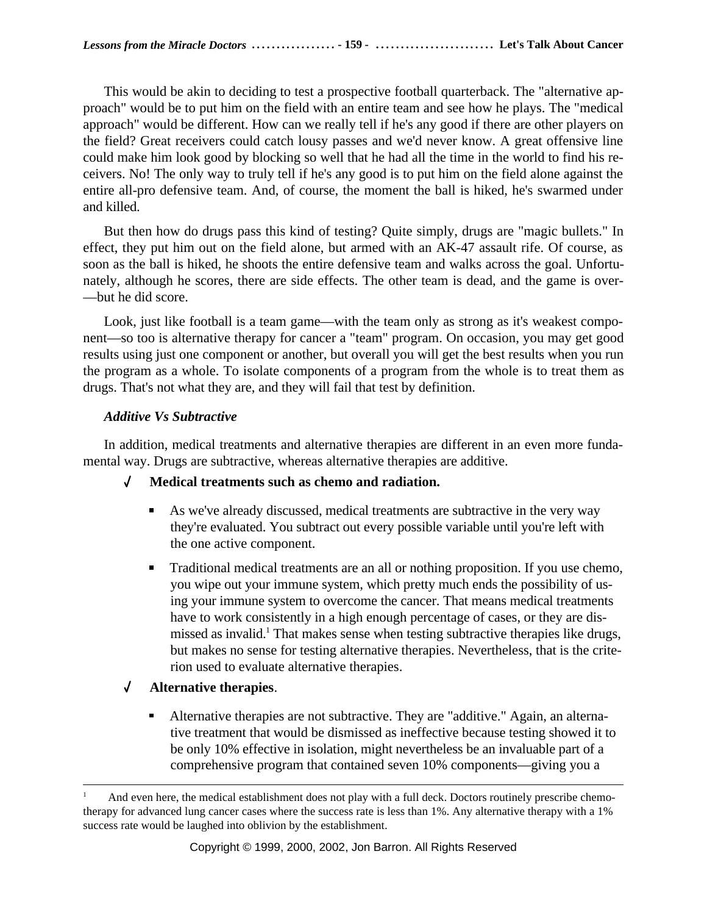This would be akin to deciding to test a prospective football quarterback. The "alternative approach" would be to put him on the field with an entire team and see how he plays. The "medical approach" would be different. How can we really tell if he's any good if there are other players on the field? Great receivers could catch lousy passes and we'd never know. A great offensive line could make him look good by blocking so well that he had all the time in the world to find his receivers. No! The only way to truly tell if he's any good is to put him on the field alone against the entire all-pro defensive team. And, of course, the moment the ball is hiked, he's swarmed under and killed.

But then how do drugs pass this kind of testing? Quite simply, drugs are "magic bullets." In effect, they put him out on the field alone, but armed with an AK-47 assault rifle. Of course, as soon as the ball is hiked, he shoots the entire defensive team and walks across the goal. Unfortunately, although he scores, there are side effects. The other team is dead, and the game is over—but he did score.

Look, just like football is a team game—with the team only as strong as it's weakest component—so too is alternative therapy for cancer a "team" program. On occasion, you may get good results using just one component or another, but overall you will get the best results when you run the program as a whole. To isolate components of a program from the whole is to treat them as drugs. That's not what they are, and they will fail that test by definition.

***Additive Vs Subtractive***

In addition, medical treatments and alternative therapies are different in an even more fundamental way. Drugs are subtractive, whereas alternative therapies are additive.

- √ **Medical treatments such as chemo and radiation.**
  - As we've already discussed, medical treatments are subtractive in the very way they're evaluated. You subtract out every possible variable until you're left with the one active component.
  - Traditional medical treatments are an all or nothing proposition. If you use chemo, you wipe out your immune system, which pretty much ends the possibility of using your immune system to overcome the cancer. That means medical treatments have to work consistently in a high enough percentage of cases, or they are dismissed as invalid.[1] That makes sense when testing subtractive therapies like drugs, but makes no sense for testing alternative therapies. Nevertheless, that is the criterion used to evaluate alternative therapies.
- √ **Alternative therapies**.
  - Alternative therapies are not subtractive. They are "additive." Again, an alternative treatment that would be dismissed as ineffective because testing showed it to be only 10% effective in isolation, might nevertheless be an invaluable part of a comprehensive program that contained seven 10% components—giving you a

[1] And even here, the medical establishment does not play with a full deck. Doctors routinely prescribe chemotherapy for advanced lung cancer cases where the success rate is less than 1%. Any alternative therapy with a 1% success rate would be laughed into oblivion by the establishment.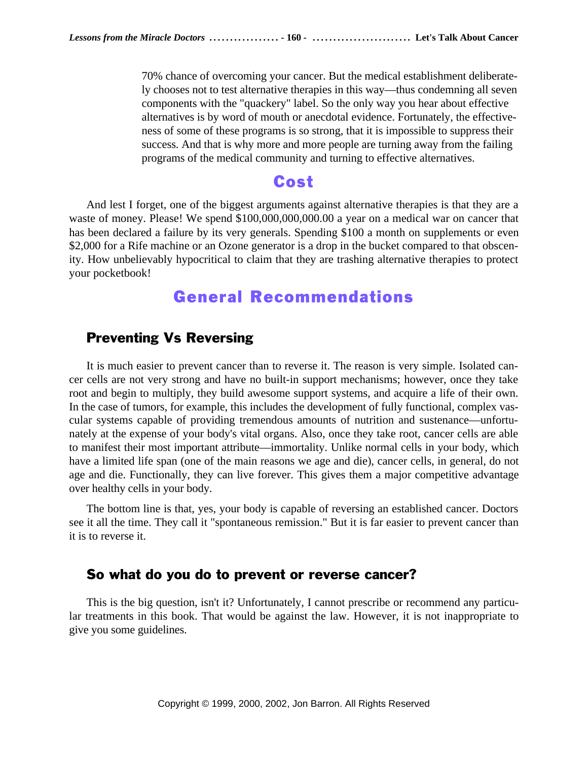70% chance of overcoming your cancer. But the medical establishment deliberately chooses not to test alternative therapies in this way—thus condemning all seven components with the "quackery" label. So the only way you hear about effective alternatives is by word of mouth or anecdotal evidence. Fortunately, the effectiveness of some of these programs is so strong, that it is impossible to suppress their success. And that is why more and more people are turning away from the failing programs of the medical community and turning to effective alternatives.

## Cost

And lest I forget, one of the biggest arguments against alternative therapies is that they are a waste of money. Please! We spend $100,000,000,000.00 a year on a medical war on cancer that has been declared a failure by its very generals. Spending $100 a month on supplements or even $2,000 for a Rife machine or an Ozone generator is a drop in the bucket compared to that obscenity. How unbelievably hypocritical to claim that they are trashing alternative therapies to protect your pocketbook!

## General Recommendations

### Preventing Vs Reversing

It is much easier to prevent cancer than to reverse it. The reason is very simple. Isolated cancer cells are not very strong and have no built-in support mechanisms; however, once they take root and begin to multiply, they build awesome support systems, and acquire a life of their own. In the case of tumors, for example, this includes the development of fully functional, complex vascular systems capable of providing tremendous amounts of nutrition and sustenance—unfortunately at the expense of your body's vital organs. Also, once they take root, cancer cells are able to manifest their most important attribute—immortality. Unlike normal cells in your body, which have a limited life span (one of the main reasons we age and die), cancer cells, in general, do not age and die. Functionally, they can live forever. This gives them a major competitive advantage over healthy cells in your body.

The bottom line is that, yes, your body is capable of reversing an established cancer. Doctors see it all the time. They call it "spontaneous remission." But it is far easier to prevent cancer than it is to reverse it.

### So what do you do to prevent or reverse cancer?

This is the big question, isn't it? Unfortunately, I cannot prescribe or recommend any particular treatments in this book. That would be against the law. However, it is not inappropriate to give you some guidelines.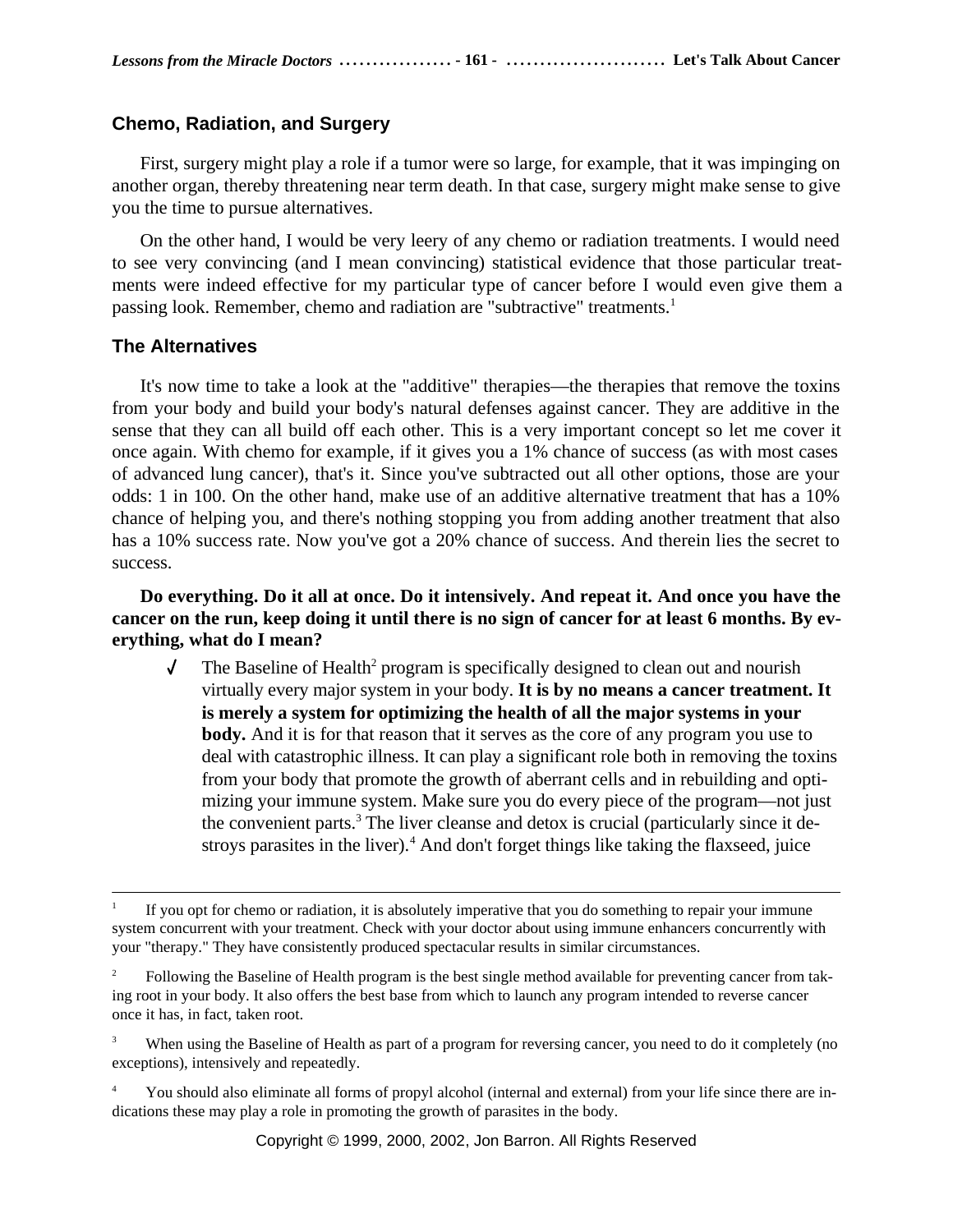## Chemo, Radiation, and Surgery

First, surgery might play a role if a tumor were so large, for example, that it was impinging on another organ, thereby threatening near term death. In that case, surgery might make sense to give you the time to pursue alternatives.

On the other hand, I would be very leery of any chemo or radiation treatments. I would need to see very convincing (and I mean convincing) statistical evidence that those particular treatments were indeed effective for my particular type of cancer before I would even give them a passing look. Remember, chemo and radiation are "subtractive" treatments.[1]

## The Alternatives

It's now time to take a look at the "additive" therapies—the therapies that remove the toxins from your body and build your body's natural defenses against cancer. They are additive in the sense that they can all build off each other. This is a very important concept so let me cover it once again. With chemo for example, if it gives you a 1% chance of success (as with most cases of advanced lung cancer), that's it. Since you've subtracted out all other options, those are your odds: 1 in 100. On the other hand, make use of an additive alternative treatment that has a 10% chance of helping you, and there's nothing stopping you from adding another treatment that also has a 10% success rate. Now you've got a 20% chance of success. And therein lies the secret to success.

**Do everything. Do it all at once. Do it intensively. And repeat it. And once you have the cancer on the run, keep doing it until there is no sign of cancer for at least 6 months. By everything, what do I mean?**

- ✓ The Baseline of Health[2] program is specifically designed to clean out and nourish virtually every major system in your body. **It is by no means a cancer treatment. It is merely a system for optimizing the health of all the major systems in your body.** And it is for that reason that it serves as the core of any program you use to deal with catastrophic illness. It can play a significant role both in removing the toxins from your body that promote the growth of aberrant cells and in rebuilding and optimizing your immune system. Make sure you do every piece of the program—not just the convenient parts.[3] The liver cleanse and detox is crucial (particularly since it destroys parasites in the liver).[4] And don't forget things like taking the flaxseed, juice

---

[1] If you opt for chemo or radiation, it is absolutely imperative that you do something to repair your immune system concurrent with your treatment. Check with your doctor about using immune enhancers concurrently with your "therapy." They have consistently produced spectacular results in similar circumstances.

[2] Following the Baseline of Health program is the best single method available for preventing cancer from taking root in your body. It also offers the best base from which to launch any program intended to reverse cancer once it has, in fact, taken root.

[3] When using the Baseline of Health as part of a program for reversing cancer, you need to do it completely (no exceptions), intensively and repeatedly.

[4] You should also eliminate all forms of propyl alcohol (internal and external) from your life since there are indications these may play a role in promoting the growth of parasites in the body.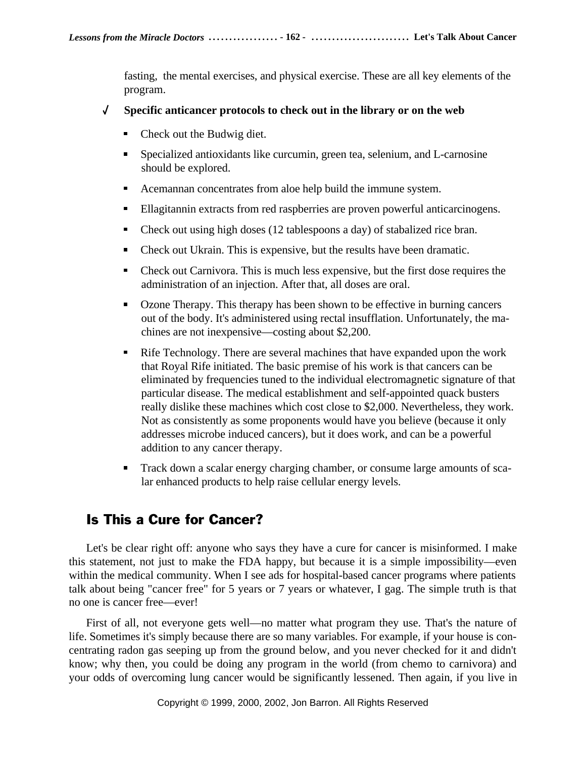fasting, the mental exercises, and physical exercise. These are all key elements of the program.

- ✓ **Specific anticancer protocols to check out in the library or on the web**
  - Check out the Budwig diet.
  - Specialized antioxidants like curcumin, green tea, selenium, and L-carnosine should be explored.
  - Acemannan concentrates from aloe help build the immune system.
  - Ellagitannin extracts from red raspberries are proven powerful anticarcinogens.
  - Check out using high doses (12 tablespoons a day) of stabalized rice bran.
  - Check out Ukrain. This is expensive, but the results have been dramatic.
  - Check out Carnivora. This is much less expensive, but the first dose requires the administration of an injection. After that, all doses are oral.
  - Ozone Therapy. This therapy has been shown to be effective in burning cancers out of the body. It's administered using rectal insufflation. Unfortunately, the machines are not inexpensive—costing about $2,200.
  - Rife Technology. There are several machines that have expanded upon the work that Royal Rife initiated. The basic premise of his work is that cancers can be eliminated by frequencies tuned to the individual electromagnetic signature of that particular disease. The medical establishment and self-appointed quack busters really dislike these machines which cost close to $2,000. Nevertheless, they work. Not as consistently as some proponents would have you believe (because it only addresses microbe induced cancers), but it does work, and can be a powerful addition to any cancer therapy.
  - Track down a scalar energy charging chamber, or consume large amounts of scalar enhanced products to help raise cellular energy levels.

## Is This a Cure for Cancer?

Let's be clear right off: anyone who says they have a cure for cancer is misinformed. I make this statement, not just to make the FDA happy, but because it is a simple impossibility—even within the medical community. When I see ads for hospital-based cancer programs where patients talk about being "cancer free" for 5 years or 7 years or whatever, I gag. The simple truth is that no one is cancer free—ever!

First of all, not everyone gets well—no matter what program they use. That's the nature of life. Sometimes it's simply because there are so many variables. For example, if your house is concentrating radon gas seeping up from the ground below, and you never checked for it and didn't know; why then, you could be doing any program in the world (from chemo to carnivora) and your odds of overcoming lung cancer would be significantly lessened. Then again, if you live in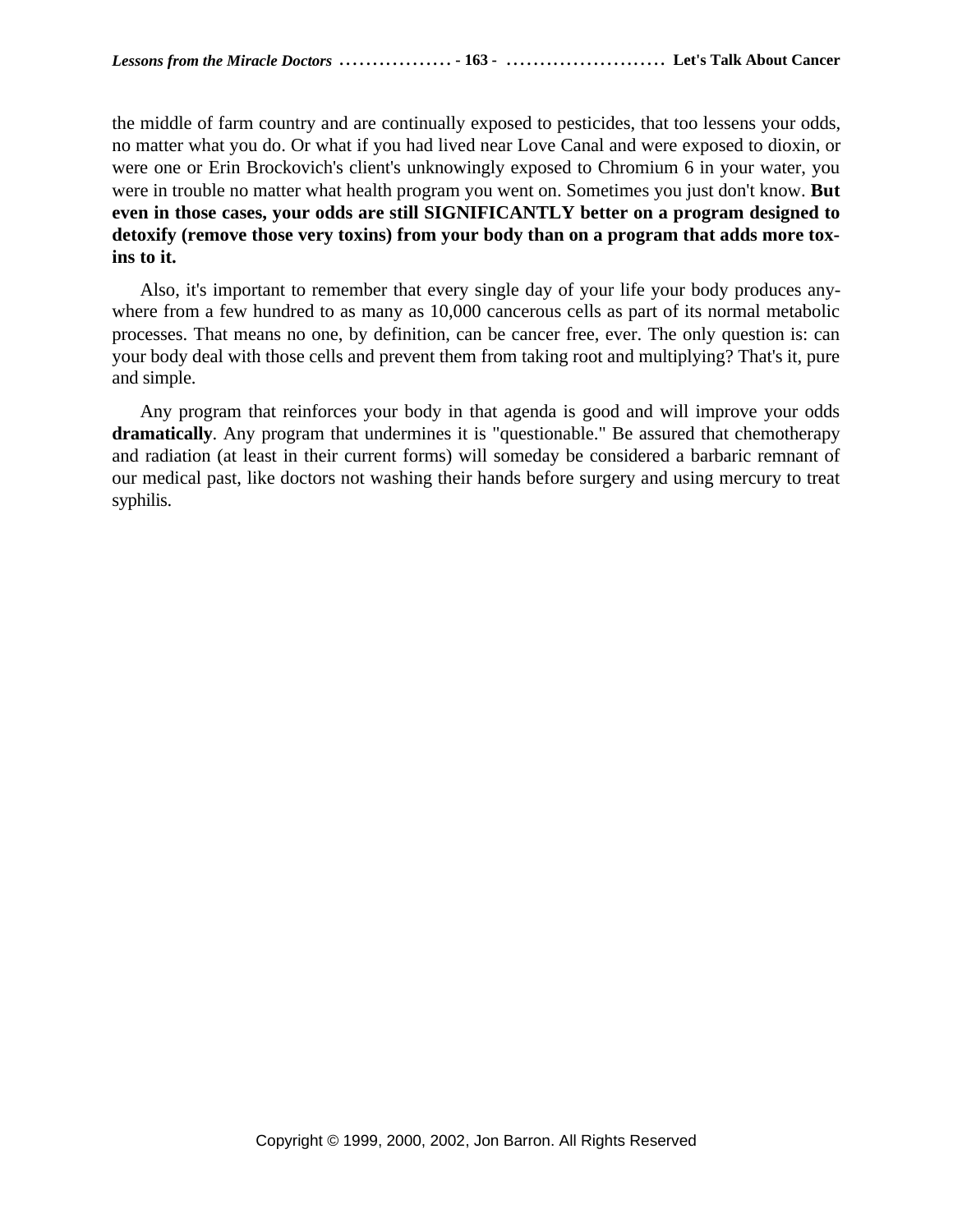the middle of farm country and are continually exposed to pesticides, that too lessens your odds, no matter what you do. Or what if you had lived near Love Canal and were exposed to dioxin, or were one or Erin Brockovich's client's unknowingly exposed to Chromium 6 in your water, you were in trouble no matter what health program you went on. Sometimes you just don't know. **But even in those cases, your odds are still SIGNIFICANTLY better on a program designed to detoxify (remove those very toxins) from your body than on a program that adds more toxins to it.**

Also, it's important to remember that every single day of your life your body produces anywhere from a few hundred to as many as 10,000 cancerous cells as part of its normal metabolic processes. That means no one, by definition, can be cancer free, ever. The only question is: can your body deal with those cells and prevent them from taking root and multiplying? That's it, pure and simple.

Any program that reinforces your body in that agenda is good and will improve your odds **dramatically**. Any program that undermines it is "questionable." Be assured that chemotherapy and radiation (at least in their current forms) will someday be considered a barbaric remnant of our medical past, like doctors not washing their hands before surgery and using mercury to treat syphilis.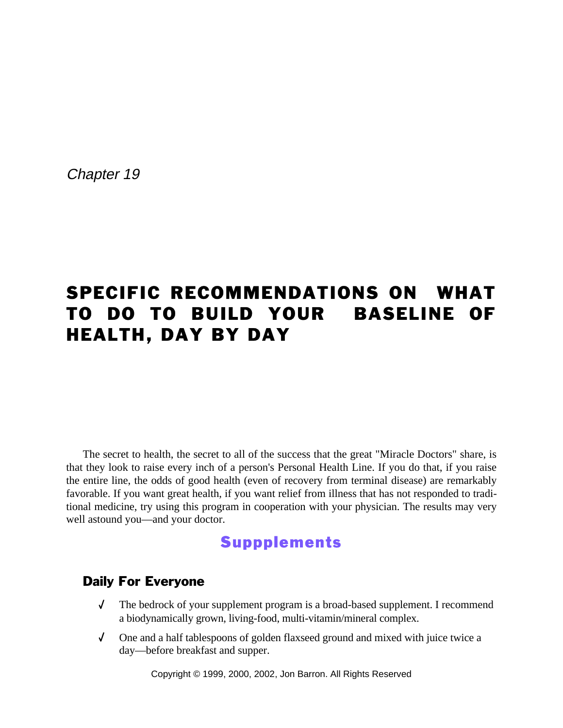*Chapter 19*

# SPECIFIC RECOMMENDATIONS ON WHAT TO DO TO BUILD YOUR BASELINE OF HEALTH, DAY BY DAY

The secret to health, the secret to all of the success that the great "Miracle Doctors" share, is that they look to raise every inch of a person's Personal Health Line. If you do that, if you raise the entire line, the odds of good health (even of recovery from terminal disease) are remarkably favorable. If you want great health, if you want relief from illness that has not responded to traditional medicine, try using this program in cooperation with your physician. The results may very well astound you—and your doctor.

## Suppplements

### Daily For Everyone

- ✓ The bedrock of your supplement program is a broad-based supplement. I recommend a biodynamically grown, living-food, multi-vitamin/mineral complex.
- ✓ One and a half tablespoons of golden flaxseed ground and mixed with juice twice a day—before breakfast and supper.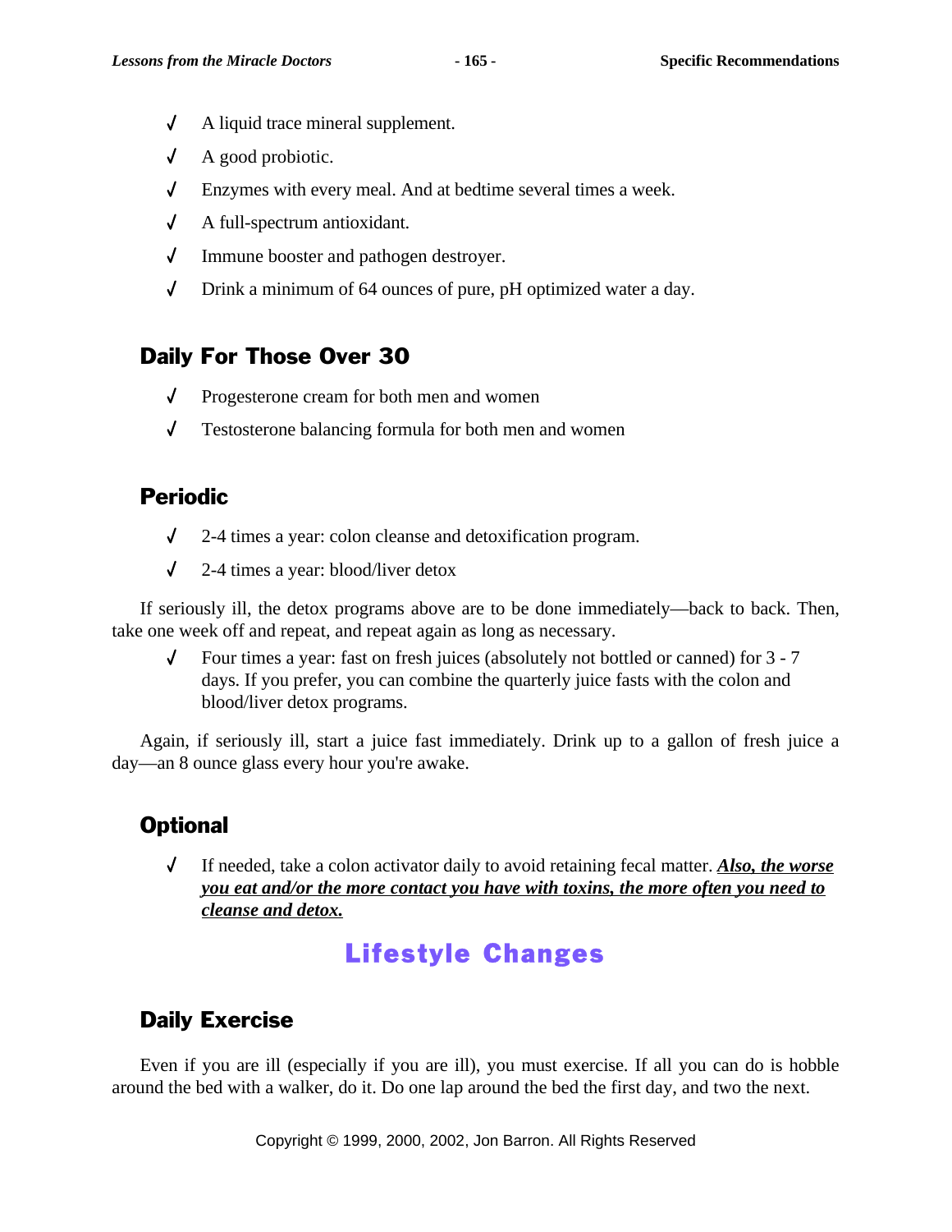- A liquid trace mineral supplement.
- A good probiotic.
- Enzymes with every meal. And at bedtime several times a week.
- A full-spectrum antioxidant.
- Immune booster and pathogen destroyer.
- Drink a minimum of 64 ounces of pure, pH optimized water a day.

### Daily For Those Over 30

- Progesterone cream for both men and women
- Testosterone balancing formula for both men and women

### Periodic

- 2-4 times a year: colon cleanse and detoxification program.
- 2-4 times a year: blood/liver detox

If seriously ill, the detox programs above are to be done immediately—back to back. Then, take one week off and repeat, and repeat again as long as necessary.

- Four times a year: fast on fresh juices (absolutely not bottled or canned) for 3 - 7 days. If you prefer, you can combine the quarterly juice fasts with the colon and blood/liver detox programs.

Again, if seriously ill, start a juice fast immediately. Drink up to a gallon of fresh juice a day—an 8 ounce glass every hour you're awake.

### Optional

- If needed, take a colon activator daily to avoid retaining fecal matter. ***Also, the worse you eat and/or the more contact you have with toxins, the more often you need to cleanse and detox.***

## Lifestyle Changes

### Daily Exercise

Even if you are ill (especially if you are ill), you must exercise. If all you can do is hobble around the bed with a walker, do it. Do one lap around the bed the first day, and two the next.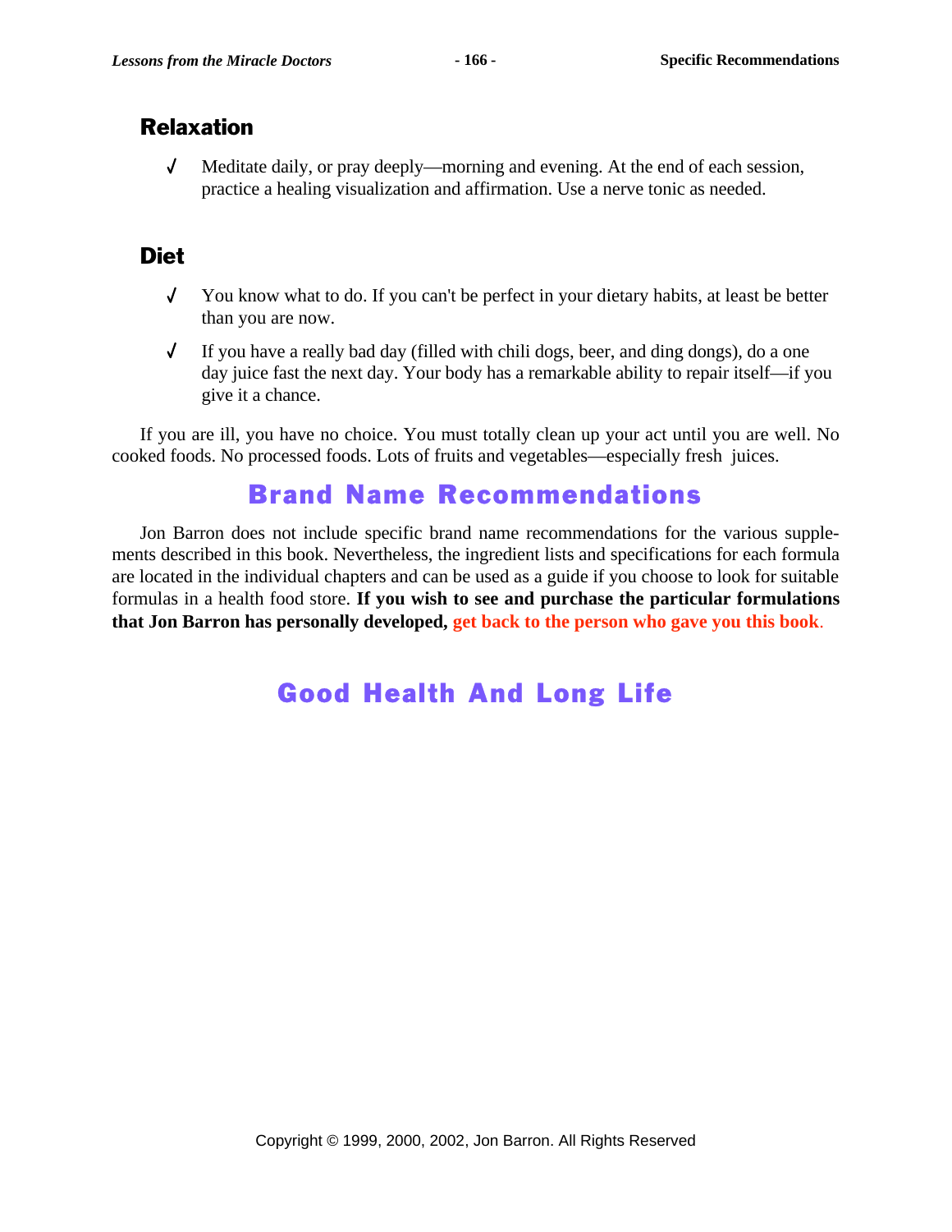## Relaxation

- ✓ Meditate daily, or pray deeply—morning and evening. At the end of each session, practice a healing visualization and affirmation. Use a nerve tonic as needed.

## Diet

- ✓ You know what to do. If you can't be perfect in your dietary habits, at least be better than you are now.
- ✓ If you have a really bad day (filled with chili dogs, beer, and ding dongs), do a one day juice fast the next day. Your body has a remarkable ability to repair itself—if you give it a chance.

If you are ill, you have no choice. You must totally clean up your act until you are well. No cooked foods. No processed foods. Lots of fruits and vegetables—especially fresh juices.

# Brand Name Recommendations

Jon Barron does not include specific brand name recommendations for the various supplements described in this book. Nevertheless, the ingredient lists and specifications for each formula are located in the individual chapters and can be used as a guide if you choose to look for suitable formulas in a health food store. **If you wish to see and purchase the particular formulations that Jon Barron has personally developed, get back to the person who gave you this book.**

# Good Health And Long Life

Copyright © 1999, 2000, 2002, Jon Barron. All Rights Reserved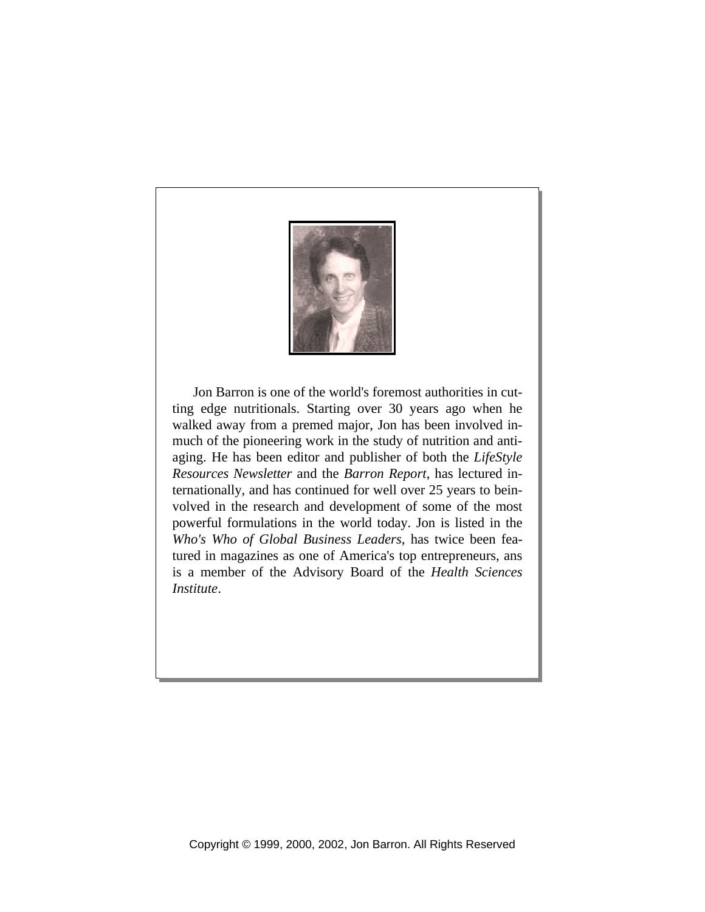Jon Barron is one of the world's foremost authorities in cutting edge nutritionals. Starting over 30 years ago when he walked away from a premed major, Jon has been involved in much of the pioneering work in the study of nutrition and antiaging. He has been editor and publisher of both the *LifeStyle Resources Newsletter* and the *Barron Report*, has lectured internationally, and has continued for well over 25 years to be involved in the research and development of some of the most powerful formulations in the world today. Jon is listed in the *Who's Who of Global Business Leaders*, has twice been featured in magazines as one of America's top entrepreneurs, ans is a member of the Advisory Board of the *Health Sciences Institute*.

Copyright © 1999, 2000, 2002, Jon Barron. All Rights Reserved